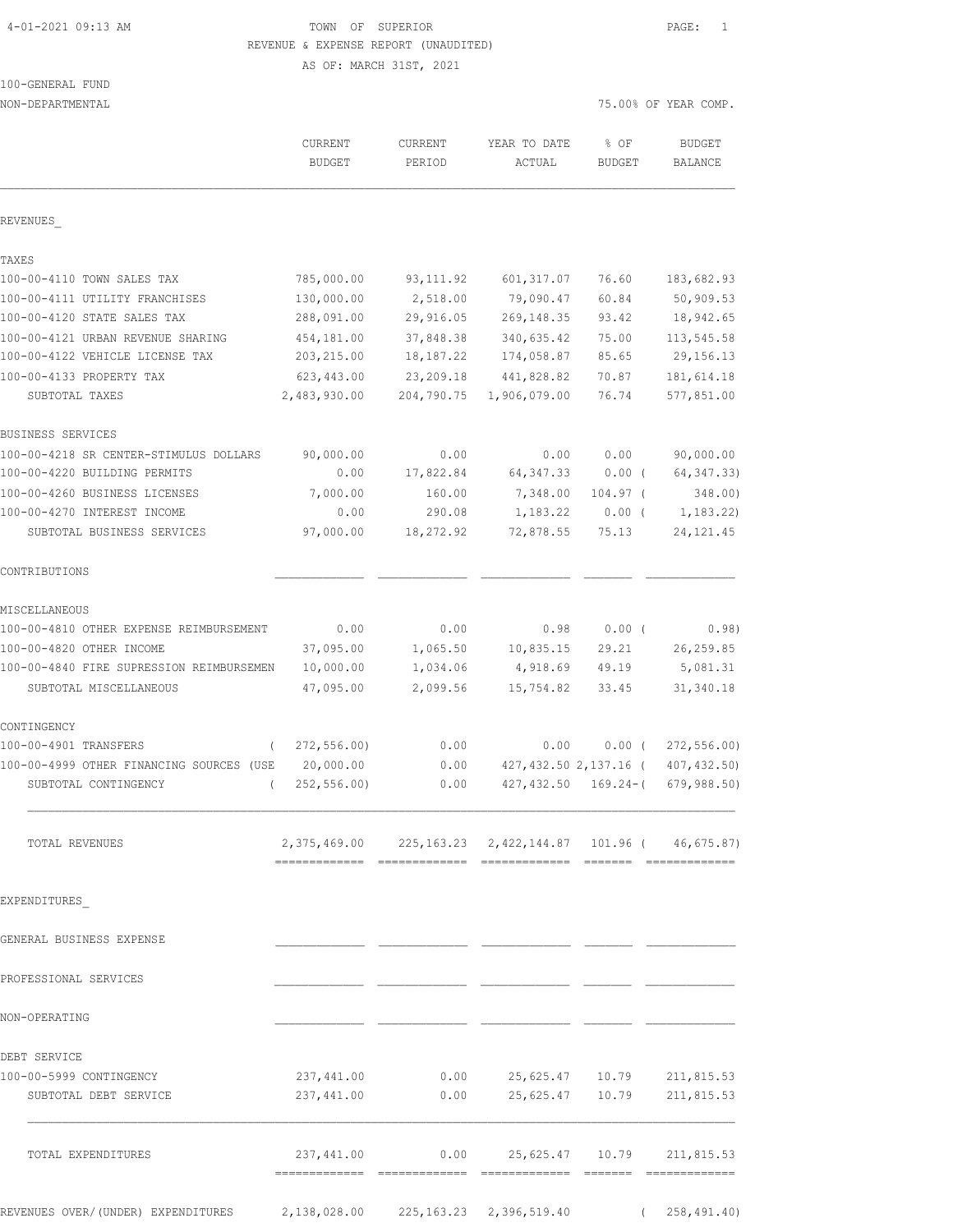TOWN OF SUPERIOR
REVENUE & EXPENSE REPORT (UNAUDITED)
AS OF: MARCH 31ST, 2021

4-01-2021 09:13 AM

100-GENERAL FUND
NON-DEPARTMENTAL

75.00% OF YEAR COMP.

| | CURRENT BUDGET | CURRENT PERIOD | YEAR TO DATE ACTUAL | % OF BUDGET | BUDGET BALANCE |
|---|---|---|---|---|---|
| **REVENUES** | | | | | |
| **TAXES** | | | | | |
| 100-00-4110 TOWN SALES TAX | 785,000.00 | 93,111.92 | 601,317.07 | 76.60 | 183,682.93 |
| 100-00-4111 UTILITY FRANCHISES | 130,000.00 | 2,518.00 | 79,090.47 | 60.84 | 50,909.53 |
| 100-00-4120 STATE SALES TAX | 288,091.00 | 29,916.05 | 269,148.35 | 93.42 | 18,942.65 |
| 100-00-4121 URBAN REVENUE SHARING | 454,181.00 | 37,848.38 | 340,635.42 | 75.00 | 113,545.58 |
| 100-00-4122 VEHICLE LICENSE TAX | 203,215.00 | 18,187.22 | 174,058.87 | 85.65 | 29,156.13 |
| 100-00-4133 PROPERTY TAX | 623,443.00 | 23,209.18 | 441,828.82 | 70.87 | 181,614.18 |
| SUBTOTAL TAXES | 2,483,930.00 | 204,790.75 | 1,906,079.00 | 76.74 | 577,851.00 |
| **BUSINESS SERVICES** | | | | | |
| 100-00-4218 SR CENTER-STIMULUS DOLLARS | 90,000.00 | 0.00 | 0.00 | 0.00 | 90,000.00 |
| 100-00-4220 BUILDING PERMITS | 0.00 | 17,822.84 | 64,347.33 | 0.00 | ( 64,347.33) |
| 100-00-4260 BUSINESS LICENSES | 7,000.00 | 160.00 | 7,348.00 | 104.97 | ( 348.00) |
| 100-00-4270 INTEREST INCOME | 0.00 | 290.08 | 1,183.22 | 0.00 | ( 1,183.22) |
| SUBTOTAL BUSINESS SERVICES | 97,000.00 | 18,272.92 | 72,878.55 | 75.13 | 24,121.45 |
| **CONTRIBUTIONS** | | | | | |
| **MISCELLANEOUS** | | | | | |
| 100-00-4810 OTHER EXPENSE REIMBURSEMENT | 0.00 | 0.00 | 0.98 | 0.00 | ( 0.98) |
| 100-00-4820 OTHER INCOME | 37,095.00 | 1,065.50 | 10,835.15 | 29.21 | 26,259.85 |
| 100-00-4840 FIRE SUPRESSION REIMBURSEMEN | 10,000.00 | 1,034.06 | 4,918.69 | 49.19 | 5,081.31 |
| SUBTOTAL MISCELLANEOUS | 47,095.00 | 2,099.56 | 15,754.82 | 33.45 | 31,340.18 |
| **CONTINGENCY** | | | | | |
| 100-00-4901 TRANSFERS | ( 272,556.00) | 0.00 | 0.00 | 0.00 | ( 272,556.00) |
| 100-00-4999 OTHER FINANCING SOURCES (USE | 20,000.00 | 0.00 | 427,432.50 | 2,137.16 | ( 407,432.50) |
| SUBTOTAL CONTINGENCY | ( 252,556.00) | 0.00 | 427,432.50 | 169.24- | ( 679,988.50) |
| TOTAL REVENUES | 2,375,469.00 | 225,163.23 | 2,422,144.87 | 101.96 | ( 46,675.87) |
| **EXPENDITURES** | | | | | |
| **GENERAL BUSINESS EXPENSE** | | | | | |
| **PROFESSIONAL SERVICES** | | | | | |
| **NON-OPERATING** | | | | | |
| **DEBT SERVICE** | | | | | |
| 100-00-5999 CONTINGENCY | 237,441.00 | 0.00 | 25,625.47 | 10.79 | 211,815.53 |
| SUBTOTAL DEBT SERVICE | 237,441.00 | 0.00 | 25,625.47 | 10.79 | 211,815.53 |
| TOTAL EXPENDITURES | 237,441.00 | 0.00 | 25,625.47 | 10.79 | 211,815.53 |
| REVENUES OVER/(UNDER) EXPENDITURES | 2,138,028.00 | 225,163.23 | 2,396,519.40 | | ( 258,491.40) |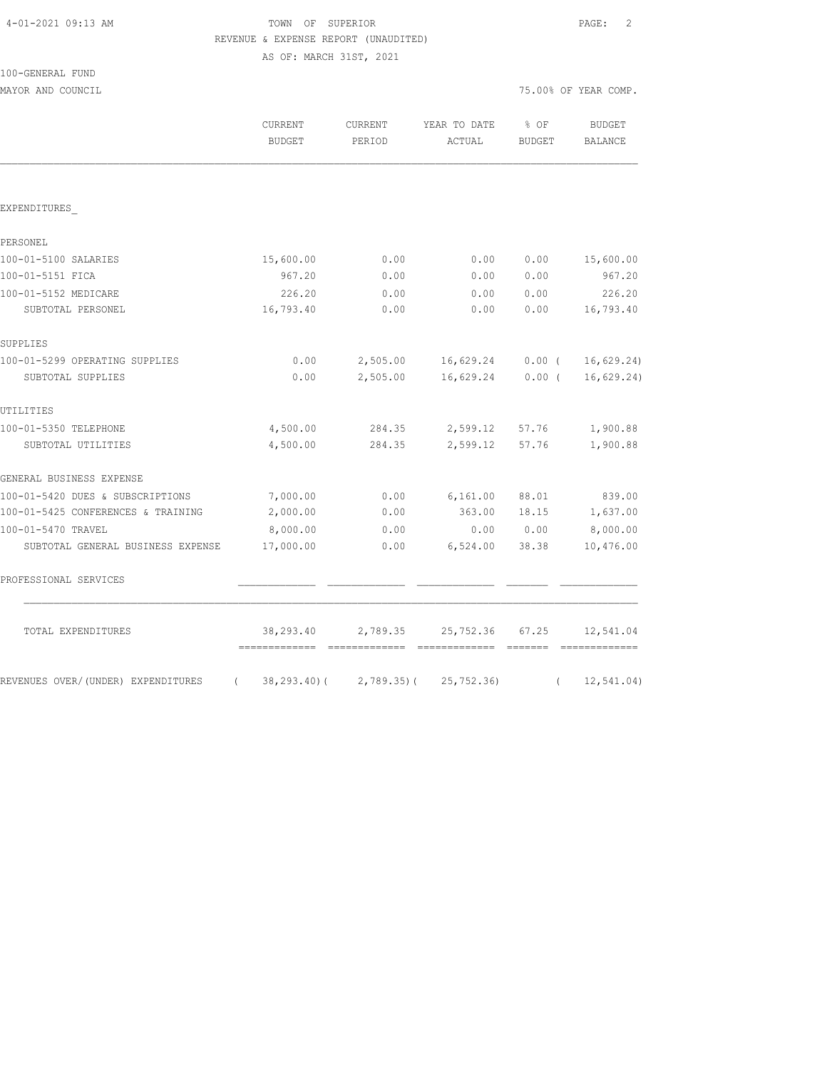TOWN OF SUPERIOR
REVENUE & EXPENSE REPORT (UNAUDITED)
AS OF: MARCH 31ST, 2021

100-GENERAL FUND
MAYOR AND COUNCIL

75.00% OF YEAR COMP.

| | CURRENT BUDGET | CURRENT PERIOD | YEAR TO DATE ACTUAL | % OF BUDGET | BUDGET BALANCE |
|---|---|---|---|---|---|
| EXPENDITURES_ | | | | | |
| PERSONEL | | | | | |
| 100-01-5100 SALARIES | 15,600.00 | 0.00 | 0.00 | 0.00 | 15,600.00 |
| 100-01-5151 FICA | 967.20 | 0.00 | 0.00 | 0.00 | 967.20 |
| 100-01-5152 MEDICARE | 226.20 | 0.00 | 0.00 | 0.00 | 226.20 |
| SUBTOTAL PERSONEL | 16,793.40 | 0.00 | 0.00 | 0.00 | 16,793.40 |
| SUPPLIES | | | | | |
| 100-01-5299 OPERATING SUPPLIES | 0.00 | 2,505.00 | 16,629.24 | 0.00 | ( 16,629.24) |
| SUBTOTAL SUPPLIES | 0.00 | 2,505.00 | 16,629.24 | 0.00 | ( 16,629.24) |
| UTILITIES | | | | | |
| 100-01-5350 TELEPHONE | 4,500.00 | 284.35 | 2,599.12 | 57.76 | 1,900.88 |
| SUBTOTAL UTILITIES | 4,500.00 | 284.35 | 2,599.12 | 57.76 | 1,900.88 |
| GENERAL BUSINESS EXPENSE | | | | | |
| 100-01-5420 DUES & SUBSCRIPTIONS | 7,000.00 | 0.00 | 6,161.00 | 88.01 | 839.00 |
| 100-01-5425 CONFERENCES & TRAINING | 2,000.00 | 0.00 | 363.00 | 18.15 | 1,637.00 |
| 100-01-5470 TRAVEL | 8,000.00 | 0.00 | 0.00 | 0.00 | 8,000.00 |
| SUBTOTAL GENERAL BUSINESS EXPENSE | 17,000.00 | 0.00 | 6,524.00 | 38.38 | 10,476.00 |
| PROFESSIONAL SERVICES | | | | | |
| TOTAL EXPENDITURES | 38,293.40 | 2,789.35 | 25,752.36 | 67.25 | 12,541.04 |
| REVENUES OVER/(UNDER) EXPENDITURES | ( 38,293.40) | ( 2,789.35) | ( 25,752.36) | | ( 12,541.04) |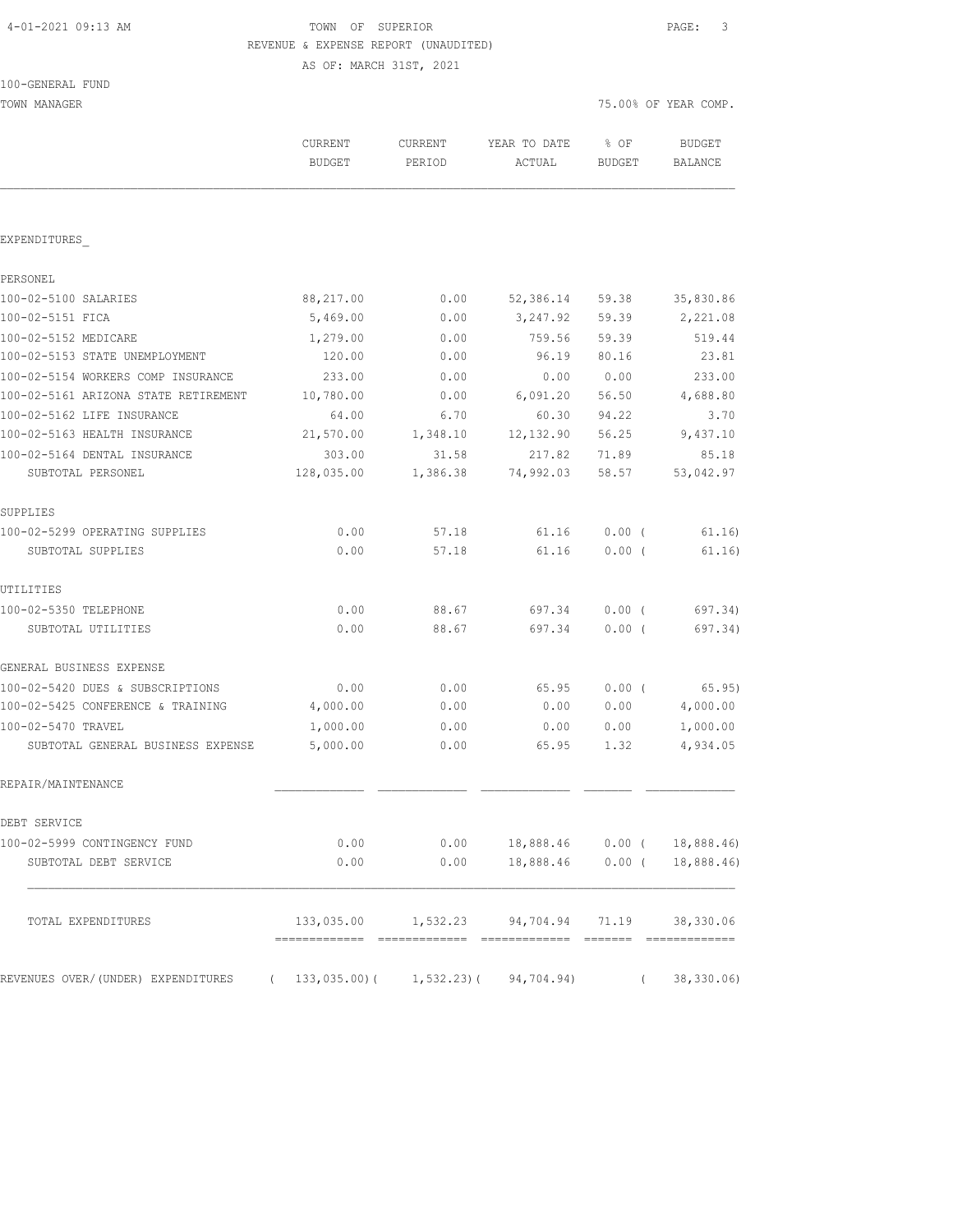TOWN OF SUPERIOR
REVENUE & EXPENSE REPORT (UNAUDITED)
AS OF: MARCH 31ST, 2021

100-GENERAL FUND
TOWN MANAGER

75.00% OF YEAR COMP.

| | CURRENT BUDGET | CURRENT PERIOD | YEAR TO DATE ACTUAL | % OF BUDGET | BUDGET BALANCE |
|---|---|---|---|---|---|
| EXPENDITURES_ | | | | | |
| PERSONEL | | | | | |
| 100-02-5100 SALARIES | 88,217.00 | 0.00 | 52,386.14 | 59.38 | 35,830.86 |
| 100-02-5151 FICA | 5,469.00 | 0.00 | 3,247.92 | 59.39 | 2,221.08 |
| 100-02-5152 MEDICARE | 1,279.00 | 0.00 | 759.56 | 59.39 | 519.44 |
| 100-02-5153 STATE UNEMPLOYMENT | 120.00 | 0.00 | 96.19 | 80.16 | 23.81 |
| 100-02-5154 WORKERS COMP INSURANCE | 233.00 | 0.00 | 0.00 | 0.00 | 233.00 |
| 100-02-5161 ARIZONA STATE RETIREMENT | 10,780.00 | 0.00 | 6,091.20 | 56.50 | 4,688.80 |
| 100-02-5162 LIFE INSURANCE | 64.00 | 6.70 | 60.30 | 94.22 | 3.70 |
| 100-02-5163 HEALTH INSURANCE | 21,570.00 | 1,348.10 | 12,132.90 | 56.25 | 9,437.10 |
| 100-02-5164 DENTAL INSURANCE | 303.00 | 31.58 | 217.82 | 71.89 | 85.18 |
| SUBTOTAL PERSONEL | 128,035.00 | 1,386.38 | 74,992.03 | 58.57 | 53,042.97 |
| SUPPLIES | | | | | |
| 100-02-5299 OPERATING SUPPLIES | 0.00 | 57.18 | 61.16 | 0.00 ( | 61.16) |
| SUBTOTAL SUPPLIES | 0.00 | 57.18 | 61.16 | 0.00 ( | 61.16) |
| UTILITIES | | | | | |
| 100-02-5350 TELEPHONE | 0.00 | 88.67 | 697.34 | 0.00 ( | 697.34) |
| SUBTOTAL UTILITIES | 0.00 | 88.67 | 697.34 | 0.00 ( | 697.34) |
| GENERAL BUSINESS EXPENSE | | | | | |
| 100-02-5420 DUES & SUBSCRIPTIONS | 0.00 | 0.00 | 65.95 | 0.00 ( | 65.95) |
| 100-02-5425 CONFERENCE & TRAINING | 4,000.00 | 0.00 | 0.00 | 0.00 | 4,000.00 |
| 100-02-5470 TRAVEL | 1,000.00 | 0.00 | 0.00 | 0.00 | 1,000.00 |
| SUBTOTAL GENERAL BUSINESS EXPENSE | 5,000.00 | 0.00 | 65.95 | 1.32 | 4,934.05 |
| REPAIR/MAINTENANCE | | | | | |
| DEBT SERVICE | | | | | |
| 100-02-5999 CONTINGENCY FUND | 0.00 | 0.00 | 18,888.46 | 0.00 ( | 18,888.46) |
| SUBTOTAL DEBT SERVICE | 0.00 | 0.00 | 18,888.46 | 0.00 ( | 18,888.46) |
| TOTAL EXPENDITURES | 133,035.00 | 1,532.23 | 94,704.94 | 71.19 | 38,330.06 |
| REVENUES OVER/(UNDER) EXPENDITURES | ( 133,035.00)( | 1,532.23)( | 94,704.94) | ( | 38,330.06) |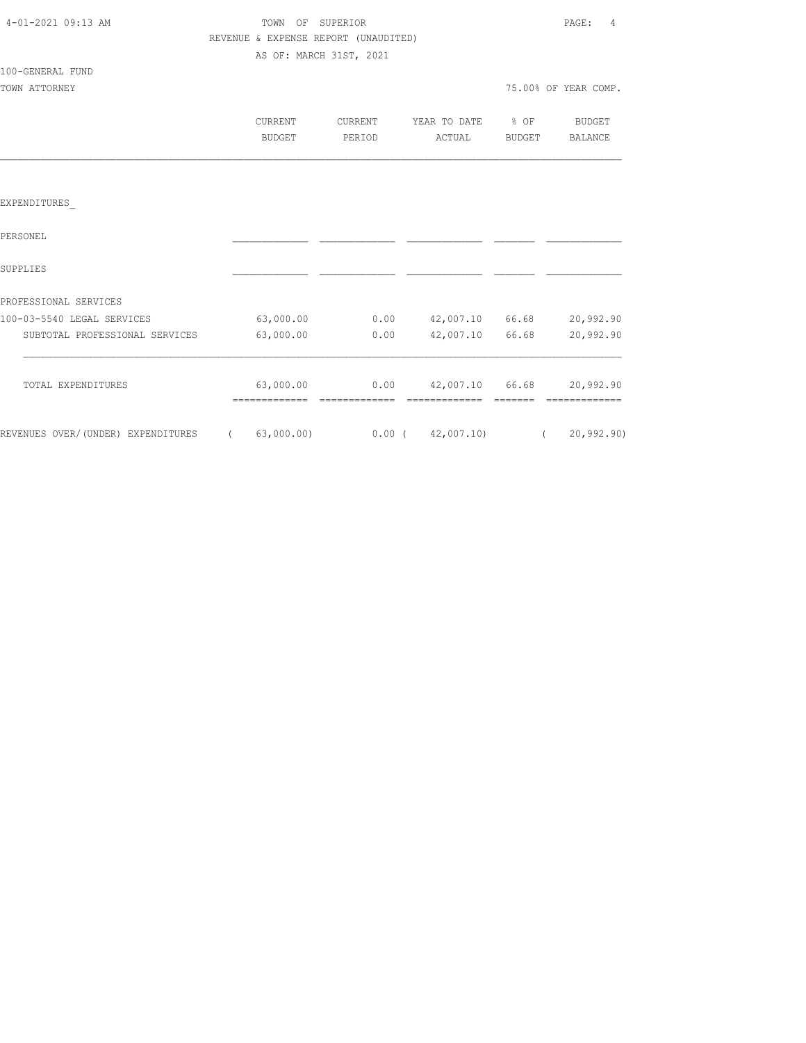# TOWN OF SUPERIOR

REVENUE & EXPENSE REPORT (UNAUDITED)

AS OF: MARCH 31ST, 2021

100-GENERAL FUND

TOWN ATTORNEY — 75.00% OF YEAR COMP.

| | CURRENT BUDGET | CURRENT PERIOD | YEAR TO DATE ACTUAL | % OF BUDGET | BUDGET BALANCE |
|---|---|---|---|---|---|
| **EXPENDITURES** | | | | | |
| PERSONEL | | | | | |
| SUPPLIES | | | | | |
| PROFESSIONAL SERVICES | | | | | |
| 100-03-5540 LEGAL SERVICES | 63,000.00 | 0.00 | 42,007.10 | 66.68 | 20,992.90 |
| SUBTOTAL PROFESSIONAL SERVICES | 63,000.00 | 0.00 | 42,007.10 | 66.68 | 20,992.90 |
| TOTAL EXPENDITURES | 63,000.00 | 0.00 | 42,007.10 | 66.68 | 20,992.90 |
| REVENUES OVER/(UNDER) EXPENDITURES | (63,000.00) | 0.00 | (42,007.10) | | (20,992.90) |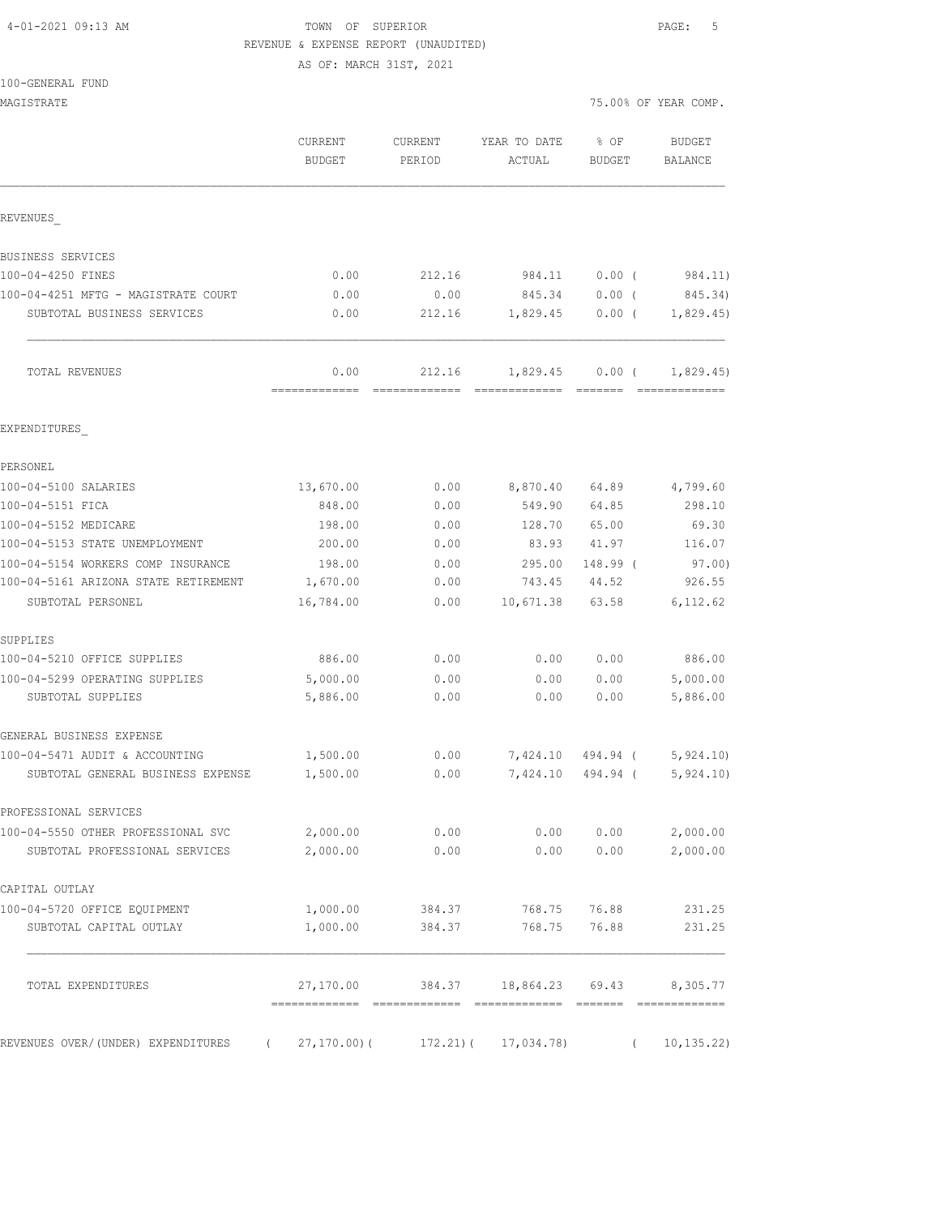TOWN OF SUPERIOR
REVENUE & EXPENSE REPORT (UNAUDITED)
AS OF: MARCH 31ST, 2021

100-GENERAL FUND
MAGISTRATE

75.00% OF YEAR COMP.

| | CURRENT BUDGET | CURRENT PERIOD | YEAR TO DATE ACTUAL | % OF BUDGET | BUDGET BALANCE |
|---|---|---|---|---|---|
| **REVENUES** | | | | | |
| BUSINESS SERVICES | | | | | |
| 100-04-4250 FINES | 0.00 | 212.16 | 984.11 | 0.00 ( | 984.11) |
| 100-04-4251 MFTG - MAGISTRATE COURT | 0.00 | 0.00 | 845.34 | 0.00 ( | 845.34) |
| SUBTOTAL BUSINESS SERVICES | 0.00 | 212.16 | 1,829.45 | 0.00 ( | 1,829.45) |
| TOTAL REVENUES | 0.00 | 212.16 | 1,829.45 | 0.00 ( | 1,829.45) |
| **EXPENDITURES** | | | | | |
| PERSONEL | | | | | |
| 100-04-5100 SALARIES | 13,670.00 | 0.00 | 8,870.40 | 64.89 | 4,799.60 |
| 100-04-5151 FICA | 848.00 | 0.00 | 549.90 | 64.85 | 298.10 |
| 100-04-5152 MEDICARE | 198.00 | 0.00 | 128.70 | 65.00 | 69.30 |
| 100-04-5153 STATE UNEMPLOYMENT | 200.00 | 0.00 | 83.93 | 41.97 | 116.07 |
| 100-04-5154 WORKERS COMP INSURANCE | 198.00 | 0.00 | 295.00 | 148.99 ( | 97.00) |
| 100-04-5161 ARIZONA STATE RETIREMENT | 1,670.00 | 0.00 | 743.45 | 44.52 | 926.55 |
| SUBTOTAL PERSONEL | 16,784.00 | 0.00 | 10,671.38 | 63.58 | 6,112.62 |
| SUPPLIES | | | | | |
| 100-04-5210 OFFICE SUPPLIES | 886.00 | 0.00 | 0.00 | 0.00 | 886.00 |
| 100-04-5299 OPERATING SUPPLIES | 5,000.00 | 0.00 | 0.00 | 0.00 | 5,000.00 |
| SUBTOTAL SUPPLIES | 5,886.00 | 0.00 | 0.00 | 0.00 | 5,886.00 |
| GENERAL BUSINESS EXPENSE | | | | | |
| 100-04-5471 AUDIT & ACCOUNTING | 1,500.00 | 0.00 | 7,424.10 | 494.94 ( | 5,924.10) |
| SUBTOTAL GENERAL BUSINESS EXPENSE | 1,500.00 | 0.00 | 7,424.10 | 494.94 ( | 5,924.10) |
| PROFESSIONAL SERVICES | | | | | |
| 100-04-5550 OTHER PROFESSIONAL SVC | 2,000.00 | 0.00 | 0.00 | 0.00 | 2,000.00 |
| SUBTOTAL PROFESSIONAL SERVICES | 2,000.00 | 0.00 | 0.00 | 0.00 | 2,000.00 |
| CAPITAL OUTLAY | | | | | |
| 100-04-5720 OFFICE EQUIPMENT | 1,000.00 | 384.37 | 768.75 | 76.88 | 231.25 |
| SUBTOTAL CAPITAL OUTLAY | 1,000.00 | 384.37 | 768.75 | 76.88 | 231.25 |
| TOTAL EXPENDITURES | 27,170.00 | 384.37 | 18,864.23 | 69.43 | 8,305.77 |
| REVENUES OVER/(UNDER) EXPENDITURES | ( 27,170.00)( | 172.21)( | 17,034.78) | ( | 10,135.22) |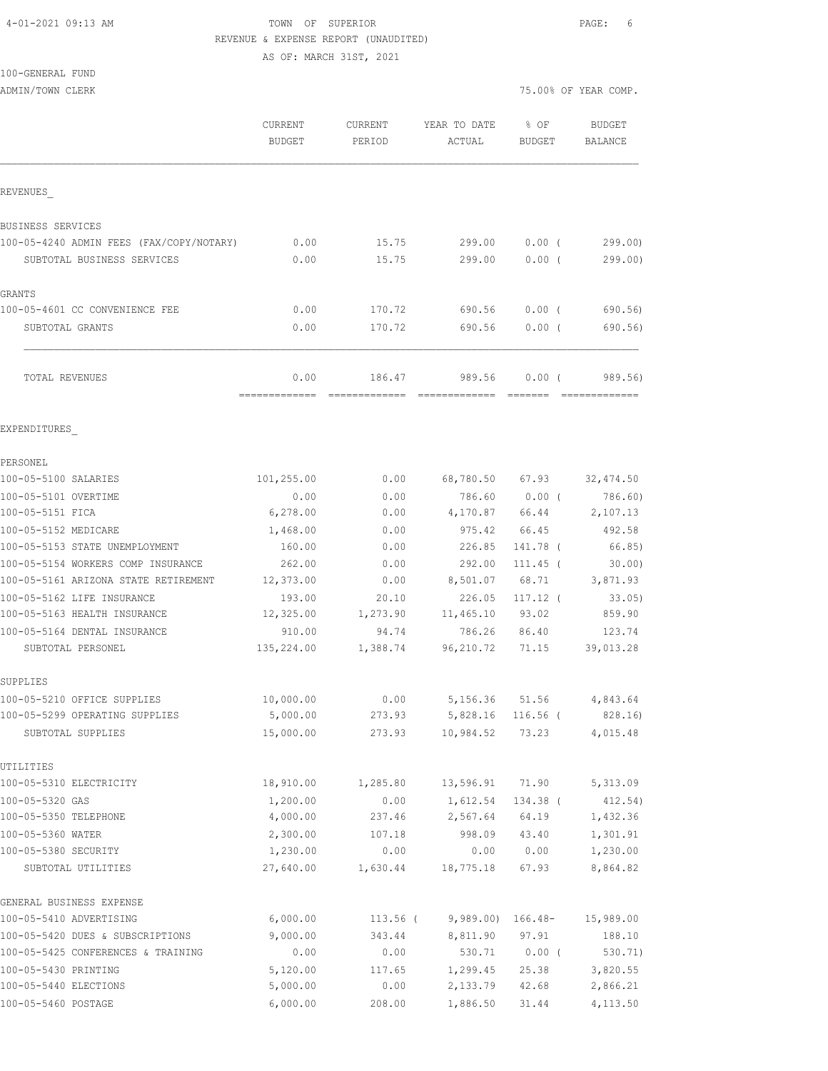TOWN OF SUPERIOR

REVENUE & EXPENSE REPORT (UNAUDITED)

AS OF: MARCH 31ST, 2021

100-GENERAL FUND

ADMIN/TOWN CLERK — 75.00% OF YEAR COMP.

| | CURRENT BUDGET | CURRENT PERIOD | YEAR TO DATE ACTUAL | % OF BUDGET | BUDGET BALANCE |
|---|---|---|---|---|---|
| **REVENUES** | | | | | |
| BUSINESS SERVICES | | | | | |
| 100-05-4240 ADMIN FEES (FAX/COPY/NOTARY) | 0.00 | 15.75 | 299.00 | 0.00 ( | 299.00) |
| SUBTOTAL BUSINESS SERVICES | 0.00 | 15.75 | 299.00 | 0.00 ( | 299.00) |
| GRANTS | | | | | |
| 100-05-4601 CC CONVENIENCE FEE | 0.00 | 170.72 | 690.56 | 0.00 ( | 690.56) |
| SUBTOTAL GRANTS | 0.00 | 170.72 | 690.56 | 0.00 ( | 690.56) |
| TOTAL REVENUES | 0.00 | 186.47 | 989.56 | 0.00 ( | 989.56) |
| **EXPENDITURES** | | | | | |
| PERSONEL | | | | | |
| 100-05-5100 SALARIES | 101,255.00 | 0.00 | 68,780.50 | 67.93 | 32,474.50 |
| 100-05-5101 OVERTIME | 0.00 | 0.00 | 786.60 | 0.00 ( | 786.60) |
| 100-05-5151 FICA | 6,278.00 | 0.00 | 4,170.87 | 66.44 | 2,107.13 |
| 100-05-5152 MEDICARE | 1,468.00 | 0.00 | 975.42 | 66.45 | 492.58 |
| 100-05-5153 STATE UNEMPLOYMENT | 160.00 | 0.00 | 226.85 | 141.78 ( | 66.85) |
| 100-05-5154 WORKERS COMP INSURANCE | 262.00 | 0.00 | 292.00 | 111.45 ( | 30.00) |
| 100-05-5161 ARIZONA STATE RETIREMENT | 12,373.00 | 0.00 | 8,501.07 | 68.71 | 3,871.93 |
| 100-05-5162 LIFE INSURANCE | 193.00 | 20.10 | 226.05 | 117.12 ( | 33.05) |
| 100-05-5163 HEALTH INSURANCE | 12,325.00 | 1,273.90 | 11,465.10 | 93.02 | 859.90 |
| 100-05-5164 DENTAL INSURANCE | 910.00 | 94.74 | 786.26 | 86.40 | 123.74 |
| SUBTOTAL PERSONEL | 135,224.00 | 1,388.74 | 96,210.72 | 71.15 | 39,013.28 |
| SUPPLIES | | | | | |
| 100-05-5210 OFFICE SUPPLIES | 10,000.00 | 0.00 | 5,156.36 | 51.56 | 4,843.64 |
| 100-05-5299 OPERATING SUPPLIES | 5,000.00 | 273.93 | 5,828.16 | 116.56 ( | 828.16) |
| SUBTOTAL SUPPLIES | 15,000.00 | 273.93 | 10,984.52 | 73.23 | 4,015.48 |
| UTILITIES | | | | | |
| 100-05-5310 ELECTRICITY | 18,910.00 | 1,285.80 | 13,596.91 | 71.90 | 5,313.09 |
| 100-05-5320 GAS | 1,200.00 | 0.00 | 1,612.54 | 134.38 ( | 412.54) |
| 100-05-5350 TELEPHONE | 4,000.00 | 237.46 | 2,567.64 | 64.19 | 1,432.36 |
| 100-05-5360 WATER | 2,300.00 | 107.18 | 998.09 | 43.40 | 1,301.91 |
| 100-05-5380 SECURITY | 1,230.00 | 0.00 | 0.00 | 0.00 | 1,230.00 |
| SUBTOTAL UTILITIES | 27,640.00 | 1,630.44 | 18,775.18 | 67.93 | 8,864.82 |
| GENERAL BUSINESS EXPENSE | | | | | |
| 100-05-5410 ADVERTISING | 6,000.00 | 113.56 ( | 9,989.00) | 166.48- | 15,989.00 |
| 100-05-5420 DUES & SUBSCRIPTIONS | 9,000.00 | 343.44 | 8,811.90 | 97.91 | 188.10 |
| 100-05-5425 CONFERENCES & TRAINING | 0.00 | 0.00 | 530.71 | 0.00 ( | 530.71) |
| 100-05-5430 PRINTING | 5,120.00 | 117.65 | 1,299.45 | 25.38 | 3,820.55 |
| 100-05-5440 ELECTIONS | 5,000.00 | 0.00 | 2,133.79 | 42.68 | 2,866.21 |
| 100-05-5460 POSTAGE | 6,000.00 | 208.00 | 1,886.50 | 31.44 | 4,113.50 |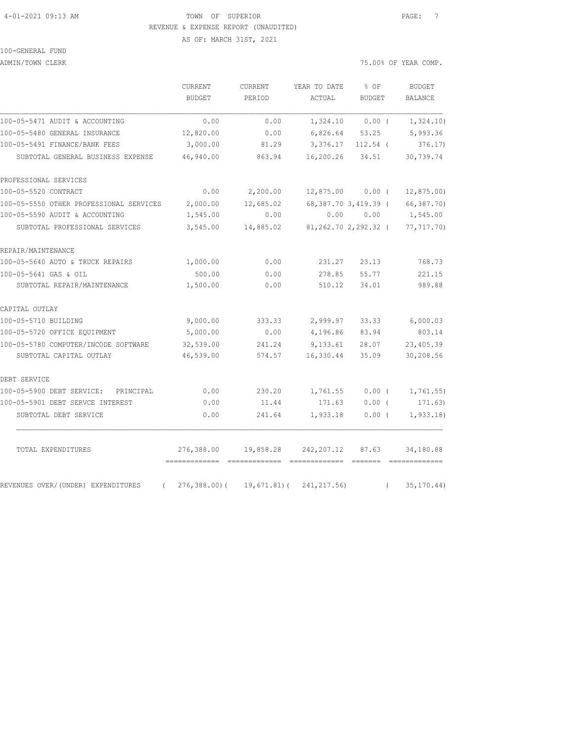TOWN OF SUPERIOR
REVENUE & EXPENSE REPORT (UNAUDITED)
AS OF: MARCH 31ST, 2021

100-GENERAL FUND

ADMIN/TOWN CLERK

75.00% OF YEAR COMP.

| | CURRENT BUDGET | CURRENT PERIOD | YEAR TO DATE ACTUAL | % OF BUDGET | BUDGET BALANCE |
|---|---|---|---|---|---|
| 100-05-5471 AUDIT & ACCOUNTING | 0.00 | 0.00 | 1,324.10 | 0.00 ( | 1,324.10) |
| 100-05-5480 GENERAL INSURANCE | 12,820.00 | 0.00 | 6,826.64 | 53.25 | 5,993.36 |
| 100-05-5491 FINANCE/BANK FEES | 3,000.00 | 81.29 | 3,376.17 | 112.54 ( | 376.17) |
| SUBTOTAL GENERAL BUSINESS EXPENSE | 46,940.00 | 863.94 | 16,200.26 | 34.51 | 30,739.74 |
| PROFESSIONAL SERVICES | | | | | |
| 100-05-5520 CONTRACT | 0.00 | 2,200.00 | 12,875.00 | 0.00 ( | 12,875.00) |
| 100-05-5550 OTHER PROFESSIONAL SERVICES | 2,000.00 | 12,685.02 | 68,387.70 | 3,419.39 ( | 66,387.70) |
| 100-05-5590 AUDIT & ACCOUNTING | 1,545.00 | 0.00 | 0.00 | 0.00 | 1,545.00 |
| SUBTOTAL PROFESSIONAL SERVICES | 3,545.00 | 14,885.02 | 81,262.70 | 2,292.32 ( | 77,717.70) |
| REPAIR/MAINTENANCE | | | | | |
| 100-05-5640 AUTO & TRUCK REPAIRS | 1,000.00 | 0.00 | 231.27 | 23.13 | 768.73 |
| 100-05-5641 GAS & OIL | 500.00 | 0.00 | 278.85 | 55.77 | 221.15 |
| SUBTOTAL REPAIR/MAINTENANCE | 1,500.00 | 0.00 | 510.12 | 34.01 | 989.88 |
| CAPITAL OUTLAY | | | | | |
| 100-05-5710 BUILDING | 9,000.00 | 333.33 | 2,999.97 | 33.33 | 6,000.03 |
| 100-05-5720 OFFICE EQUIPMENT | 5,000.00 | 0.00 | 4,196.86 | 83.94 | 803.14 |
| 100-05-5780 COMPUTER/INCODE SOFTWARE | 32,539.00 | 241.24 | 9,133.61 | 28.07 | 23,405.39 |
| SUBTOTAL CAPITAL OUTLAY | 46,539.00 | 574.57 | 16,330.44 | 35.09 | 30,208.56 |
| DEBT SERVICE | | | | | |
| 100-05-5900 DEBT SERVICE: PRINCIPAL | 0.00 | 230.20 | 1,761.55 | 0.00 ( | 1,761.55) |
| 100-05-5901 DEBT SERVCE INTEREST | 0.00 | 11.44 | 171.63 | 0.00 ( | 171.63) |
| SUBTOTAL DEBT SERVICE | 0.00 | 241.64 | 1,933.18 | 0.00 ( | 1,933.18) |
| TOTAL EXPENDITURES | 276,388.00 | 19,858.28 | 242,207.12 | 87.63 | 34,180.88 |
| REVENUES OVER/(UNDER) EXPENDITURES | ( 276,388.00)( | 19,671.81)( | 241,217.56) | ( | 35,170.44) |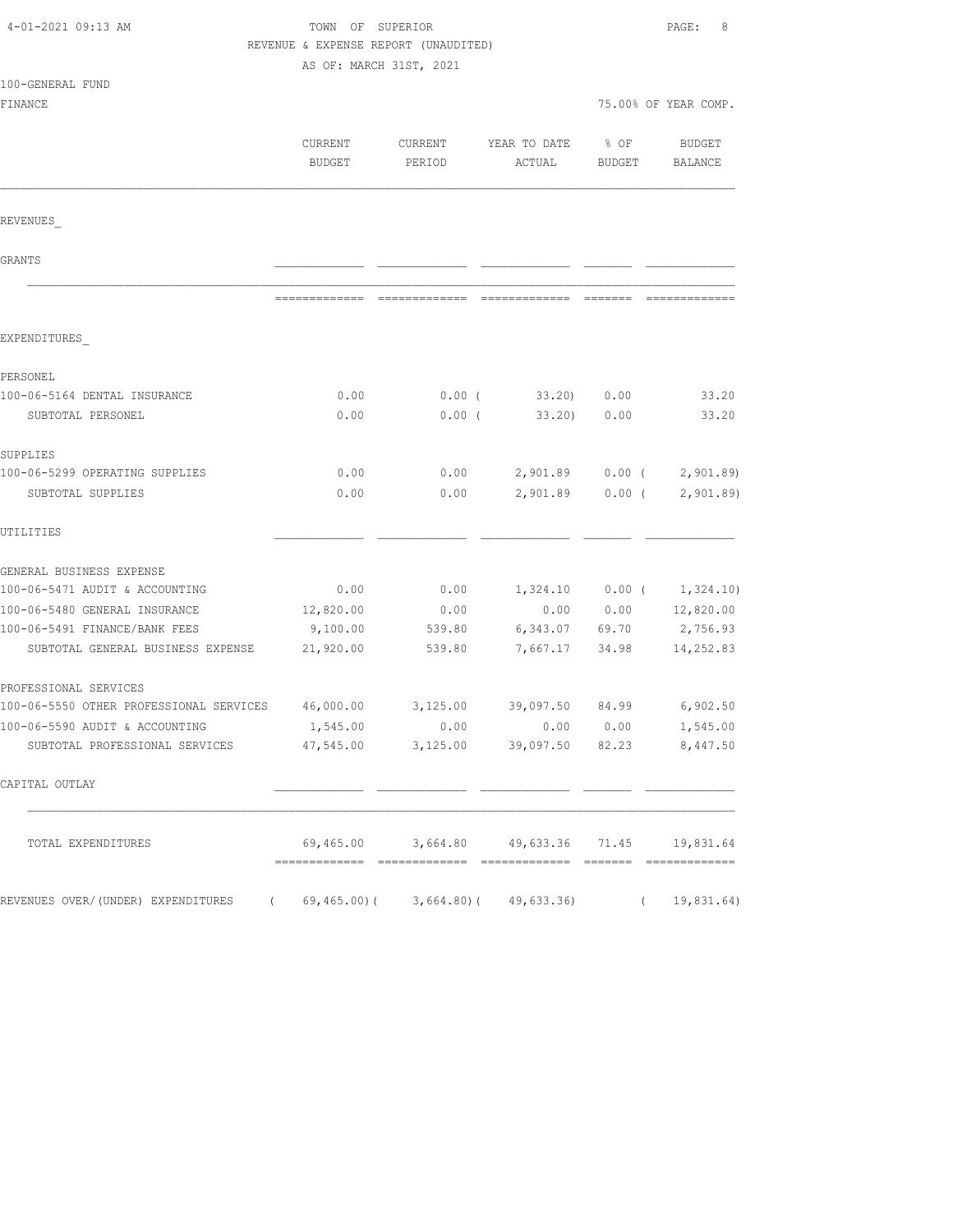4-01-2021 09:13 AM

**TOWN OF SUPERIOR**
**REVENUE & EXPENSE REPORT (UNAUDITED)**
**AS OF: MARCH 31ST, 2021**

100-GENERAL FUND
FINANCE

75.00% OF YEAR COMP.

| | CURRENT BUDGET | CURRENT PERIOD | YEAR TO DATE ACTUAL | % OF BUDGET | BUDGET BALANCE |
|---|---|---|---|---|---|
| **REVENUES** | | | | | |
| GRANTS | | | | | |
| **EXPENDITURES** | | | | | |
| PERSONEL | | | | | |
| 100-06-5164 DENTAL INSURANCE | 0.00 | 0.00 | ( 33.20) | 0.00 | 33.20 |
| SUBTOTAL PERSONEL | 0.00 | 0.00 | ( 33.20) | 0.00 | 33.20 |
| SUPPLIES | | | | | |
| 100-06-5299 OPERATING SUPPLIES | 0.00 | 0.00 | 2,901.89 | 0.00 | ( 2,901.89) |
| SUBTOTAL SUPPLIES | 0.00 | 0.00 | 2,901.89 | 0.00 | ( 2,901.89) |
| UTILITIES | | | | | |
| GENERAL BUSINESS EXPENSE | | | | | |
| 100-06-5471 AUDIT & ACCOUNTING | 0.00 | 0.00 | 1,324.10 | 0.00 | ( 1,324.10) |
| 100-06-5480 GENERAL INSURANCE | 12,820.00 | 0.00 | 0.00 | 0.00 | 12,820.00 |
| 100-06-5491 FINANCE/BANK FEES | 9,100.00 | 539.80 | 6,343.07 | 69.70 | 2,756.93 |
| SUBTOTAL GENERAL BUSINESS EXPENSE | 21,920.00 | 539.80 | 7,667.17 | 34.98 | 14,252.83 |
| PROFESSIONAL SERVICES | | | | | |
| 100-06-5550 OTHER PROFESSIONAL SERVICES | 46,000.00 | 3,125.00 | 39,097.50 | 84.99 | 6,902.50 |
| 100-06-5590 AUDIT & ACCOUNTING | 1,545.00 | 0.00 | 0.00 | 0.00 | 1,545.00 |
| SUBTOTAL PROFESSIONAL SERVICES | 47,545.00 | 3,125.00 | 39,097.50 | 82.23 | 8,447.50 |
| CAPITAL OUTLAY | | | | | |
| TOTAL EXPENDITURES | 69,465.00 | 3,664.80 | 49,633.36 | 71.45 | 19,831.64 |
| REVENUES OVER/(UNDER) EXPENDITURES | ( 69,465.00) | ( 3,664.80) | ( 49,633.36) | | ( 19,831.64) |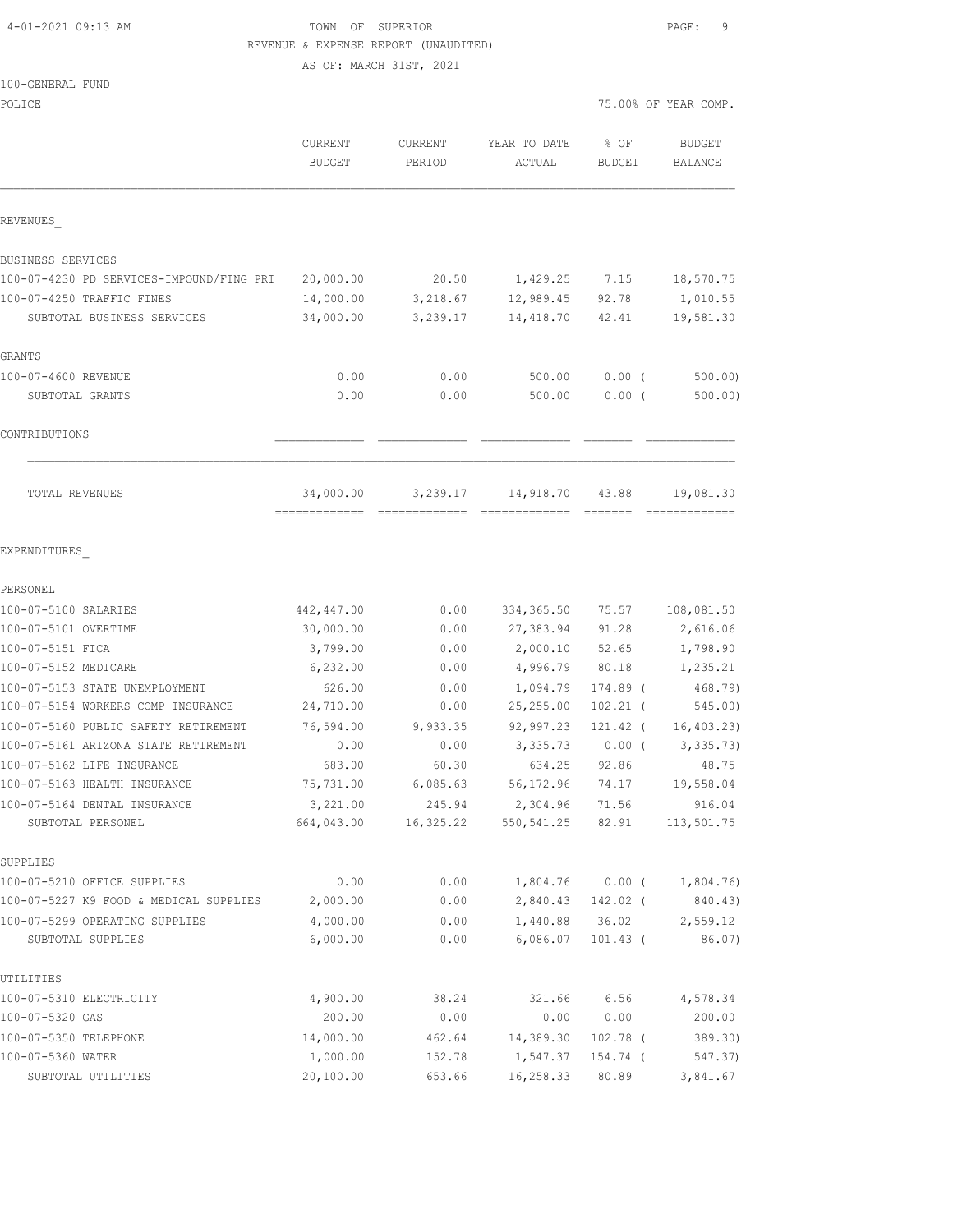4-01-2021 09:13 AM

TOWN OF SUPERIOR

REVENUE & EXPENSE REPORT (UNAUDITED)

AS OF: MARCH 31ST, 2021

100-GENERAL FUND

POLICE

75.00% OF YEAR COMP.

| | CURRENT BUDGET | CURRENT PERIOD | YEAR TO DATE ACTUAL | % OF BUDGET | BUDGET BALANCE |
|---|---|---|---|---|---|
| REVENUES_ | | | | | |
| BUSINESS SERVICES | | | | | |
| 100-07-4230 PD SERVICES-IMPOUND/FING PRI | 20,000.00 | 20.50 | 1,429.25 | 7.15 | 18,570.75 |
| 100-07-4250 TRAFFIC FINES | 14,000.00 | 3,218.67 | 12,989.45 | 92.78 | 1,010.55 |
| SUBTOTAL BUSINESS SERVICES | 34,000.00 | 3,239.17 | 14,418.70 | 42.41 | 19,581.30 |
| GRANTS | | | | | |
| 100-07-4600 REVENUE | 0.00 | 0.00 | 500.00 | 0.00 ( | 500.00) |
| SUBTOTAL GRANTS | 0.00 | 0.00 | 500.00 | 0.00 ( | 500.00) |
| CONTRIBUTIONS | | | | | |
| TOTAL REVENUES | 34,000.00 | 3,239.17 | 14,918.70 | 43.88 | 19,081.30 |
| EXPENDITURES_ | | | | | |
| PERSONEL | | | | | |
| 100-07-5100 SALARIES | 442,447.00 | 0.00 | 334,365.50 | 75.57 | 108,081.50 |
| 100-07-5101 OVERTIME | 30,000.00 | 0.00 | 27,383.94 | 91.28 | 2,616.06 |
| 100-07-5151 FICA | 3,799.00 | 0.00 | 2,000.10 | 52.65 | 1,798.90 |
| 100-07-5152 MEDICARE | 6,232.00 | 0.00 | 4,996.79 | 80.18 | 1,235.21 |
| 100-07-5153 STATE UNEMPLOYMENT | 626.00 | 0.00 | 1,094.79 | 174.89 ( | 468.79) |
| 100-07-5154 WORKERS COMP INSURANCE | 24,710.00 | 0.00 | 25,255.00 | 102.21 ( | 545.00) |
| 100-07-5160 PUBLIC SAFETY RETIREMENT | 76,594.00 | 9,933.35 | 92,997.23 | 121.42 ( | 16,403.23) |
| 100-07-5161 ARIZONA STATE RETIREMENT | 0.00 | 0.00 | 3,335.73 | 0.00 ( | 3,335.73) |
| 100-07-5162 LIFE INSURANCE | 683.00 | 60.30 | 634.25 | 92.86 | 48.75 |
| 100-07-5163 HEALTH INSURANCE | 75,731.00 | 6,085.63 | 56,172.96 | 74.17 | 19,558.04 |
| 100-07-5164 DENTAL INSURANCE | 3,221.00 | 245.94 | 2,304.96 | 71.56 | 916.04 |
| SUBTOTAL PERSONEL | 664,043.00 | 16,325.22 | 550,541.25 | 82.91 | 113,501.75 |
| SUPPLIES | | | | | |
| 100-07-5210 OFFICE SUPPLIES | 0.00 | 0.00 | 1,804.76 | 0.00 ( | 1,804.76) |
| 100-07-5227 K9 FOOD & MEDICAL SUPPLIES | 2,000.00 | 0.00 | 2,840.43 | 142.02 ( | 840.43) |
| 100-07-5299 OPERATING SUPPLIES | 4,000.00 | 0.00 | 1,440.88 | 36.02 | 2,559.12 |
| SUBTOTAL SUPPLIES | 6,000.00 | 0.00 | 6,086.07 | 101.43 ( | 86.07) |
| UTILITIES | | | | | |
| 100-07-5310 ELECTRICITY | 4,900.00 | 38.24 | 321.66 | 6.56 | 4,578.34 |
| 100-07-5320 GAS | 200.00 | 0.00 | 0.00 | 0.00 | 200.00 |
| 100-07-5350 TELEPHONE | 14,000.00 | 462.64 | 14,389.30 | 102.78 ( | 389.30) |
| 100-07-5360 WATER | 1,000.00 | 152.78 | 1,547.37 | 154.74 ( | 547.37) |
| SUBTOTAL UTILITIES | 20,100.00 | 653.66 | 16,258.33 | 80.89 | 3,841.67 |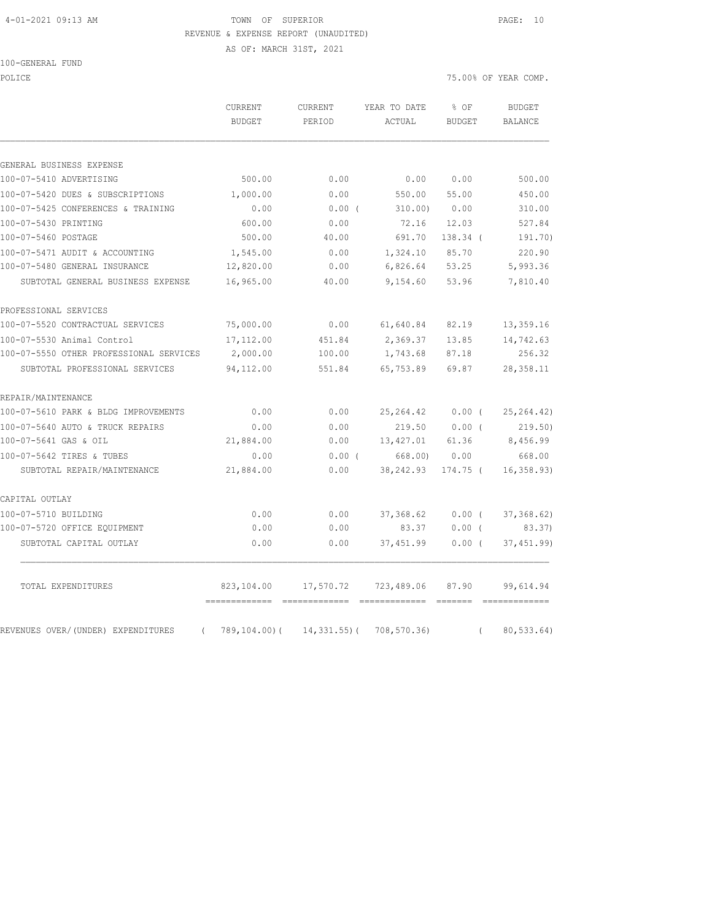4-01-2021 09:13 AM

# TOWN OF SUPERIOR

REVENUE & EXPENSE REPORT (UNAUDITED)

AS OF: MARCH 31ST, 2021

100-GENERAL FUND

POLICE — 75.00% OF YEAR COMP.

| | CURRENT BUDGET | CURRENT PERIOD | YEAR TO DATE ACTUAL | % OF BUDGET | BUDGET BALANCE |
|---|---|---|---|---|---|
| **GENERAL BUSINESS EXPENSE** | | | | | |
| 100-07-5410 ADVERTISING | 500.00 | 0.00 | 0.00 | 0.00 | 500.00 |
| 100-07-5420 DUES & SUBSCRIPTIONS | 1,000.00 | 0.00 | 550.00 | 55.00 | 450.00 |
| 100-07-5425 CONFERENCES & TRAINING | 0.00 | 0.00 | (310.00) | 0.00 | 310.00 |
| 100-07-5430 PRINTING | 600.00 | 0.00 | 72.16 | 12.03 | 527.84 |
| 100-07-5460 POSTAGE | 500.00 | 40.00 | 691.70 | 138.34 | (191.70) |
| 100-07-5471 AUDIT & ACCOUNTING | 1,545.00 | 0.00 | 1,324.10 | 85.70 | 220.90 |
| 100-07-5480 GENERAL INSURANCE | 12,820.00 | 0.00 | 6,826.64 | 53.25 | 5,993.36 |
| SUBTOTAL GENERAL BUSINESS EXPENSE | 16,965.00 | 40.00 | 9,154.60 | 53.96 | 7,810.40 |
| **PROFESSIONAL SERVICES** | | | | | |
| 100-07-5520 CONTRACTUAL SERVICES | 75,000.00 | 0.00 | 61,640.84 | 82.19 | 13,359.16 |
| 100-07-5530 Animal Control | 17,112.00 | 451.84 | 2,369.37 | 13.85 | 14,742.63 |
| 100-07-5550 OTHER PROFESSIONAL SERVICES | 2,000.00 | 100.00 | 1,743.68 | 87.18 | 256.32 |
| SUBTOTAL PROFESSIONAL SERVICES | 94,112.00 | 551.84 | 65,753.89 | 69.87 | 28,358.11 |
| **REPAIR/MAINTENANCE** | | | | | |
| 100-07-5610 PARK & BLDG IMPROVEMENTS | 0.00 | 0.00 | 25,264.42 | 0.00 | (25,264.42) |
| 100-07-5640 AUTO & TRUCK REPAIRS | 0.00 | 0.00 | 219.50 | 0.00 | (219.50) |
| 100-07-5641 GAS & OIL | 21,884.00 | 0.00 | 13,427.01 | 61.36 | 8,456.99 |
| 100-07-5642 TIRES & TUBES | 0.00 | 0.00 | (668.00) | 0.00 | 668.00 |
| SUBTOTAL REPAIR/MAINTENANCE | 21,884.00 | 0.00 | 38,242.93 | 174.75 | (16,358.93) |
| **CAPITAL OUTLAY** | | | | | |
| 100-07-5710 BUILDING | 0.00 | 0.00 | 37,368.62 | 0.00 | (37,368.62) |
| 100-07-5720 OFFICE EQUIPMENT | 0.00 | 0.00 | 83.37 | 0.00 | (83.37) |
| SUBTOTAL CAPITAL OUTLAY | 0.00 | 0.00 | 37,451.99 | 0.00 | (37,451.99) |
| TOTAL EXPENDITURES | 823,104.00 | 17,570.72 | 723,489.06 | 87.90 | 99,614.94 |
| REVENUES OVER/(UNDER) EXPENDITURES | (789,104.00) | (14,331.55) | (708,570.36) | | (80,533.64) |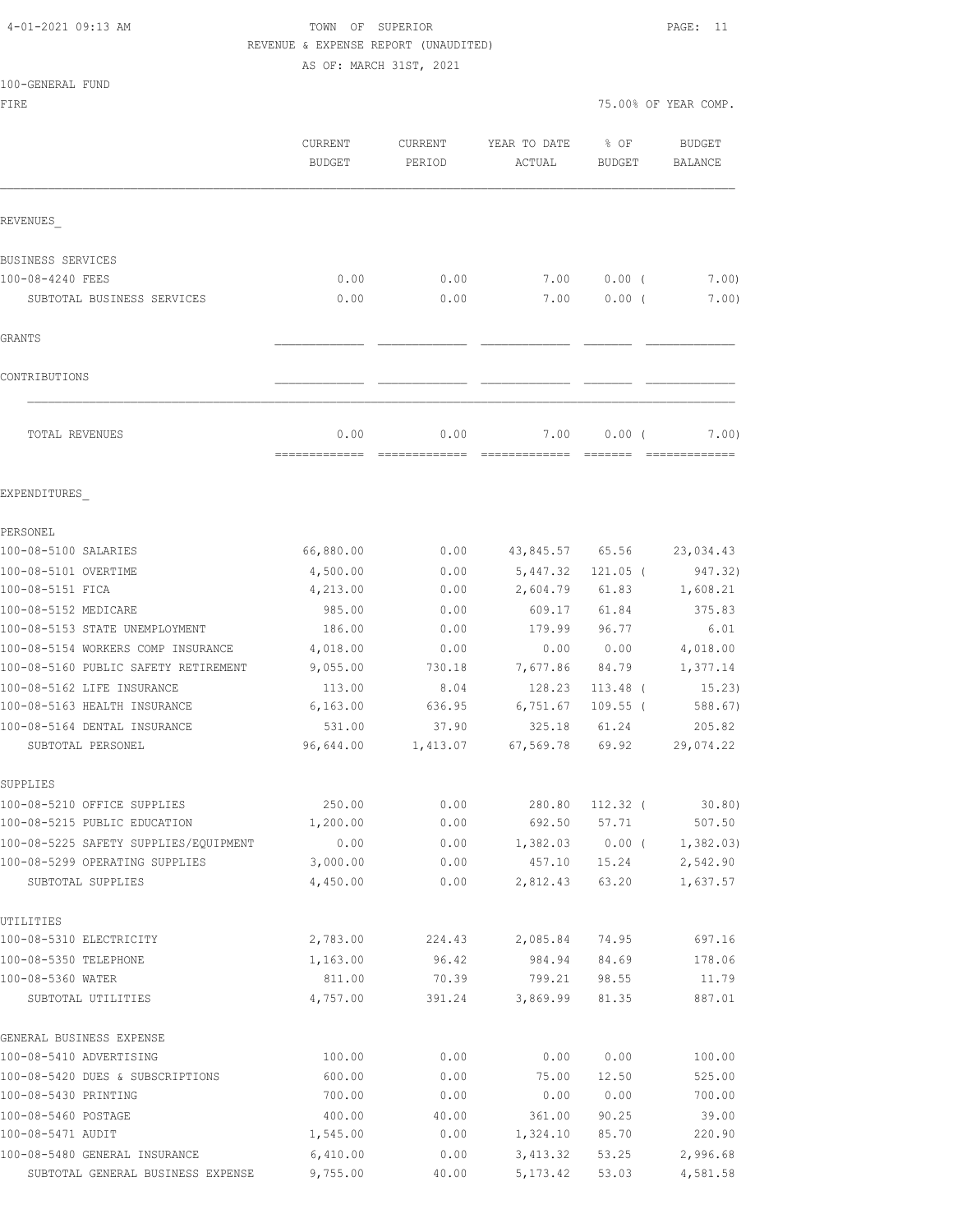4-01-2021 09:13 AM

TOWN OF SUPERIOR
REVENUE & EXPENSE REPORT (UNAUDITED)
AS OF: MARCH 31ST, 2021

100-GENERAL FUND
FIRE

75.00% OF YEAR COMP.

| | CURRENT BUDGET | CURRENT PERIOD | YEAR TO DATE ACTUAL | % OF BUDGET | BUDGET BALANCE |
|---|---|---|---|---|---|
| REVENUES_ | | | | | |
| BUSINESS SERVICES | | | | | |
| 100-08-4240 FEES | 0.00 | 0.00 | 7.00 | 0.00 ( | 7.00) |
| SUBTOTAL BUSINESS SERVICES | 0.00 | 0.00 | 7.00 | 0.00 ( | 7.00) |
| GRANTS | | | | | |
| CONTRIBUTIONS | | | | | |
| TOTAL REVENUES | 0.00 | 0.00 | 7.00 | 0.00 ( | 7.00) |
| EXPENDITURES_ | | | | | |
| PERSONEL | | | | | |
| 100-08-5100 SALARIES | 66,880.00 | 0.00 | 43,845.57 | 65.56 | 23,034.43 |
| 100-08-5101 OVERTIME | 4,500.00 | 0.00 | 5,447.32 | 121.05 ( | 947.32) |
| 100-08-5151 FICA | 4,213.00 | 0.00 | 2,604.79 | 61.83 | 1,608.21 |
| 100-08-5152 MEDICARE | 985.00 | 0.00 | 609.17 | 61.84 | 375.83 |
| 100-08-5153 STATE UNEMPLOYMENT | 186.00 | 0.00 | 179.99 | 96.77 | 6.01 |
| 100-08-5154 WORKERS COMP INSURANCE | 4,018.00 | 0.00 | 0.00 | 0.00 | 4,018.00 |
| 100-08-5160 PUBLIC SAFETY RETIREMENT | 9,055.00 | 730.18 | 7,677.86 | 84.79 | 1,377.14 |
| 100-08-5162 LIFE INSURANCE | 113.00 | 8.04 | 128.23 | 113.48 ( | 15.23) |
| 100-08-5163 HEALTH INSURANCE | 6,163.00 | 636.95 | 6,751.67 | 109.55 ( | 588.67) |
| 100-08-5164 DENTAL INSURANCE | 531.00 | 37.90 | 325.18 | 61.24 | 205.82 |
| SUBTOTAL PERSONEL | 96,644.00 | 1,413.07 | 67,569.78 | 69.92 | 29,074.22 |
| SUPPLIES | | | | | |
| 100-08-5210 OFFICE SUPPLIES | 250.00 | 0.00 | 280.80 | 112.32 ( | 30.80) |
| 100-08-5215 PUBLIC EDUCATION | 1,200.00 | 0.00 | 692.50 | 57.71 | 507.50 |
| 100-08-5225 SAFETY SUPPLIES/EQUIPMENT | 0.00 | 0.00 | 1,382.03 | 0.00 ( | 1,382.03) |
| 100-08-5299 OPERATING SUPPLIES | 3,000.00 | 0.00 | 457.10 | 15.24 | 2,542.90 |
| SUBTOTAL SUPPLIES | 4,450.00 | 0.00 | 2,812.43 | 63.20 | 1,637.57 |
| UTILITIES | | | | | |
| 100-08-5310 ELECTRICITY | 2,783.00 | 224.43 | 2,085.84 | 74.95 | 697.16 |
| 100-08-5350 TELEPHONE | 1,163.00 | 96.42 | 984.94 | 84.69 | 178.06 |
| 100-08-5360 WATER | 811.00 | 70.39 | 799.21 | 98.55 | 11.79 |
| SUBTOTAL UTILITIES | 4,757.00 | 391.24 | 3,869.99 | 81.35 | 887.01 |
| GENERAL BUSINESS EXPENSE | | | | | |
| 100-08-5410 ADVERTISING | 100.00 | 0.00 | 0.00 | 0.00 | 100.00 |
| 100-08-5420 DUES & SUBSCRIPTIONS | 600.00 | 0.00 | 75.00 | 12.50 | 525.00 |
| 100-08-5430 PRINTING | 700.00 | 0.00 | 0.00 | 0.00 | 700.00 |
| 100-08-5460 POSTAGE | 400.00 | 40.00 | 361.00 | 90.25 | 39.00 |
| 100-08-5471 AUDIT | 1,545.00 | 0.00 | 1,324.10 | 85.70 | 220.90 |
| 100-08-5480 GENERAL INSURANCE | 6,410.00 | 0.00 | 3,413.32 | 53.25 | 2,996.68 |
| SUBTOTAL GENERAL BUSINESS EXPENSE | 9,755.00 | 40.00 | 5,173.42 | 53.03 | 4,581.58 |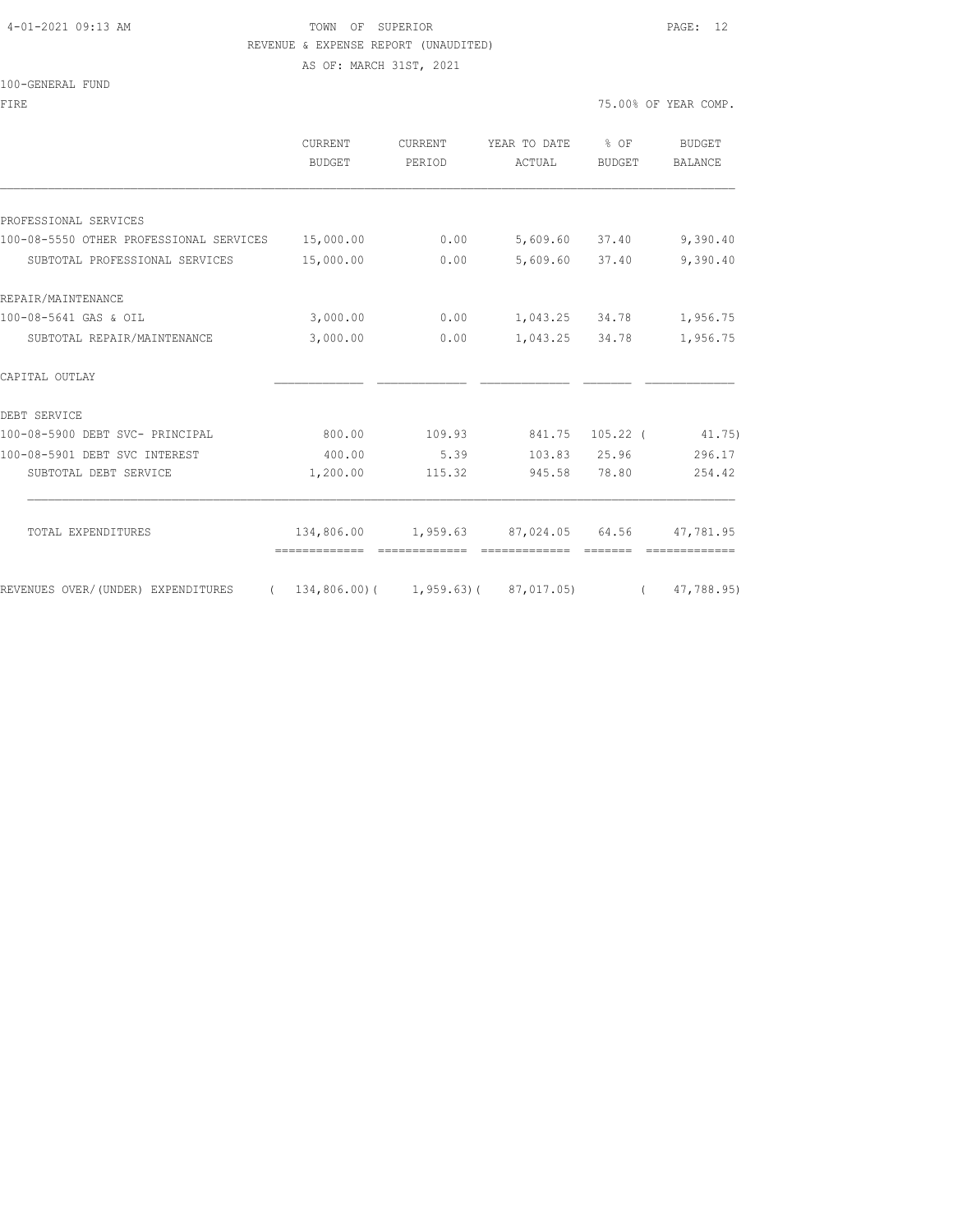4-01-2021 09:13 AM

TOWN OF SUPERIOR

REVENUE & EXPENSE REPORT (UNAUDITED)

AS OF: MARCH 31ST, 2021

100-GENERAL FUND

FIRE — 75.00% OF YEAR COMP.

| | CURRENT BUDGET | CURRENT PERIOD | YEAR TO DATE ACTUAL | % OF BUDGET | BUDGET BALANCE |
|---|---|---|---|---|---|
| PROFESSIONAL SERVICES | | | | | |
| 100-08-5550 OTHER PROFESSIONAL SERVICES | 15,000.00 | 0.00 | 5,609.60 | 37.40 | 9,390.40 |
| SUBTOTAL PROFESSIONAL SERVICES | 15,000.00 | 0.00 | 5,609.60 | 37.40 | 9,390.40 |
| REPAIR/MAINTENANCE | | | | | |
| 100-08-5641 GAS & OIL | 3,000.00 | 0.00 | 1,043.25 | 34.78 | 1,956.75 |
| SUBTOTAL REPAIR/MAINTENANCE | 3,000.00 | 0.00 | 1,043.25 | 34.78 | 1,956.75 |
| CAPITAL OUTLAY | | | | | |
| DEBT SERVICE | | | | | |
| 100-08-5900 DEBT SVC- PRINCIPAL | 800.00 | 109.93 | 841.75 | 105.22 | ( 41.75) |
| 100-08-5901 DEBT SVC INTEREST | 400.00 | 5.39 | 103.83 | 25.96 | 296.17 |
| SUBTOTAL DEBT SERVICE | 1,200.00 | 115.32 | 945.58 | 78.80 | 254.42 |
| TOTAL EXPENDITURES | 134,806.00 | 1,959.63 | 87,024.05 | 64.56 | 47,781.95 |
| REVENUES OVER/(UNDER) EXPENDITURES | ( 134,806.00) | ( 1,959.63) | ( 87,017.05) | | ( 47,788.95) |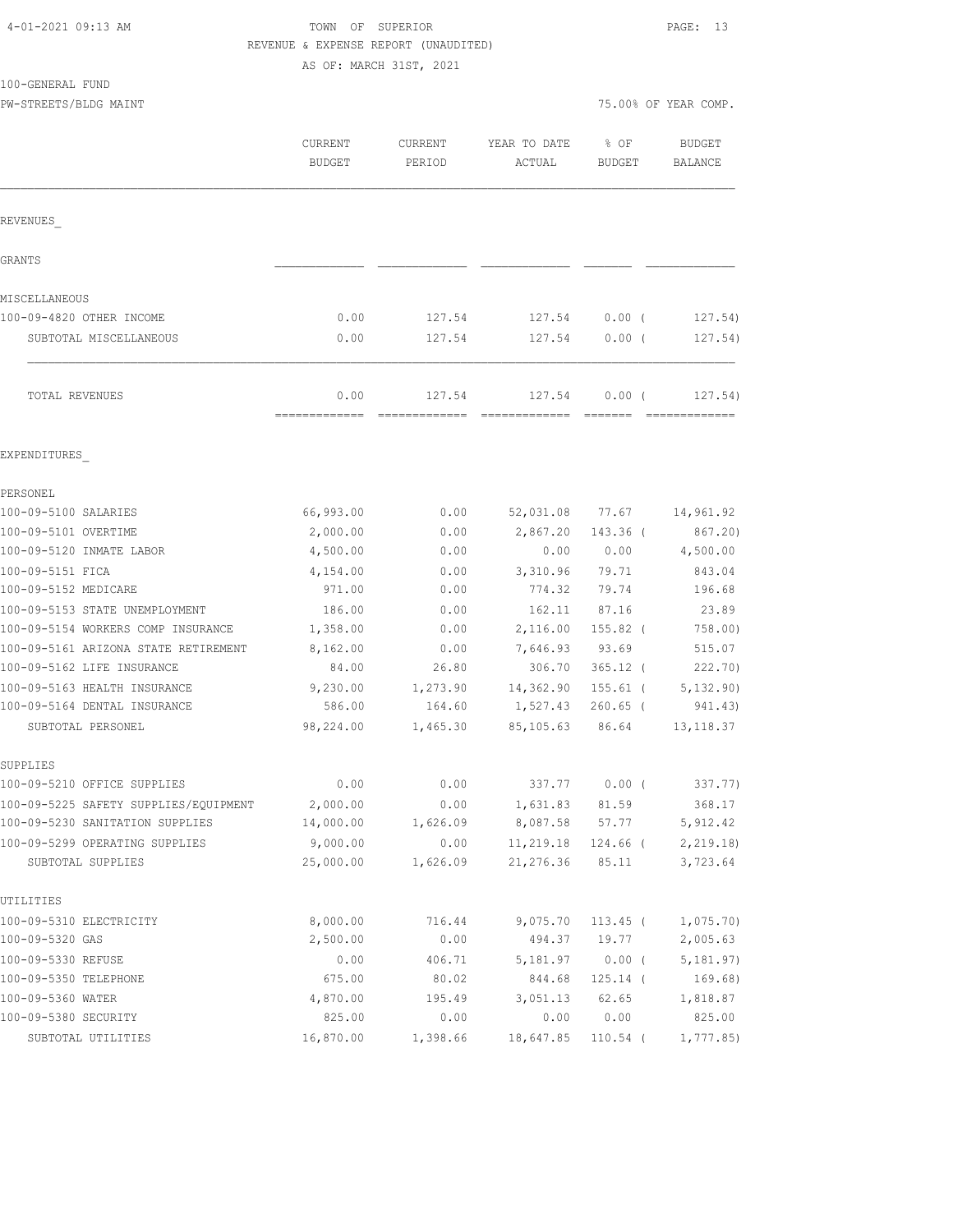4-01-2021 09:13 AM

TOWN OF SUPERIOR

REVENUE & EXPENSE REPORT (UNAUDITED)

AS OF: MARCH 31ST, 2021

100-GENERAL FUND

PW-STREETS/BLDG MAINT

75.00% OF YEAR COMP.

| | CURRENT BUDGET | CURRENT PERIOD | YEAR TO DATE ACTUAL | % OF BUDGET | BUDGET BALANCE |
|---|---|---|---|---|---|
| **REVENUES** | | | | | |
| GRANTS | | | | | |
| MISCELLANEOUS | | | | | |
| 100-09-4820 OTHER INCOME | 0.00 | 127.54 | 127.54 | 0.00 ( | 127.54) |
| SUBTOTAL MISCELLANEOUS | 0.00 | 127.54 | 127.54 | 0.00 ( | 127.54) |
| TOTAL REVENUES | 0.00 | 127.54 | 127.54 | 0.00 ( | 127.54) |
| **EXPENDITURES** | | | | | |
| PERSONEL | | | | | |
| 100-09-5100 SALARIES | 66,993.00 | 0.00 | 52,031.08 | 77.67 | 14,961.92 |
| 100-09-5101 OVERTIME | 2,000.00 | 0.00 | 2,867.20 | 143.36 ( | 867.20) |
| 100-09-5120 INMATE LABOR | 4,500.00 | 0.00 | 0.00 | 0.00 | 4,500.00 |
| 100-09-5151 FICA | 4,154.00 | 0.00 | 3,310.96 | 79.71 | 843.04 |
| 100-09-5152 MEDICARE | 971.00 | 0.00 | 774.32 | 79.74 | 196.68 |
| 100-09-5153 STATE UNEMPLOYMENT | 186.00 | 0.00 | 162.11 | 87.16 | 23.89 |
| 100-09-5154 WORKERS COMP INSURANCE | 1,358.00 | 0.00 | 2,116.00 | 155.82 ( | 758.00) |
| 100-09-5161 ARIZONA STATE RETIREMENT | 8,162.00 | 0.00 | 7,646.93 | 93.69 | 515.07 |
| 100-09-5162 LIFE INSURANCE | 84.00 | 26.80 | 306.70 | 365.12 ( | 222.70) |
| 100-09-5163 HEALTH INSURANCE | 9,230.00 | 1,273.90 | 14,362.90 | 155.61 ( | 5,132.90) |
| 100-09-5164 DENTAL INSURANCE | 586.00 | 164.60 | 1,527.43 | 260.65 ( | 941.43) |
| SUBTOTAL PERSONEL | 98,224.00 | 1,465.30 | 85,105.63 | 86.64 | 13,118.37 |
| SUPPLIES | | | | | |
| 100-09-5210 OFFICE SUPPLIES | 0.00 | 0.00 | 337.77 | 0.00 ( | 337.77) |
| 100-09-5225 SAFETY SUPPLIES/EQUIPMENT | 2,000.00 | 0.00 | 1,631.83 | 81.59 | 368.17 |
| 100-09-5230 SANITATION SUPPLIES | 14,000.00 | 1,626.09 | 8,087.58 | 57.77 | 5,912.42 |
| 100-09-5299 OPERATING SUPPLIES | 9,000.00 | 0.00 | 11,219.18 | 124.66 ( | 2,219.18) |
| SUBTOTAL SUPPLIES | 25,000.00 | 1,626.09 | 21,276.36 | 85.11 | 3,723.64 |
| UTILITIES | | | | | |
| 100-09-5310 ELECTRICITY | 8,000.00 | 716.44 | 9,075.70 | 113.45 ( | 1,075.70) |
| 100-09-5320 GAS | 2,500.00 | 0.00 | 494.37 | 19.77 | 2,005.63 |
| 100-09-5330 REFUSE | 0.00 | 406.71 | 5,181.97 | 0.00 ( | 5,181.97) |
| 100-09-5350 TELEPHONE | 675.00 | 80.02 | 844.68 | 125.14 ( | 169.68) |
| 100-09-5360 WATER | 4,870.00 | 195.49 | 3,051.13 | 62.65 | 1,818.87 |
| 100-09-5380 SECURITY | 825.00 | 0.00 | 0.00 | 0.00 | 825.00 |
| SUBTOTAL UTILITIES | 16,870.00 | 1,398.66 | 18,647.85 | 110.54 ( | 1,777.85) |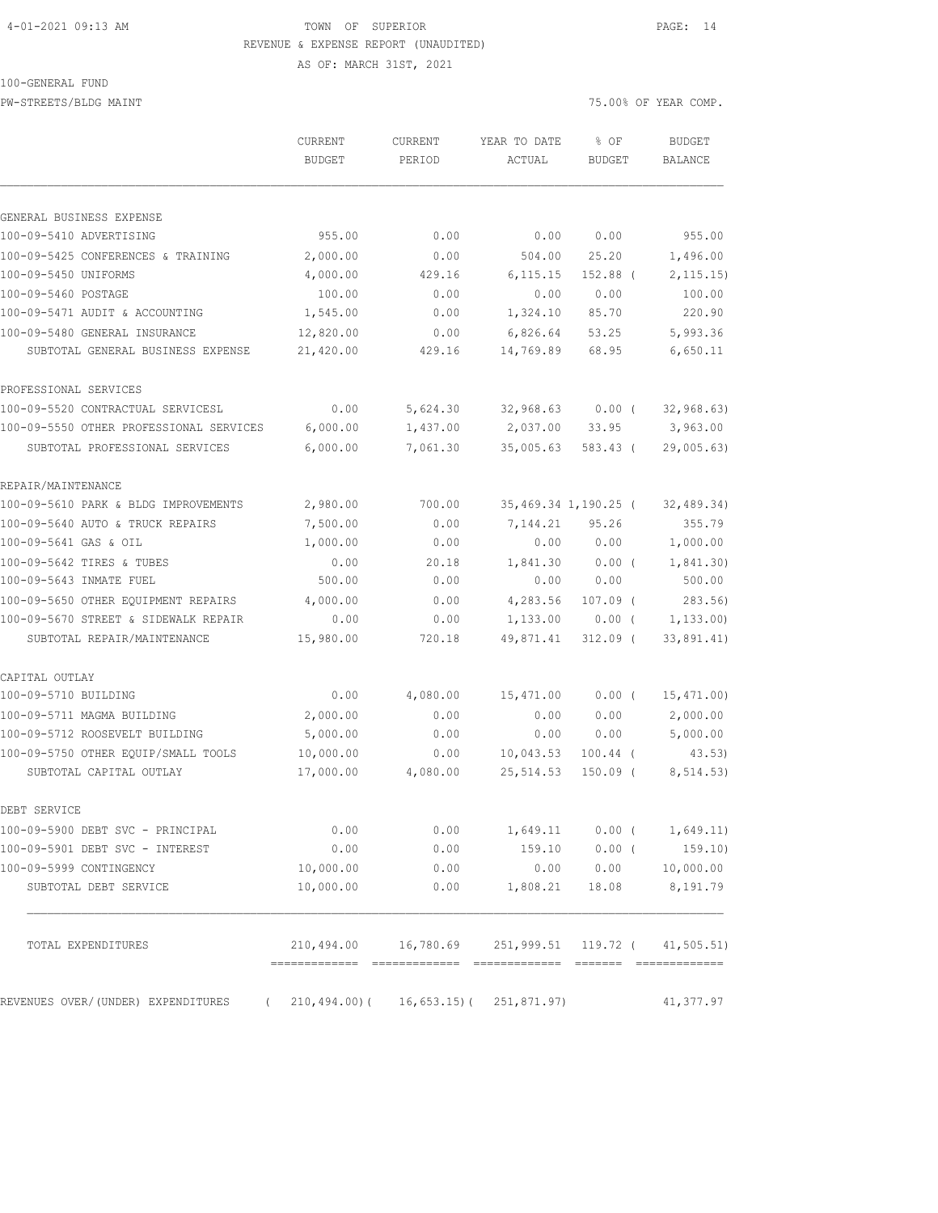TOWN OF SUPERIOR
REVENUE & EXPENSE REPORT (UNAUDITED)
AS OF: MARCH 31ST, 2021

100-GENERAL FUND
PW-STREETS/BLDG MAINT — 75.00% OF YEAR COMP.

| | CURRENT BUDGET | CURRENT PERIOD | YEAR TO DATE ACTUAL | % OF BUDGET | BUDGET BALANCE |
|---|---|---|---|---|---|
| **GENERAL BUSINESS EXPENSE** | | | | | |
| 100-09-5410 ADVERTISING | 955.00 | 0.00 | 0.00 | 0.00 | 955.00 |
| 100-09-5425 CONFERENCES & TRAINING | 2,000.00 | 0.00 | 504.00 | 25.20 | 1,496.00 |
| 100-09-5450 UNIFORMS | 4,000.00 | 429.16 | 6,115.15 | 152.88 ( | 2,115.15) |
| 100-09-5460 POSTAGE | 100.00 | 0.00 | 0.00 | 0.00 | 100.00 |
| 100-09-5471 AUDIT & ACCOUNTING | 1,545.00 | 0.00 | 1,324.10 | 85.70 | 220.90 |
| 100-09-5480 GENERAL INSURANCE | 12,820.00 | 0.00 | 6,826.64 | 53.25 | 5,993.36 |
| SUBTOTAL GENERAL BUSINESS EXPENSE | 21,420.00 | 429.16 | 14,769.89 | 68.95 | 6,650.11 |
| **PROFESSIONAL SERVICES** | | | | | |
| 100-09-5520 CONTRACTUAL SERVICESL | 0.00 | 5,624.30 | 32,968.63 | 0.00 ( | 32,968.63) |
| 100-09-5550 OTHER PROFESSIONAL SERVICES | 6,000.00 | 1,437.00 | 2,037.00 | 33.95 | 3,963.00 |
| SUBTOTAL PROFESSIONAL SERVICES | 6,000.00 | 7,061.30 | 35,005.63 | 583.43 ( | 29,005.63) |
| **REPAIR/MAINTENANCE** | | | | | |
| 100-09-5610 PARK & BLDG IMPROVEMENTS | 2,980.00 | 700.00 | 35,469.34 | 1,190.25 ( | 32,489.34) |
| 100-09-5640 AUTO & TRUCK REPAIRS | 7,500.00 | 0.00 | 7,144.21 | 95.26 | 355.79 |
| 100-09-5641 GAS & OIL | 1,000.00 | 0.00 | 0.00 | 0.00 | 1,000.00 |
| 100-09-5642 TIRES & TUBES | 0.00 | 20.18 | 1,841.30 | 0.00 ( | 1,841.30) |
| 100-09-5643 INMATE FUEL | 500.00 | 0.00 | 0.00 | 0.00 | 500.00 |
| 100-09-5650 OTHER EQUIPMENT REPAIRS | 4,000.00 | 0.00 | 4,283.56 | 107.09 ( | 283.56) |
| 100-09-5670 STREET & SIDEWALK REPAIR | 0.00 | 0.00 | 1,133.00 | 0.00 ( | 1,133.00) |
| SUBTOTAL REPAIR/MAINTENANCE | 15,980.00 | 720.18 | 49,871.41 | 312.09 ( | 33,891.41) |
| **CAPITAL OUTLAY** | | | | | |
| 100-09-5710 BUILDING | 0.00 | 4,080.00 | 15,471.00 | 0.00 ( | 15,471.00) |
| 100-09-5711 MAGMA BUILDING | 2,000.00 | 0.00 | 0.00 | 0.00 | 2,000.00 |
| 100-09-5712 ROOSEVELT BUILDING | 5,000.00 | 0.00 | 0.00 | 0.00 | 5,000.00 |
| 100-09-5750 OTHER EQUIP/SMALL TOOLS | 10,000.00 | 0.00 | 10,043.53 | 100.44 ( | 43.53) |
| SUBTOTAL CAPITAL OUTLAY | 17,000.00 | 4,080.00 | 25,514.53 | 150.09 ( | 8,514.53) |
| **DEBT SERVICE** | | | | | |
| 100-09-5900 DEBT SVC - PRINCIPAL | 0.00 | 0.00 | 1,649.11 | 0.00 ( | 1,649.11) |
| 100-09-5901 DEBT SVC - INTEREST | 0.00 | 0.00 | 159.10 | 0.00 ( | 159.10) |
| 100-09-5999 CONTINGENCY | 10,000.00 | 0.00 | 0.00 | 0.00 | 10,000.00 |
| SUBTOTAL DEBT SERVICE | 10,000.00 | 0.00 | 1,808.21 | 18.08 | 8,191.79 |
| TOTAL EXPENDITURES | 210,494.00 | 16,780.69 | 251,999.51 | 119.72 ( | 41,505.51) |
| REVENUES OVER/(UNDER) EXPENDITURES | ( 210,494.00)( | 16,653.15)( | 251,871.97) | | 41,377.97 |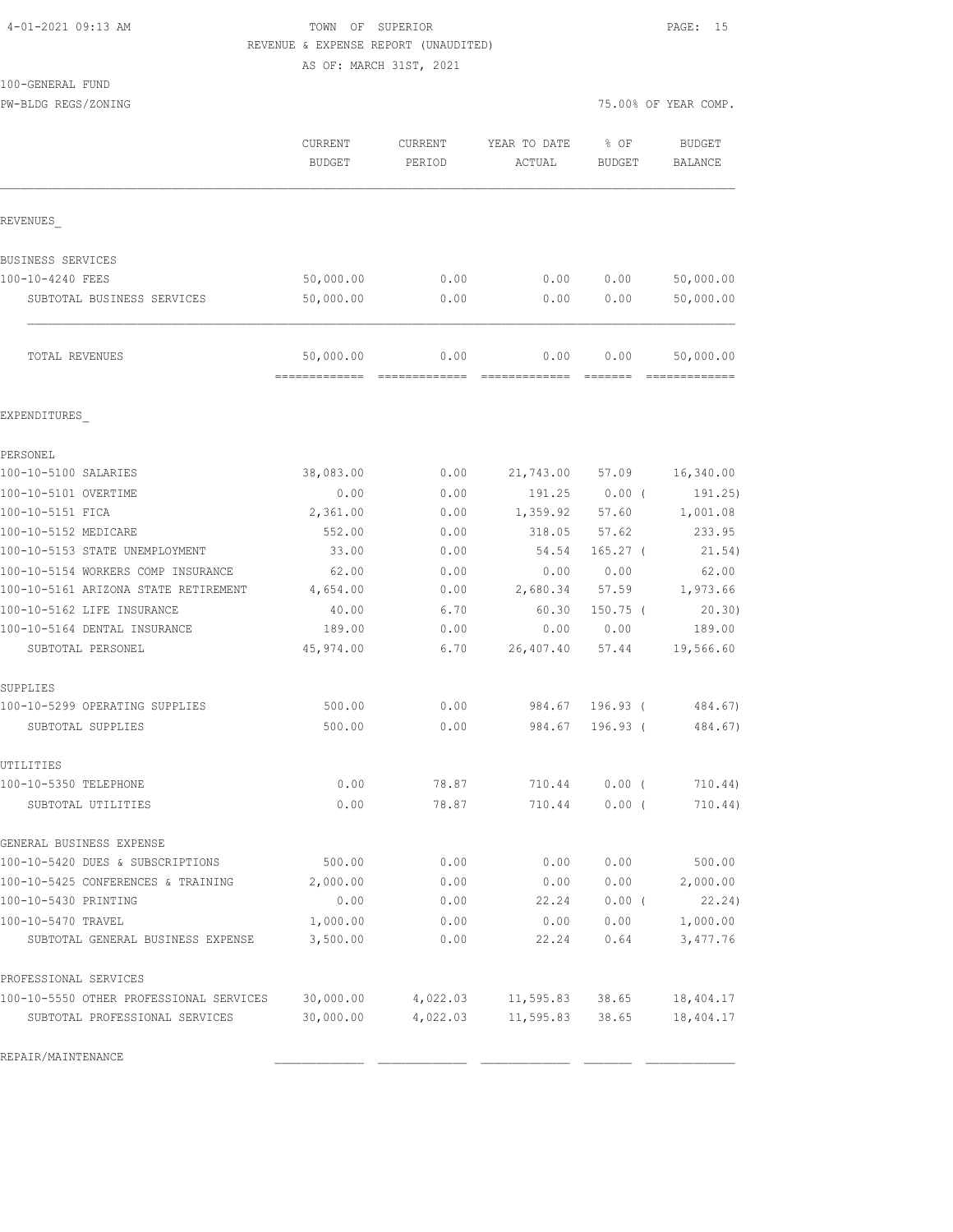4-01-2021 09:13 AM

TOWN OF SUPERIOR

REVENUE & EXPENSE REPORT (UNAUDITED)

AS OF: MARCH 31ST, 2021

100-GENERAL FUND

PW-BLDG REGS/ZONING

75.00% OF YEAR COMP.

| | CURRENT BUDGET | CURRENT PERIOD | YEAR TO DATE ACTUAL | % OF BUDGET | BUDGET BALANCE |
|---|---|---|---|---|---|
| **REVENUES** | | | | | |
| BUSINESS SERVICES | | | | | |
| 100-10-4240 FEES | 50,000.00 | 0.00 | 0.00 | 0.00 | 50,000.00 |
| SUBTOTAL BUSINESS SERVICES | 50,000.00 | 0.00 | 0.00 | 0.00 | 50,000.00 |
| TOTAL REVENUES | 50,000.00 | 0.00 | 0.00 | 0.00 | 50,000.00 |
| **EXPENDITURES** | | | | | |
| PERSONEL | | | | | |
| 100-10-5100 SALARIES | 38,083.00 | 0.00 | 21,743.00 | 57.09 | 16,340.00 |
| 100-10-5101 OVERTIME | 0.00 | 0.00 | 191.25 | 0.00 ( | 191.25) |
| 100-10-5151 FICA | 2,361.00 | 0.00 | 1,359.92 | 57.60 | 1,001.08 |
| 100-10-5152 MEDICARE | 552.00 | 0.00 | 318.05 | 57.62 | 233.95 |
| 100-10-5153 STATE UNEMPLOYMENT | 33.00 | 0.00 | 54.54 | 165.27 ( | 21.54) |
| 100-10-5154 WORKERS COMP INSURANCE | 62.00 | 0.00 | 0.00 | 0.00 | 62.00 |
| 100-10-5161 ARIZONA STATE RETIREMENT | 4,654.00 | 0.00 | 2,680.34 | 57.59 | 1,973.66 |
| 100-10-5162 LIFE INSURANCE | 40.00 | 6.70 | 60.30 | 150.75 ( | 20.30) |
| 100-10-5164 DENTAL INSURANCE | 189.00 | 0.00 | 0.00 | 0.00 | 189.00 |
| SUBTOTAL PERSONEL | 45,974.00 | 6.70 | 26,407.40 | 57.44 | 19,566.60 |
| SUPPLIES | | | | | |
| 100-10-5299 OPERATING SUPPLIES | 500.00 | 0.00 | 984.67 | 196.93 ( | 484.67) |
| SUBTOTAL SUPPLIES | 500.00 | 0.00 | 984.67 | 196.93 ( | 484.67) |
| UTILITIES | | | | | |
| 100-10-5350 TELEPHONE | 0.00 | 78.87 | 710.44 | 0.00 ( | 710.44) |
| SUBTOTAL UTILITIES | 0.00 | 78.87 | 710.44 | 0.00 ( | 710.44) |
| GENERAL BUSINESS EXPENSE | | | | | |
| 100-10-5420 DUES & SUBSCRIPTIONS | 500.00 | 0.00 | 0.00 | 0.00 | 500.00 |
| 100-10-5425 CONFERENCES & TRAINING | 2,000.00 | 0.00 | 0.00 | 0.00 | 2,000.00 |
| 100-10-5430 PRINTING | 0.00 | 0.00 | 22.24 | 0.00 ( | 22.24) |
| 100-10-5470 TRAVEL | 1,000.00 | 0.00 | 0.00 | 0.00 | 1,000.00 |
| SUBTOTAL GENERAL BUSINESS EXPENSE | 3,500.00 | 0.00 | 22.24 | 0.64 | 3,477.76 |
| PROFESSIONAL SERVICES | | | | | |
| 100-10-5550 OTHER PROFESSIONAL SERVICES | 30,000.00 | 4,022.03 | 11,595.83 | 38.65 | 18,404.17 |
| SUBTOTAL PROFESSIONAL SERVICES | 30,000.00 | 4,022.03 | 11,595.83 | 38.65 | 18,404.17 |
| REPAIR/MAINTENANCE | | | | | |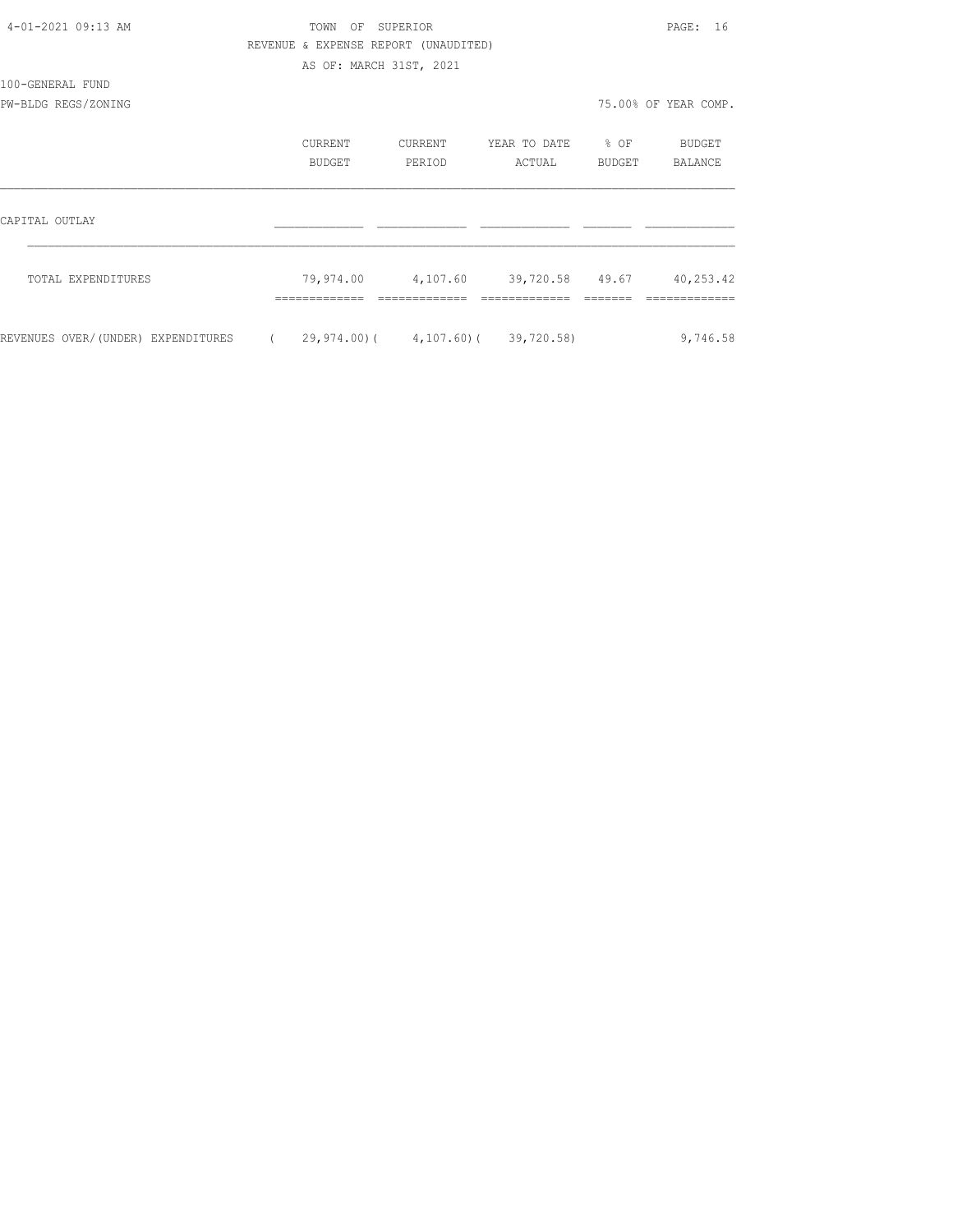TOWN OF SUPERIOR
REVENUE & EXPENSE REPORT (UNAUDITED)
AS OF: MARCH 31ST, 2021

100-GENERAL FUND
PW-BLDG REGS/ZONING

75.00% OF YEAR COMP.

| | CURRENT BUDGET | CURRENT PERIOD | YEAR TO DATE ACTUAL | % OF BUDGET | BUDGET BALANCE |
|---|---|---|---|---|---|
| CAPITAL OUTLAY | | | | | |
| TOTAL EXPENDITURES | 79,974.00 | 4,107.60 | 39,720.58 | 49.67 | 40,253.42 |
| REVENUES OVER/(UNDER) EXPENDITURES | ( 29,974.00) | ( 4,107.60) | ( 39,720.58) | | 9,746.58 |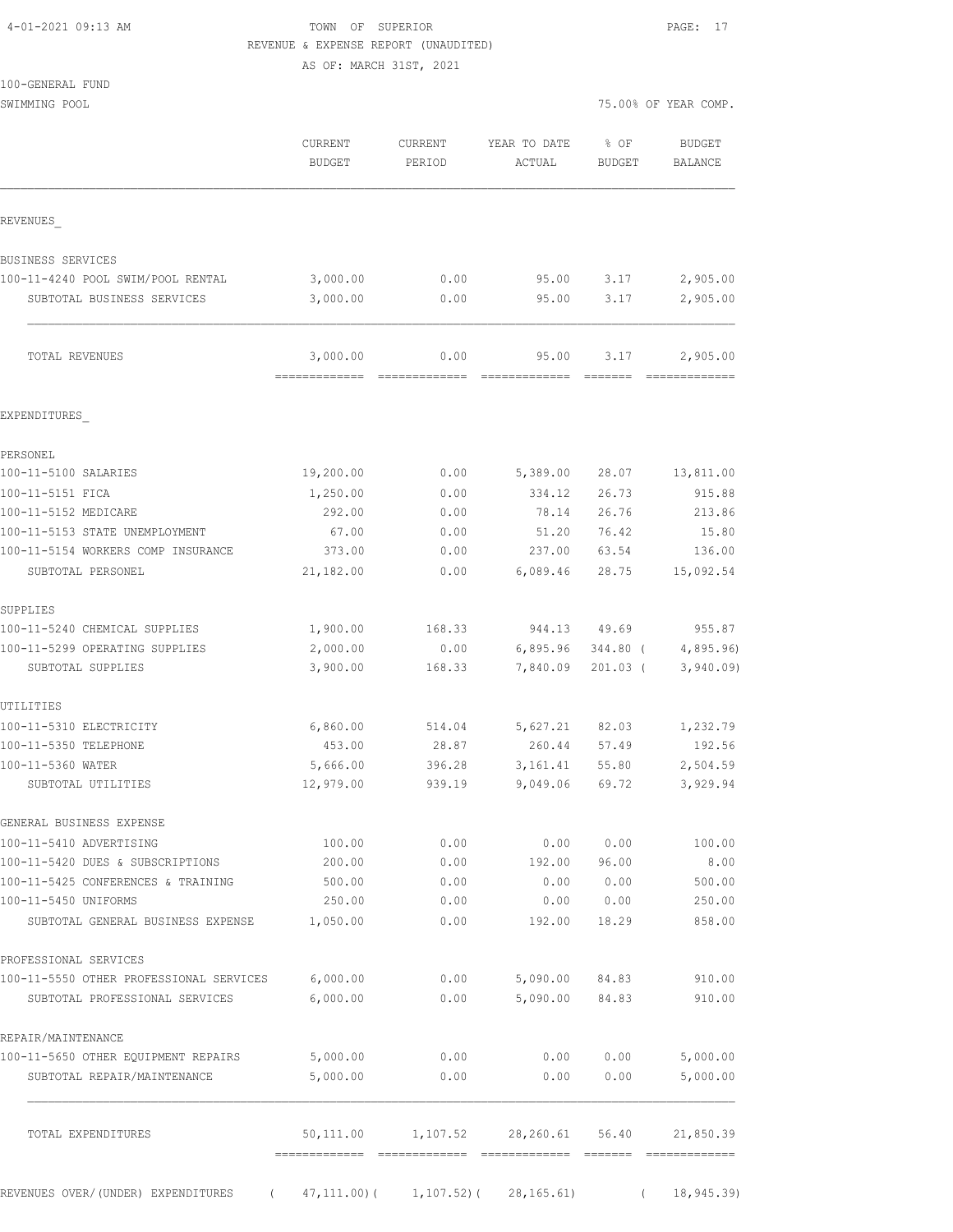4-01-2021 09:13 AM

TOWN OF SUPERIOR

REVENUE & EXPENSE REPORT (UNAUDITED)

AS OF: MARCH 31ST, 2021

100-GENERAL FUND

SWIMMING POOL

75.00% OF YEAR COMP.

| | CURRENT BUDGET | CURRENT PERIOD | YEAR TO DATE ACTUAL | % OF BUDGET | BUDGET BALANCE |
|---|---|---|---|---|---|
| **REVENUES** | | | | | |
| BUSINESS SERVICES | | | | | |
| 100-11-4240 POOL SWIM/POOL RENTAL | 3,000.00 | 0.00 | 95.00 | 3.17 | 2,905.00 |
| SUBTOTAL BUSINESS SERVICES | 3,000.00 | 0.00 | 95.00 | 3.17 | 2,905.00 |
| TOTAL REVENUES | 3,000.00 | 0.00 | 95.00 | 3.17 | 2,905.00 |
| **EXPENDITURES** | | | | | |
| PERSONEL | | | | | |
| 100-11-5100 SALARIES | 19,200.00 | 0.00 | 5,389.00 | 28.07 | 13,811.00 |
| 100-11-5151 FICA | 1,250.00 | 0.00 | 334.12 | 26.73 | 915.88 |
| 100-11-5152 MEDICARE | 292.00 | 0.00 | 78.14 | 26.76 | 213.86 |
| 100-11-5153 STATE UNEMPLOYMENT | 67.00 | 0.00 | 51.20 | 76.42 | 15.80 |
| 100-11-5154 WORKERS COMP INSURANCE | 373.00 | 0.00 | 237.00 | 63.54 | 136.00 |
| SUBTOTAL PERSONEL | 21,182.00 | 0.00 | 6,089.46 | 28.75 | 15,092.54 |
| SUPPLIES | | | | | |
| 100-11-5240 CHEMICAL SUPPLIES | 1,900.00 | 168.33 | 944.13 | 49.69 | 955.87 |
| 100-11-5299 OPERATING SUPPLIES | 2,000.00 | 0.00 | 6,895.96 | 344.80 | ( 4,895.96) |
| SUBTOTAL SUPPLIES | 3,900.00 | 168.33 | 7,840.09 | 201.03 | ( 3,940.09) |
| UTILITIES | | | | | |
| 100-11-5310 ELECTRICITY | 6,860.00 | 514.04 | 5,627.21 | 82.03 | 1,232.79 |
| 100-11-5350 TELEPHONE | 453.00 | 28.87 | 260.44 | 57.49 | 192.56 |
| 100-11-5360 WATER | 5,666.00 | 396.28 | 3,161.41 | 55.80 | 2,504.59 |
| SUBTOTAL UTILITIES | 12,979.00 | 939.19 | 9,049.06 | 69.72 | 3,929.94 |
| GENERAL BUSINESS EXPENSE | | | | | |
| 100-11-5410 ADVERTISING | 100.00 | 0.00 | 0.00 | 0.00 | 100.00 |
| 100-11-5420 DUES & SUBSCRIPTIONS | 200.00 | 0.00 | 192.00 | 96.00 | 8.00 |
| 100-11-5425 CONFERENCES & TRAINING | 500.00 | 0.00 | 0.00 | 0.00 | 500.00 |
| 100-11-5450 UNIFORMS | 250.00 | 0.00 | 0.00 | 0.00 | 250.00 |
| SUBTOTAL GENERAL BUSINESS EXPENSE | 1,050.00 | 0.00 | 192.00 | 18.29 | 858.00 |
| PROFESSIONAL SERVICES | | | | | |
| 100-11-5550 OTHER PROFESSIONAL SERVICES | 6,000.00 | 0.00 | 5,090.00 | 84.83 | 910.00 |
| SUBTOTAL PROFESSIONAL SERVICES | 6,000.00 | 0.00 | 5,090.00 | 84.83 | 910.00 |
| REPAIR/MAINTENANCE | | | | | |
| 100-11-5650 OTHER EQUIPMENT REPAIRS | 5,000.00 | 0.00 | 0.00 | 0.00 | 5,000.00 |
| SUBTOTAL REPAIR/MAINTENANCE | 5,000.00 | 0.00 | 0.00 | 0.00 | 5,000.00 |
| TOTAL EXPENDITURES | 50,111.00 | 1,107.52 | 28,260.61 | 56.40 | 21,850.39 |
| REVENUES OVER/(UNDER) EXPENDITURES | ( 47,111.00) | ( 1,107.52) | ( 28,165.61) | | ( 18,945.39) |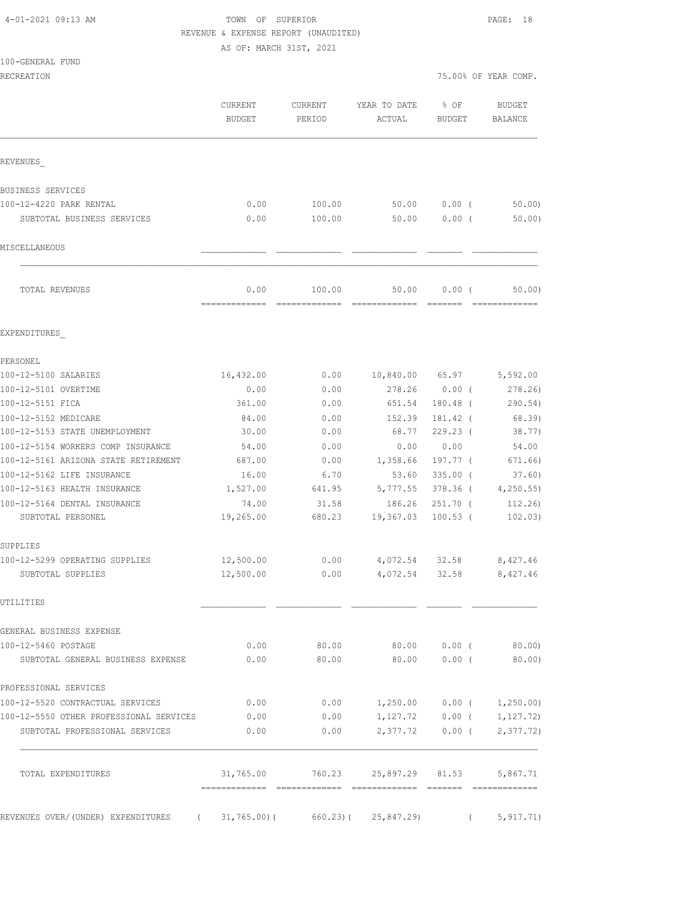4-01-2021 09:13 AM

TOWN OF SUPERIOR
REVENUE & EXPENSE REPORT (UNAUDITED)
AS OF: MARCH 31ST, 2021

100-GENERAL FUND
RECREATION

75.00% OF YEAR COMP.

| | CURRENT BUDGET | CURRENT PERIOD | YEAR TO DATE ACTUAL | % OF BUDGET | BUDGET BALANCE |
|---|---|---|---|---|---|
| **REVENUES** | | | | | |
| BUSINESS SERVICES | | | | | |
| 100-12-4220 PARK RENTAL | 0.00 | 100.00 | 50.00 | 0.00 ( | 50.00) |
| SUBTOTAL BUSINESS SERVICES | 0.00 | 100.00 | 50.00 | 0.00 ( | 50.00) |
| MISCELLANEOUS | | | | | |
| TOTAL REVENUES | 0.00 | 100.00 | 50.00 | 0.00 ( | 50.00) |
| **EXPENDITURES** | | | | | |
| PERSONEL | | | | | |
| 100-12-5100 SALARIES | 16,432.00 | 0.00 | 10,840.00 | 65.97 | 5,592.00 |
| 100-12-5101 OVERTIME | 0.00 | 0.00 | 278.26 | 0.00 ( | 278.26) |
| 100-12-5151 FICA | 361.00 | 0.00 | 651.54 | 180.48 ( | 290.54) |
| 100-12-5152 MEDICARE | 84.00 | 0.00 | 152.39 | 181.42 ( | 68.39) |
| 100-12-5153 STATE UNEMPLOYMENT | 30.00 | 0.00 | 68.77 | 229.23 ( | 38.77) |
| 100-12-5154 WORKERS COMP INSURANCE | 54.00 | 0.00 | 0.00 | 0.00 | 54.00 |
| 100-12-5161 ARIZONA STATE RETIREMENT | 687.00 | 0.00 | 1,358.66 | 197.77 ( | 671.66) |
| 100-12-5162 LIFE INSURANCE | 16.00 | 6.70 | 53.60 | 335.00 ( | 37.60) |
| 100-12-5163 HEALTH INSURANCE | 1,527.00 | 641.95 | 5,777.55 | 378.36 ( | 4,250.55) |
| 100-12-5164 DENTAL INSURANCE | 74.00 | 31.58 | 186.26 | 251.70 ( | 112.26) |
| SUBTOTAL PERSONEL | 19,265.00 | 680.23 | 19,367.03 | 100.53 ( | 102.03) |
| SUPPLIES | | | | | |
| 100-12-5299 OPERATING SUPPLIES | 12,500.00 | 0.00 | 4,072.54 | 32.58 | 8,427.46 |
| SUBTOTAL SUPPLIES | 12,500.00 | 0.00 | 4,072.54 | 32.58 | 8,427.46 |
| UTILITIES | | | | | |
| GENERAL BUSINESS EXPENSE | | | | | |
| 100-12-5460 POSTAGE | 0.00 | 80.00 | 80.00 | 0.00 ( | 80.00) |
| SUBTOTAL GENERAL BUSINESS EXPENSE | 0.00 | 80.00 | 80.00 | 0.00 ( | 80.00) |
| PROFESSIONAL SERVICES | | | | | |
| 100-12-5520 CONTRACTUAL SERVICES | 0.00 | 0.00 | 1,250.00 | 0.00 ( | 1,250.00) |
| 100-12-5550 OTHER PROFESSIONAL SERVICES | 0.00 | 0.00 | 1,127.72 | 0.00 ( | 1,127.72) |
| SUBTOTAL PROFESSIONAL SERVICES | 0.00 | 0.00 | 2,377.72 | 0.00 ( | 2,377.72) |
| TOTAL EXPENDITURES | 31,765.00 | 760.23 | 25,897.29 | 81.53 | 5,867.71 |
| REVENUES OVER/(UNDER) EXPENDITURES | ( 31,765.00)( | 660.23)( | 25,847.29) | ( | 5,917.71) |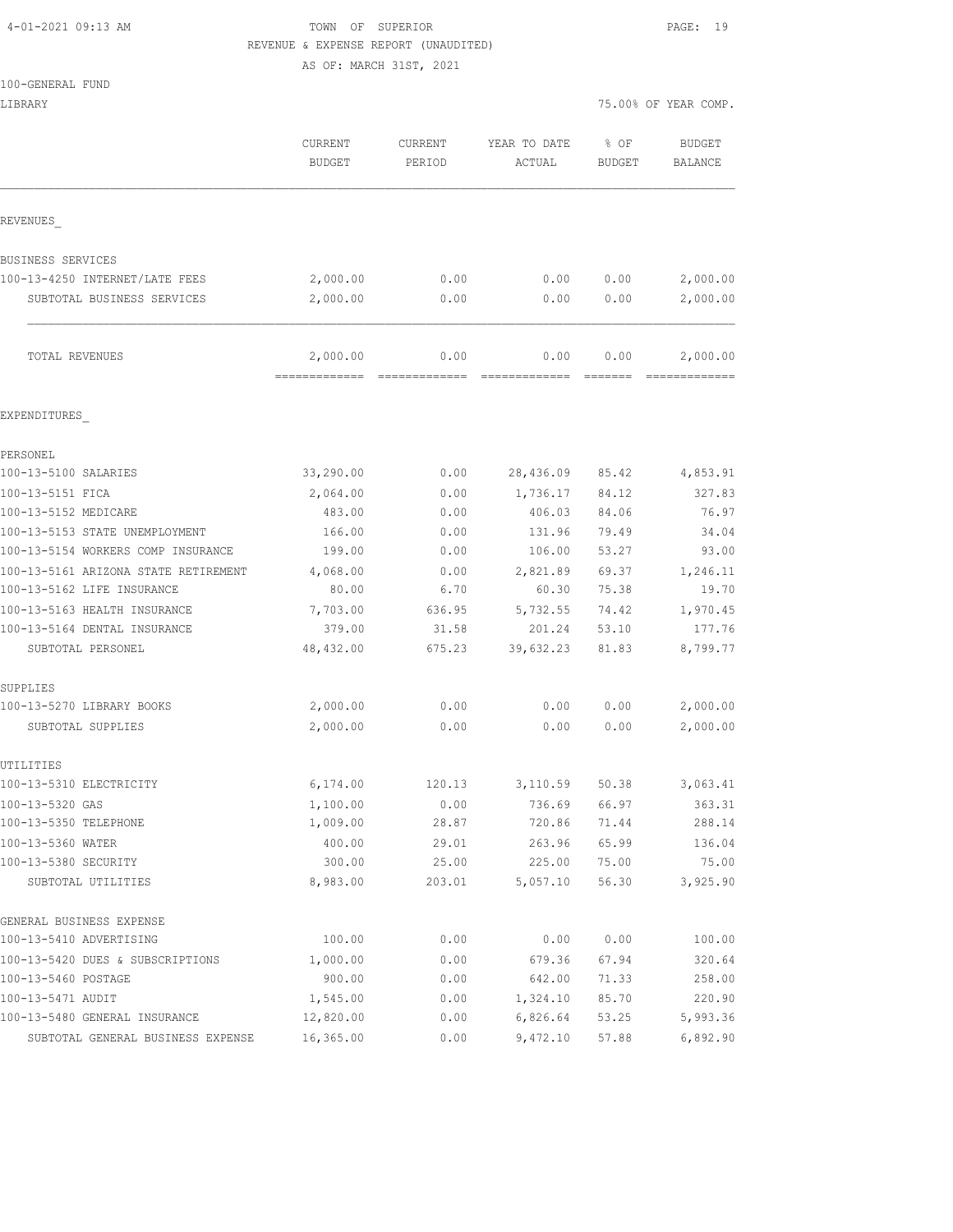TOWN OF SUPERIOR
REVENUE & EXPENSE REPORT (UNAUDITED)
AS OF: MARCH 31ST, 2021

100-GENERAL FUND
LIBRARY

75.00% OF YEAR COMP.

| | CURRENT BUDGET | CURRENT PERIOD | YEAR TO DATE ACTUAL | % OF BUDGET | BUDGET BALANCE |
|---|---|---|---|---|---|
| **REVENUES** | | | | | |
| BUSINESS SERVICES | | | | | |
| 100-13-4250 INTERNET/LATE FEES | 2,000.00 | 0.00 | 0.00 | 0.00 | 2,000.00 |
| SUBTOTAL BUSINESS SERVICES | 2,000.00 | 0.00 | 0.00 | 0.00 | 2,000.00 |
| TOTAL REVENUES | 2,000.00 | 0.00 | 0.00 | 0.00 | 2,000.00 |
| **EXPENDITURES** | | | | | |
| PERSONEL | | | | | |
| 100-13-5100 SALARIES | 33,290.00 | 0.00 | 28,436.09 | 85.42 | 4,853.91 |
| 100-13-5151 FICA | 2,064.00 | 0.00 | 1,736.17 | 84.12 | 327.83 |
| 100-13-5152 MEDICARE | 483.00 | 0.00 | 406.03 | 84.06 | 76.97 |
| 100-13-5153 STATE UNEMPLOYMENT | 166.00 | 0.00 | 131.96 | 79.49 | 34.04 |
| 100-13-5154 WORKERS COMP INSURANCE | 199.00 | 0.00 | 106.00 | 53.27 | 93.00 |
| 100-13-5161 ARIZONA STATE RETIREMENT | 4,068.00 | 0.00 | 2,821.89 | 69.37 | 1,246.11 |
| 100-13-5162 LIFE INSURANCE | 80.00 | 6.70 | 60.30 | 75.38 | 19.70 |
| 100-13-5163 HEALTH INSURANCE | 7,703.00 | 636.95 | 5,732.55 | 74.42 | 1,970.45 |
| 100-13-5164 DENTAL INSURANCE | 379.00 | 31.58 | 201.24 | 53.10 | 177.76 |
| SUBTOTAL PERSONEL | 48,432.00 | 675.23 | 39,632.23 | 81.83 | 8,799.77 |
| SUPPLIES | | | | | |
| 100-13-5270 LIBRARY BOOKS | 2,000.00 | 0.00 | 0.00 | 0.00 | 2,000.00 |
| SUBTOTAL SUPPLIES | 2,000.00 | 0.00 | 0.00 | 0.00 | 2,000.00 |
| UTILITIES | | | | | |
| 100-13-5310 ELECTRICITY | 6,174.00 | 120.13 | 3,110.59 | 50.38 | 3,063.41 |
| 100-13-5320 GAS | 1,100.00 | 0.00 | 736.69 | 66.97 | 363.31 |
| 100-13-5350 TELEPHONE | 1,009.00 | 28.87 | 720.86 | 71.44 | 288.14 |
| 100-13-5360 WATER | 400.00 | 29.01 | 263.96 | 65.99 | 136.04 |
| 100-13-5380 SECURITY | 300.00 | 25.00 | 225.00 | 75.00 | 75.00 |
| SUBTOTAL UTILITIES | 8,983.00 | 203.01 | 5,057.10 | 56.30 | 3,925.90 |
| GENERAL BUSINESS EXPENSE | | | | | |
| 100-13-5410 ADVERTISING | 100.00 | 0.00 | 0.00 | 0.00 | 100.00 |
| 100-13-5420 DUES & SUBSCRIPTIONS | 1,000.00 | 0.00 | 679.36 | 67.94 | 320.64 |
| 100-13-5460 POSTAGE | 900.00 | 0.00 | 642.00 | 71.33 | 258.00 |
| 100-13-5471 AUDIT | 1,545.00 | 0.00 | 1,324.10 | 85.70 | 220.90 |
| 100-13-5480 GENERAL INSURANCE | 12,820.00 | 0.00 | 6,826.64 | 53.25 | 5,993.36 |
| SUBTOTAL GENERAL BUSINESS EXPENSE | 16,365.00 | 0.00 | 9,472.10 | 57.88 | 6,892.90 |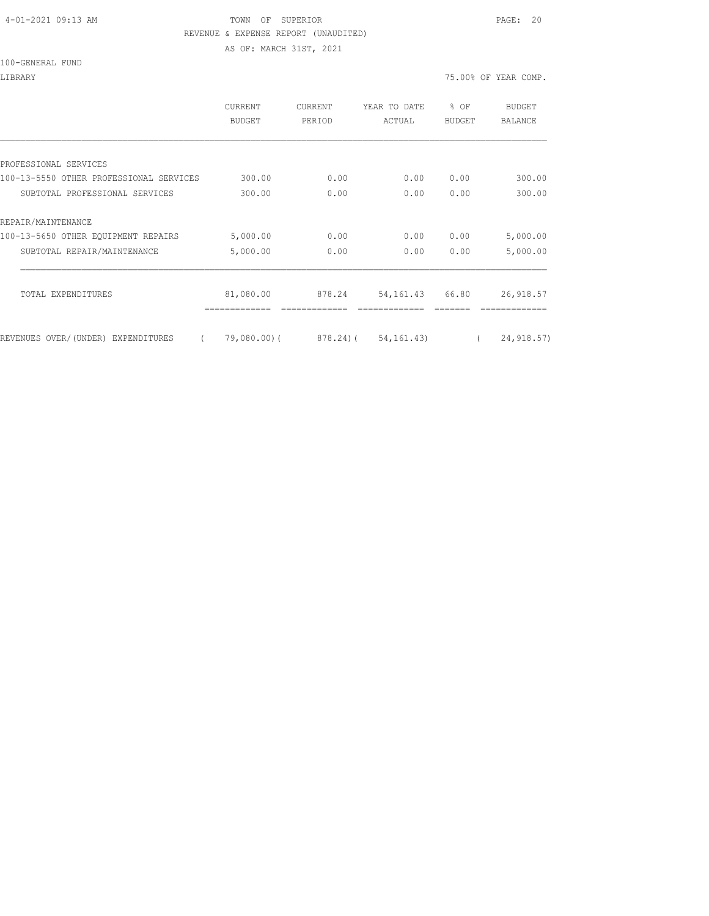TOWN OF SUPERIOR

REVENUE & EXPENSE REPORT (UNAUDITED)

AS OF: MARCH 31ST, 2021

100-GENERAL FUND

LIBRARY 75.00% OF YEAR COMP.

| | CURRENT BUDGET | CURRENT PERIOD | YEAR TO DATE ACTUAL | % OF BUDGET | BUDGET BALANCE |
|---|---|---|---|---|---|
| PROFESSIONAL SERVICES | | | | | |
| 100-13-5550 OTHER PROFESSIONAL SERVICES | 300.00 | 0.00 | 0.00 | 0.00 | 300.00 |
| SUBTOTAL PROFESSIONAL SERVICES | 300.00 | 0.00 | 0.00 | 0.00 | 300.00 |
| REPAIR/MAINTENANCE | | | | | |
| 100-13-5650 OTHER EQUIPMENT REPAIRS | 5,000.00 | 0.00 | 0.00 | 0.00 | 5,000.00 |
| SUBTOTAL REPAIR/MAINTENANCE | 5,000.00 | 0.00 | 0.00 | 0.00 | 5,000.00 |
| TOTAL EXPENDITURES | 81,080.00 | 878.24 | 54,161.43 | 66.80 | 26,918.57 |
| REVENUES OVER/(UNDER) EXPENDITURES | ( 79,080.00) | ( 878.24) | ( 54,161.43) | | ( 24,918.57) |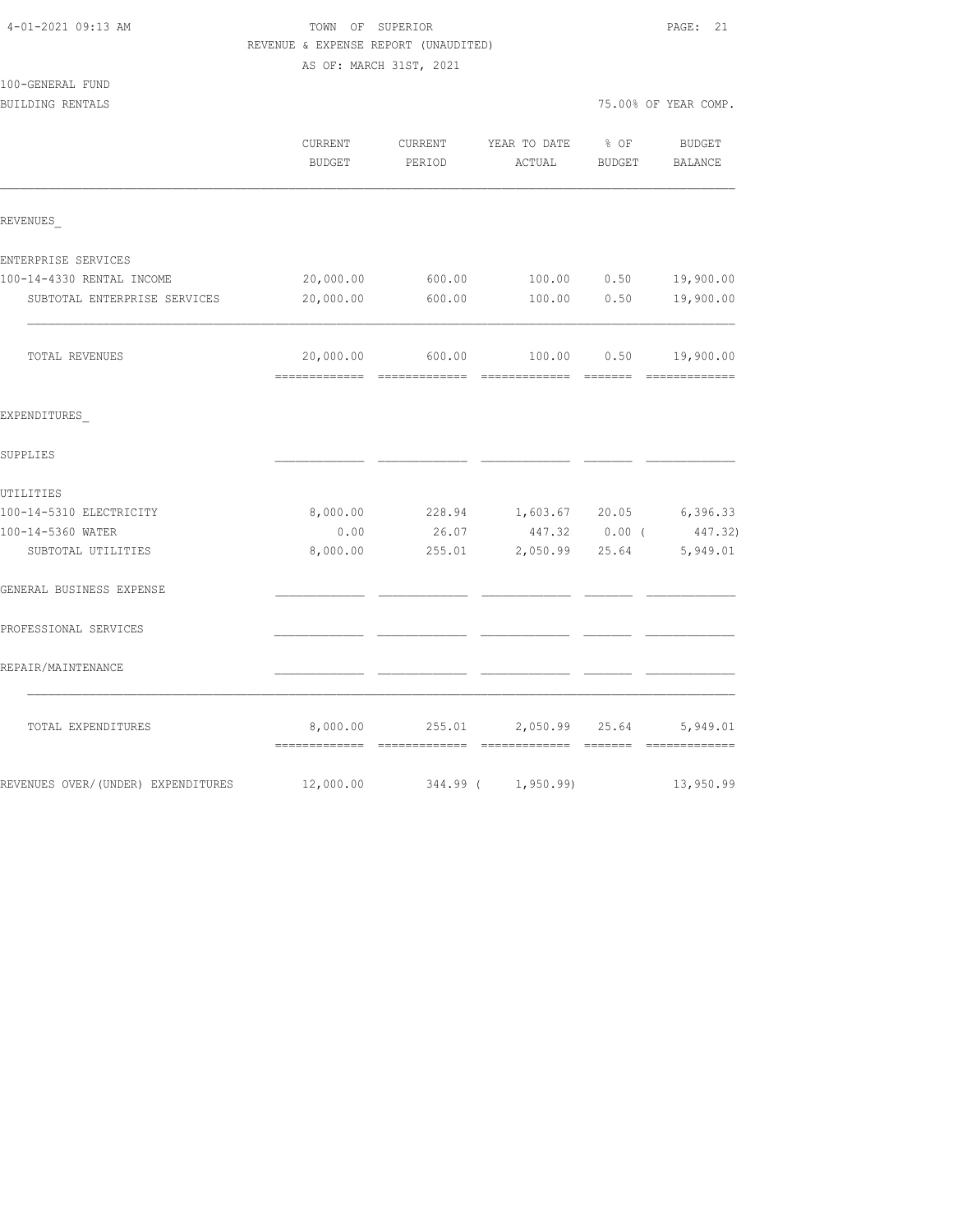4-01-2021 09:13 AM

# TOWN OF SUPERIOR

REVENUE & EXPENSE REPORT (UNAUDITED)

AS OF: MARCH 31ST, 2021

100-GENERAL FUND

BUILDING RENTALS — 75.00% OF YEAR COMP.

| | CURRENT BUDGET | CURRENT PERIOD | YEAR TO DATE ACTUAL | % OF BUDGET | BUDGET BALANCE |
|---|---|---|---|---|---|
| **REVENUES_** | | | | | |
| ENTERPRISE SERVICES | | | | | |
| 100-14-4330 RENTAL INCOME | 20,000.00 | 600.00 | 100.00 | 0.50 | 19,900.00 |
| SUBTOTAL ENTERPRISE SERVICES | 20,000.00 | 600.00 | 100.00 | 0.50 | 19,900.00 |
| TOTAL REVENUES | 20,000.00 | 600.00 | 100.00 | 0.50 | 19,900.00 |
| **EXPENDITURES_** | | | | | |
| SUPPLIES | | | | | |
| UTILITIES | | | | | |
| 100-14-5310 ELECTRICITY | 8,000.00 | 228.94 | 1,603.67 | 20.05 | 6,396.33 |
| 100-14-5360 WATER | 0.00 | 26.07 | 447.32 | 0.00 | ( 447.32) |
| SUBTOTAL UTILITIES | 8,000.00 | 255.01 | 2,050.99 | 25.64 | 5,949.01 |
| GENERAL BUSINESS EXPENSE | | | | | |
| PROFESSIONAL SERVICES | | | | | |
| REPAIR/MAINTENANCE | | | | | |
| TOTAL EXPENDITURES | 8,000.00 | 255.01 | 2,050.99 | 25.64 | 5,949.01 |
| REVENUES OVER/(UNDER) EXPENDITURES | 12,000.00 | 344.99 | ( 1,950.99) | | 13,950.99 |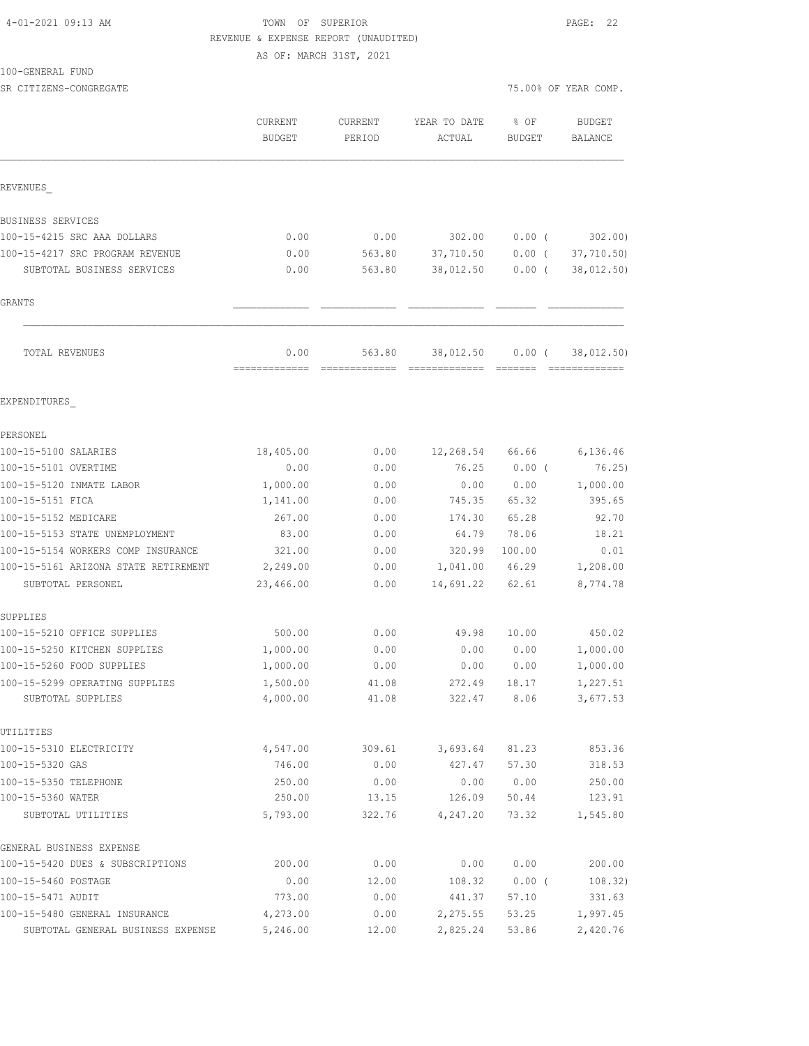TOWN OF SUPERIOR
REVENUE & EXPENSE REPORT (UNAUDITED)
AS OF: MARCH 31ST, 2021

100-GENERAL FUND
SR CITIZENS-CONGREGATE — 75.00% OF YEAR COMP.

| | CURRENT BUDGET | CURRENT PERIOD | YEAR TO DATE ACTUAL | % OF BUDGET | BUDGET BALANCE |
|---|---|---|---|---|---|
| **REVENUES** | | | | | |
| BUSINESS SERVICES | | | | | |
| 100-15-4215 SRC AAA DOLLARS | 0.00 | 0.00 | 302.00 | 0.00 ( | 302.00) |
| 100-15-4217 SRC PROGRAM REVENUE | 0.00 | 563.80 | 37,710.50 | 0.00 ( | 37,710.50) |
| SUBTOTAL BUSINESS SERVICES | 0.00 | 563.80 | 38,012.50 | 0.00 ( | 38,012.50) |
| GRANTS | | | | | |
| TOTAL REVENUES | 0.00 | 563.80 | 38,012.50 | 0.00 ( | 38,012.50) |
| **EXPENDITURES** | | | | | |
| PERSONEL | | | | | |
| 100-15-5100 SALARIES | 18,405.00 | 0.00 | 12,268.54 | 66.66 | 6,136.46 |
| 100-15-5101 OVERTIME | 0.00 | 0.00 | 76.25 | 0.00 ( | 76.25) |
| 100-15-5120 INMATE LABOR | 1,000.00 | 0.00 | 0.00 | 0.00 | 1,000.00 |
| 100-15-5151 FICA | 1,141.00 | 0.00 | 745.35 | 65.32 | 395.65 |
| 100-15-5152 MEDICARE | 267.00 | 0.00 | 174.30 | 65.28 | 92.70 |
| 100-15-5153 STATE UNEMPLOYMENT | 83.00 | 0.00 | 64.79 | 78.06 | 18.21 |
| 100-15-5154 WORKERS COMP INSURANCE | 321.00 | 0.00 | 320.99 | 100.00 | 0.01 |
| 100-15-5161 ARIZONA STATE RETIREMENT | 2,249.00 | 0.00 | 1,041.00 | 46.29 | 1,208.00 |
| SUBTOTAL PERSONEL | 23,466.00 | 0.00 | 14,691.22 | 62.61 | 8,774.78 |
| SUPPLIES | | | | | |
| 100-15-5210 OFFICE SUPPLIES | 500.00 | 0.00 | 49.98 | 10.00 | 450.02 |
| 100-15-5250 KITCHEN SUPPLIES | 1,000.00 | 0.00 | 0.00 | 0.00 | 1,000.00 |
| 100-15-5260 FOOD SUPPLIES | 1,000.00 | 0.00 | 0.00 | 0.00 | 1,000.00 |
| 100-15-5299 OPERATING SUPPLIES | 1,500.00 | 41.08 | 272.49 | 18.17 | 1,227.51 |
| SUBTOTAL SUPPLIES | 4,000.00 | 41.08 | 322.47 | 8.06 | 3,677.53 |
| UTILITIES | | | | | |
| 100-15-5310 ELECTRICITY | 4,547.00 | 309.61 | 3,693.64 | 81.23 | 853.36 |
| 100-15-5320 GAS | 746.00 | 0.00 | 427.47 | 57.30 | 318.53 |
| 100-15-5350 TELEPHONE | 250.00 | 0.00 | 0.00 | 0.00 | 250.00 |
| 100-15-5360 WATER | 250.00 | 13.15 | 126.09 | 50.44 | 123.91 |
| SUBTOTAL UTILITIES | 5,793.00 | 322.76 | 4,247.20 | 73.32 | 1,545.80 |
| GENERAL BUSINESS EXPENSE | | | | | |
| 100-15-5420 DUES & SUBSCRIPTIONS | 200.00 | 0.00 | 0.00 | 0.00 | 200.00 |
| 100-15-5460 POSTAGE | 0.00 | 12.00 | 108.32 | 0.00 ( | 108.32) |
| 100-15-5471 AUDIT | 773.00 | 0.00 | 441.37 | 57.10 | 331.63 |
| 100-15-5480 GENERAL INSURANCE | 4,273.00 | 0.00 | 2,275.55 | 53.25 | 1,997.45 |
| SUBTOTAL GENERAL BUSINESS EXPENSE | 5,246.00 | 12.00 | 2,825.24 | 53.86 | 2,420.76 |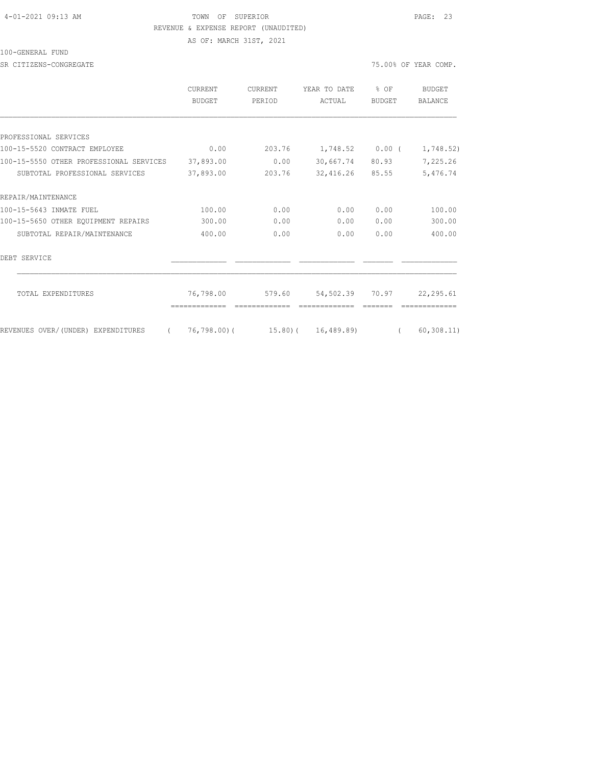4-01-2021 09:13 AM

TOWN OF SUPERIOR

REVENUE & EXPENSE REPORT (UNAUDITED)

AS OF: MARCH 31ST, 2021

100-GENERAL FUND

SR CITIZENS-CONGREGATE

75.00% OF YEAR COMP.

| | CURRENT BUDGET | CURRENT PERIOD | YEAR TO DATE ACTUAL | % OF BUDGET | BUDGET BALANCE |
|---|---|---|---|---|---|
| PROFESSIONAL SERVICES | | | | | |
| 100-15-5520 CONTRACT EMPLOYEE | 0.00 | 203.76 | 1,748.52 | 0.00 | ( 1,748.52) |
| 100-15-5550 OTHER PROFESSIONAL SERVICES | 37,893.00 | 0.00 | 30,667.74 | 80.93 | 7,225.26 |
| SUBTOTAL PROFESSIONAL SERVICES | 37,893.00 | 203.76 | 32,416.26 | 85.55 | 5,476.74 |
| REPAIR/MAINTENANCE | | | | | |
| 100-15-5643 INMATE FUEL | 100.00 | 0.00 | 0.00 | 0.00 | 100.00 |
| 100-15-5650 OTHER EQUIPMENT REPAIRS | 300.00 | 0.00 | 0.00 | 0.00 | 300.00 |
| SUBTOTAL REPAIR/MAINTENANCE | 400.00 | 0.00 | 0.00 | 0.00 | 400.00 |
| DEBT SERVICE | | | | | |
| TOTAL EXPENDITURES | 76,798.00 | 579.60 | 54,502.39 | 70.97 | 22,295.61 |
| REVENUES OVER/(UNDER) EXPENDITURES | ( 76,798.00) | ( 15.80) | ( 16,489.89) | | ( 60,308.11) |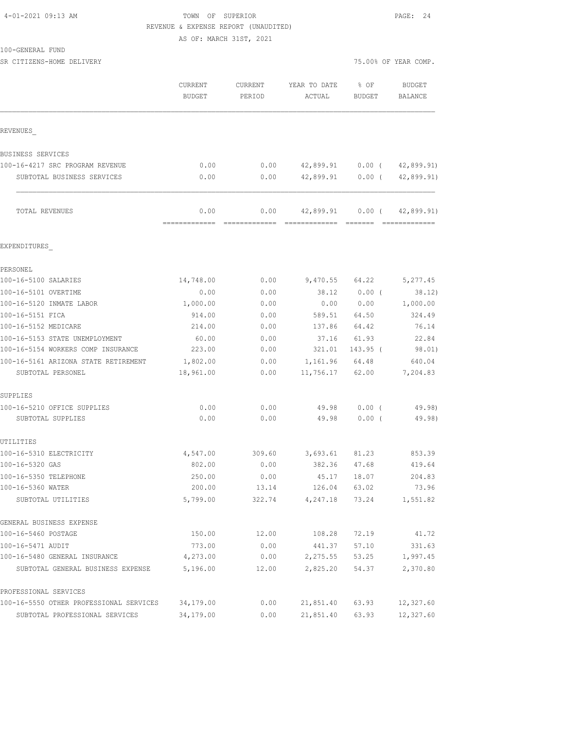TOWN OF SUPERIOR
REVENUE & EXPENSE REPORT (UNAUDITED)
AS OF: MARCH 31ST, 2021

100-GENERAL FUND

SR CITIZENS-HOME DELIVERY — 75.00% OF YEAR COMP.

| | CURRENT BUDGET | CURRENT PERIOD | YEAR TO DATE ACTUAL | % OF BUDGET | BUDGET BALANCE |
|---|---|---|---|---|---|
| **REVENUES** | | | | | |
| BUSINESS SERVICES | | | | | |
| 100-16-4217 SRC PROGRAM REVENUE | 0.00 | 0.00 | 42,899.91 | 0.00 ( | 42,899.91) |
| SUBTOTAL BUSINESS SERVICES | 0.00 | 0.00 | 42,899.91 | 0.00 ( | 42,899.91) |
| TOTAL REVENUES | 0.00 | 0.00 | 42,899.91 | 0.00 ( | 42,899.91) |
| **EXPENDITURES** | | | | | |
| PERSONEL | | | | | |
| 100-16-5100 SALARIES | 14,748.00 | 0.00 | 9,470.55 | 64.22 | 5,277.45 |
| 100-16-5101 OVERTIME | 0.00 | 0.00 | 38.12 | 0.00 ( | 38.12) |
| 100-16-5120 INMATE LABOR | 1,000.00 | 0.00 | 0.00 | 0.00 | 1,000.00 |
| 100-16-5151 FICA | 914.00 | 0.00 | 589.51 | 64.50 | 324.49 |
| 100-16-5152 MEDICARE | 214.00 | 0.00 | 137.86 | 64.42 | 76.14 |
| 100-16-5153 STATE UNEMPLOYMENT | 60.00 | 0.00 | 37.16 | 61.93 | 22.84 |
| 100-16-5154 WORKERS COMP INSURANCE | 223.00 | 0.00 | 321.01 | 143.95 ( | 98.01) |
| 100-16-5161 ARIZONA STATE RETIREMENT | 1,802.00 | 0.00 | 1,161.96 | 64.48 | 640.04 |
| SUBTOTAL PERSONEL | 18,961.00 | 0.00 | 11,756.17 | 62.00 | 7,204.83 |
| SUPPLIES | | | | | |
| 100-16-5210 OFFICE SUPPLIES | 0.00 | 0.00 | 49.98 | 0.00 ( | 49.98) |
| SUBTOTAL SUPPLIES | 0.00 | 0.00 | 49.98 | 0.00 ( | 49.98) |
| UTILITIES | | | | | |
| 100-16-5310 ELECTRICITY | 4,547.00 | 309.60 | 3,693.61 | 81.23 | 853.39 |
| 100-16-5320 GAS | 802.00 | 0.00 | 382.36 | 47.68 | 419.64 |
| 100-16-5350 TELEPHONE | 250.00 | 0.00 | 45.17 | 18.07 | 204.83 |
| 100-16-5360 WATER | 200.00 | 13.14 | 126.04 | 63.02 | 73.96 |
| SUBTOTAL UTILITIES | 5,799.00 | 322.74 | 4,247.18 | 73.24 | 1,551.82 |
| GENERAL BUSINESS EXPENSE | | | | | |
| 100-16-5460 POSTAGE | 150.00 | 12.00 | 108.28 | 72.19 | 41.72 |
| 100-16-5471 AUDIT | 773.00 | 0.00 | 441.37 | 57.10 | 331.63 |
| 100-16-5480 GENERAL INSURANCE | 4,273.00 | 0.00 | 2,275.55 | 53.25 | 1,997.45 |
| SUBTOTAL GENERAL BUSINESS EXPENSE | 5,196.00 | 12.00 | 2,825.20 | 54.37 | 2,370.80 |
| PROFESSIONAL SERVICES | | | | | |
| 100-16-5550 OTHER PROFESSIONAL SERVICES | 34,179.00 | 0.00 | 21,851.40 | 63.93 | 12,327.60 |
| SUBTOTAL PROFESSIONAL SERVICES | 34,179.00 | 0.00 | 21,851.40 | 63.93 | 12,327.60 |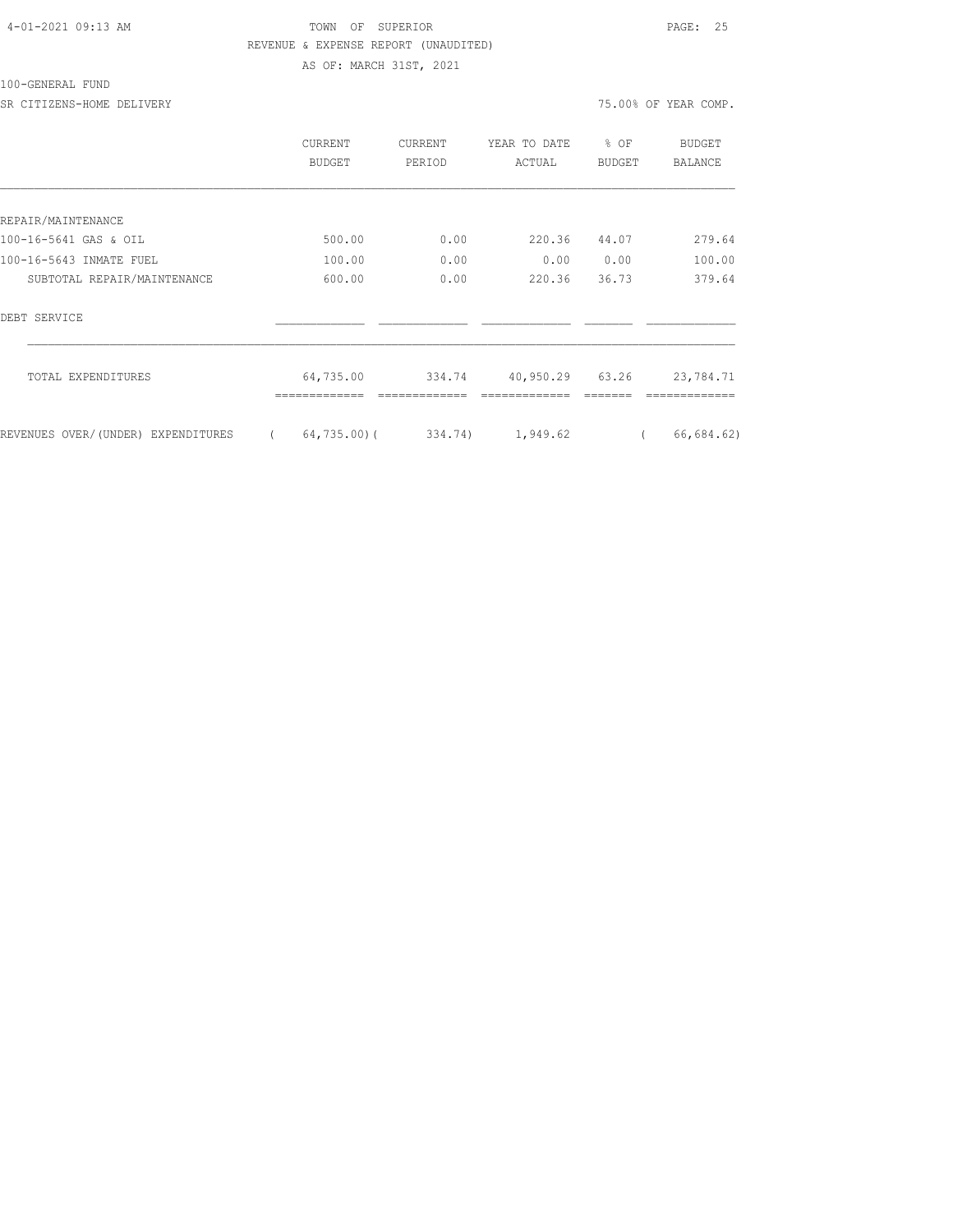TOWN OF SUPERIOR
REVENUE & EXPENSE REPORT (UNAUDITED)
AS OF: MARCH 31ST, 2021

100-GENERAL FUND

SR CITIZENS-HOME DELIVERY — 75.00% OF YEAR COMP.

| | CURRENT BUDGET | CURRENT PERIOD | YEAR TO DATE ACTUAL | % OF BUDGET | BUDGET BALANCE |
|---|---|---|---|---|---|
| REPAIR/MAINTENANCE | | | | | |
| 100-16-5641 GAS & OIL | 500.00 | 0.00 | 220.36 | 44.07 | 279.64 |
| 100-16-5643 INMATE FUEL | 100.00 | 0.00 | 0.00 | 0.00 | 100.00 |
| SUBTOTAL REPAIR/MAINTENANCE | 600.00 | 0.00 | 220.36 | 36.73 | 379.64 |
| DEBT SERVICE | | | | | |
| TOTAL EXPENDITURES | 64,735.00 | 334.74 | 40,950.29 | 63.26 | 23,784.71 |
| REVENUES OVER/(UNDER) EXPENDITURES | ( 64,735.00) | ( 334.74) | 1,949.62 | | ( 66,684.62) |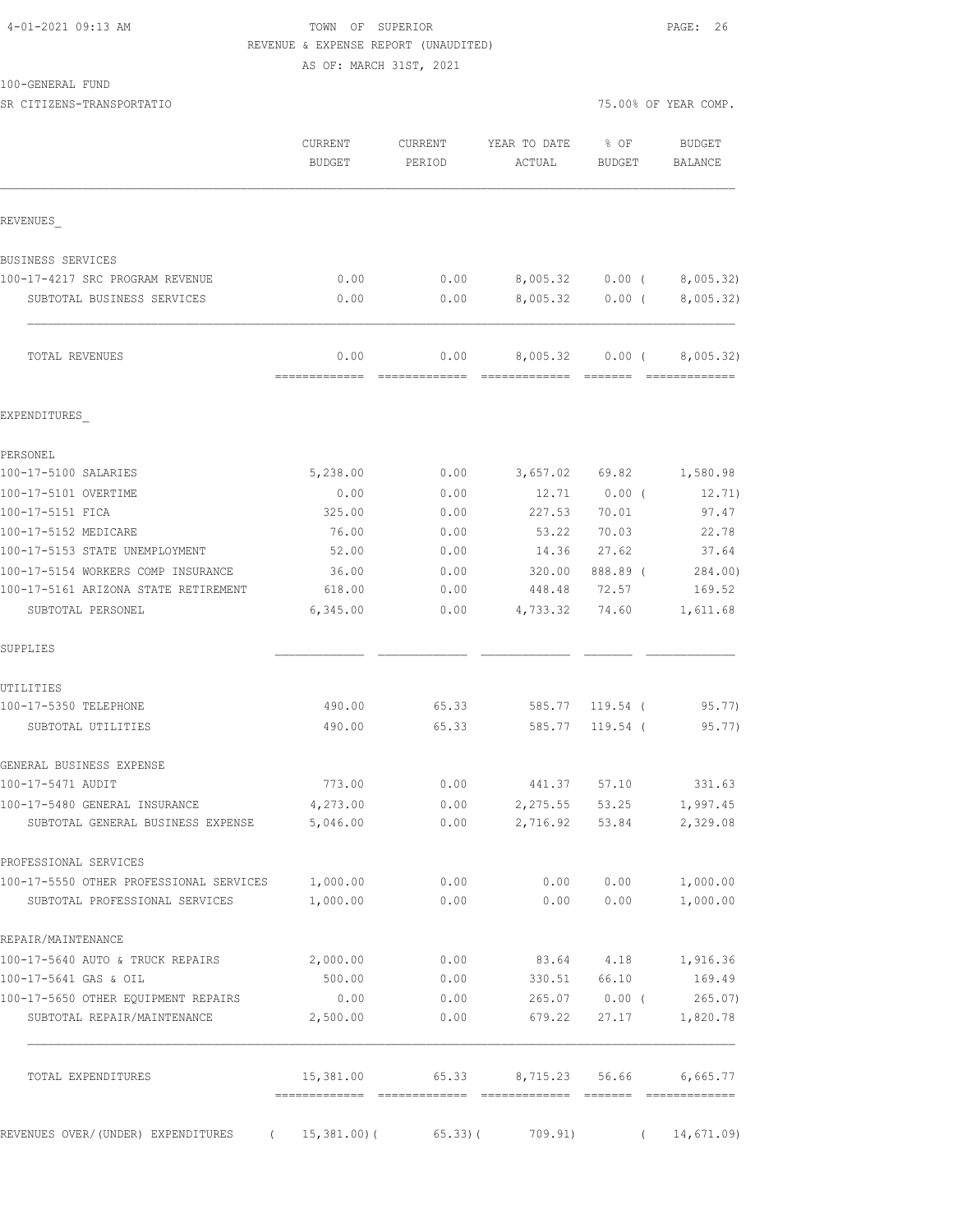TOWN OF SUPERIOR
REVENUE & EXPENSE REPORT (UNAUDITED)
AS OF: MARCH 31ST, 2021

100-GENERAL FUND
SR CITIZENS-TRANSPORTATIO

75.00% OF YEAR COMP.

| | CURRENT BUDGET | CURRENT PERIOD | YEAR TO DATE ACTUAL | % OF BUDGET | BUDGET BALANCE |
|---|---|---|---|---|---|
| REVENUES_ | | | | | |
| BUSINESS SERVICES | | | | | |
| 100-17-4217 SRC PROGRAM REVENUE | 0.00 | 0.00 | 8,005.32 | 0.00 ( | 8,005.32) |
| SUBTOTAL BUSINESS SERVICES | 0.00 | 0.00 | 8,005.32 | 0.00 ( | 8,005.32) |
| TOTAL REVENUES | 0.00 | 0.00 | 8,005.32 | 0.00 ( | 8,005.32) |
| EXPENDITURES_ | | | | | |
| PERSONEL | | | | | |
| 100-17-5100 SALARIES | 5,238.00 | 0.00 | 3,657.02 | 69.82 | 1,580.98 |
| 100-17-5101 OVERTIME | 0.00 | 0.00 | 12.71 | 0.00 ( | 12.71) |
| 100-17-5151 FICA | 325.00 | 0.00 | 227.53 | 70.01 | 97.47 |
| 100-17-5152 MEDICARE | 76.00 | 0.00 | 53.22 | 70.03 | 22.78 |
| 100-17-5153 STATE UNEMPLOYMENT | 52.00 | 0.00 | 14.36 | 27.62 | 37.64 |
| 100-17-5154 WORKERS COMP INSURANCE | 36.00 | 0.00 | 320.00 | 888.89 ( | 284.00) |
| 100-17-5161 ARIZONA STATE RETIREMENT | 618.00 | 0.00 | 448.48 | 72.57 | 169.52 |
| SUBTOTAL PERSONEL | 6,345.00 | 0.00 | 4,733.32 | 74.60 | 1,611.68 |
| SUPPLIES | | | | | |
| UTILITIES | | | | | |
| 100-17-5350 TELEPHONE | 490.00 | 65.33 | 585.77 | 119.54 ( | 95.77) |
| SUBTOTAL UTILITIES | 490.00 | 65.33 | 585.77 | 119.54 ( | 95.77) |
| GENERAL BUSINESS EXPENSE | | | | | |
| 100-17-5471 AUDIT | 773.00 | 0.00 | 441.37 | 57.10 | 331.63 |
| 100-17-5480 GENERAL INSURANCE | 4,273.00 | 0.00 | 2,275.55 | 53.25 | 1,997.45 |
| SUBTOTAL GENERAL BUSINESS EXPENSE | 5,046.00 | 0.00 | 2,716.92 | 53.84 | 2,329.08 |
| PROFESSIONAL SERVICES | | | | | |
| 100-17-5550 OTHER PROFESSIONAL SERVICES | 1,000.00 | 0.00 | 0.00 | 0.00 | 1,000.00 |
| SUBTOTAL PROFESSIONAL SERVICES | 1,000.00 | 0.00 | 0.00 | 0.00 | 1,000.00 |
| REPAIR/MAINTENANCE | | | | | |
| 100-17-5640 AUTO & TRUCK REPAIRS | 2,000.00 | 0.00 | 83.64 | 4.18 | 1,916.36 |
| 100-17-5641 GAS & OIL | 500.00 | 0.00 | 330.51 | 66.10 | 169.49 |
| 100-17-5650 OTHER EQUIPMENT REPAIRS | 0.00 | 0.00 | 265.07 | 0.00 ( | 265.07) |
| SUBTOTAL REPAIR/MAINTENANCE | 2,500.00 | 0.00 | 679.22 | 27.17 | 1,820.78 |
| TOTAL EXPENDITURES | 15,381.00 | 65.33 | 8,715.23 | 56.66 | 6,665.77 |
| REVENUES OVER/(UNDER) EXPENDITURES | ( 15,381.00)( | 65.33)( | 709.91) | ( | 14,671.09) |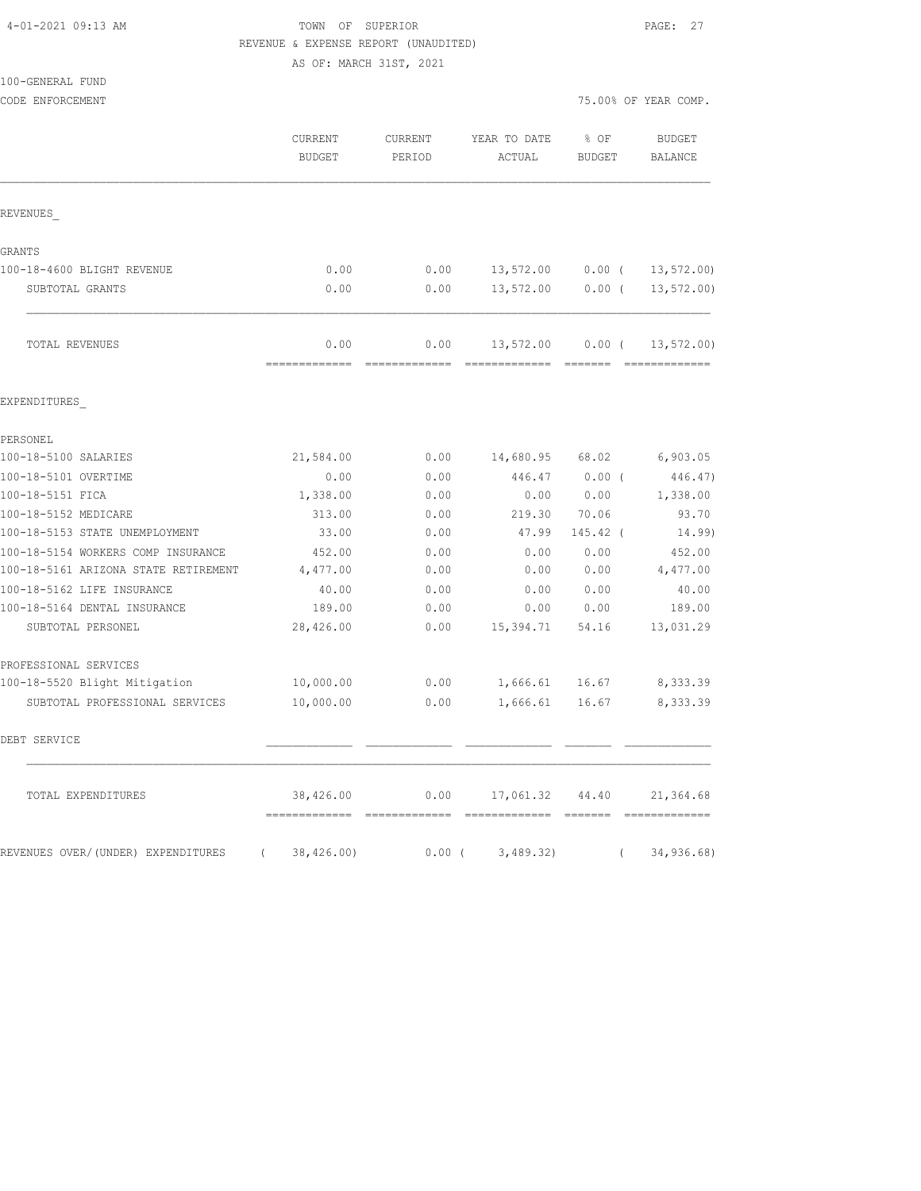TOWN OF SUPERIOR

REVENUE & EXPENSE REPORT (UNAUDITED)

AS OF: MARCH 31ST, 2021

100-GENERAL FUND

CODE ENFORCEMENT — 75.00% OF YEAR COMP.

| | CURRENT BUDGET | CURRENT PERIOD | YEAR TO DATE ACTUAL | % OF BUDGET | BUDGET BALANCE |
|---|---|---|---|---|---|
| **REVENUES_** | | | | | |
| GRANTS | | | | | |
| 100-18-4600 BLIGHT REVENUE | 0.00 | 0.00 | 13,572.00 | 0.00 | ( 13,572.00) |
| SUBTOTAL GRANTS | 0.00 | 0.00 | 13,572.00 | 0.00 | ( 13,572.00) |
| TOTAL REVENUES | 0.00 | 0.00 | 13,572.00 | 0.00 | ( 13,572.00) |
| **EXPENDITURES_** | | | | | |
| PERSONEL | | | | | |
| 100-18-5100 SALARIES | 21,584.00 | 0.00 | 14,680.95 | 68.02 | 6,903.05 |
| 100-18-5101 OVERTIME | 0.00 | 0.00 | 446.47 | 0.00 | ( 446.47) |
| 100-18-5151 FICA | 1,338.00 | 0.00 | 0.00 | 0.00 | 1,338.00 |
| 100-18-5152 MEDICARE | 313.00 | 0.00 | 219.30 | 70.06 | 93.70 |
| 100-18-5153 STATE UNEMPLOYMENT | 33.00 | 0.00 | 47.99 | 145.42 | ( 14.99) |
| 100-18-5154 WORKERS COMP INSURANCE | 452.00 | 0.00 | 0.00 | 0.00 | 452.00 |
| 100-18-5161 ARIZONA STATE RETIREMENT | 4,477.00 | 0.00 | 0.00 | 0.00 | 4,477.00 |
| 100-18-5162 LIFE INSURANCE | 40.00 | 0.00 | 0.00 | 0.00 | 40.00 |
| 100-18-5164 DENTAL INSURANCE | 189.00 | 0.00 | 0.00 | 0.00 | 189.00 |
| SUBTOTAL PERSONEL | 28,426.00 | 0.00 | 15,394.71 | 54.16 | 13,031.29 |
| PROFESSIONAL SERVICES | | | | | |
| 100-18-5520 Blight Mitigation | 10,000.00 | 0.00 | 1,666.61 | 16.67 | 8,333.39 |
| SUBTOTAL PROFESSIONAL SERVICES | 10,000.00 | 0.00 | 1,666.61 | 16.67 | 8,333.39 |
| DEBT SERVICE | | | | | |
| TOTAL EXPENDITURES | 38,426.00 | 0.00 | 17,061.32 | 44.40 | 21,364.68 |
| REVENUES OVER/(UNDER) EXPENDITURES | ( 38,426.00) | 0.00 | ( 3,489.32) | | ( 34,936.68) |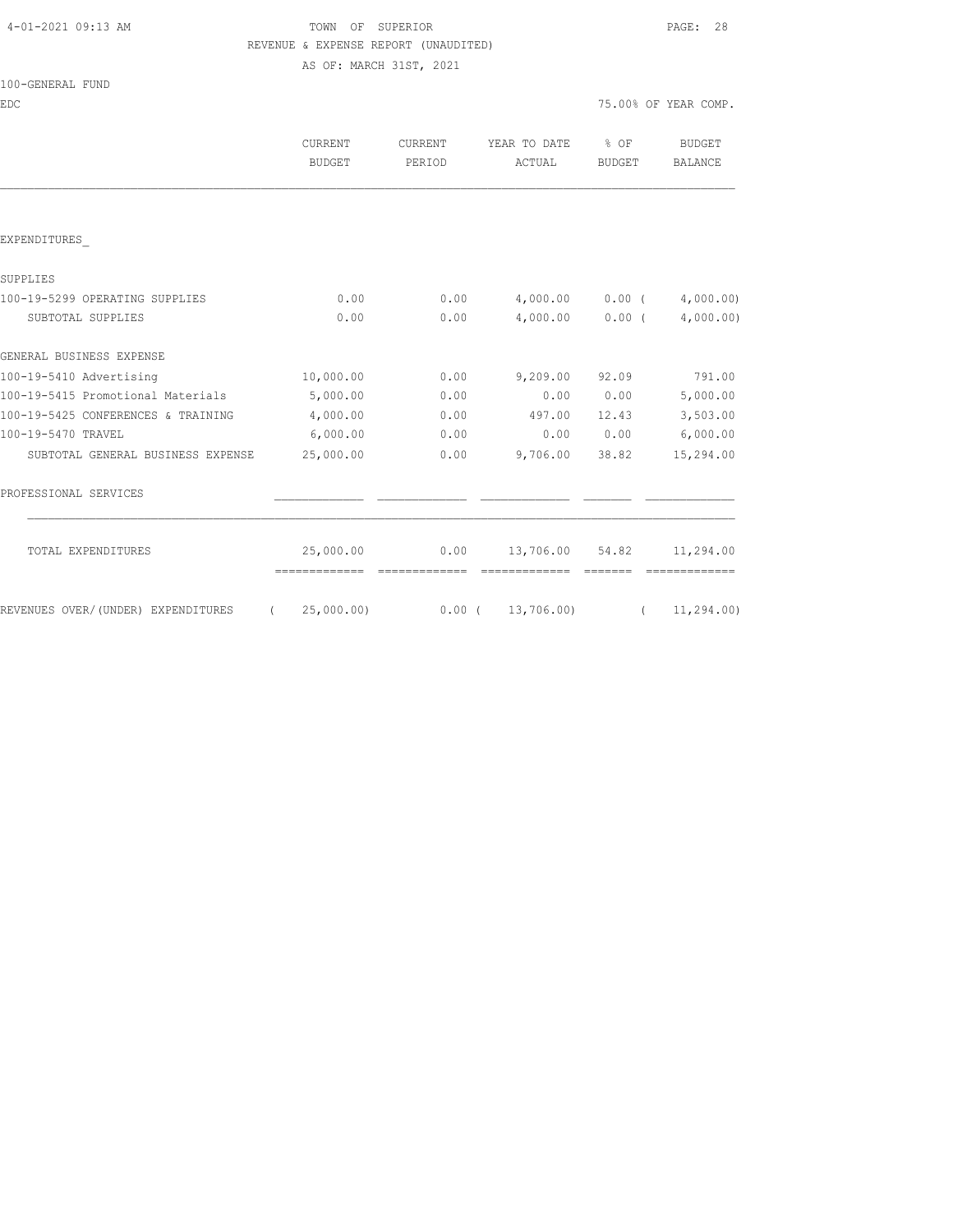TOWN OF SUPERIOR

REVENUE & EXPENSE REPORT (UNAUDITED)

AS OF: MARCH 31ST, 2021

100-GENERAL FUND

EDC

75.00% OF YEAR COMP.

| | CURRENT BUDGET | CURRENT PERIOD | YEAR TO DATE ACTUAL | % OF BUDGET | BUDGET BALANCE |
|---|---|---|---|---|---|
| EXPENDITURES_ | | | | | |
| SUPPLIES | | | | | |
| 100-19-5299 OPERATING SUPPLIES | 0.00 | 0.00 | 4,000.00 | 0.00 | ( 4,000.00) |
| SUBTOTAL SUPPLIES | 0.00 | 0.00 | 4,000.00 | 0.00 | ( 4,000.00) |
| GENERAL BUSINESS EXPENSE | | | | | |
| 100-19-5410 Advertising | 10,000.00 | 0.00 | 9,209.00 | 92.09 | 791.00 |
| 100-19-5415 Promotional Materials | 5,000.00 | 0.00 | 0.00 | 0.00 | 5,000.00 |
| 100-19-5425 CONFERENCES & TRAINING | 4,000.00 | 0.00 | 497.00 | 12.43 | 3,503.00 |
| 100-19-5470 TRAVEL | 6,000.00 | 0.00 | 0.00 | 0.00 | 6,000.00 |
| SUBTOTAL GENERAL BUSINESS EXPENSE | 25,000.00 | 0.00 | 9,706.00 | 38.82 | 15,294.00 |
| PROFESSIONAL SERVICES | | | | | |
| TOTAL EXPENDITURES | 25,000.00 | 0.00 | 13,706.00 | 54.82 | 11,294.00 |
| REVENUES OVER/(UNDER) EXPENDITURES | ( 25,000.00) | 0.00 | ( 13,706.00) | | ( 11,294.00) |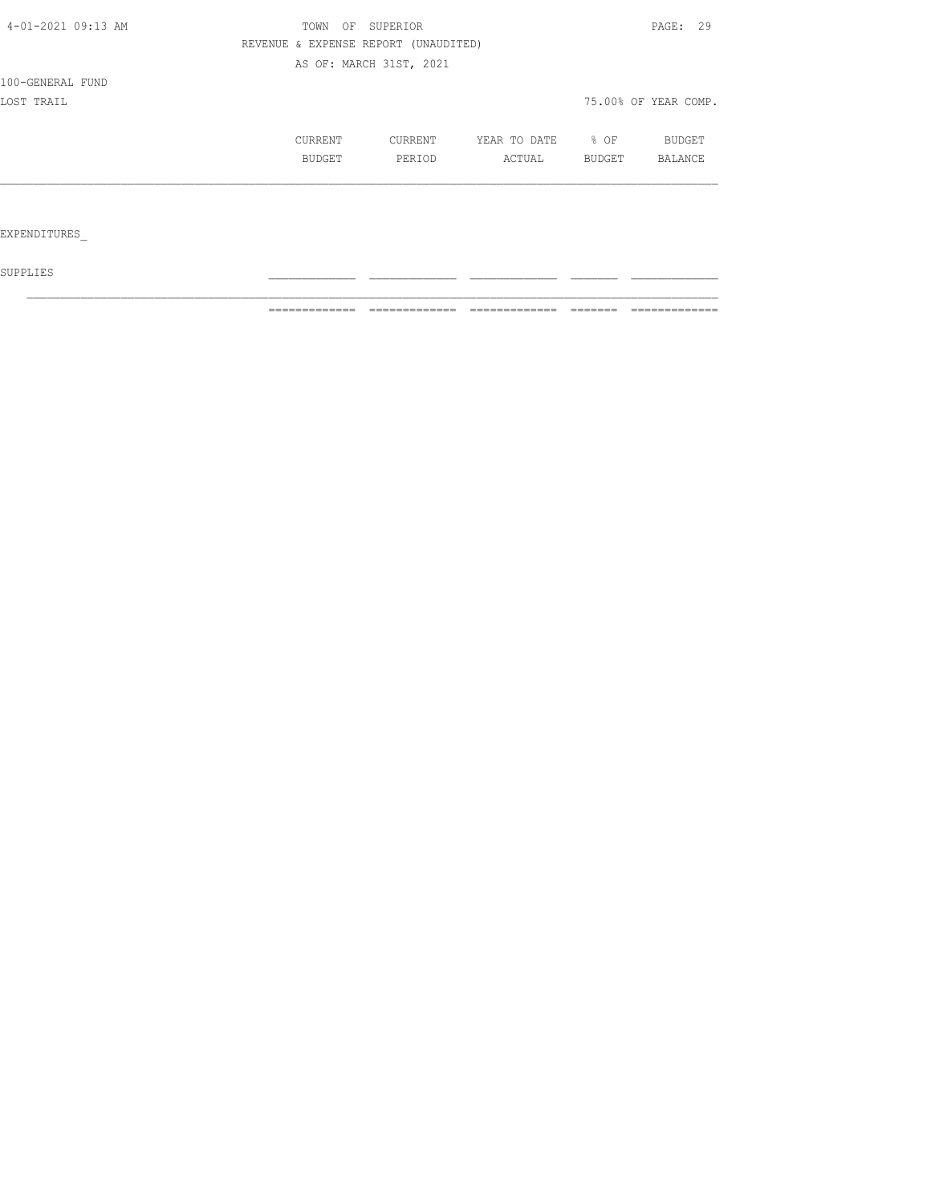TOWN OF SUPERIOR

REVENUE & EXPENSE REPORT (UNAUDITED)

AS OF: MARCH 31ST, 2021

100-GENERAL FUND

LOST TRAIL

75.00% OF YEAR COMP.

| | CURRENT BUDGET | CURRENT PERIOD | YEAR TO DATE ACTUAL | % OF BUDGET | BUDGET BALANCE |
|---|---|---|---|---|---|
| EXPENDITURES_ | | | | | |
| SUPPLIES | | | | | |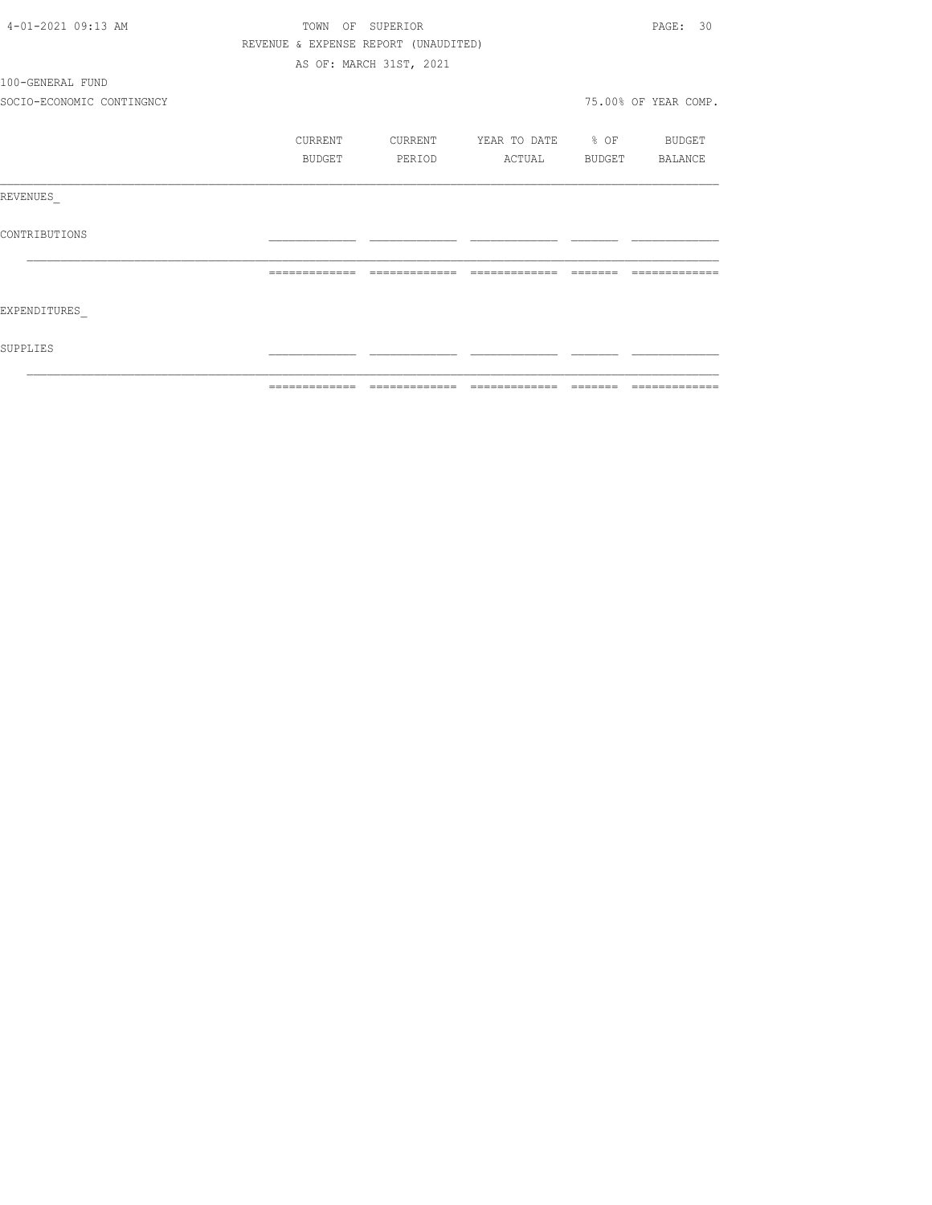4-01-2021 09:13 AM

TOWN OF SUPERIOR

REVENUE & EXPENSE REPORT (UNAUDITED)

AS OF: MARCH 31ST, 2021

100-GENERAL FUND

SOCIO-ECONOMIC CONTINGNCY

75.00% OF YEAR COMP.

| | CURRENT BUDGET | CURRENT PERIOD | YEAR TO DATE ACTUAL | % OF BUDGET | BUDGET BALANCE |
|---|---|---|---|---|---|
| REVENUES_ | | | | | |
| CONTRIBUTIONS | | | | | |
| EXPENDITURES_ | | | | | |
| SUPPLIES | | | | | |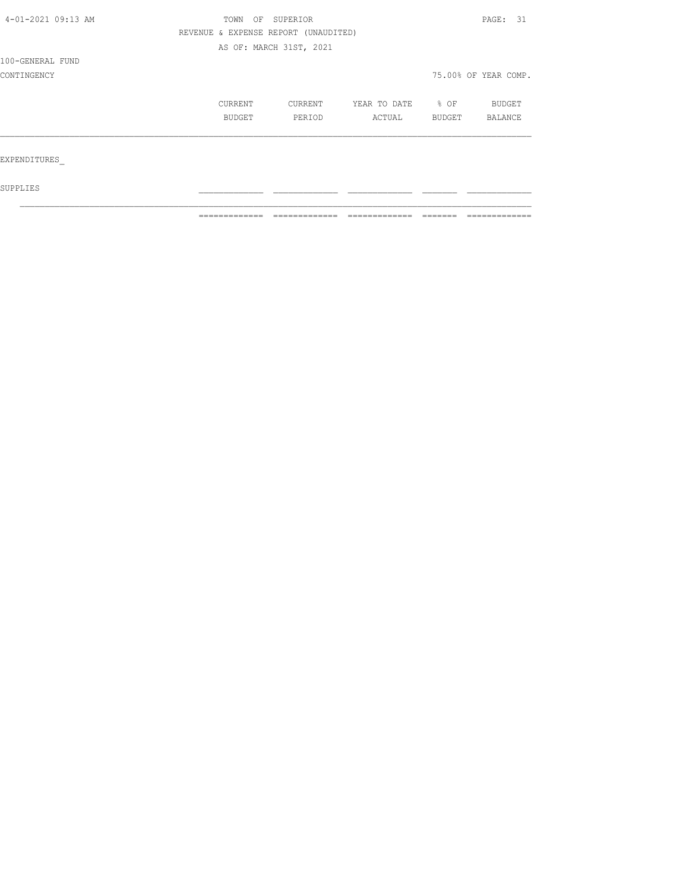TOWN OF SUPERIOR

REVENUE & EXPENSE REPORT (UNAUDITED)

AS OF: MARCH 31ST, 2021

100-GENERAL FUND

CONTINGENCY

75.00% OF YEAR COMP.

| | CURRENT BUDGET | CURRENT PERIOD | YEAR TO DATE ACTUAL | % OF BUDGET | BUDGET BALANCE |
|---|---|---|---|---|---|
| EXPENDITURES_ | | | | | |
| SUPPLIES | | | | | |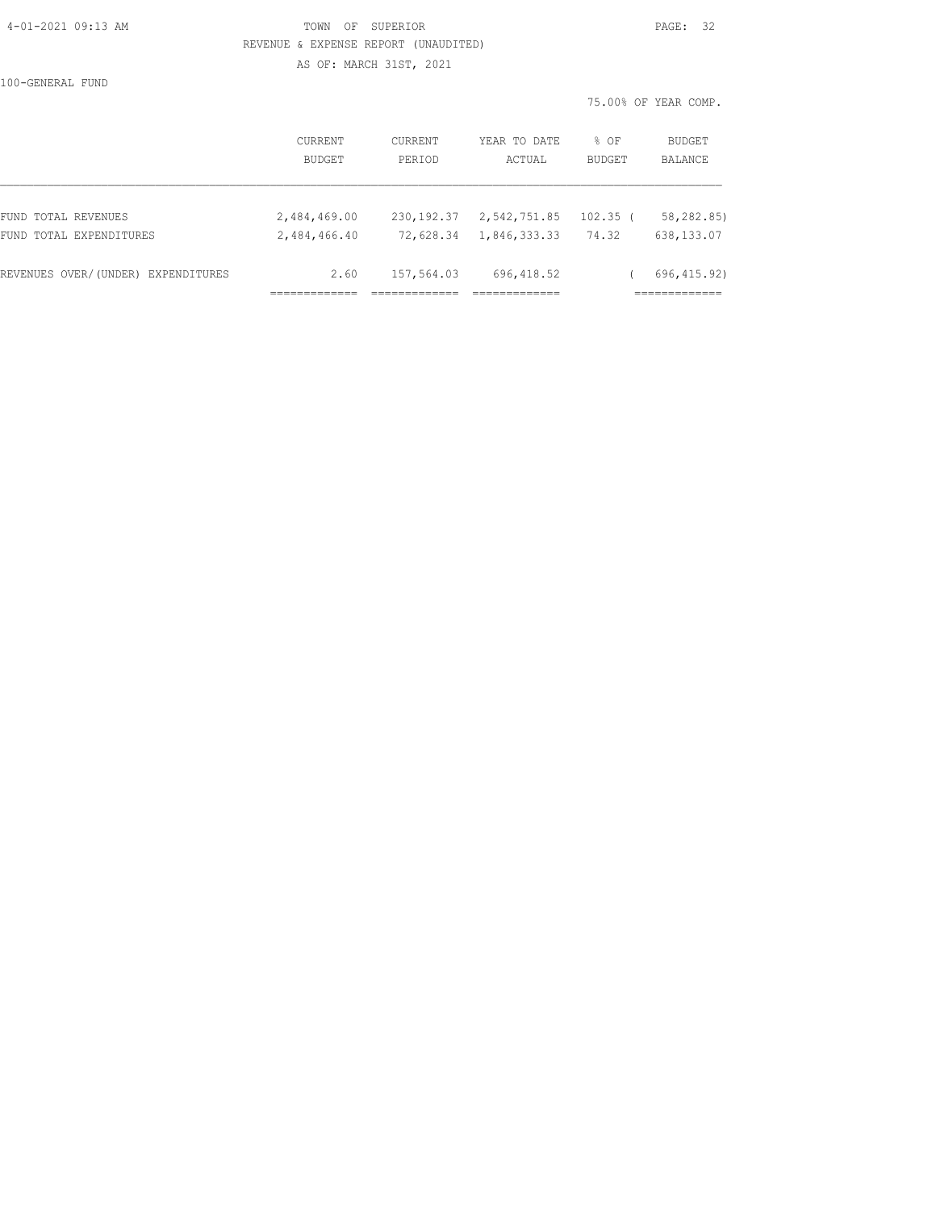TOWN OF SUPERIOR
REVENUE & EXPENSE REPORT (UNAUDITED)
AS OF: MARCH 31ST, 2021

100-GENERAL FUND

75.00% OF YEAR COMP.

| | CURRENT BUDGET | CURRENT PERIOD | YEAR TO DATE ACTUAL | % OF BUDGET | BUDGET BALANCE |
|---|---|---|---|---|---|
| FUND TOTAL REVENUES | 2,484,469.00 | 230,192.37 | 2,542,751.85 | 102.35 | ( 58,282.85) |
| FUND TOTAL EXPENDITURES | 2,484,466.40 | 72,628.34 | 1,846,333.33 | 74.32 | 638,133.07 |
| REVENUES OVER/(UNDER) EXPENDITURES | 2.60 | 157,564.03 | 696,418.52 | | ( 696,415.92) |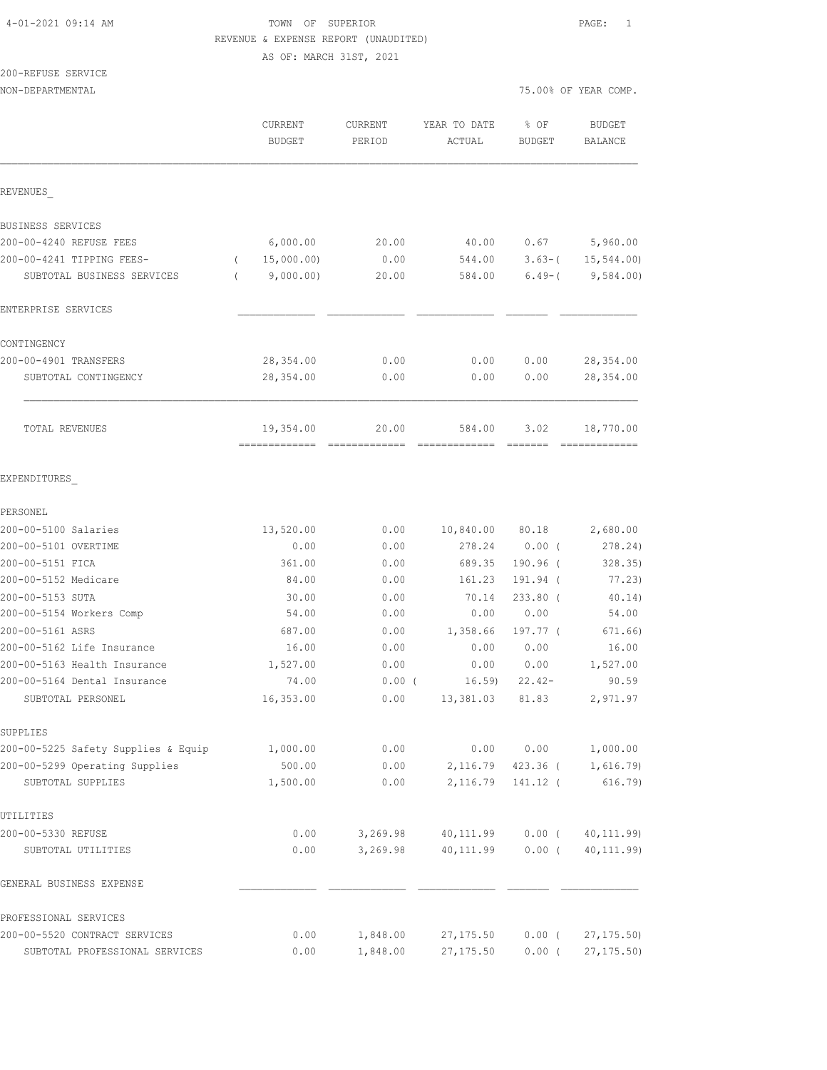TOWN OF SUPERIOR
REVENUE & EXPENSE REPORT (UNAUDITED)
AS OF: MARCH 31ST, 2021

200-REFUSE SERVICE
NON-DEPARTMENTAL

75.00% OF YEAR COMP.

| | CURRENT BUDGET | CURRENT PERIOD | YEAR TO DATE ACTUAL | % OF BUDGET | BUDGET BALANCE |
|---|---|---|---|---|---|
| **REVENUES** | | | | | |
| BUSINESS SERVICES | | | | | |
| 200-00-4240 REFUSE FEES | 6,000.00 | 20.00 | 40.00 | 0.67 | 5,960.00 |
| 200-00-4241 TIPPING FEES- | ( 15,000.00) | 0.00 | 544.00 | 3.63-( | 15,544.00) |
| SUBTOTAL BUSINESS SERVICES | ( 9,000.00) | 20.00 | 584.00 | 6.49-( | 9,584.00) |
| ENTERPRISE SERVICES | | | | | |
| CONTINGENCY | | | | | |
| 200-00-4901 TRANSFERS | 28,354.00 | 0.00 | 0.00 | 0.00 | 28,354.00 |
| SUBTOTAL CONTINGENCY | 28,354.00 | 0.00 | 0.00 | 0.00 | 28,354.00 |
| TOTAL REVENUES | 19,354.00 | 20.00 | 584.00 | 3.02 | 18,770.00 |
| **EXPENDITURES** | | | | | |
| PERSONEL | | | | | |
| 200-00-5100 Salaries | 13,520.00 | 0.00 | 10,840.00 | 80.18 | 2,680.00 |
| 200-00-5101 OVERTIME | 0.00 | 0.00 | 278.24 | 0.00 ( | 278.24) |
| 200-00-5151 FICA | 361.00 | 0.00 | 689.35 | 190.96 ( | 328.35) |
| 200-00-5152 Medicare | 84.00 | 0.00 | 161.23 | 191.94 ( | 77.23) |
| 200-00-5153 SUTA | 30.00 | 0.00 | 70.14 | 233.80 ( | 40.14) |
| 200-00-5154 Workers Comp | 54.00 | 0.00 | 0.00 | 0.00 | 54.00 |
| 200-00-5161 ASRS | 687.00 | 0.00 | 1,358.66 | 197.77 ( | 671.66) |
| 200-00-5162 Life Insurance | 16.00 | 0.00 | 0.00 | 0.00 | 16.00 |
| 200-00-5163 Health Insurance | 1,527.00 | 0.00 | 0.00 | 0.00 | 1,527.00 |
| 200-00-5164 Dental Insurance | 74.00 | 0.00 ( | 16.59) | 22.42- | 90.59 |
| SUBTOTAL PERSONEL | 16,353.00 | 0.00 | 13,381.03 | 81.83 | 2,971.97 |
| SUPPLIES | | | | | |
| 200-00-5225 Safety Supplies & Equip | 1,000.00 | 0.00 | 0.00 | 0.00 | 1,000.00 |
| 200-00-5299 Operating Supplies | 500.00 | 0.00 | 2,116.79 | 423.36 ( | 1,616.79) |
| SUBTOTAL SUPPLIES | 1,500.00 | 0.00 | 2,116.79 | 141.12 ( | 616.79) |
| UTILITIES | | | | | |
| 200-00-5330 REFUSE | 0.00 | 3,269.98 | 40,111.99 | 0.00 ( | 40,111.99) |
| SUBTOTAL UTILITIES | 0.00 | 3,269.98 | 40,111.99 | 0.00 ( | 40,111.99) |
| GENERAL BUSINESS EXPENSE | | | | | |
| PROFESSIONAL SERVICES | | | | | |
| 200-00-5520 CONTRACT SERVICES | 0.00 | 1,848.00 | 27,175.50 | 0.00 ( | 27,175.50) |
| SUBTOTAL PROFESSIONAL SERVICES | 0.00 | 1,848.00 | 27,175.50 | 0.00 ( | 27,175.50) |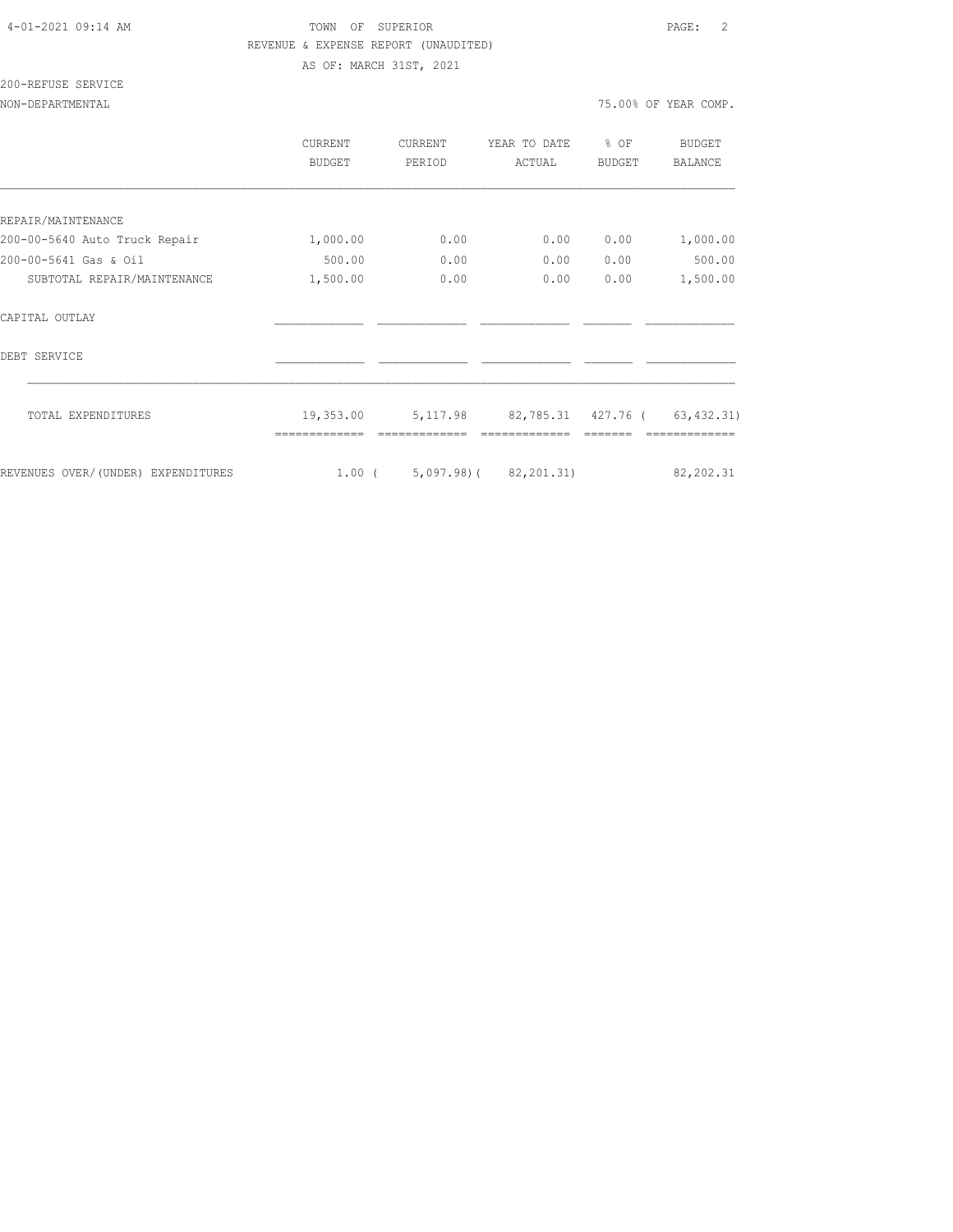TOWN OF SUPERIOR

REVENUE & EXPENSE REPORT (UNAUDITED)

AS OF: MARCH 31ST, 2021

200-REFUSE SERVICE

NON-DEPARTMENTAL

75.00% OF YEAR COMP.

| | CURRENT BUDGET | CURRENT PERIOD | YEAR TO DATE ACTUAL | % OF BUDGET | BUDGET BALANCE |
|---|---|---|---|---|---|
| REPAIR/MAINTENANCE | | | | | |
| 200-00-5640 Auto Truck Repair | 1,000.00 | 0.00 | 0.00 | 0.00 | 1,000.00 |
| 200-00-5641 Gas & Oil | 500.00 | 0.00 | 0.00 | 0.00 | 500.00 |
| SUBTOTAL REPAIR/MAINTENANCE | 1,500.00 | 0.00 | 0.00 | 0.00 | 1,500.00 |
| CAPITAL OUTLAY | | | | | |
| DEBT SERVICE | | | | | |
| TOTAL EXPENDITURES | 19,353.00 | 5,117.98 | 82,785.31 | 427.76 | ( 63,432.31) |
| REVENUES OVER/(UNDER) EXPENDITURES | 1.00 | ( 5,097.98) | ( 82,201.31) | | 82,202.31 |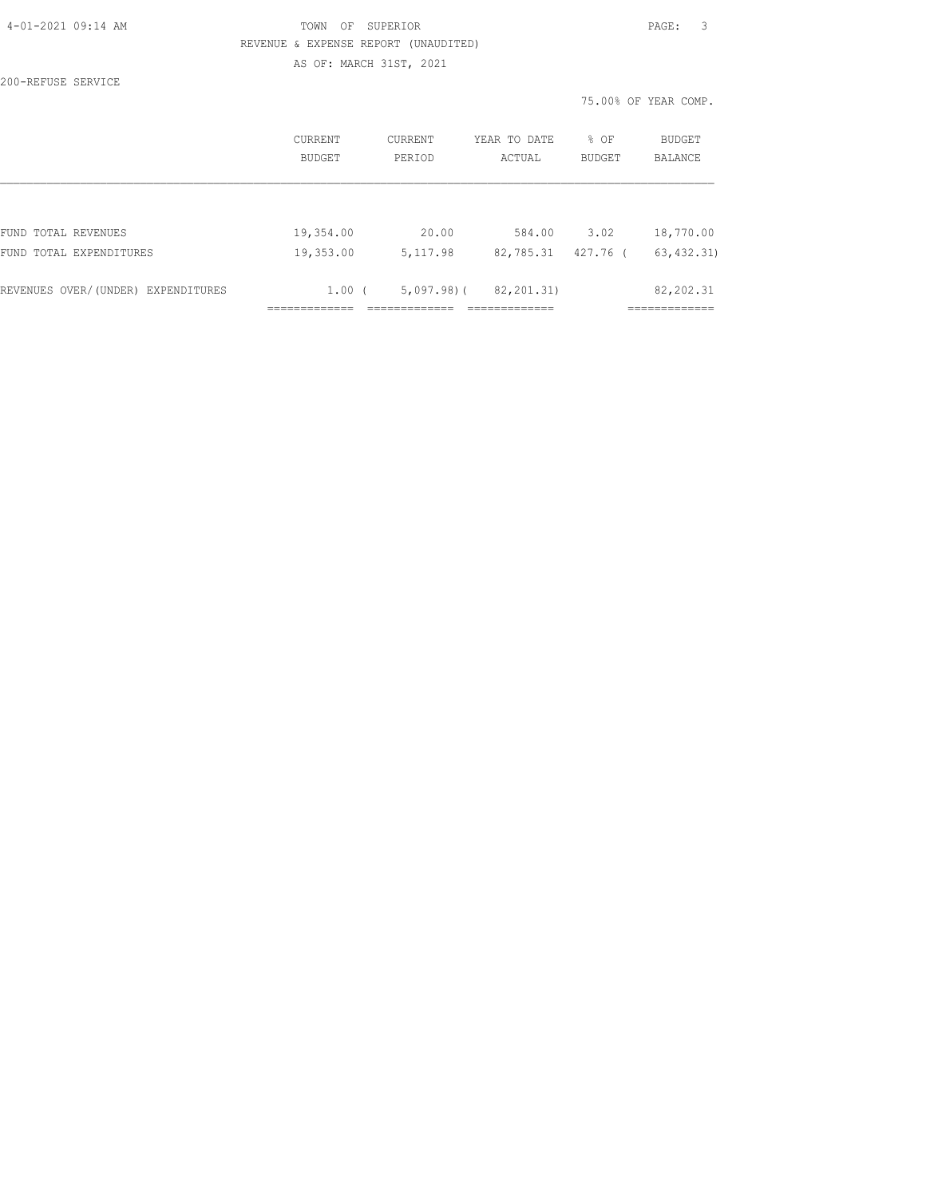TOWN OF SUPERIOR

REVENUE & EXPENSE REPORT (UNAUDITED)

AS OF: MARCH 31ST, 2021

200-REFUSE SERVICE

75.00% OF YEAR COMP.

| | CURRENT BUDGET | CURRENT PERIOD | YEAR TO DATE ACTUAL | % OF BUDGET | BUDGET BALANCE |
|---|---|---|---|---|---|
| FUND TOTAL REVENUES | 19,354.00 | 20.00 | 584.00 | 3.02 | 18,770.00 |
| FUND TOTAL EXPENDITURES | 19,353.00 | 5,117.98 | 82,785.31 | 427.76 | ( 63,432.31) |
| REVENUES OVER/(UNDER) EXPENDITURES | 1.00 | ( 5,097.98) | ( 82,201.31) | | 82,202.31 |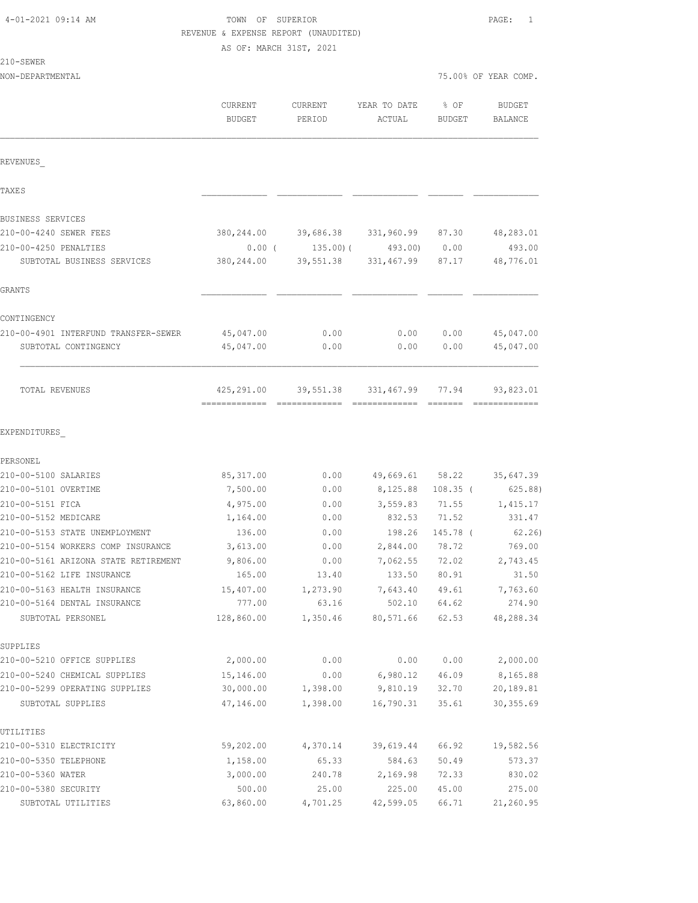4-01-2021 09:14 AM

TOWN OF SUPERIOR

REVENUE & EXPENSE REPORT (UNAUDITED)

AS OF: MARCH 31ST, 2021

210-SEWER

NON-DEPARTMENTAL — 75.00% OF YEAR COMP.

| | CURRENT BUDGET | CURRENT PERIOD | YEAR TO DATE ACTUAL | % OF BUDGET | BUDGET BALANCE |
|---|---|---|---|---|---|
| **REVENUES** | | | | | |
| **TAXES** | | | | | |
| **BUSINESS SERVICES** | | | | | |
| 210-00-4240 SEWER FEES | 380,244.00 | 39,686.38 | 331,960.99 | 87.30 | 48,283.01 |
| 210-00-4250 PENALTIES | 0.00 | ( 135.00) | ( 493.00) | 0.00 | 493.00 |
| SUBTOTAL BUSINESS SERVICES | 380,244.00 | 39,551.38 | 331,467.99 | 87.17 | 48,776.01 |
| **GRANTS** | | | | | |
| **CONTINGENCY** | | | | | |
| 210-00-4901 INTERFUND TRANSFER-SEWER | 45,047.00 | 0.00 | 0.00 | 0.00 | 45,047.00 |
| SUBTOTAL CONTINGENCY | 45,047.00 | 0.00 | 0.00 | 0.00 | 45,047.00 |
| TOTAL REVENUES | 425,291.00 | 39,551.38 | 331,467.99 | 77.94 | 93,823.01 |
| **EXPENDITURES** | | | | | |
| **PERSONEL** | | | | | |
| 210-00-5100 SALARIES | 85,317.00 | 0.00 | 49,669.61 | 58.22 | 35,647.39 |
| 210-00-5101 OVERTIME | 7,500.00 | 0.00 | 8,125.88 | 108.35 | ( 625.88) |
| 210-00-5151 FICA | 4,975.00 | 0.00 | 3,559.83 | 71.55 | 1,415.17 |
| 210-00-5152 MEDICARE | 1,164.00 | 0.00 | 832.53 | 71.52 | 331.47 |
| 210-00-5153 STATE UNEMPLOYMENT | 136.00 | 0.00 | 198.26 | 145.78 | ( 62.26) |
| 210-00-5154 WORKERS COMP INSURANCE | 3,613.00 | 0.00 | 2,844.00 | 78.72 | 769.00 |
| 210-00-5161 ARIZONA STATE RETIREMENT | 9,806.00 | 0.00 | 7,062.55 | 72.02 | 2,743.45 |
| 210-00-5162 LIFE INSURANCE | 165.00 | 13.40 | 133.50 | 80.91 | 31.50 |
| 210-00-5163 HEALTH INSURANCE | 15,407.00 | 1,273.90 | 7,643.40 | 49.61 | 7,763.60 |
| 210-00-5164 DENTAL INSURANCE | 777.00 | 63.16 | 502.10 | 64.62 | 274.90 |
| SUBTOTAL PERSONEL | 128,860.00 | 1,350.46 | 80,571.66 | 62.53 | 48,288.34 |
| **SUPPLIES** | | | | | |
| 210-00-5210 OFFICE SUPPLIES | 2,000.00 | 0.00 | 0.00 | 0.00 | 2,000.00 |
| 210-00-5240 CHEMICAL SUPPLIES | 15,146.00 | 0.00 | 6,980.12 | 46.09 | 8,165.88 |
| 210-00-5299 OPERATING SUPPLIES | 30,000.00 | 1,398.00 | 9,810.19 | 32.70 | 20,189.81 |
| SUBTOTAL SUPPLIES | 47,146.00 | 1,398.00 | 16,790.31 | 35.61 | 30,355.69 |
| **UTILITIES** | | | | | |
| 210-00-5310 ELECTRICITY | 59,202.00 | 4,370.14 | 39,619.44 | 66.92 | 19,582.56 |
| 210-00-5350 TELEPHONE | 1,158.00 | 65.33 | 584.63 | 50.49 | 573.37 |
| 210-00-5360 WATER | 3,000.00 | 240.78 | 2,169.98 | 72.33 | 830.02 |
| 210-00-5380 SECURITY | 500.00 | 25.00 | 225.00 | 45.00 | 275.00 |
| SUBTOTAL UTILITIES | 63,860.00 | 4,701.25 | 42,599.05 | 66.71 | 21,260.95 |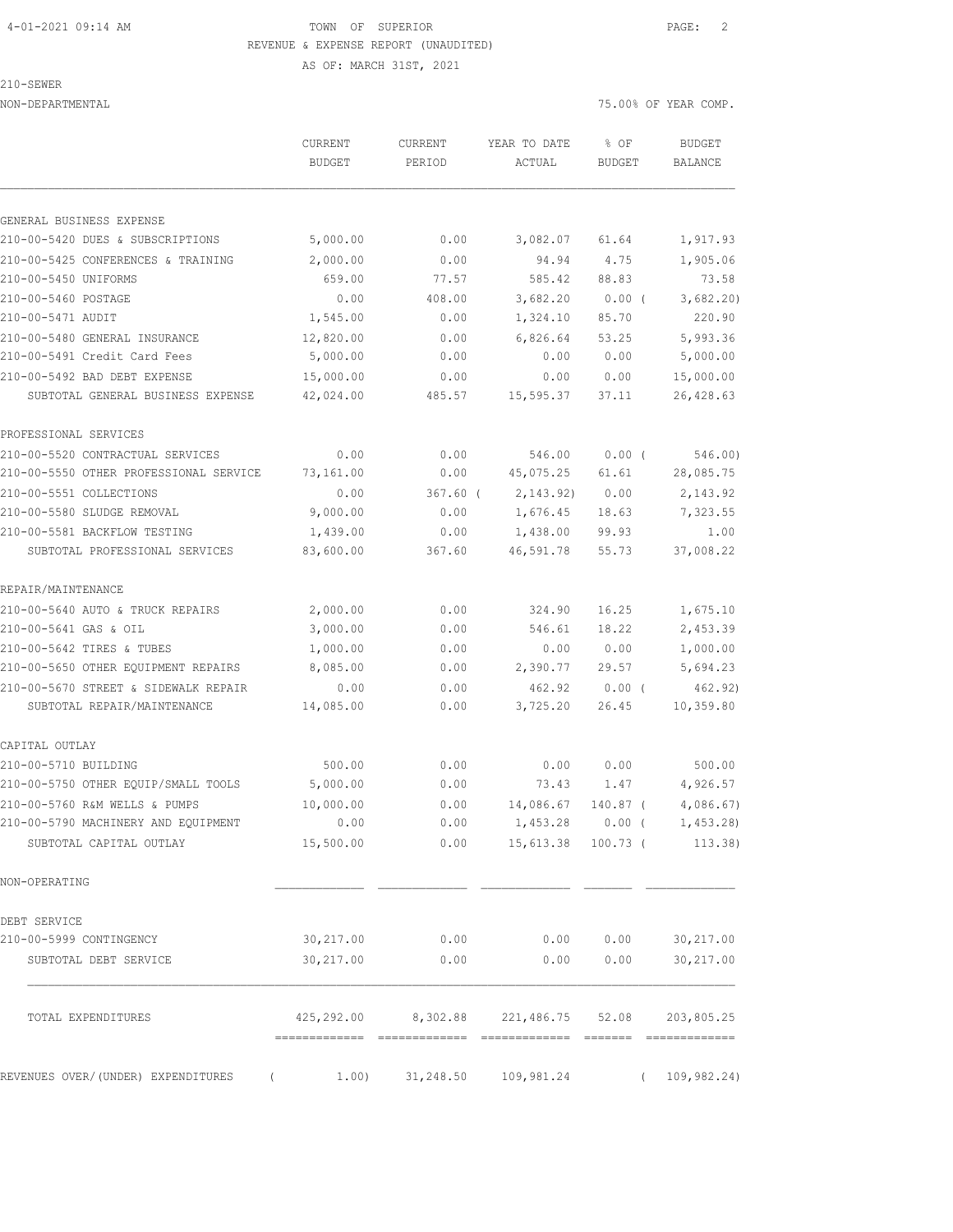TOWN OF SUPERIOR
REVENUE & EXPENSE REPORT (UNAUDITED)
AS OF: MARCH 31ST, 2021

210-SEWER
NON-DEPARTMENTAL

75.00% OF YEAR COMP.

| | CURRENT BUDGET | CURRENT PERIOD | YEAR TO DATE ACTUAL | % OF BUDGET | BUDGET BALANCE |
|---|---|---|---|---|---|
| **GENERAL BUSINESS EXPENSE** | | | | | |
| 210-00-5420 DUES & SUBSCRIPTIONS | 5,000.00 | 0.00 | 3,082.07 | 61.64 | 1,917.93 |
| 210-00-5425 CONFERENCES & TRAINING | 2,000.00 | 0.00 | 94.94 | 4.75 | 1,905.06 |
| 210-00-5450 UNIFORMS | 659.00 | 77.57 | 585.42 | 88.83 | 73.58 |
| 210-00-5460 POSTAGE | 0.00 | 408.00 | 3,682.20 | 0.00 ( | 3,682.20) |
| 210-00-5471 AUDIT | 1,545.00 | 0.00 | 1,324.10 | 85.70 | 220.90 |
| 210-00-5480 GENERAL INSURANCE | 12,820.00 | 0.00 | 6,826.64 | 53.25 | 5,993.36 |
| 210-00-5491 Credit Card Fees | 5,000.00 | 0.00 | 0.00 | 0.00 | 5,000.00 |
| 210-00-5492 BAD DEBT EXPENSE | 15,000.00 | 0.00 | 0.00 | 0.00 | 15,000.00 |
| SUBTOTAL GENERAL BUSINESS EXPENSE | 42,024.00 | 485.57 | 15,595.37 | 37.11 | 26,428.63 |
| **PROFESSIONAL SERVICES** | | | | | |
| 210-00-5520 CONTRACTUAL SERVICES | 0.00 | 0.00 | 546.00 | 0.00 ( | 546.00) |
| 210-00-5550 OTHER PROFESSIONAL SERVICE | 73,161.00 | 0.00 | 45,075.25 | 61.61 | 28,085.75 |
| 210-00-5551 COLLECTIONS | 0.00 | 367.60 ( | 2,143.92) | 0.00 | 2,143.92 |
| 210-00-5580 SLUDGE REMOVAL | 9,000.00 | 0.00 | 1,676.45 | 18.63 | 7,323.55 |
| 210-00-5581 BACKFLOW TESTING | 1,439.00 | 0.00 | 1,438.00 | 99.93 | 1.00 |
| SUBTOTAL PROFESSIONAL SERVICES | 83,600.00 | 367.60 | 46,591.78 | 55.73 | 37,008.22 |
| **REPAIR/MAINTENANCE** | | | | | |
| 210-00-5640 AUTO & TRUCK REPAIRS | 2,000.00 | 0.00 | 324.90 | 16.25 | 1,675.10 |
| 210-00-5641 GAS & OIL | 3,000.00 | 0.00 | 546.61 | 18.22 | 2,453.39 |
| 210-00-5642 TIRES & TUBES | 1,000.00 | 0.00 | 0.00 | 0.00 | 1,000.00 |
| 210-00-5650 OTHER EQUIPMENT REPAIRS | 8,085.00 | 0.00 | 2,390.77 | 29.57 | 5,694.23 |
| 210-00-5670 STREET & SIDEWALK REPAIR | 0.00 | 0.00 | 462.92 | 0.00 ( | 462.92) |
| SUBTOTAL REPAIR/MAINTENANCE | 14,085.00 | 0.00 | 3,725.20 | 26.45 | 10,359.80 |
| **CAPITAL OUTLAY** | | | | | |
| 210-00-5710 BUILDING | 500.00 | 0.00 | 0.00 | 0.00 | 500.00 |
| 210-00-5750 OTHER EQUIP/SMALL TOOLS | 5,000.00 | 0.00 | 73.43 | 1.47 | 4,926.57 |
| 210-00-5760 R&M WELLS & PUMPS | 10,000.00 | 0.00 | 14,086.67 | 140.87 ( | 4,086.67) |
| 210-00-5790 MACHINERY AND EQUIPMENT | 0.00 | 0.00 | 1,453.28 | 0.00 ( | 1,453.28) |
| SUBTOTAL CAPITAL OUTLAY | 15,500.00 | 0.00 | 15,613.38 | 100.73 ( | 113.38) |
| **NON-OPERATING** | | | | | |
| **DEBT SERVICE** | | | | | |
| 210-00-5999 CONTINGENCY | 30,217.00 | 0.00 | 0.00 | 0.00 | 30,217.00 |
| SUBTOTAL DEBT SERVICE | 30,217.00 | 0.00 | 0.00 | 0.00 | 30,217.00 |
| TOTAL EXPENDITURES | 425,292.00 | 8,302.88 | 221,486.75 | 52.08 | 203,805.25 |
| REVENUES OVER/(UNDER) EXPENDITURES | ( 1.00) | 31,248.50 | 109,981.24 | | ( 109,982.24) |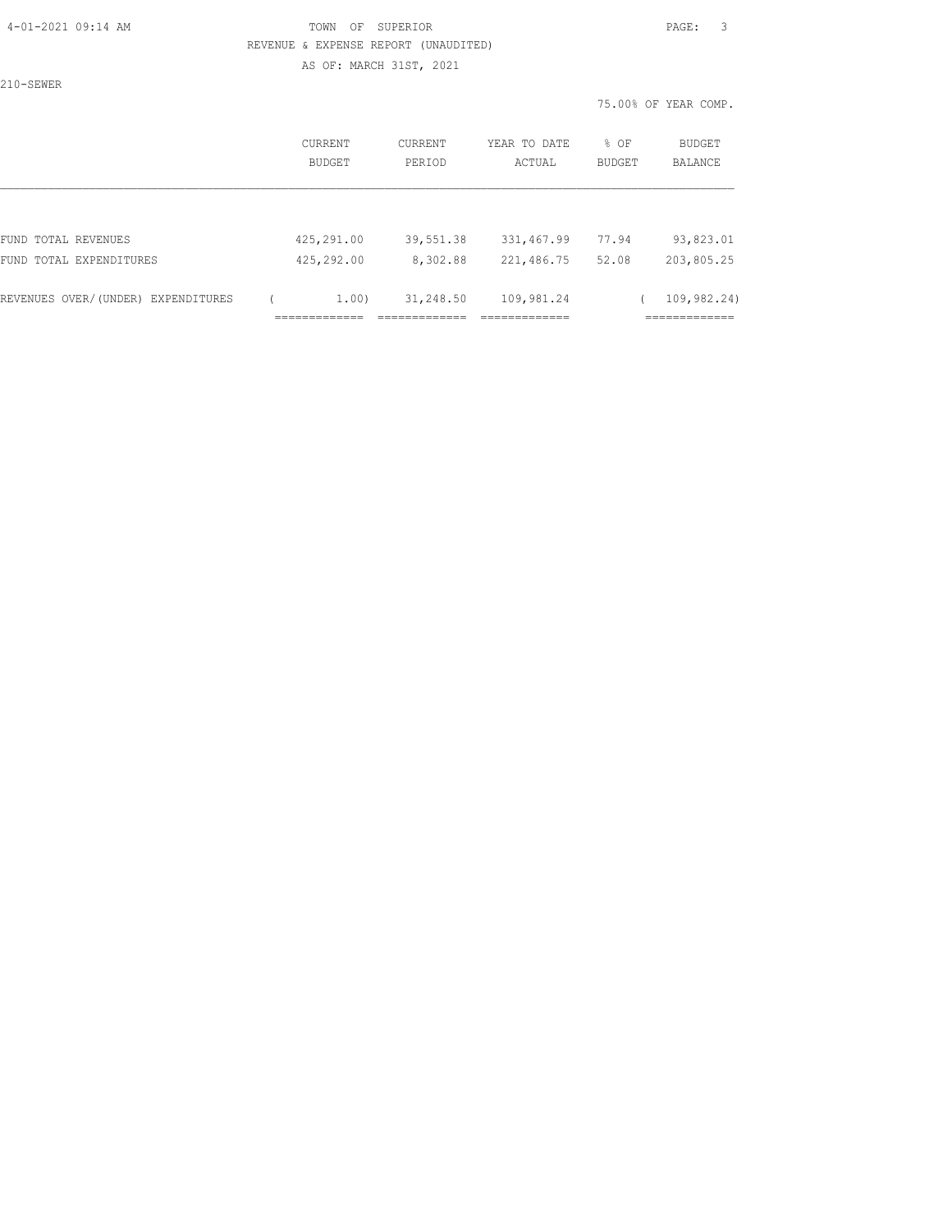TOWN OF SUPERIOR

REVENUE & EXPENSE REPORT (UNAUDITED)

AS OF: MARCH 31ST, 2021

210-SEWER

75.00% OF YEAR COMP.

| | CURRENT BUDGET | CURRENT PERIOD | YEAR TO DATE ACTUAL | % OF BUDGET | BUDGET BALANCE |
|---|---|---|---|---|---|
| FUND TOTAL REVENUES | 425,291.00 | 39,551.38 | 331,467.99 | 77.94 | 93,823.01 |
| FUND TOTAL EXPENDITURES | 425,292.00 | 8,302.88 | 221,486.75 | 52.08 | 203,805.25 |
| REVENUES OVER/(UNDER) EXPENDITURES | ( 1.00) | 31,248.50 | 109,981.24 | | ( 109,982.24) |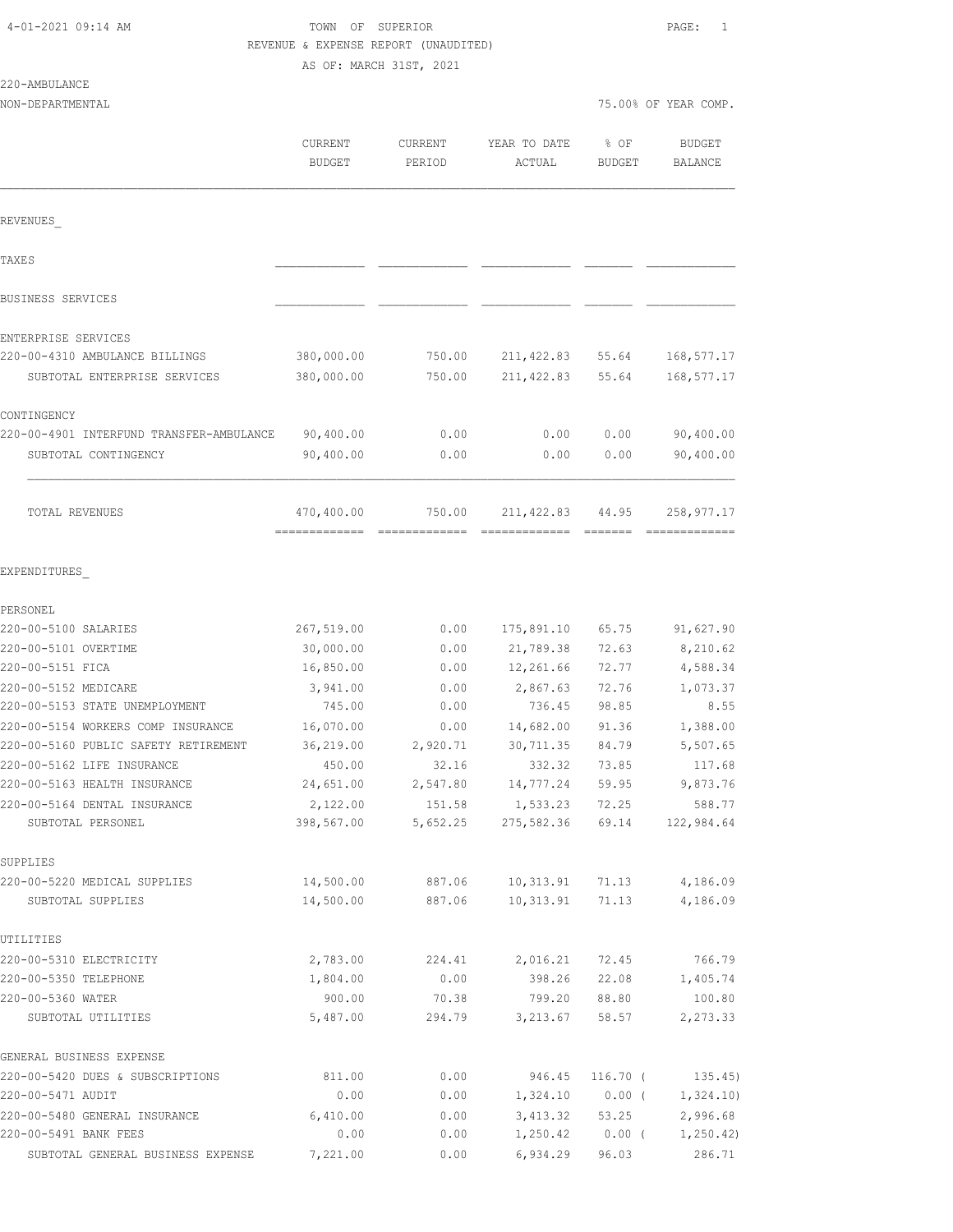4-01-2021 09:14 AM

# TOWN OF SUPERIOR

REVENUE & EXPENSE REPORT (UNAUDITED)

AS OF: MARCH 31ST, 2021

220-AMBULANCE

NON-DEPARTMENTAL — 75.00% OF YEAR COMP.

| | CURRENT BUDGET | CURRENT PERIOD | YEAR TO DATE ACTUAL | % OF BUDGET | BUDGET BALANCE |
|---|---|---|---|---|---|
| **REVENUES** | | | | | |
| TAXES | | | | | |
| BUSINESS SERVICES | | | | | |
| ENTERPRISE SERVICES | | | | | |
| 220-00-4310 AMBULANCE BILLINGS | 380,000.00 | 750.00 | 211,422.83 | 55.64 | 168,577.17 |
| SUBTOTAL ENTERPRISE SERVICES | 380,000.00 | 750.00 | 211,422.83 | 55.64 | 168,577.17 |
| CONTINGENCY | | | | | |
| 220-00-4901 INTERFUND TRANSFER-AMBULANCE | 90,400.00 | 0.00 | 0.00 | 0.00 | 90,400.00 |
| SUBTOTAL CONTINGENCY | 90,400.00 | 0.00 | 0.00 | 0.00 | 90,400.00 |
| TOTAL REVENUES | 470,400.00 | 750.00 | 211,422.83 | 44.95 | 258,977.17 |
| **EXPENDITURES** | | | | | |
| PERSONEL | | | | | |
| 220-00-5100 SALARIES | 267,519.00 | 0.00 | 175,891.10 | 65.75 | 91,627.90 |
| 220-00-5101 OVERTIME | 30,000.00 | 0.00 | 21,789.38 | 72.63 | 8,210.62 |
| 220-00-5151 FICA | 16,850.00 | 0.00 | 12,261.66 | 72.77 | 4,588.34 |
| 220-00-5152 MEDICARE | 3,941.00 | 0.00 | 2,867.63 | 72.76 | 1,073.37 |
| 220-00-5153 STATE UNEMPLOYMENT | 745.00 | 0.00 | 736.45 | 98.85 | 8.55 |
| 220-00-5154 WORKERS COMP INSURANCE | 16,070.00 | 0.00 | 14,682.00 | 91.36 | 1,388.00 |
| 220-00-5160 PUBLIC SAFETY RETIREMENT | 36,219.00 | 2,920.71 | 30,711.35 | 84.79 | 5,507.65 |
| 220-00-5162 LIFE INSURANCE | 450.00 | 32.16 | 332.32 | 73.85 | 117.68 |
| 220-00-5163 HEALTH INSURANCE | 24,651.00 | 2,547.80 | 14,777.24 | 59.95 | 9,873.76 |
| 220-00-5164 DENTAL INSURANCE | 2,122.00 | 151.58 | 1,533.23 | 72.25 | 588.77 |
| SUBTOTAL PERSONEL | 398,567.00 | 5,652.25 | 275,582.36 | 69.14 | 122,984.64 |
| SUPPLIES | | | | | |
| 220-00-5220 MEDICAL SUPPLIES | 14,500.00 | 887.06 | 10,313.91 | 71.13 | 4,186.09 |
| SUBTOTAL SUPPLIES | 14,500.00 | 887.06 | 10,313.91 | 71.13 | 4,186.09 |
| UTILITIES | | | | | |
| 220-00-5310 ELECTRICITY | 2,783.00 | 224.41 | 2,016.21 | 72.45 | 766.79 |
| 220-00-5350 TELEPHONE | 1,804.00 | 0.00 | 398.26 | 22.08 | 1,405.74 |
| 220-00-5360 WATER | 900.00 | 70.38 | 799.20 | 88.80 | 100.80 |
| SUBTOTAL UTILITIES | 5,487.00 | 294.79 | 3,213.67 | 58.57 | 2,273.33 |
| GENERAL BUSINESS EXPENSE | | | | | |
| 220-00-5420 DUES & SUBSCRIPTIONS | 811.00 | 0.00 | 946.45 | 116.70 | ( 135.45) |
| 220-00-5471 AUDIT | 0.00 | 0.00 | 1,324.10 | 0.00 | ( 1,324.10) |
| 220-00-5480 GENERAL INSURANCE | 6,410.00 | 0.00 | 3,413.32 | 53.25 | 2,996.68 |
| 220-00-5491 BANK FEES | 0.00 | 0.00 | 1,250.42 | 0.00 | ( 1,250.42) |
| SUBTOTAL GENERAL BUSINESS EXPENSE | 7,221.00 | 0.00 | 6,934.29 | 96.03 | 286.71 |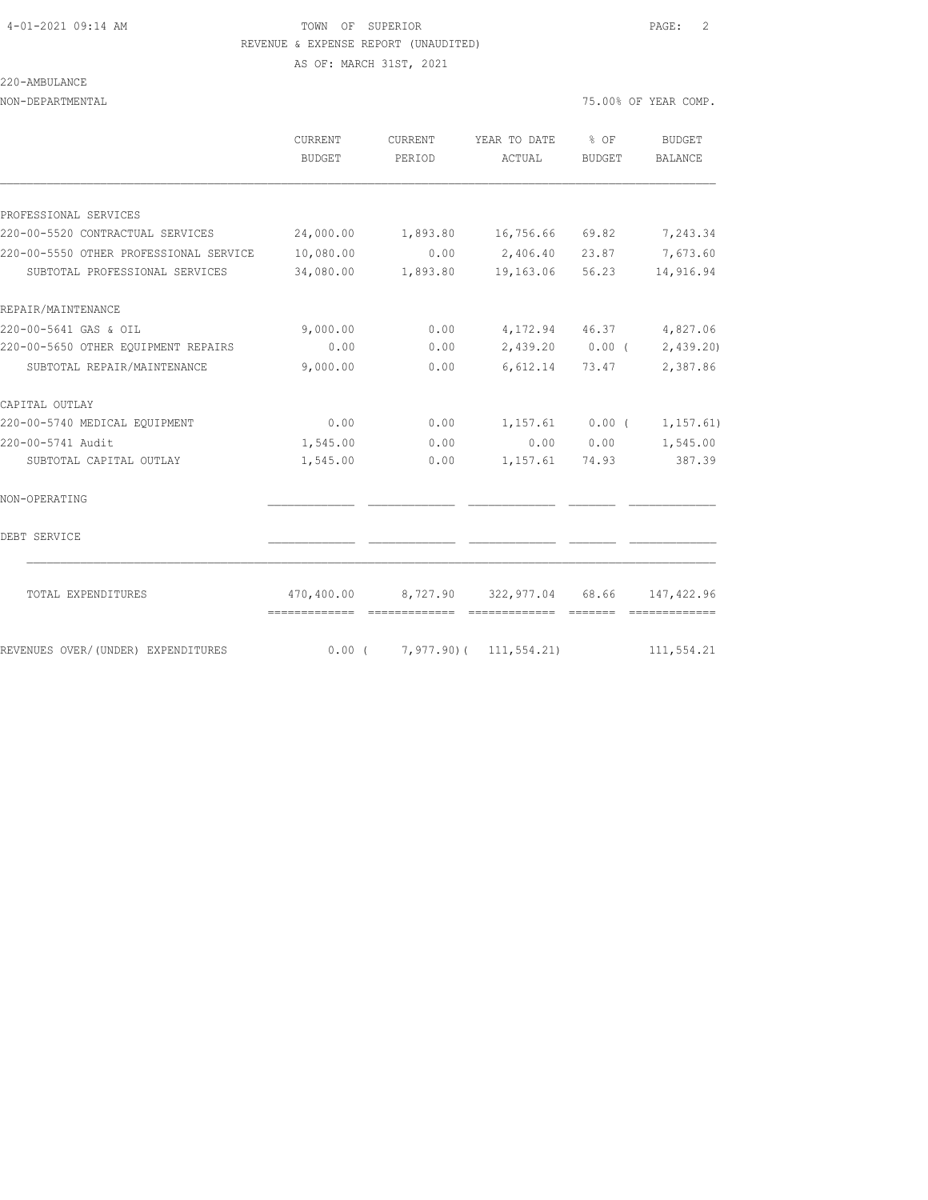TOWN OF SUPERIOR
REVENUE & EXPENSE REPORT (UNAUDITED)
AS OF: MARCH 31ST, 2021

220-AMBULANCE
NON-DEPARTMENTAL

75.00% OF YEAR COMP.

| | CURRENT BUDGET | CURRENT PERIOD | YEAR TO DATE ACTUAL | % OF BUDGET | BUDGET BALANCE |
|---|---|---|---|---|---|
| PROFESSIONAL SERVICES | | | | | |
| 220-00-5520 CONTRACTUAL SERVICES | 24,000.00 | 1,893.80 | 16,756.66 | 69.82 | 7,243.34 |
| 220-00-5550 OTHER PROFESSIONAL SERVICE | 10,080.00 | 0.00 | 2,406.40 | 23.87 | 7,673.60 |
| SUBTOTAL PROFESSIONAL SERVICES | 34,080.00 | 1,893.80 | 19,163.06 | 56.23 | 14,916.94 |
| REPAIR/MAINTENANCE | | | | | |
| 220-00-5641 GAS & OIL | 9,000.00 | 0.00 | 4,172.94 | 46.37 | 4,827.06 |
| 220-00-5650 OTHER EQUIPMENT REPAIRS | 0.00 | 0.00 | 2,439.20 | 0.00 | ( 2,439.20) |
| SUBTOTAL REPAIR/MAINTENANCE | 9,000.00 | 0.00 | 6,612.14 | 73.47 | 2,387.86 |
| CAPITAL OUTLAY | | | | | |
| 220-00-5740 MEDICAL EQUIPMENT | 0.00 | 0.00 | 1,157.61 | 0.00 | ( 1,157.61) |
| 220-00-5741 Audit | 1,545.00 | 0.00 | 0.00 | 0.00 | 1,545.00 |
| SUBTOTAL CAPITAL OUTLAY | 1,545.00 | 0.00 | 1,157.61 | 74.93 | 387.39 |
| NON-OPERATING | | | | | |
| DEBT SERVICE | | | | | |
| TOTAL EXPENDITURES | 470,400.00 | 8,727.90 | 322,977.04 | 68.66 | 147,422.96 |
| REVENUES OVER/(UNDER) EXPENDITURES | 0.00 | ( 7,977.90) | ( 111,554.21) | | 111,554.21 |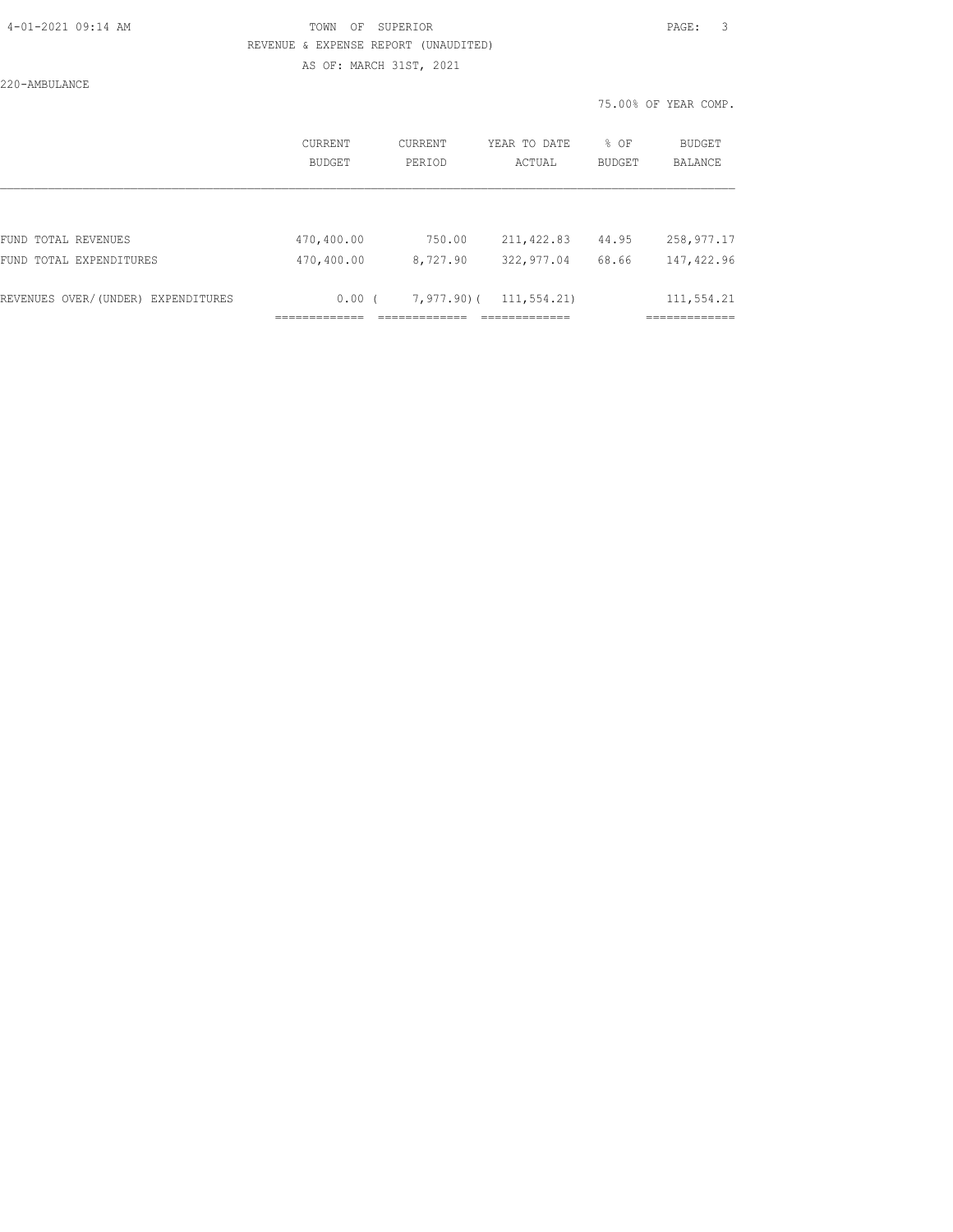TOWN OF SUPERIOR

REVENUE & EXPENSE REPORT (UNAUDITED)

AS OF: MARCH 31ST, 2021

220-AMBULANCE

75.00% OF YEAR COMP.

| | CURRENT BUDGET | CURRENT PERIOD | YEAR TO DATE ACTUAL | % OF BUDGET | BUDGET BALANCE |
|---|---|---|---|---|---|
| FUND TOTAL REVENUES | 470,400.00 | 750.00 | 211,422.83 | 44.95 | 258,977.17 |
| FUND TOTAL EXPENDITURES | 470,400.00 | 8,727.90 | 322,977.04 | 68.66 | 147,422.96 |
| REVENUES OVER/(UNDER) EXPENDITURES | 0.00 | ( 7,977.90) | ( 111,554.21) | | 111,554.21 |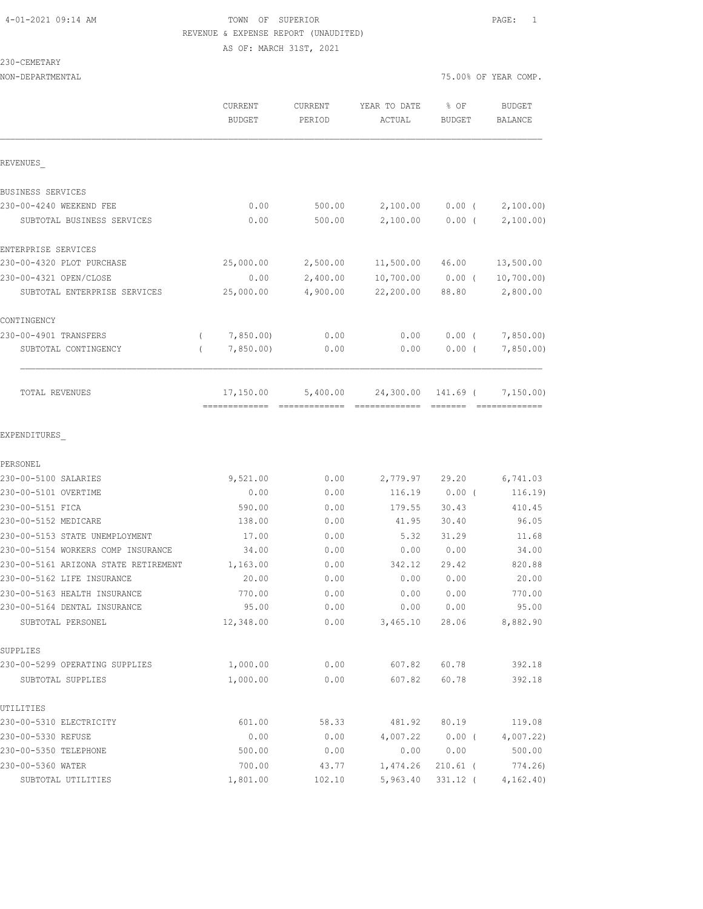TOWN OF SUPERIOR
REVENUE & EXPENSE REPORT (UNAUDITED)
AS OF: MARCH 31ST, 2021

230-CEMETARY
NON-DEPARTMENTAL

75.00% OF YEAR COMP.

| | CURRENT BUDGET | CURRENT PERIOD | YEAR TO DATE ACTUAL | % OF BUDGET | BUDGET BALANCE |
|---|---|---|---|---|---|
| REVENUES_ | | | | | |
| BUSINESS SERVICES | | | | | |
| 230-00-4240 WEEKEND FEE | 0.00 | 500.00 | 2,100.00 | 0.00 ( | 2,100.00) |
| SUBTOTAL BUSINESS SERVICES | 0.00 | 500.00 | 2,100.00 | 0.00 ( | 2,100.00) |
| ENTERPRISE SERVICES | | | | | |
| 230-00-4320 PLOT PURCHASE | 25,000.00 | 2,500.00 | 11,500.00 | 46.00 | 13,500.00 |
| 230-00-4321 OPEN/CLOSE | 0.00 | 2,400.00 | 10,700.00 | 0.00 ( | 10,700.00) |
| SUBTOTAL ENTERPRISE SERVICES | 25,000.00 | 4,900.00 | 22,200.00 | 88.80 | 2,800.00 |
| CONTINGENCY | | | | | |
| 230-00-4901 TRANSFERS | ( 7,850.00) | 0.00 | 0.00 | 0.00 ( | 7,850.00) |
| SUBTOTAL CONTINGENCY | ( 7,850.00) | 0.00 | 0.00 | 0.00 ( | 7,850.00) |
| TOTAL REVENUES | 17,150.00 | 5,400.00 | 24,300.00 | 141.69 ( | 7,150.00) |
| EXPENDITURES_ | | | | | |
| PERSONEL | | | | | |
| 230-00-5100 SALARIES | 9,521.00 | 0.00 | 2,779.97 | 29.20 | 6,741.03 |
| 230-00-5101 OVERTIME | 0.00 | 0.00 | 116.19 | 0.00 ( | 116.19) |
| 230-00-5151 FICA | 590.00 | 0.00 | 179.55 | 30.43 | 410.45 |
| 230-00-5152 MEDICARE | 138.00 | 0.00 | 41.95 | 30.40 | 96.05 |
| 230-00-5153 STATE UNEMPLOYMENT | 17.00 | 0.00 | 5.32 | 31.29 | 11.68 |
| 230-00-5154 WORKERS COMP INSURANCE | 34.00 | 0.00 | 0.00 | 0.00 | 34.00 |
| 230-00-5161 ARIZONA STATE RETIREMENT | 1,163.00 | 0.00 | 342.12 | 29.42 | 820.88 |
| 230-00-5162 LIFE INSURANCE | 20.00 | 0.00 | 0.00 | 0.00 | 20.00 |
| 230-00-5163 HEALTH INSURANCE | 770.00 | 0.00 | 0.00 | 0.00 | 770.00 |
| 230-00-5164 DENTAL INSURANCE | 95.00 | 0.00 | 0.00 | 0.00 | 95.00 |
| SUBTOTAL PERSONEL | 12,348.00 | 0.00 | 3,465.10 | 28.06 | 8,882.90 |
| SUPPLIES | | | | | |
| 230-00-5299 OPERATING SUPPLIES | 1,000.00 | 0.00 | 607.82 | 60.78 | 392.18 |
| SUBTOTAL SUPPLIES | 1,000.00 | 0.00 | 607.82 | 60.78 | 392.18 |
| UTILITIES | | | | | |
| 230-00-5310 ELECTRICITY | 601.00 | 58.33 | 481.92 | 80.19 | 119.08 |
| 230-00-5330 REFUSE | 0.00 | 0.00 | 4,007.22 | 0.00 ( | 4,007.22) |
| 230-00-5350 TELEPHONE | 500.00 | 0.00 | 0.00 | 0.00 | 500.00 |
| 230-00-5360 WATER | 700.00 | 43.77 | 1,474.26 | 210.61 ( | 774.26) |
| SUBTOTAL UTILITIES | 1,801.00 | 102.10 | 5,963.40 | 331.12 ( | 4,162.40) |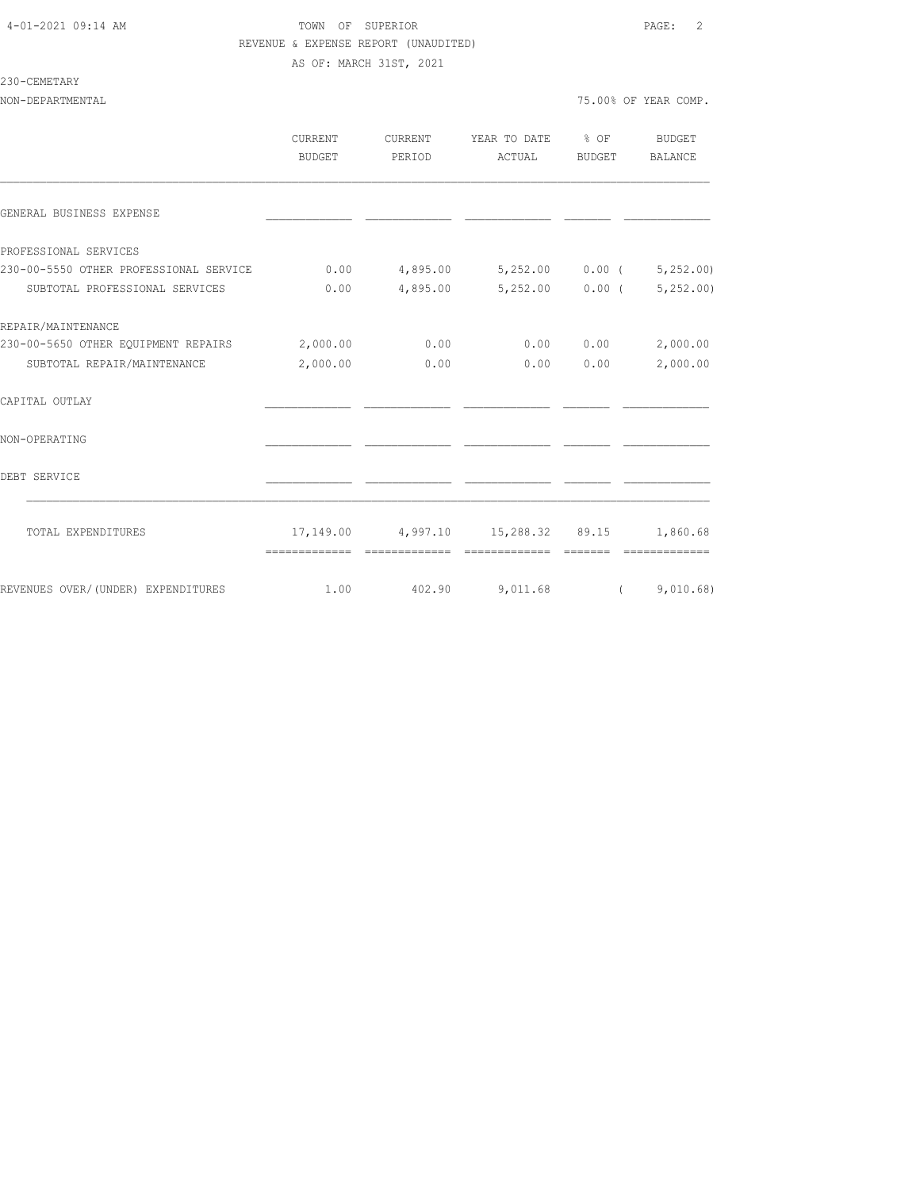4-01-2021 09:14 AM TOWN OF SUPERIOR

REVENUE & EXPENSE REPORT (UNAUDITED)

AS OF: MARCH 31ST, 2021

230-CEMETARY

NON-DEPARTMENTAL 75.00% OF YEAR COMP.

| | CURRENT BUDGET | CURRENT PERIOD | YEAR TO DATE ACTUAL | % OF BUDGET | BUDGET BALANCE |
|---|---|---|---|---|---|
| GENERAL BUSINESS EXPENSE | | | | | |
| PROFESSIONAL SERVICES | | | | | |
| 230-00-5550 OTHER PROFESSIONAL SERVICE | 0.00 | 4,895.00 | 5,252.00 | 0.00 | ( 5,252.00) |
| SUBTOTAL PROFESSIONAL SERVICES | 0.00 | 4,895.00 | 5,252.00 | 0.00 | ( 5,252.00) |
| REPAIR/MAINTENANCE | | | | | |
| 230-00-5650 OTHER EQUIPMENT REPAIRS | 2,000.00 | 0.00 | 0.00 | 0.00 | 2,000.00 |
| SUBTOTAL REPAIR/MAINTENANCE | 2,000.00 | 0.00 | 0.00 | 0.00 | 2,000.00 |
| CAPITAL OUTLAY | | | | | |
| NON-OPERATING | | | | | |
| DEBT SERVICE | | | | | |
| TOTAL EXPENDITURES | 17,149.00 | 4,997.10 | 15,288.32 | 89.15 | 1,860.68 |
| REVENUES OVER/(UNDER) EXPENDITURES | 1.00 | 402.90 | 9,011.68 | | ( 9,010.68) |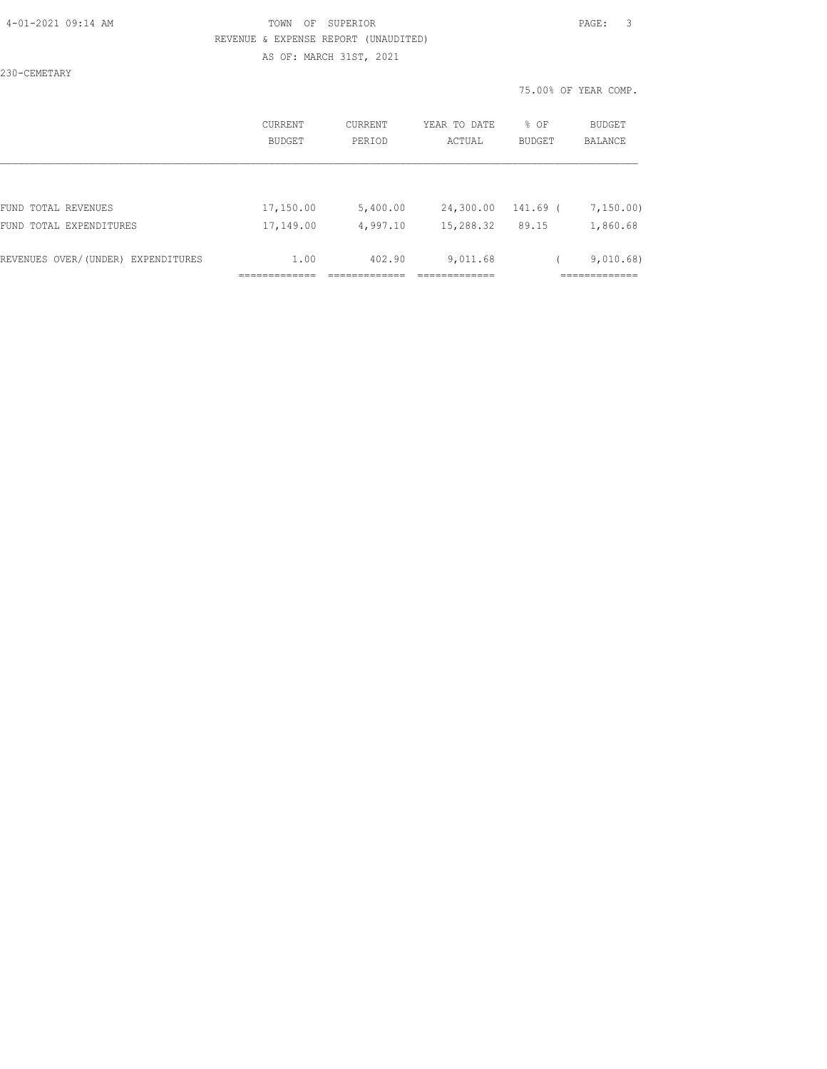TOWN OF SUPERIOR
REVENUE & EXPENSE REPORT (UNAUDITED)
AS OF: MARCH 31ST, 2021

230-CEMETARY

75.00% OF YEAR COMP.

| | CURRENT BUDGET | CURRENT PERIOD | YEAR TO DATE ACTUAL | % OF BUDGET | BUDGET BALANCE |
|---|---|---|---|---|---|
| FUND TOTAL REVENUES | 17,150.00 | 5,400.00 | 24,300.00 | 141.69 | ( 7,150.00) |
| FUND TOTAL EXPENDITURES | 17,149.00 | 4,997.10 | 15,288.32 | 89.15 | 1,860.68 |
| REVENUES OVER/(UNDER) EXPENDITURES | 1.00 | 402.90 | 9,011.68 | | ( 9,010.68) |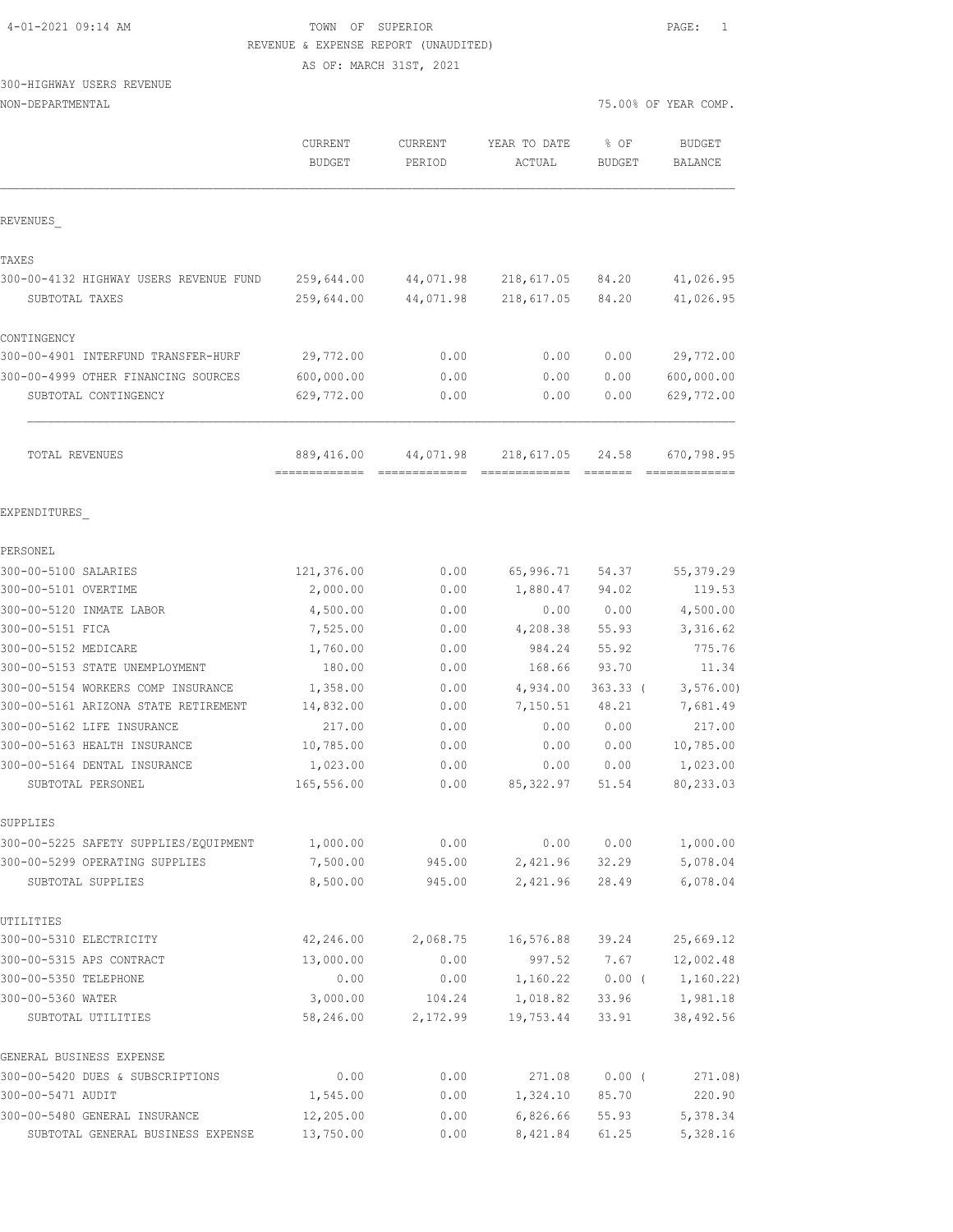4-01-2021 09:14 AM

TOWN OF SUPERIOR

REVENUE & EXPENSE REPORT (UNAUDITED)

AS OF: MARCH 31ST, 2021

300-HIGHWAY USERS REVENUE

NON-DEPARTMENTAL — 75.00% OF YEAR COMP.

| | CURRENT BUDGET | CURRENT PERIOD | YEAR TO DATE ACTUAL | % OF BUDGET | BUDGET BALANCE |
|---|---|---|---|---|---|
| **REVENUES** | | | | | |
| **TAXES** | | | | | |
| 300-00-4132 HIGHWAY USERS REVENUE FUND | 259,644.00 | 44,071.98 | 218,617.05 | 84.20 | 41,026.95 |
| SUBTOTAL TAXES | 259,644.00 | 44,071.98 | 218,617.05 | 84.20 | 41,026.95 |
| **CONTINGENCY** | | | | | |
| 300-00-4901 INTERFUND TRANSFER-HURF | 29,772.00 | 0.00 | 0.00 | 0.00 | 29,772.00 |
| 300-00-4999 OTHER FINANCING SOURCES | 600,000.00 | 0.00 | 0.00 | 0.00 | 600,000.00 |
| SUBTOTAL CONTINGENCY | 629,772.00 | 0.00 | 0.00 | 0.00 | 629,772.00 |
| TOTAL REVENUES | 889,416.00 | 44,071.98 | 218,617.05 | 24.58 | 670,798.95 |
| **EXPENDITURES** | | | | | |
| **PERSONEL** | | | | | |
| 300-00-5100 SALARIES | 121,376.00 | 0.00 | 65,996.71 | 54.37 | 55,379.29 |
| 300-00-5101 OVERTIME | 2,000.00 | 0.00 | 1,880.47 | 94.02 | 119.53 |
| 300-00-5120 INMATE LABOR | 4,500.00 | 0.00 | 0.00 | 0.00 | 4,500.00 |
| 300-00-5151 FICA | 7,525.00 | 0.00 | 4,208.38 | 55.93 | 3,316.62 |
| 300-00-5152 MEDICARE | 1,760.00 | 0.00 | 984.24 | 55.92 | 775.76 |
| 300-00-5153 STATE UNEMPLOYMENT | 180.00 | 0.00 | 168.66 | 93.70 | 11.34 |
| 300-00-5154 WORKERS COMP INSURANCE | 1,358.00 | 0.00 | 4,934.00 | 363.33 | ( 3,576.00) |
| 300-00-5161 ARIZONA STATE RETIREMENT | 14,832.00 | 0.00 | 7,150.51 | 48.21 | 7,681.49 |
| 300-00-5162 LIFE INSURANCE | 217.00 | 0.00 | 0.00 | 0.00 | 217.00 |
| 300-00-5163 HEALTH INSURANCE | 10,785.00 | 0.00 | 0.00 | 0.00 | 10,785.00 |
| 300-00-5164 DENTAL INSURANCE | 1,023.00 | 0.00 | 0.00 | 0.00 | 1,023.00 |
| SUBTOTAL PERSONEL | 165,556.00 | 0.00 | 85,322.97 | 51.54 | 80,233.03 |
| **SUPPLIES** | | | | | |
| 300-00-5225 SAFETY SUPPLIES/EQUIPMENT | 1,000.00 | 0.00 | 0.00 | 0.00 | 1,000.00 |
| 300-00-5299 OPERATING SUPPLIES | 7,500.00 | 945.00 | 2,421.96 | 32.29 | 5,078.04 |
| SUBTOTAL SUPPLIES | 8,500.00 | 945.00 | 2,421.96 | 28.49 | 6,078.04 |
| **UTILITIES** | | | | | |
| 300-00-5310 ELECTRICITY | 42,246.00 | 2,068.75 | 16,576.88 | 39.24 | 25,669.12 |
| 300-00-5315 APS CONTRACT | 13,000.00 | 0.00 | 997.52 | 7.67 | 12,002.48 |
| 300-00-5350 TELEPHONE | 0.00 | 0.00 | 1,160.22 | 0.00 | ( 1,160.22) |
| 300-00-5360 WATER | 3,000.00 | 104.24 | 1,018.82 | 33.96 | 1,981.18 |
| SUBTOTAL UTILITIES | 58,246.00 | 2,172.99 | 19,753.44 | 33.91 | 38,492.56 |
| **GENERAL BUSINESS EXPENSE** | | | | | |
| 300-00-5420 DUES & SUBSCRIPTIONS | 0.00 | 0.00 | 271.08 | 0.00 | ( 271.08) |
| 300-00-5471 AUDIT | 1,545.00 | 0.00 | 1,324.10 | 85.70 | 220.90 |
| 300-00-5480 GENERAL INSURANCE | 12,205.00 | 0.00 | 6,826.66 | 55.93 | 5,378.34 |
| SUBTOTAL GENERAL BUSINESS EXPENSE | 13,750.00 | 0.00 | 8,421.84 | 61.25 | 5,328.16 |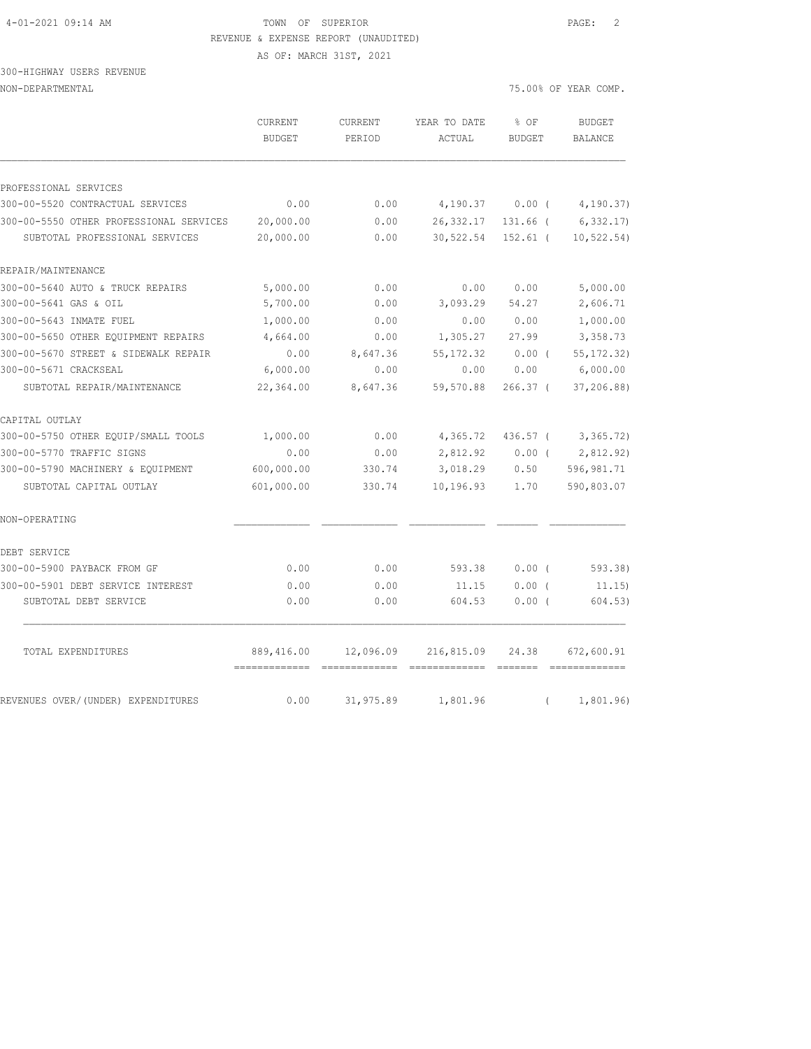TOWN OF SUPERIOR
REVENUE & EXPENSE REPORT (UNAUDITED)
AS OF: MARCH 31ST, 2021

300-HIGHWAY USERS REVENUE
NON-DEPARTMENTAL — 75.00% OF YEAR COMP.

| | CURRENT BUDGET | CURRENT PERIOD | YEAR TO DATE ACTUAL | % OF BUDGET | BUDGET BALANCE |
|---|---|---|---|---|---|
| **PROFESSIONAL SERVICES** | | | | | |
| 300-00-5520 CONTRACTUAL SERVICES | 0.00 | 0.00 | 4,190.37 | 0.00 ( | 4,190.37) |
| 300-00-5550 OTHER PROFESSIONAL SERVICES | 20,000.00 | 0.00 | 26,332.17 | 131.66 ( | 6,332.17) |
| SUBTOTAL PROFESSIONAL SERVICES | 20,000.00 | 0.00 | 30,522.54 | 152.61 ( | 10,522.54) |
| **REPAIR/MAINTENANCE** | | | | | |
| 300-00-5640 AUTO & TRUCK REPAIRS | 5,000.00 | 0.00 | 0.00 | 0.00 | 5,000.00 |
| 300-00-5641 GAS & OIL | 5,700.00 | 0.00 | 3,093.29 | 54.27 | 2,606.71 |
| 300-00-5643 INMATE FUEL | 1,000.00 | 0.00 | 0.00 | 0.00 | 1,000.00 |
| 300-00-5650 OTHER EQUIPMENT REPAIRS | 4,664.00 | 0.00 | 1,305.27 | 27.99 | 3,358.73 |
| 300-00-5670 STREET & SIDEWALK REPAIR | 0.00 | 8,647.36 | 55,172.32 | 0.00 ( | 55,172.32) |
| 300-00-5671 CRACKSEAL | 6,000.00 | 0.00 | 0.00 | 0.00 | 6,000.00 |
| SUBTOTAL REPAIR/MAINTENANCE | 22,364.00 | 8,647.36 | 59,570.88 | 266.37 ( | 37,206.88) |
| **CAPITAL OUTLAY** | | | | | |
| 300-00-5750 OTHER EQUIP/SMALL TOOLS | 1,000.00 | 0.00 | 4,365.72 | 436.57 ( | 3,365.72) |
| 300-00-5770 TRAFFIC SIGNS | 0.00 | 0.00 | 2,812.92 | 0.00 ( | 2,812.92) |
| 300-00-5790 MACHINERY & EQUIPMENT | 600,000.00 | 330.74 | 3,018.29 | 0.50 | 596,981.71 |
| SUBTOTAL CAPITAL OUTLAY | 601,000.00 | 330.74 | 10,196.93 | 1.70 | 590,803.07 |
| **NON-OPERATING** | | | | | |
| **DEBT SERVICE** | | | | | |
| 300-00-5900 PAYBACK FROM GF | 0.00 | 0.00 | 593.38 | 0.00 ( | 593.38) |
| 300-00-5901 DEBT SERVICE INTEREST | 0.00 | 0.00 | 11.15 | 0.00 ( | 11.15) |
| SUBTOTAL DEBT SERVICE | 0.00 | 0.00 | 604.53 | 0.00 ( | 604.53) |
| TOTAL EXPENDITURES | 889,416.00 | 12,096.09 | 216,815.09 | 24.38 | 672,600.91 |
| REVENUES OVER/(UNDER) EXPENDITURES | 0.00 | 31,975.89 | 1,801.96 | ( | 1,801.96) |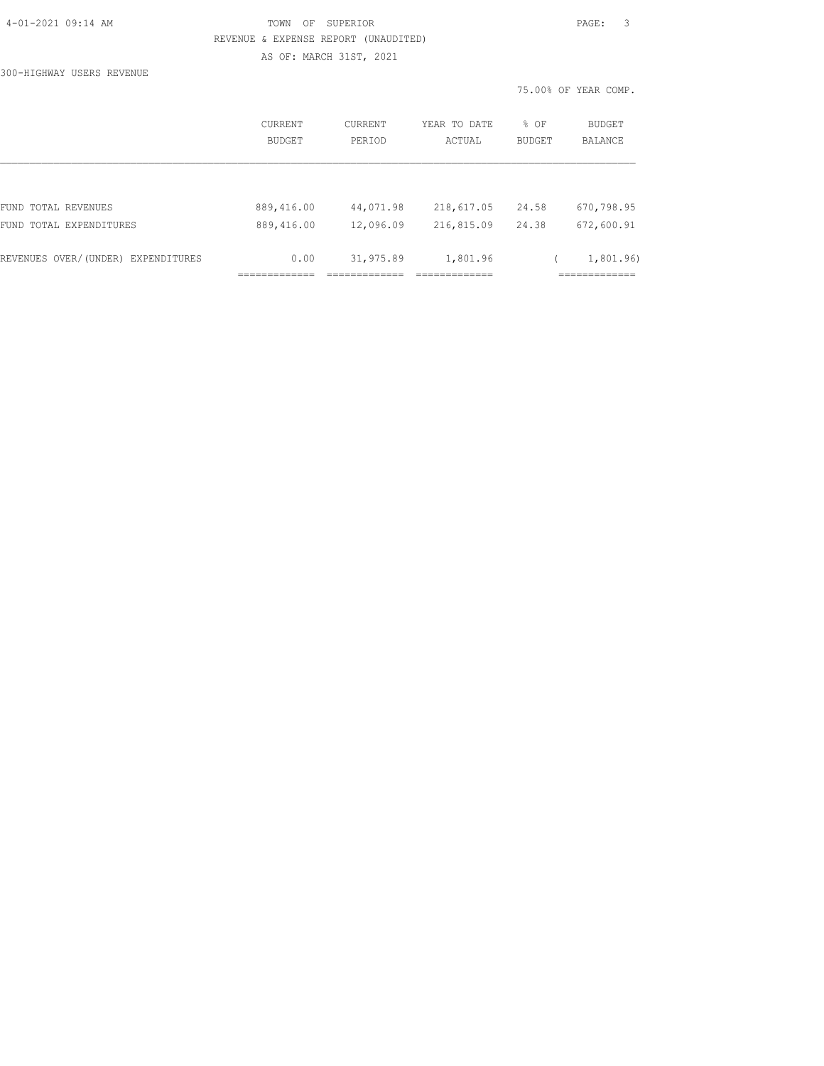TOWN OF SUPERIOR

REVENUE & EXPENSE REPORT (UNAUDITED)

AS OF: MARCH 31ST, 2021

300-HIGHWAY USERS REVENUE

75.00% OF YEAR COMP.

| | CURRENT BUDGET | CURRENT PERIOD | YEAR TO DATE ACTUAL | % OF BUDGET | BUDGET BALANCE |
|---|---|---|---|---|---|
| FUND TOTAL REVENUES | 889,416.00 | 44,071.98 | 218,617.05 | 24.58 | 670,798.95 |
| FUND TOTAL EXPENDITURES | 889,416.00 | 12,096.09 | 216,815.09 | 24.38 | 672,600.91 |
| REVENUES OVER/(UNDER) EXPENDITURES | 0.00 | 31,975.89 | 1,801.96 | | ( 1,801.96) |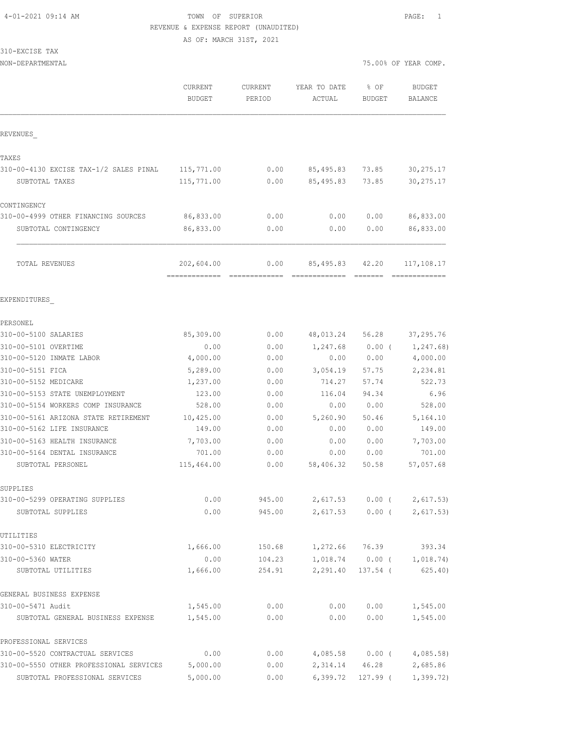TOWN OF SUPERIOR
REVENUE & EXPENSE REPORT (UNAUDITED)
AS OF: MARCH 31ST, 2021

310-EXCISE TAX
NON-DEPARTMENTAL

75.00% OF YEAR COMP.

| | CURRENT BUDGET | CURRENT PERIOD | YEAR TO DATE ACTUAL | % OF BUDGET | BUDGET BALANCE |
|---|---|---|---|---|---|
| **REVENUES** | | | | | |
| TAXES | | | | | |
| 310-00-4130 EXCISE TAX-1/2 SALES PINAL | 115,771.00 | 0.00 | 85,495.83 | 73.85 | 30,275.17 |
| SUBTOTAL TAXES | 115,771.00 | 0.00 | 85,495.83 | 73.85 | 30,275.17 |
| CONTINGENCY | | | | | |
| 310-00-4999 OTHER FINANCING SOURCES | 86,833.00 | 0.00 | 0.00 | 0.00 | 86,833.00 |
| SUBTOTAL CONTINGENCY | 86,833.00 | 0.00 | 0.00 | 0.00 | 86,833.00 |
| TOTAL REVENUES | 202,604.00 | 0.00 | 85,495.83 | 42.20 | 117,108.17 |
| **EXPENDITURES** | | | | | |
| PERSONEL | | | | | |
| 310-00-5100 SALARIES | 85,309.00 | 0.00 | 48,013.24 | 56.28 | 37,295.76 |
| 310-00-5101 OVERTIME | 0.00 | 0.00 | 1,247.68 | 0.00 | ( 1,247.68) |
| 310-00-5120 INMATE LABOR | 4,000.00 | 0.00 | 0.00 | 0.00 | 4,000.00 |
| 310-00-5151 FICA | 5,289.00 | 0.00 | 3,054.19 | 57.75 | 2,234.81 |
| 310-00-5152 MEDICARE | 1,237.00 | 0.00 | 714.27 | 57.74 | 522.73 |
| 310-00-5153 STATE UNEMPLOYMENT | 123.00 | 0.00 | 116.04 | 94.34 | 6.96 |
| 310-00-5154 WORKERS COMP INSURANCE | 528.00 | 0.00 | 0.00 | 0.00 | 528.00 |
| 310-00-5161 ARIZONA STATE RETIREMENT | 10,425.00 | 0.00 | 5,260.90 | 50.46 | 5,164.10 |
| 310-00-5162 LIFE INSURANCE | 149.00 | 0.00 | 0.00 | 0.00 | 149.00 |
| 310-00-5163 HEALTH INSURANCE | 7,703.00 | 0.00 | 0.00 | 0.00 | 7,703.00 |
| 310-00-5164 DENTAL INSURANCE | 701.00 | 0.00 | 0.00 | 0.00 | 701.00 |
| SUBTOTAL PERSONEL | 115,464.00 | 0.00 | 58,406.32 | 50.58 | 57,057.68 |
| SUPPLIES | | | | | |
| 310-00-5299 OPERATING SUPPLIES | 0.00 | 945.00 | 2,617.53 | 0.00 | ( 2,617.53) |
| SUBTOTAL SUPPLIES | 0.00 | 945.00 | 2,617.53 | 0.00 | ( 2,617.53) |
| UTILITIES | | | | | |
| 310-00-5310 ELECTRICITY | 1,666.00 | 150.68 | 1,272.66 | 76.39 | 393.34 |
| 310-00-5360 WATER | 0.00 | 104.23 | 1,018.74 | 0.00 | ( 1,018.74) |
| SUBTOTAL UTILITIES | 1,666.00 | 254.91 | 2,291.40 | 137.54 | ( 625.40) |
| GENERAL BUSINESS EXPENSE | | | | | |
| 310-00-5471 Audit | 1,545.00 | 0.00 | 0.00 | 0.00 | 1,545.00 |
| SUBTOTAL GENERAL BUSINESS EXPENSE | 1,545.00 | 0.00 | 0.00 | 0.00 | 1,545.00 |
| PROFESSIONAL SERVICES | | | | | |
| 310-00-5520 CONTRACTUAL SERVICES | 0.00 | 0.00 | 4,085.58 | 0.00 | ( 4,085.58) |
| 310-00-5550 OTHER PROFESSIONAL SERVICES | 5,000.00 | 0.00 | 2,314.14 | 46.28 | 2,685.86 |
| SUBTOTAL PROFESSIONAL SERVICES | 5,000.00 | 0.00 | 6,399.72 | 127.99 | ( 1,399.72) |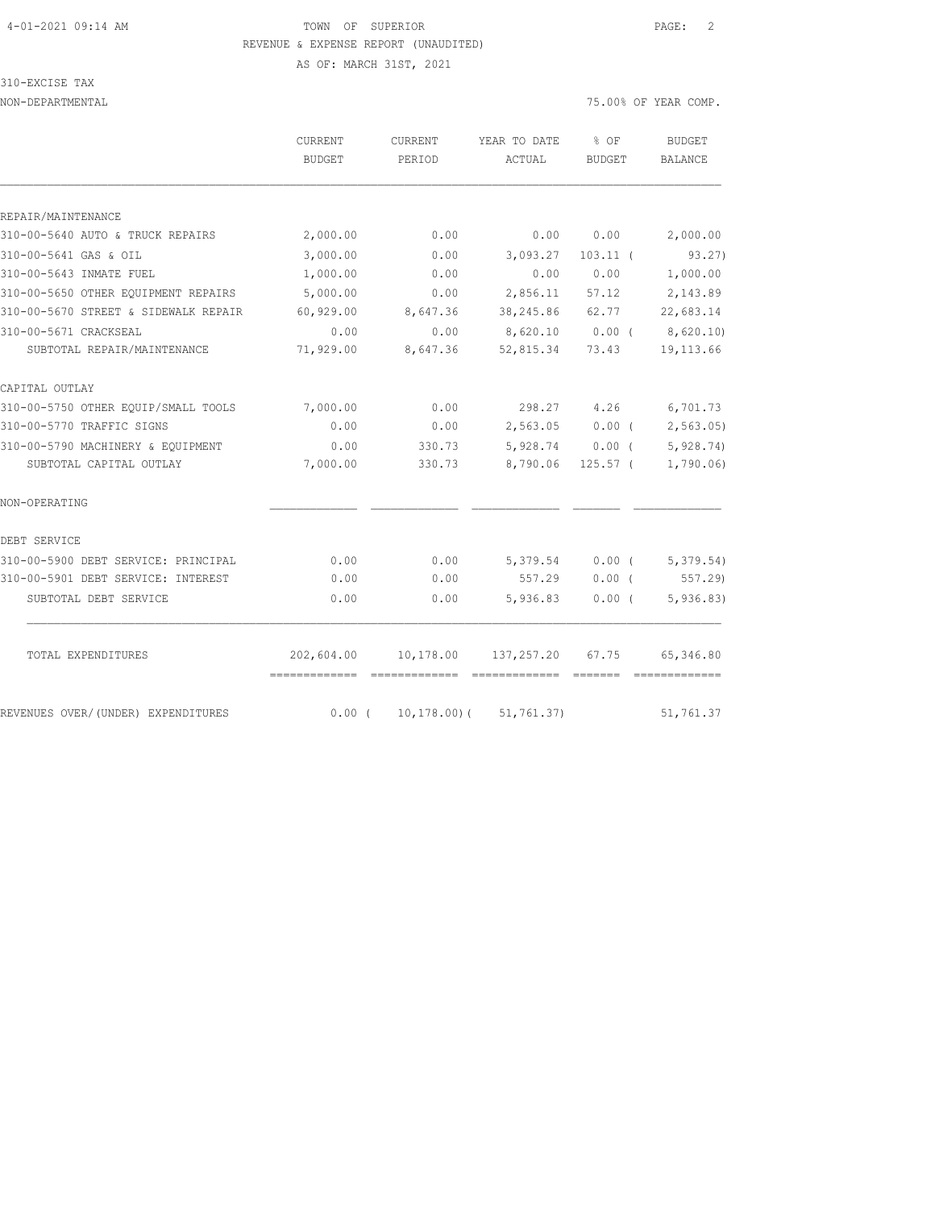TOWN OF SUPERIOR
REVENUE & EXPENSE REPORT (UNAUDITED)
AS OF: MARCH 31ST, 2021

310-EXCISE TAX
NON-DEPARTMENTAL

75.00% OF YEAR COMP.

| | CURRENT BUDGET | CURRENT PERIOD | YEAR TO DATE ACTUAL | % OF BUDGET | BUDGET BALANCE |
|---|---|---|---|---|---|
| REPAIR/MAINTENANCE | | | | | |
| 310-00-5640 AUTO & TRUCK REPAIRS | 2,000.00 | 0.00 | 0.00 | 0.00 | 2,000.00 |
| 310-00-5641 GAS & OIL | 3,000.00 | 0.00 | 3,093.27 | 103.11 ( | 93.27) |
| 310-00-5643 INMATE FUEL | 1,000.00 | 0.00 | 0.00 | 0.00 | 1,000.00 |
| 310-00-5650 OTHER EQUIPMENT REPAIRS | 5,000.00 | 0.00 | 2,856.11 | 57.12 | 2,143.89 |
| 310-00-5670 STREET & SIDEWALK REPAIR | 60,929.00 | 8,647.36 | 38,245.86 | 62.77 | 22,683.14 |
| 310-00-5671 CRACKSEAL | 0.00 | 0.00 | 8,620.10 | 0.00 ( | 8,620.10) |
| SUBTOTAL REPAIR/MAINTENANCE | 71,929.00 | 8,647.36 | 52,815.34 | 73.43 | 19,113.66 |
| CAPITAL OUTLAY | | | | | |
| 310-00-5750 OTHER EQUIP/SMALL TOOLS | 7,000.00 | 0.00 | 298.27 | 4.26 | 6,701.73 |
| 310-00-5770 TRAFFIC SIGNS | 0.00 | 0.00 | 2,563.05 | 0.00 ( | 2,563.05) |
| 310-00-5790 MACHINERY & EQUIPMENT | 0.00 | 330.73 | 5,928.74 | 0.00 ( | 5,928.74) |
| SUBTOTAL CAPITAL OUTLAY | 7,000.00 | 330.73 | 8,790.06 | 125.57 ( | 1,790.06) |
| NON-OPERATING | | | | | |
| DEBT SERVICE | | | | | |
| 310-00-5900 DEBT SERVICE: PRINCIPAL | 0.00 | 0.00 | 5,379.54 | 0.00 ( | 5,379.54) |
| 310-00-5901 DEBT SERVICE: INTEREST | 0.00 | 0.00 | 557.29 | 0.00 ( | 557.29) |
| SUBTOTAL DEBT SERVICE | 0.00 | 0.00 | 5,936.83 | 0.00 ( | 5,936.83) |
| TOTAL EXPENDITURES | 202,604.00 | 10,178.00 | 137,257.20 | 67.75 | 65,346.80 |
| REVENUES OVER/(UNDER) EXPENDITURES | 0.00 ( | 10,178.00)( | 51,761.37) | | 51,761.37 |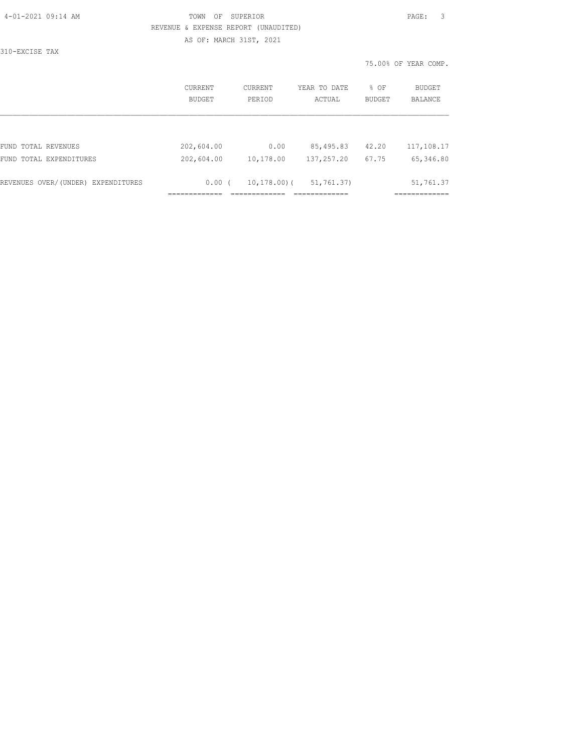TOWN OF SUPERIOR
REVENUE & EXPENSE REPORT (UNAUDITED)
AS OF: MARCH 31ST, 2021

310-EXCISE TAX

75.00% OF YEAR COMP.

| | CURRENT BUDGET | CURRENT PERIOD | YEAR TO DATE ACTUAL | % OF BUDGET | BUDGET BALANCE |
|---|---|---|---|---|---|
| FUND TOTAL REVENUES | 202,604.00 | 0.00 | 85,495.83 | 42.20 | 117,108.17 |
| FUND TOTAL EXPENDITURES | 202,604.00 | 10,178.00 | 137,257.20 | 67.75 | 65,346.80 |
| REVENUES OVER/(UNDER) EXPENDITURES | 0.00 | ( 10,178.00) | ( 51,761.37) | | 51,761.37 |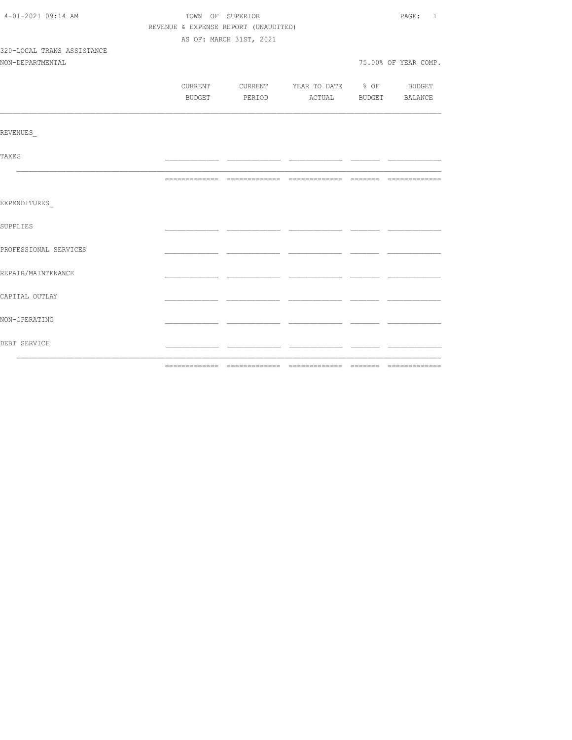TOWN OF SUPERIOR
REVENUE & EXPENSE REPORT (UNAUDITED)
AS OF: MARCH 31ST, 2021

320-LOCAL TRANS ASSISTANCE
NON-DEPARTMENTAL

75.00% OF YEAR COMP.

| | CURRENT BUDGET | CURRENT PERIOD | YEAR TO DATE ACTUAL | % OF BUDGET | BUDGET BALANCE |
|---|---|---|---|---|---|
| **REVENUES** | | | | | |
| TAXES | | | | | |
| | | | | | |
| **EXPENDITURES** | | | | | |
| SUPPLIES | | | | | |
| PROFESSIONAL SERVICES | | | | | |
| REPAIR/MAINTENANCE | | | | | |
| CAPITAL OUTLAY | | | | | |
| NON-OPERATING | | | | | |
| DEBT SERVICE | | | | | |
| | | | | | |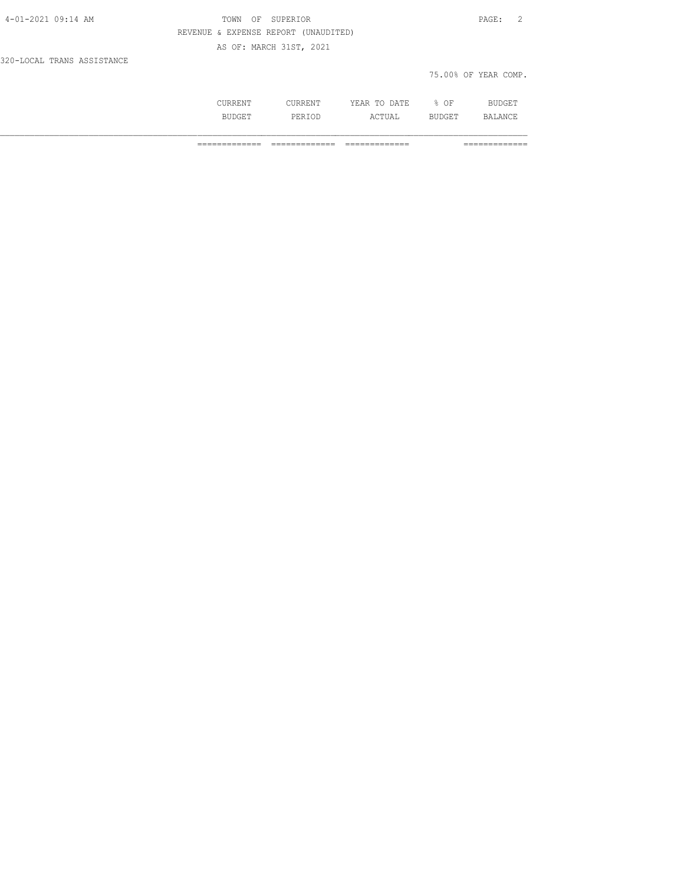REVENUE & EXPENSE REPORT (UNAUDITED)

AS OF: MARCH 31ST, 2021

320-LOCAL TRANS ASSISTANCE

75.00% OF YEAR COMP.

| | CURRENT BUDGET | CURRENT PERIOD | YEAR TO DATE ACTUAL | % OF BUDGET | BUDGET BALANCE |
|---|---|---|---|---|---|
| | ============= | ============= | ============= | | ============= |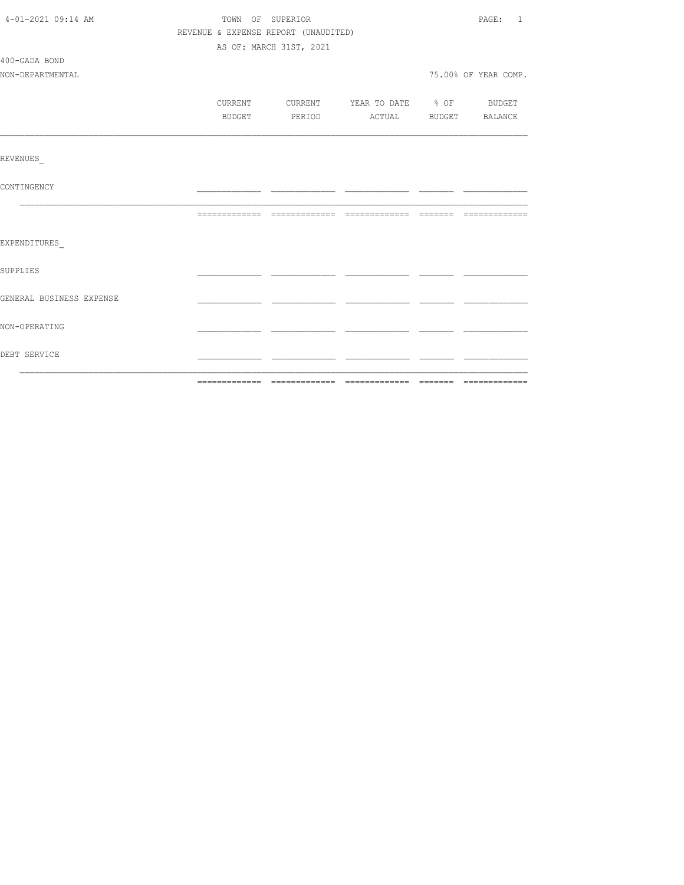TOWN OF SUPERIOR

REVENUE & EXPENSE REPORT (UNAUDITED)

AS OF: MARCH 31ST, 2021

400-GADA BOND

NON-DEPARTMENTAL

75.00% OF YEAR COMP.

| | CURRENT BUDGET | CURRENT PERIOD | YEAR TO DATE ACTUAL | % OF BUDGET | BUDGET BALANCE |
|---|---|---|---|---|---|
| **REVENUES** | | | | | |
| CONTINGENCY | | | | | |
| | | | | | |
| **EXPENDITURES** | | | | | |
| SUPPLIES | | | | | |
| GENERAL BUSINESS EXPENSE | | | | | |
| NON-OPERATING | | | | | |
| DEBT SERVICE | | | | | |
| | | | | | |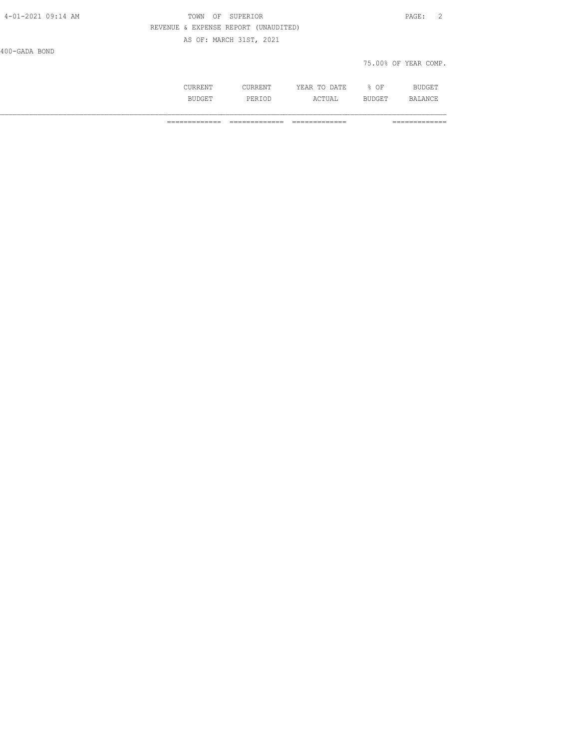TOWN OF SUPERIOR

REVENUE & EXPENSE REPORT (UNAUDITED)

AS OF: MARCH 31ST, 2021

400-GADA BOND

75.00% OF YEAR COMP.

| | CURRENT BUDGET | CURRENT PERIOD | YEAR TO DATE ACTUAL | % OF BUDGET | BUDGET BALANCE |
|---|---|---|---|---|---|
| | ============= | ============= | ============= | | ============= |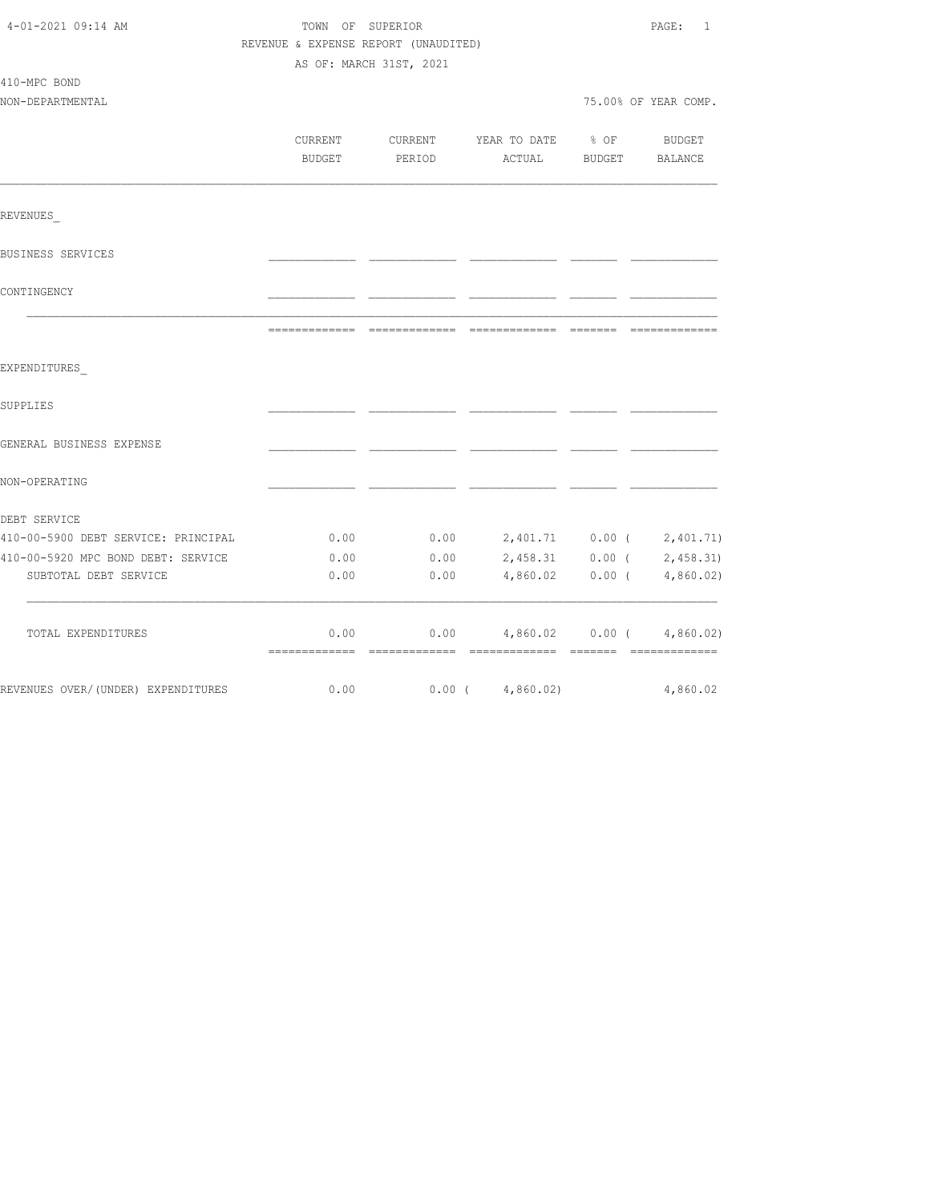4-01-2021 09:14 AM

# TOWN OF SUPERIOR

REVENUE & EXPENSE REPORT (UNAUDITED)

AS OF: MARCH 31ST, 2021

410-MPC BOND

NON-DEPARTMENTAL

75.00% OF YEAR COMP.

| | CURRENT BUDGET | CURRENT PERIOD | YEAR TO DATE ACTUAL | % OF BUDGET | BUDGET BALANCE |
|---|---|---|---|---|---|
| **REVENUES** | | | | | |
| BUSINESS SERVICES | | | | | |
| CONTINGENCY | | | | | |
| **EXPENDITURES** | | | | | |
| SUPPLIES | | | | | |
| GENERAL BUSINESS EXPENSE | | | | | |
| NON-OPERATING | | | | | |
| DEBT SERVICE | | | | | |
| 410-00-5900 DEBT SERVICE: PRINCIPAL | 0.00 | 0.00 | 2,401.71 | 0.00 | ( 2,401.71) |
| 410-00-5920 MPC BOND DEBT: SERVICE | 0.00 | 0.00 | 2,458.31 | 0.00 | ( 2,458.31) |
| SUBTOTAL DEBT SERVICE | 0.00 | 0.00 | 4,860.02 | 0.00 | ( 4,860.02) |
| TOTAL EXPENDITURES | 0.00 | 0.00 | 4,860.02 | 0.00 | ( 4,860.02) |
| REVENUES OVER/(UNDER) EXPENDITURES | 0.00 | 0.00 | ( 4,860.02) | | 4,860.02 |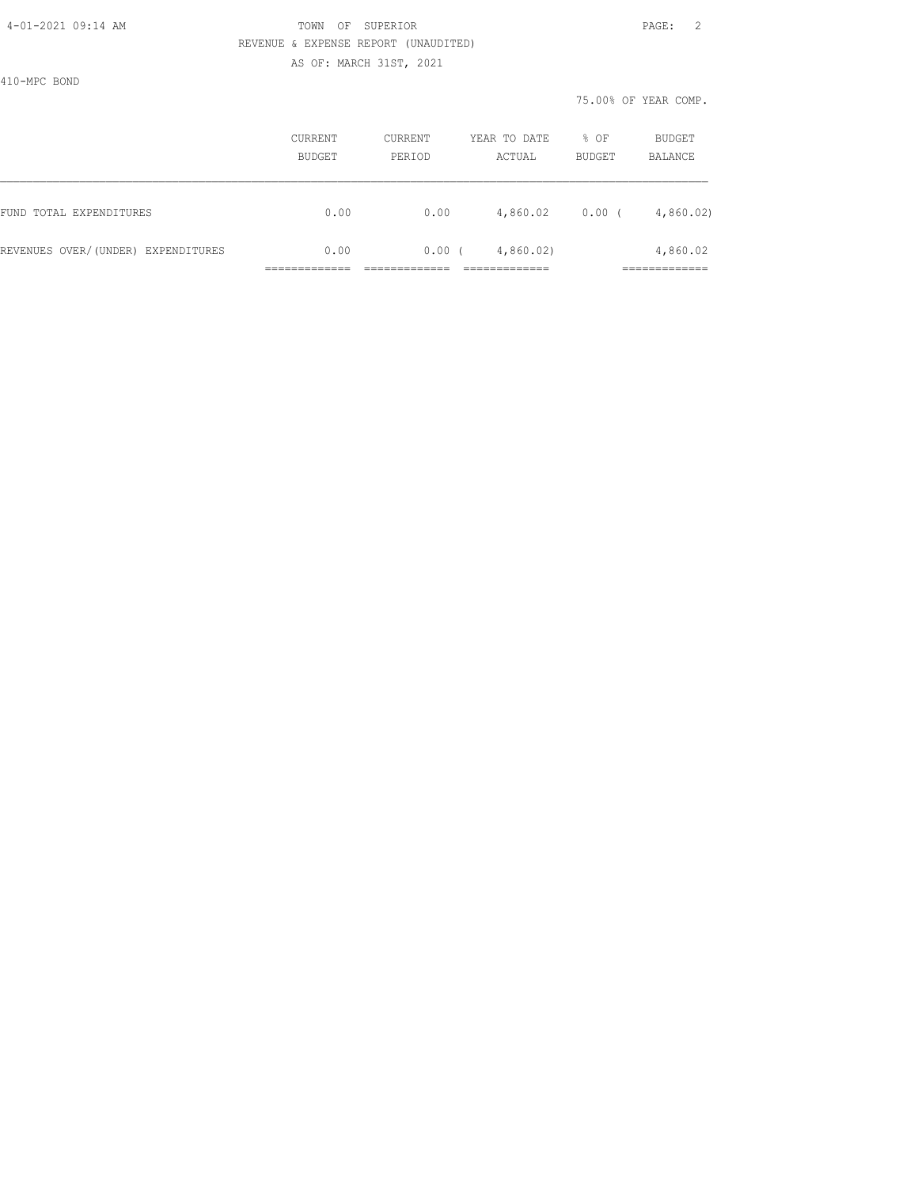TOWN OF SUPERIOR
REVENUE & EXPENSE REPORT (UNAUDITED)
AS OF: MARCH 31ST, 2021

410-MPC BOND

75.00% OF YEAR COMP.

| | CURRENT BUDGET | CURRENT PERIOD | YEAR TO DATE ACTUAL | % OF BUDGET | BUDGET BALANCE |
|---|---|---|---|---|---|
| FUND TOTAL EXPENDITURES | 0.00 | 0.00 | 4,860.02 | 0.00 | ( 4,860.02) |
| REVENUES OVER/(UNDER) EXPENDITURES | 0.00 | 0.00 | ( 4,860.02) | | 4,860.02 |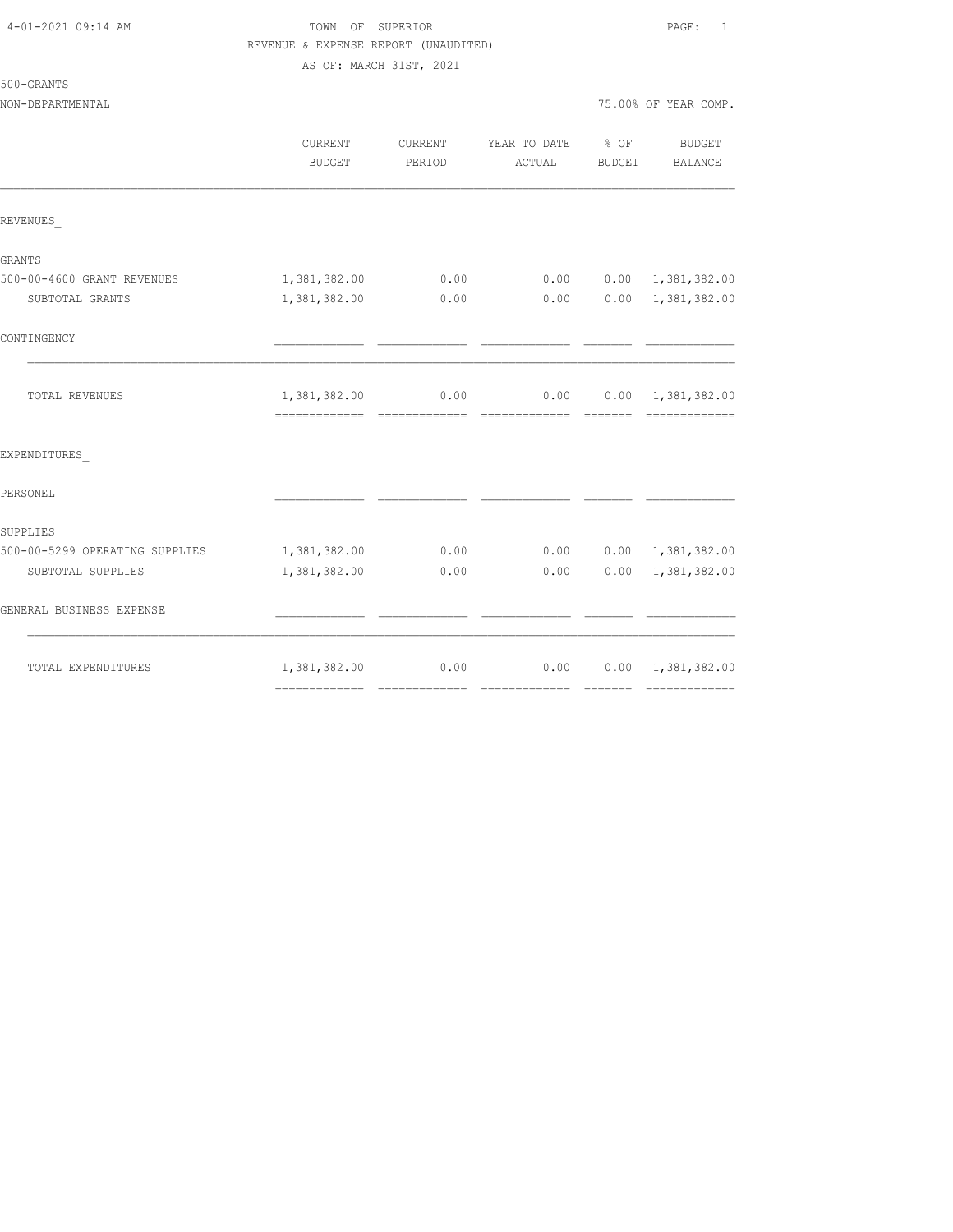TOWN OF SUPERIOR
REVENUE & EXPENSE REPORT (UNAUDITED)
AS OF: MARCH 31ST, 2021

500-GRANTS
NON-DEPARTMENTAL

75.00% OF YEAR COMP.

| | CURRENT BUDGET | CURRENT PERIOD | YEAR TO DATE ACTUAL | % OF BUDGET | BUDGET BALANCE |
|---|---|---|---|---|---|
| REVENUES_ | | | | | |
| GRANTS | | | | | |
| 500-00-4600 GRANT REVENUES | 1,381,382.00 | 0.00 | 0.00 | 0.00 | 1,381,382.00 |
| SUBTOTAL GRANTS | 1,381,382.00 | 0.00 | 0.00 | 0.00 | 1,381,382.00 |
| CONTINGENCY | | | | | |
| TOTAL REVENUES | 1,381,382.00 | 0.00 | 0.00 | 0.00 | 1,381,382.00 |
| EXPENDITURES_ | | | | | |
| PERSONEL | | | | | |
| SUPPLIES | | | | | |
| 500-00-5299 OPERATING SUPPLIES | 1,381,382.00 | 0.00 | 0.00 | 0.00 | 1,381,382.00 |
| SUBTOTAL SUPPLIES | 1,381,382.00 | 0.00 | 0.00 | 0.00 | 1,381,382.00 |
| GENERAL BUSINESS EXPENSE | | | | | |
| TOTAL EXPENDITURES | 1,381,382.00 | 0.00 | 0.00 | 0.00 | 1,381,382.00 |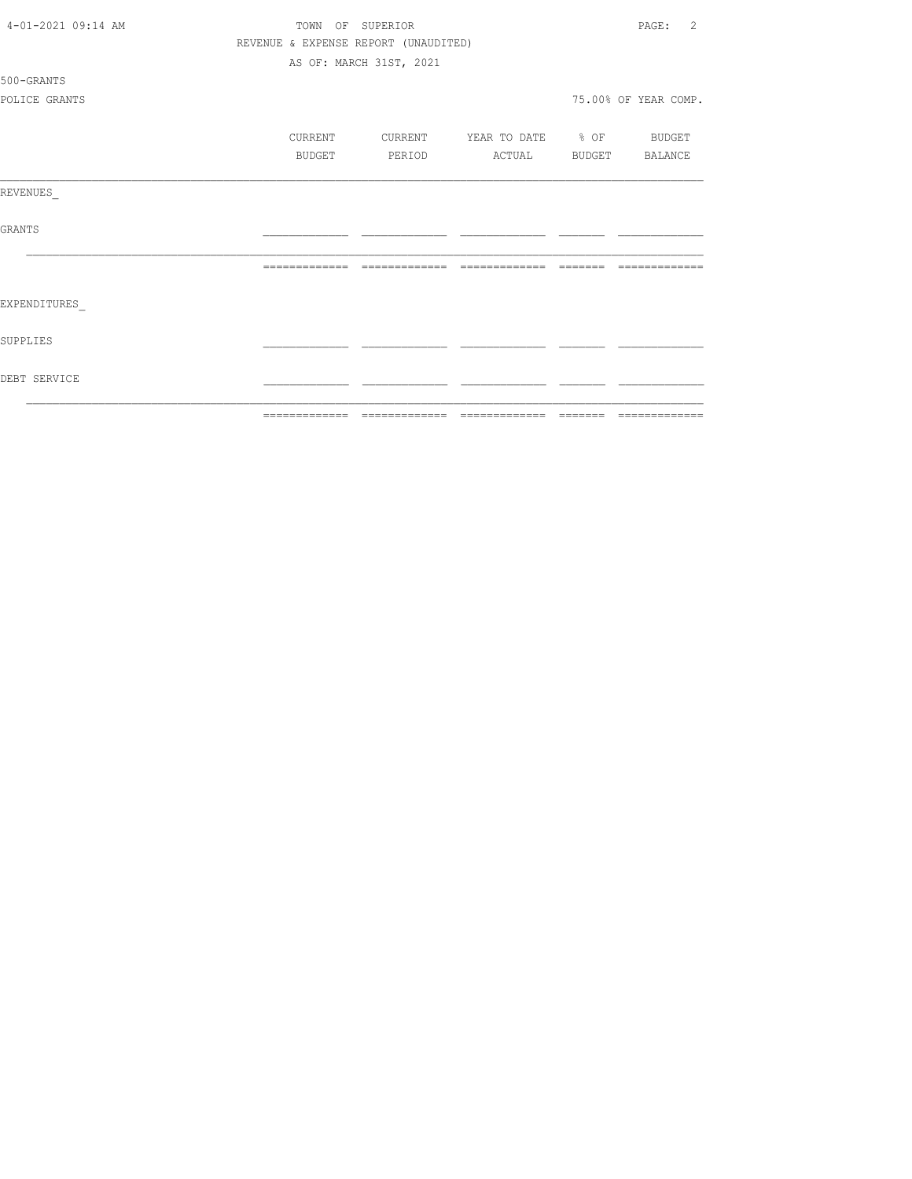TOWN OF SUPERIOR

REVENUE & EXPENSE REPORT (UNAUDITED)

AS OF: MARCH 31ST, 2021

500-GRANTS

POLICE GRANTS

75.00% OF YEAR COMP.

| | CURRENT BUDGET | CURRENT PERIOD | YEAR TO DATE ACTUAL | % OF BUDGET | BUDGET BALANCE |
|---|---|---|---|---|---|
| REVENUES_ | | | | | |
| GRANTS | | | | | |
| EXPENDITURES_ | | | | | |
| SUPPLIES | | | | | |
| DEBT SERVICE | | | | | |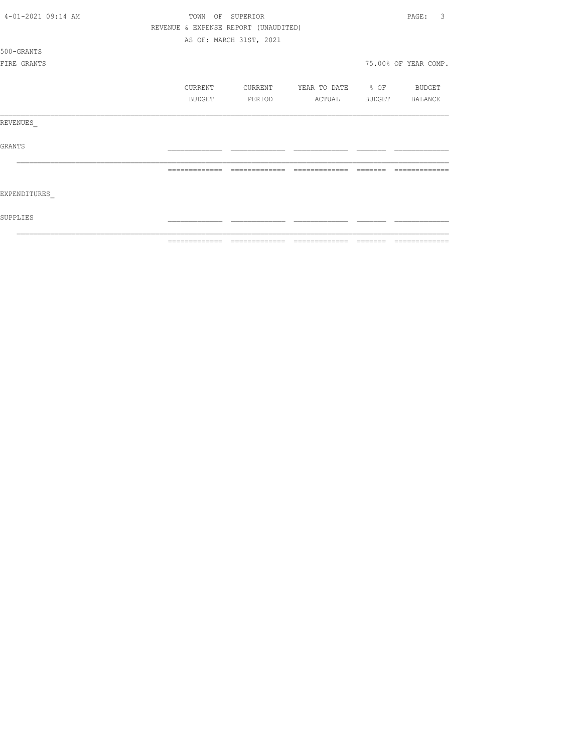TOWN OF SUPERIOR

REVENUE & EXPENSE REPORT (UNAUDITED)

AS OF: MARCH 31ST, 2021

500-GRANTS

FIRE GRANTS

75.00% OF YEAR COMP.

| | CURRENT BUDGET | CURRENT PERIOD | YEAR TO DATE ACTUAL | % OF BUDGET | BUDGET BALANCE |
|---|---|---|---|---|---|
| **REVENUES** | | | | | |
| GRANTS | | | | | |
| | | | | | |
| **EXPENDITURES** | | | | | |
| SUPPLIES | | | | | |
| | | | | | |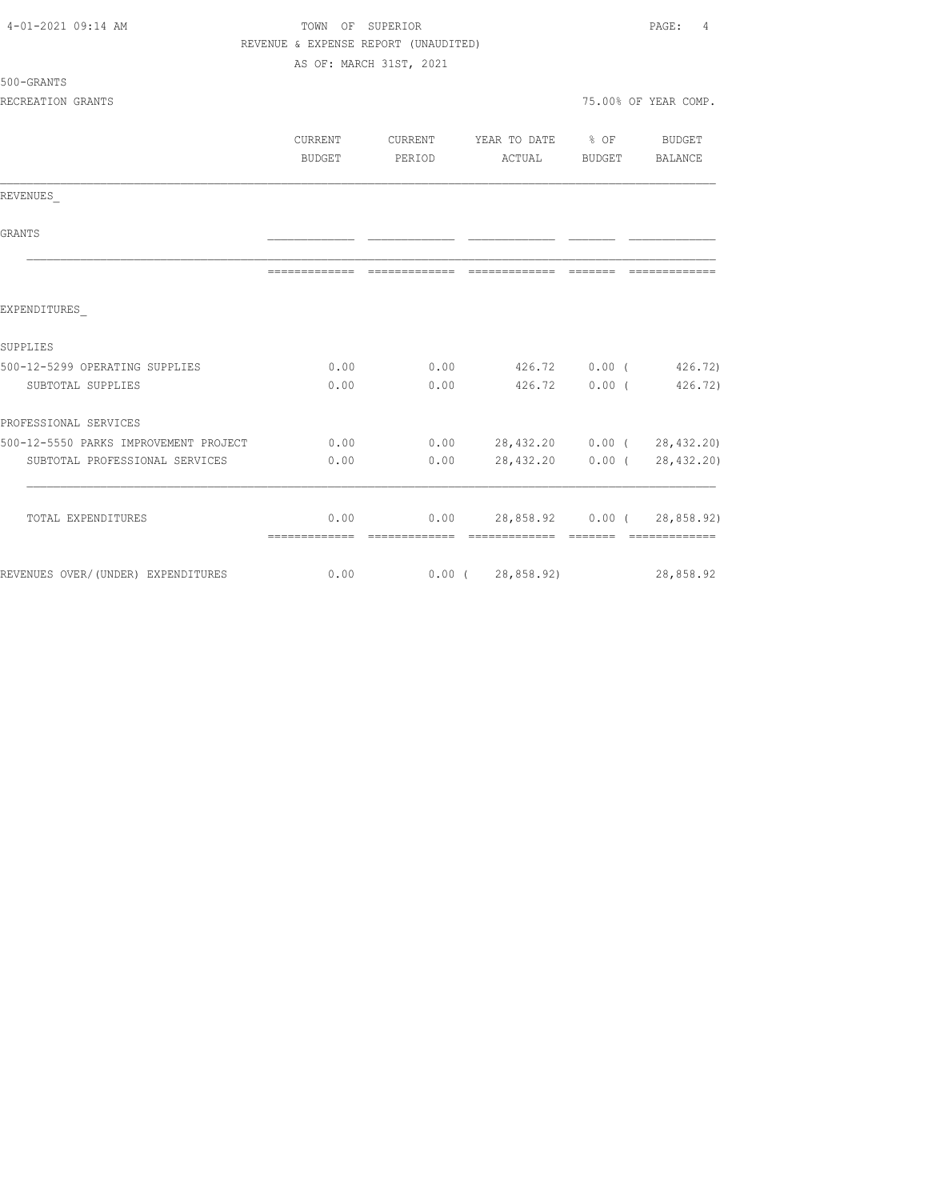TOWN OF SUPERIOR

REVENUE & EXPENSE REPORT (UNAUDITED)

AS OF: MARCH 31ST, 2021

500-GRANTS

RECREATION GRANTS — 75.00% OF YEAR COMP.

| | CURRENT BUDGET | CURRENT PERIOD | YEAR TO DATE ACTUAL | % OF BUDGET | BUDGET BALANCE |
|---|---|---|---|---|---|
| **REVENUES** | | | | | |
| GRANTS | | | | | |
| **EXPENDITURES** | | | | | |
| SUPPLIES | | | | | |
| 500-12-5299 OPERATING SUPPLIES | 0.00 | 0.00 | 426.72 | 0.00 | ( 426.72) |
| SUBTOTAL SUPPLIES | 0.00 | 0.00 | 426.72 | 0.00 | ( 426.72) |
| PROFESSIONAL SERVICES | | | | | |
| 500-12-5550 PARKS IMPROVEMENT PROJECT | 0.00 | 0.00 | 28,432.20 | 0.00 | ( 28,432.20) |
| SUBTOTAL PROFESSIONAL SERVICES | 0.00 | 0.00 | 28,432.20 | 0.00 | ( 28,432.20) |
| TOTAL EXPENDITURES | 0.00 | 0.00 | 28,858.92 | 0.00 | ( 28,858.92) |
| REVENUES OVER/(UNDER) EXPENDITURES | 0.00 | 0.00 | ( 28,858.92) | | 28,858.92 |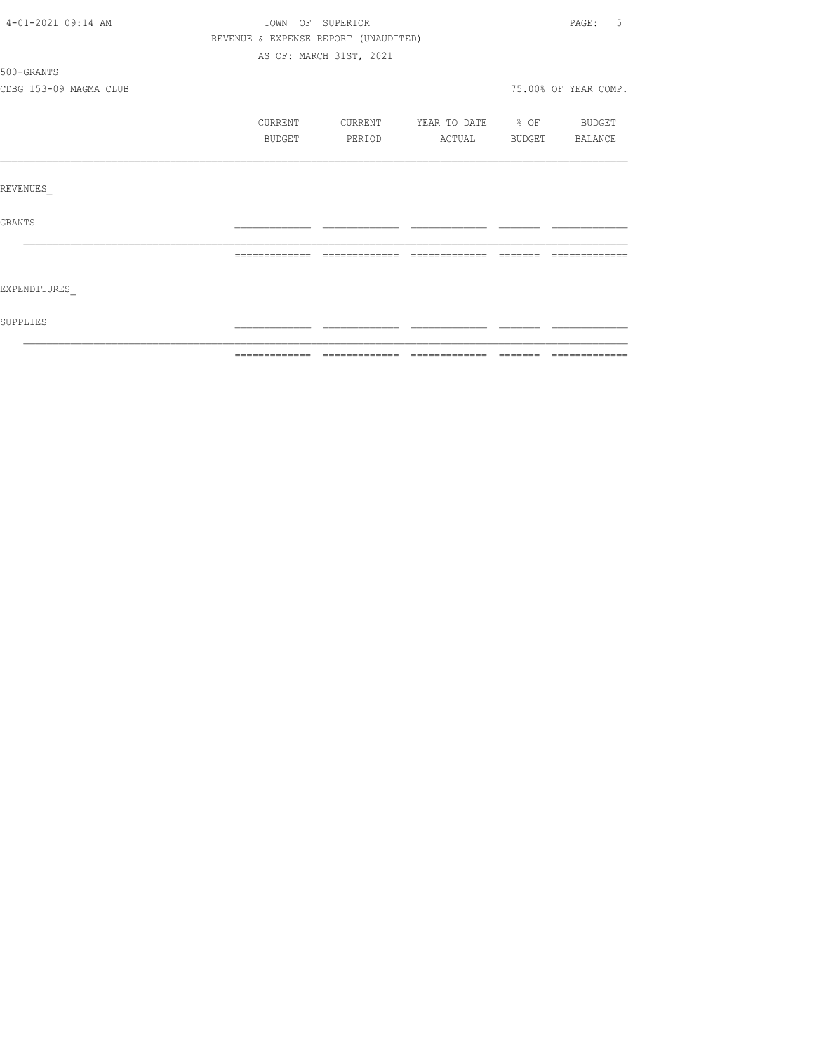4-01-2021 09:14 AM

TOWN OF SUPERIOR

REVENUE & EXPENSE REPORT (UNAUDITED)

AS OF: MARCH 31ST, 2021

500-GRANTS

CDBG 153-09 MAGMA CLUB

75.00% OF YEAR COMP.

| | CURRENT BUDGET | CURRENT PERIOD | YEAR TO DATE ACTUAL | % OF BUDGET | BUDGET BALANCE |
|---|---|---|---|---|---|
| REVENUES_ | | | | | |
| GRANTS | | | | | |
| | | | | | |
| EXPENDITURES_ | | | | | |
| SUPPLIES | | | | | |
| | | | | | |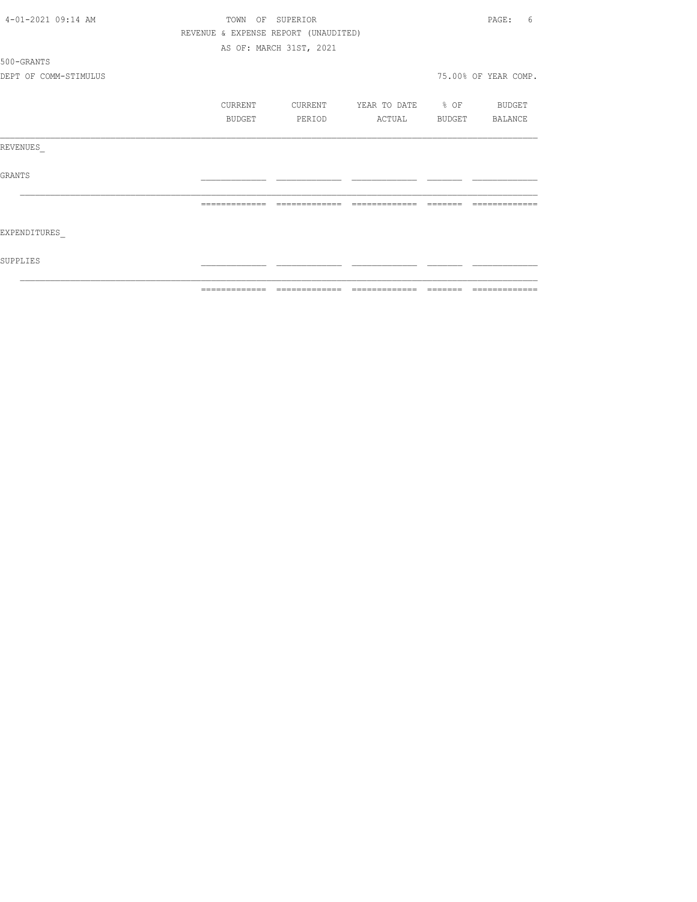TOWN OF SUPERIOR

REVENUE & EXPENSE REPORT (UNAUDITED)

AS OF: MARCH 31ST, 2021

500-GRANTS

DEPT OF COMM-STIMULUS

75.00% OF YEAR COMP.

| | CURRENT BUDGET | CURRENT PERIOD | YEAR TO DATE ACTUAL | % OF BUDGET | BUDGET BALANCE |
|---|---|---|---|---|---|
| REVENUES_ | | | | | |
| GRANTS | | | | | |
| | | | | | |
| EXPENDITURES_ | | | | | |
| SUPPLIES | | | | | |
| | | | | | |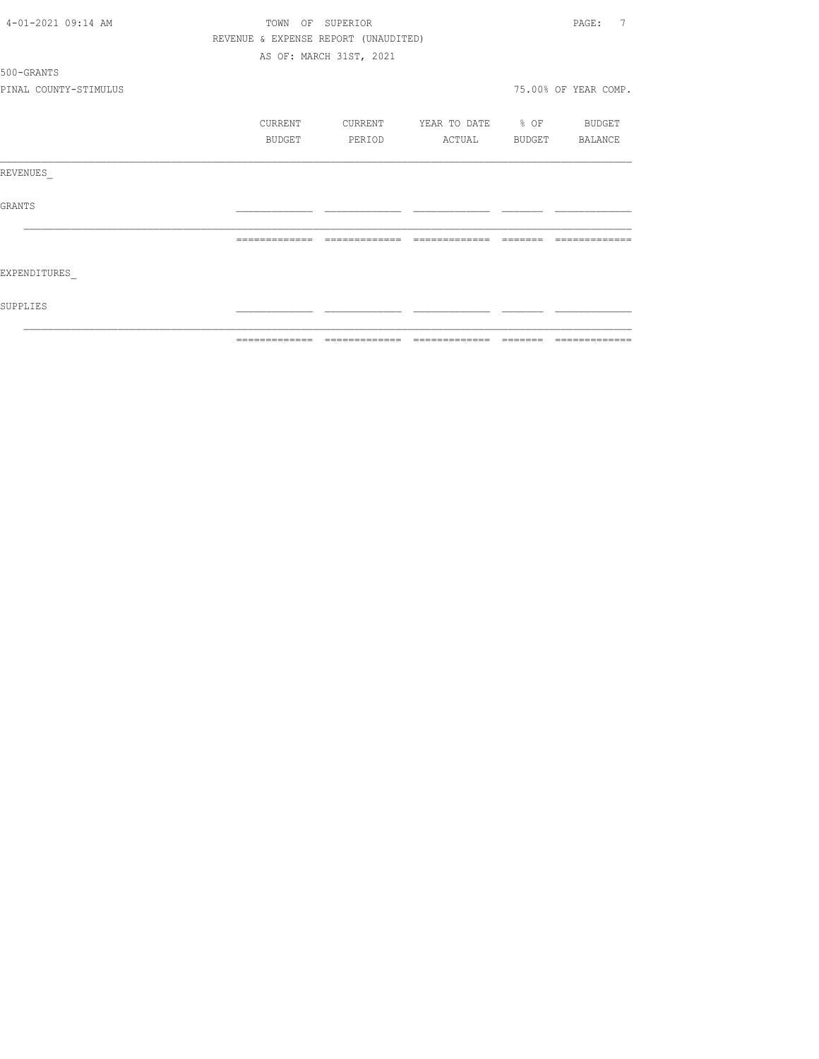TOWN OF SUPERIOR
REVENUE & EXPENSE REPORT (UNAUDITED)
AS OF: MARCH 31ST, 2021

4-01-2021 09:14 AM

500-GRANTS

PINAL COUNTY-STIMULUS

75.00% OF YEAR COMP.

| | CURRENT BUDGET | CURRENT PERIOD | YEAR TO DATE ACTUAL | % OF BUDGET | BUDGET BALANCE |
|---|---|---|---|---|---|
| REVENUES_ | | | | | |
| GRANTS | | | | | |
| | | | | | |
| EXPENDITURES_ | | | | | |
| SUPPLIES | | | | | |
| | | | | | |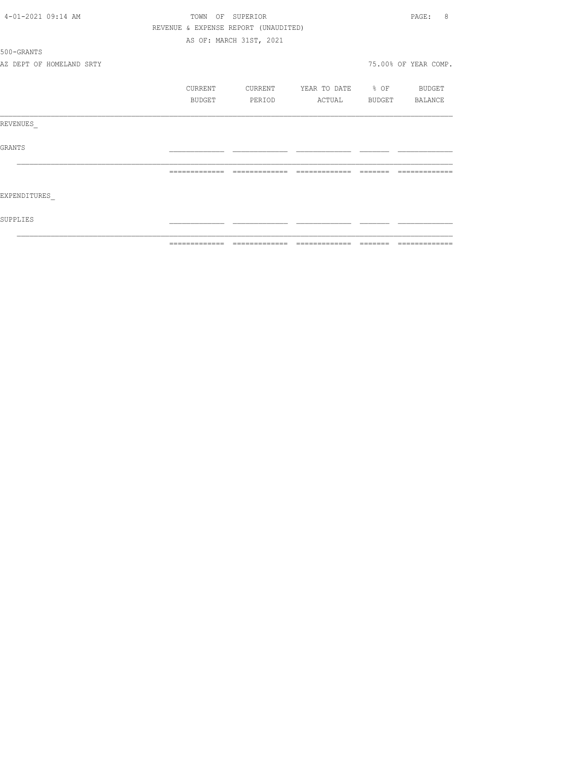TOWN OF SUPERIOR

REVENUE & EXPENSE REPORT (UNAUDITED)

AS OF: MARCH 31ST, 2021

500-GRANTS

AZ DEPT OF HOMELAND SRTY

75.00% OF YEAR COMP.

| | CURRENT BUDGET | CURRENT PERIOD | YEAR TO DATE ACTUAL | % OF BUDGET | BUDGET BALANCE |
|---|---|---|---|---|---|
| REVENUES_ | | | | | |
| GRANTS | | | | | |
| EXPENDITURES_ | | | | | |
| SUPPLIES | | | | | |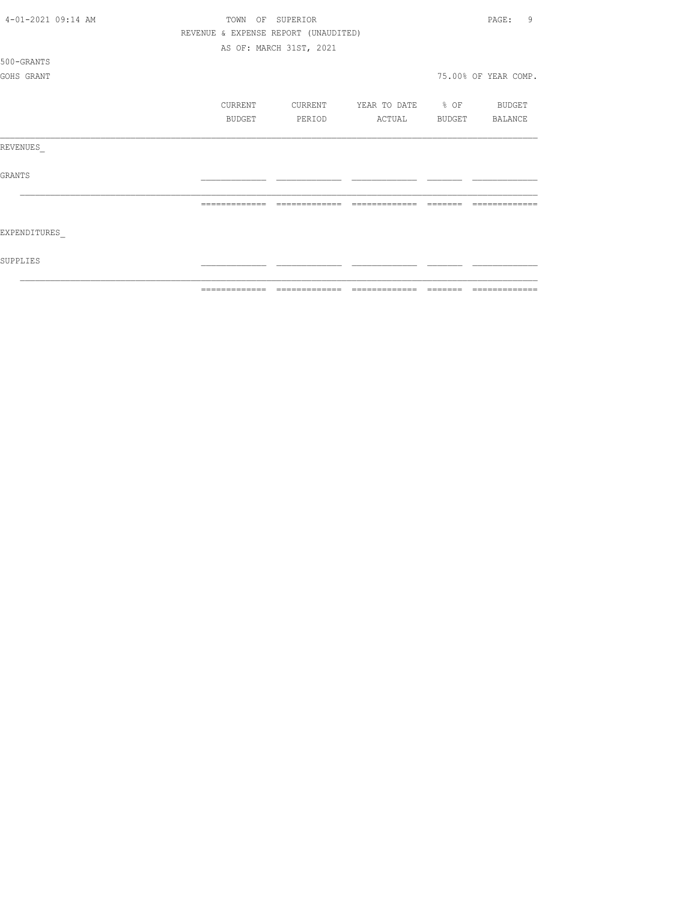TOWN OF SUPERIOR

REVENUE & EXPENSE REPORT (UNAUDITED)

AS OF: MARCH 31ST, 2021

500-GRANTS

GOHS GRANT

75.00% OF YEAR COMP.

| | CURRENT BUDGET | CURRENT PERIOD | YEAR TO DATE ACTUAL | % OF BUDGET | BUDGET BALANCE |
|---|---|---|---|---|---|
| REVENUES_ | | | | | |
| GRANTS | | | | | |
| | | | | | |
| EXPENDITURES_ | | | | | |
| SUPPLIES | | | | | |
| | | | | | |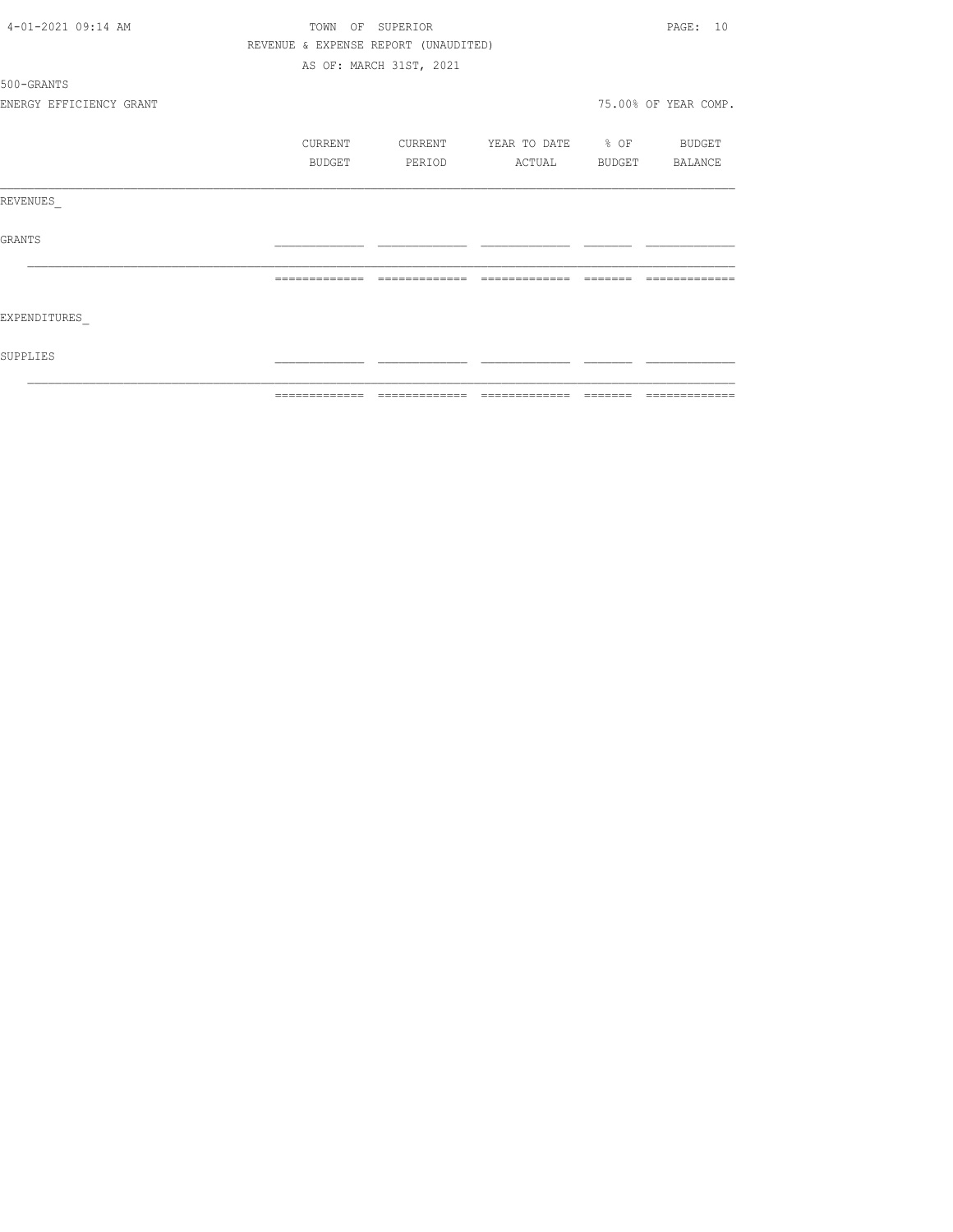TOWN OF SUPERIOR

REVENUE & EXPENSE REPORT (UNAUDITED)

AS OF: MARCH 31ST, 2021

500-GRANTS

ENERGY EFFICIENCY GRANT

75.00% OF YEAR COMP.

| | CURRENT BUDGET | CURRENT PERIOD | YEAR TO DATE ACTUAL | % OF BUDGET | BUDGET BALANCE |
|---|---|---|---|---|---|
| REVENUES_ | | | | | |
| GRANTS | | | | | |
| | | | | | |
| EXPENDITURES_ | | | | | |
| SUPPLIES | | | | | |
| | | | | | |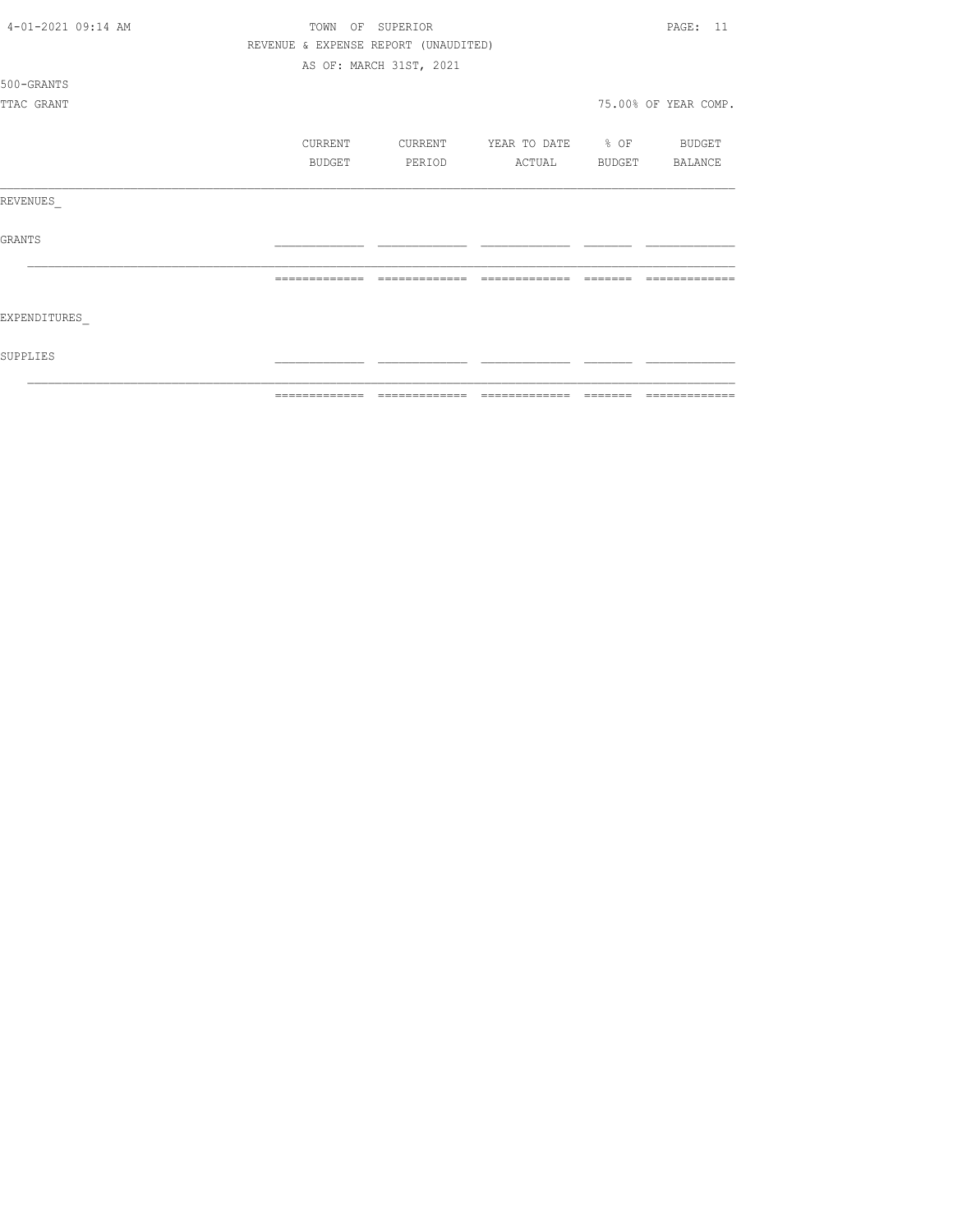TOWN OF SUPERIOR

REVENUE & EXPENSE REPORT (UNAUDITED)

AS OF: MARCH 31ST, 2021

500-GRANTS

TTAC GRANT

75.00% OF YEAR COMP.

| | CURRENT BUDGET | CURRENT PERIOD | YEAR TO DATE ACTUAL | % OF BUDGET | BUDGET BALANCE |
|---|---|---|---|---|---|
| REVENUES_ | | | | | |
| GRANTS | | | | | |
| | | | | | |
| EXPENDITURES_ | | | | | |
| SUPPLIES | | | | | |
| | | | | | |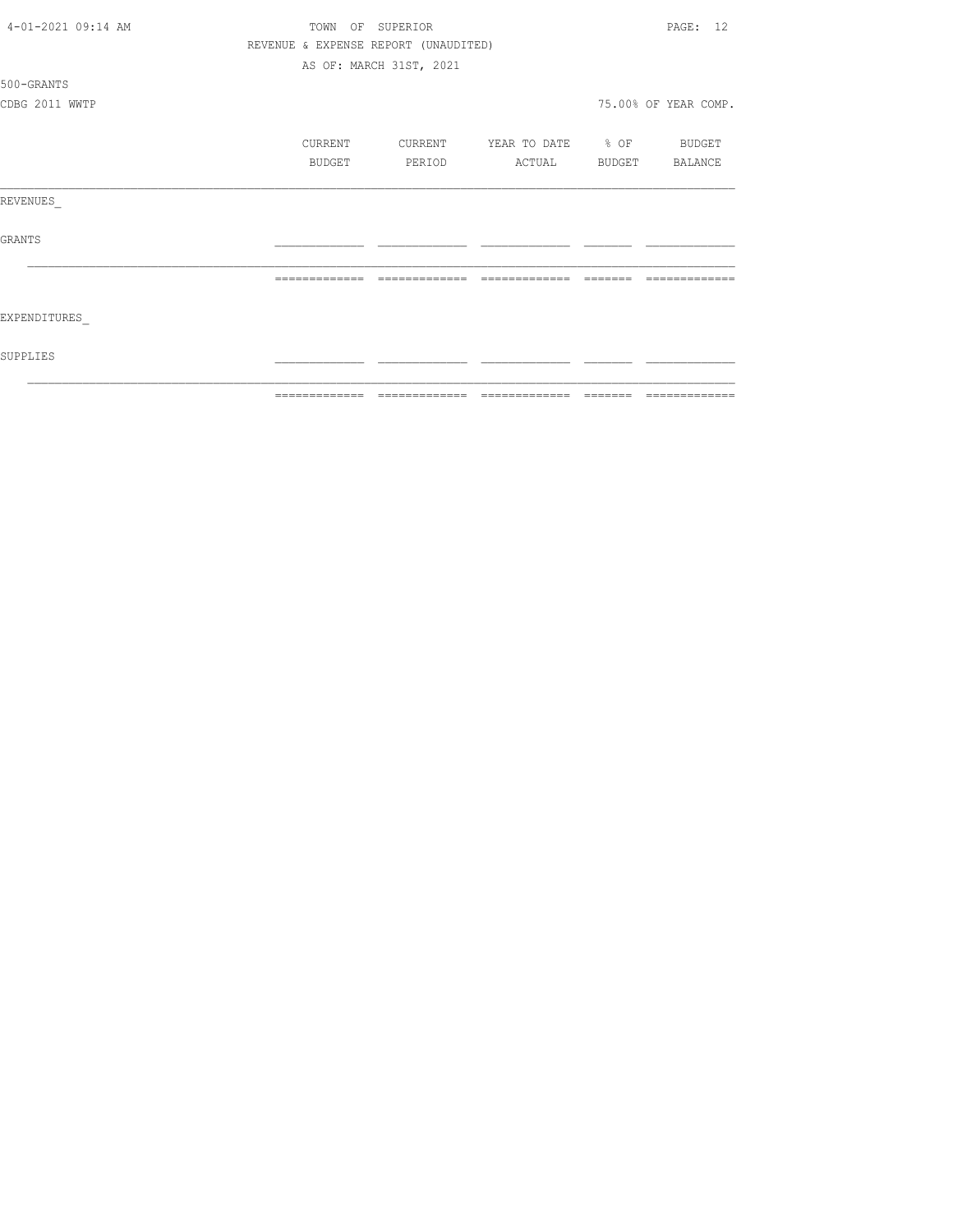TOWN OF SUPERIOR

REVENUE & EXPENSE REPORT (UNAUDITED)

AS OF: MARCH 31ST, 2021

500-GRANTS

CDBG 2011 WWTP

75.00% OF YEAR COMP.

| | CURRENT BUDGET | CURRENT PERIOD | YEAR TO DATE ACTUAL | % OF BUDGET | BUDGET BALANCE |
|---|---|---|---|---|---|
| REVENUES_ | | | | | |
| GRANTS | | | | | |
| | | | | | |
| EXPENDITURES_ | | | | | |
| SUPPLIES | | | | | |
| | | | | | |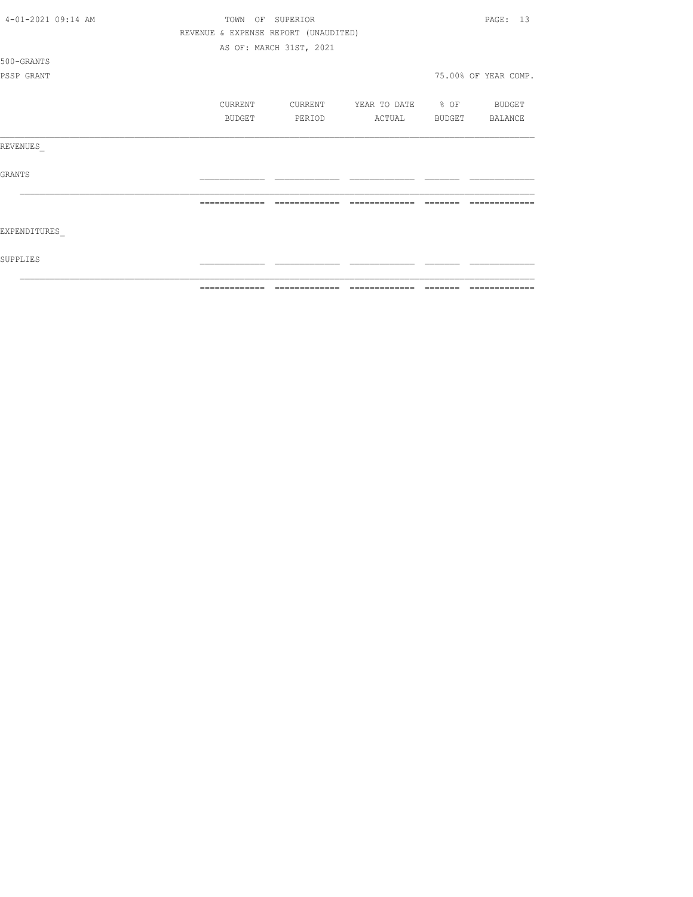500-GRANTS

PSSP GRANT

75.00% OF YEAR COMP.

| | CURRENT BUDGET | CURRENT PERIOD | YEAR TO DATE ACTUAL | % OF BUDGET | BUDGET BALANCE |
|---|---|---|---|---|---|
| REVENUES_ | | | | | |
| GRANTS | | | | | |
| EXPENDITURES_ | | | | | |
| SUPPLIES | | | | | |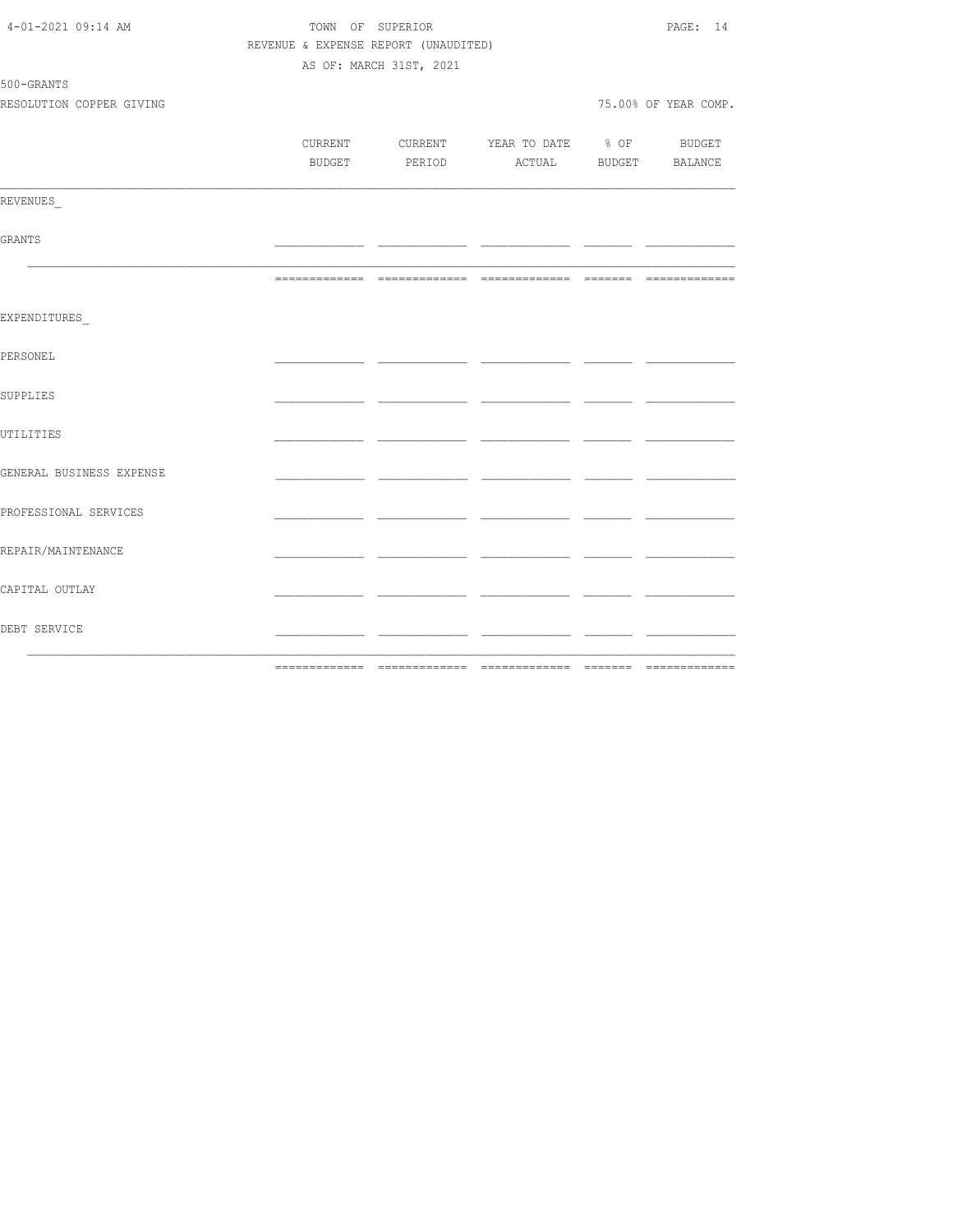TOWN OF SUPERIOR
REVENUE & EXPENSE REPORT (UNAUDITED)
AS OF: MARCH 31ST, 2021

500-GRANTS
RESOLUTION COPPER GIVING

75.00% OF YEAR COMP.

| | CURRENT BUDGET | CURRENT PERIOD | YEAR TO DATE ACTUAL | % OF BUDGET | BUDGET BALANCE |
|---|---|---|---|---|---|
| REVENUES_ | | | | | |
| GRANTS | | | | | |
| | | | | | |
| EXPENDITURES_ | | | | | |
| PERSONEL | | | | | |
| SUPPLIES | | | | | |
| UTILITIES | | | | | |
| GENERAL BUSINESS EXPENSE | | | | | |
| PROFESSIONAL SERVICES | | | | | |
| REPAIR/MAINTENANCE | | | | | |
| CAPITAL OUTLAY | | | | | |
| DEBT SERVICE | | | | | |
| | | | | | |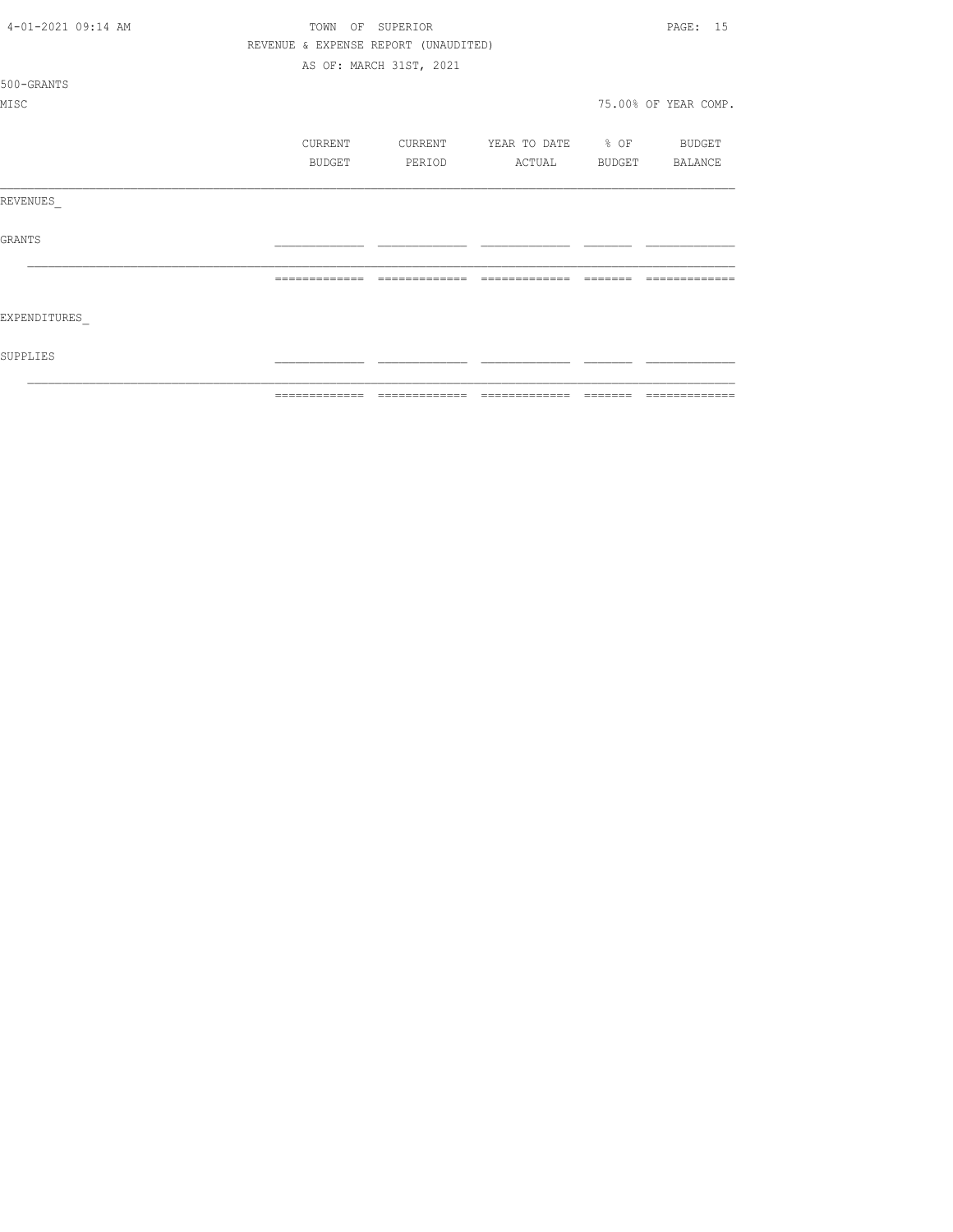TOWN OF SUPERIOR

REVENUE & EXPENSE REPORT (UNAUDITED)

AS OF: MARCH 31ST, 2021

500-GRANTS

MISC

75.00% OF YEAR COMP.

| | CURRENT BUDGET | CURRENT PERIOD | YEAR TO DATE ACTUAL | % OF BUDGET | BUDGET BALANCE |
|---|---|---|---|---|---|
| REVENUES_ | | | | | |
| GRANTS | | | | | |
| | | | | | |
| EXPENDITURES_ | | | | | |
| SUPPLIES | | | | | |
| | | | | | |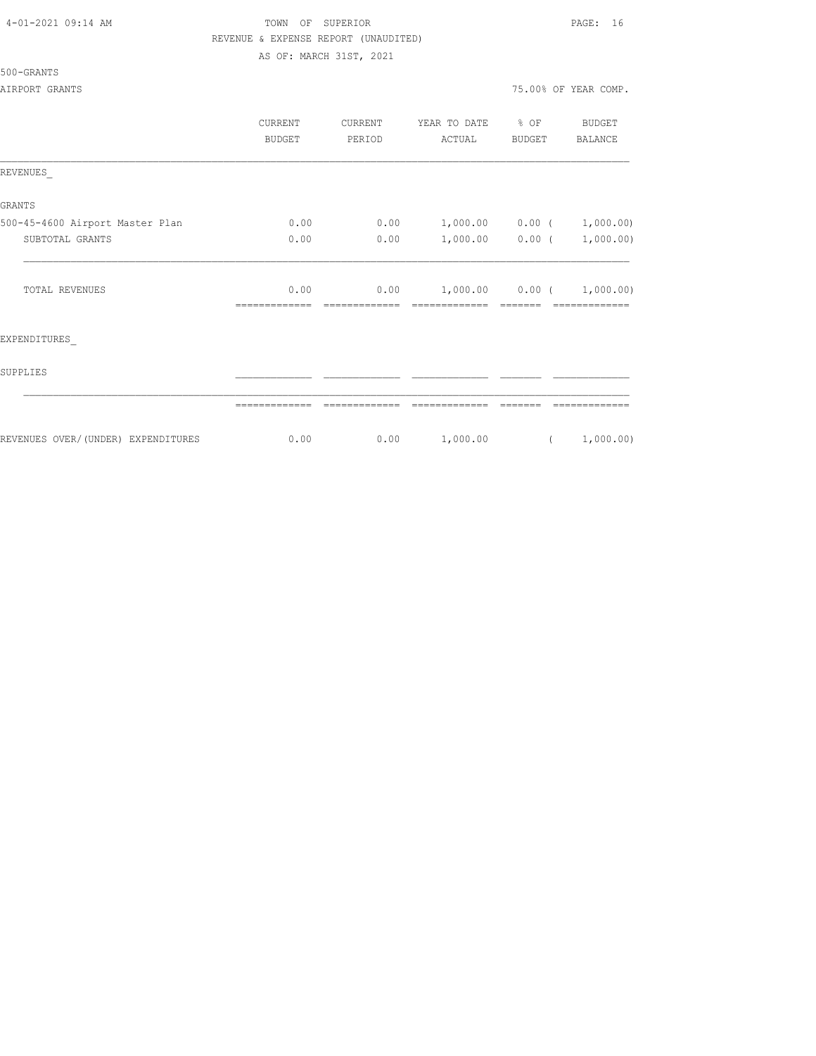TOWN OF SUPERIOR
REVENUE & EXPENSE REPORT (UNAUDITED)
AS OF: MARCH 31ST, 2021

500-GRANTS

AIRPORT GRANTS — 75.00% OF YEAR COMP.

| | CURRENT BUDGET | CURRENT PERIOD | YEAR TO DATE ACTUAL | % OF BUDGET | BUDGET BALANCE |
|---|---|---|---|---|---|
| REVENUES_ | | | | | |
| GRANTS | | | | | |
| 500-45-4600 Airport Master Plan | 0.00 | 0.00 | 1,000.00 | 0.00 | ( 1,000.00) |
| SUBTOTAL GRANTS | 0.00 | 0.00 | 1,000.00 | 0.00 | ( 1,000.00) |
| TOTAL REVENUES | 0.00 | 0.00 | 1,000.00 | 0.00 | ( 1,000.00) |
| EXPENDITURES_ | | | | | |
| SUPPLIES | | | | | |
| REVENUES OVER/(UNDER) EXPENDITURES | 0.00 | 0.00 | 1,000.00 | | ( 1,000.00) |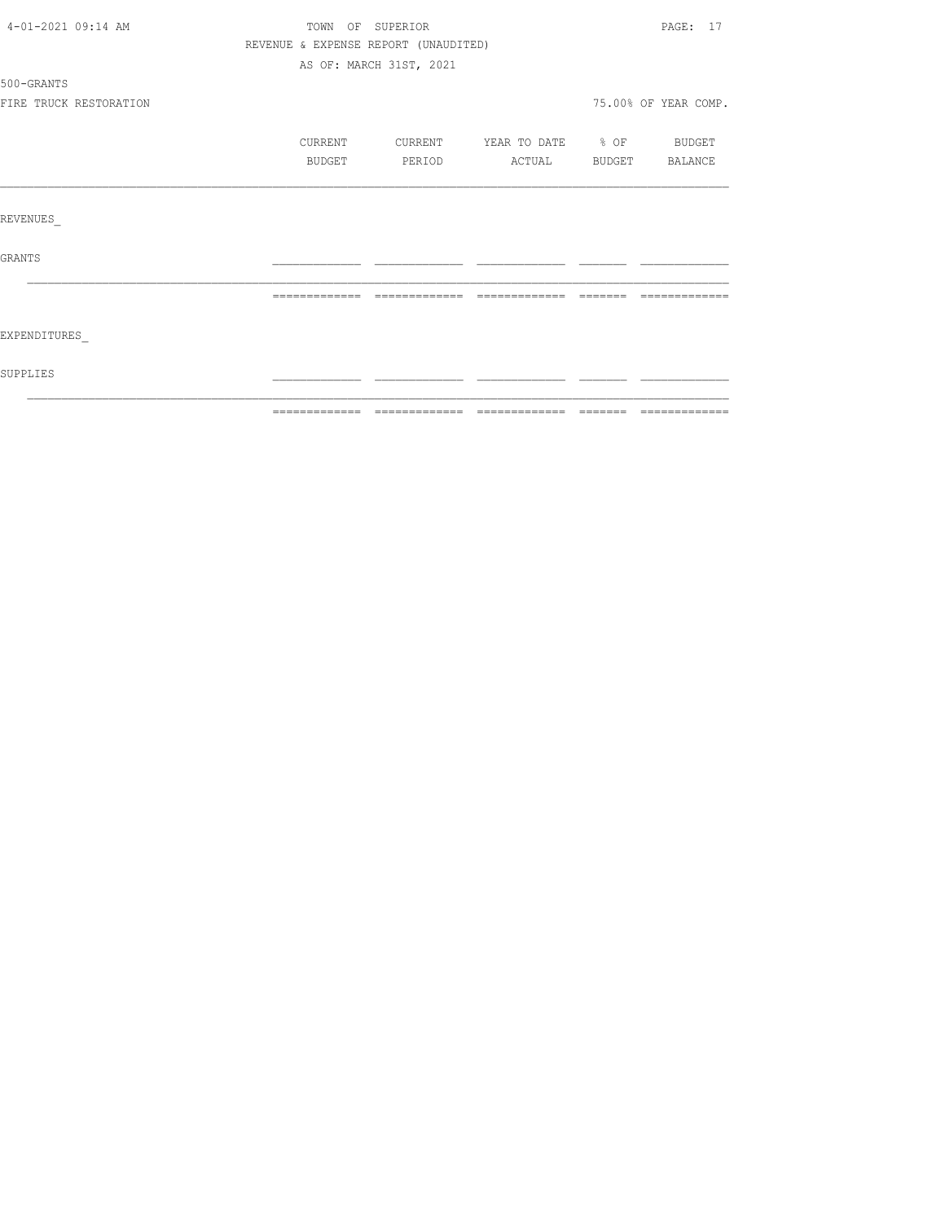TOWN OF SUPERIOR

REVENUE & EXPENSE REPORT (UNAUDITED)

AS OF: MARCH 31ST, 2021

500-GRANTS

FIRE TRUCK RESTORATION

75.00% OF YEAR COMP.

| | CURRENT BUDGET | CURRENT PERIOD | YEAR TO DATE ACTUAL | % OF BUDGET | BUDGET BALANCE |
|---|---|---|---|---|---|
| REVENUES_ | | | | | |
| GRANTS | | | | | |
| EXPENDITURES_ | | | | | |
| SUPPLIES | | | | | |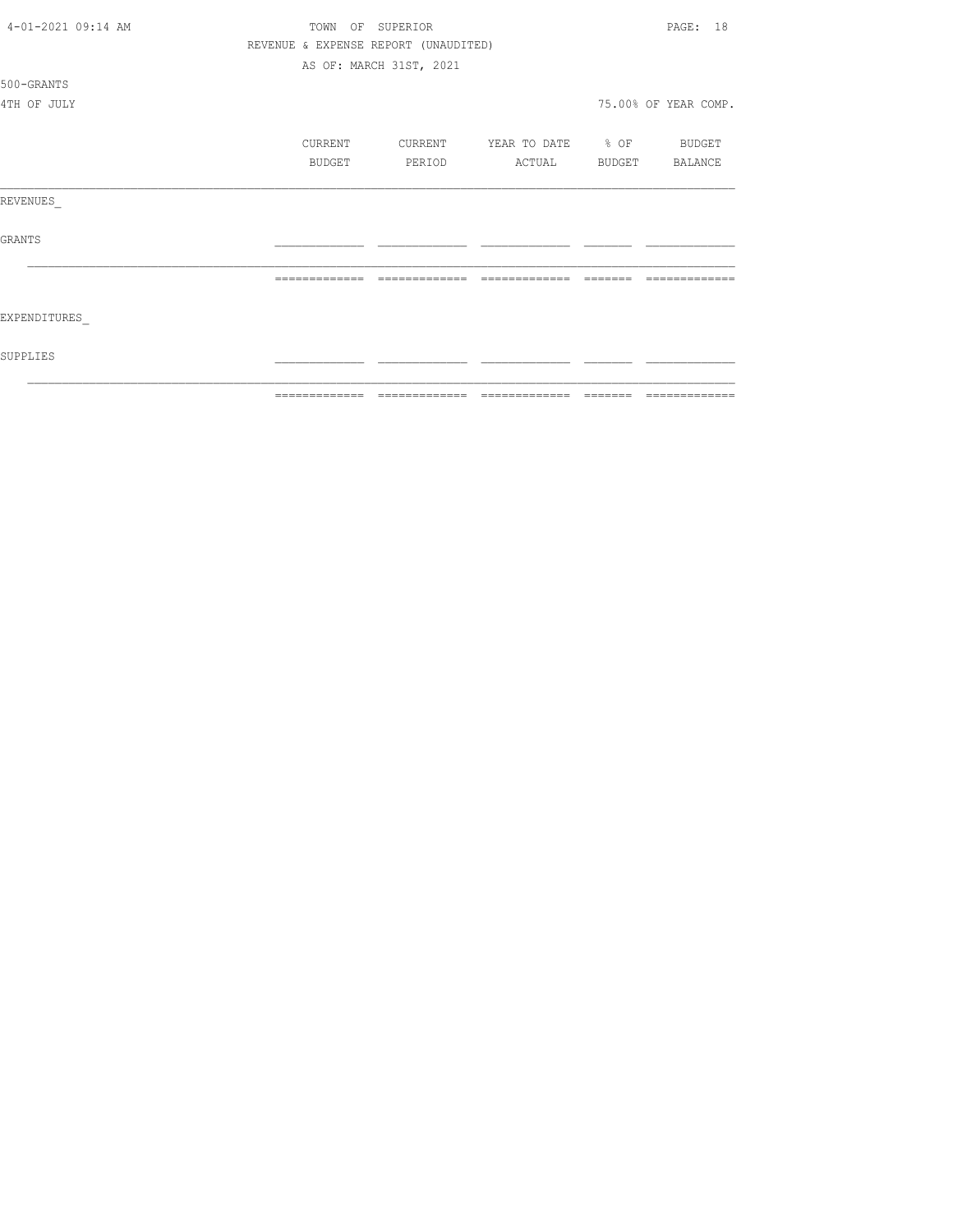TOWN OF SUPERIOR
REVENUE & EXPENSE REPORT (UNAUDITED)
AS OF: MARCH 31ST, 2021

500-GRANTS
4TH OF JULY

75.00% OF YEAR COMP.

| | CURRENT BUDGET | CURRENT PERIOD | YEAR TO DATE ACTUAL | % OF BUDGET | BUDGET BALANCE |
|---|---|---|---|---|---|
| REVENUES_ | | | | | |
| GRANTS | | | | | |
| EXPENDITURES_ | | | | | |
| SUPPLIES | | | | | |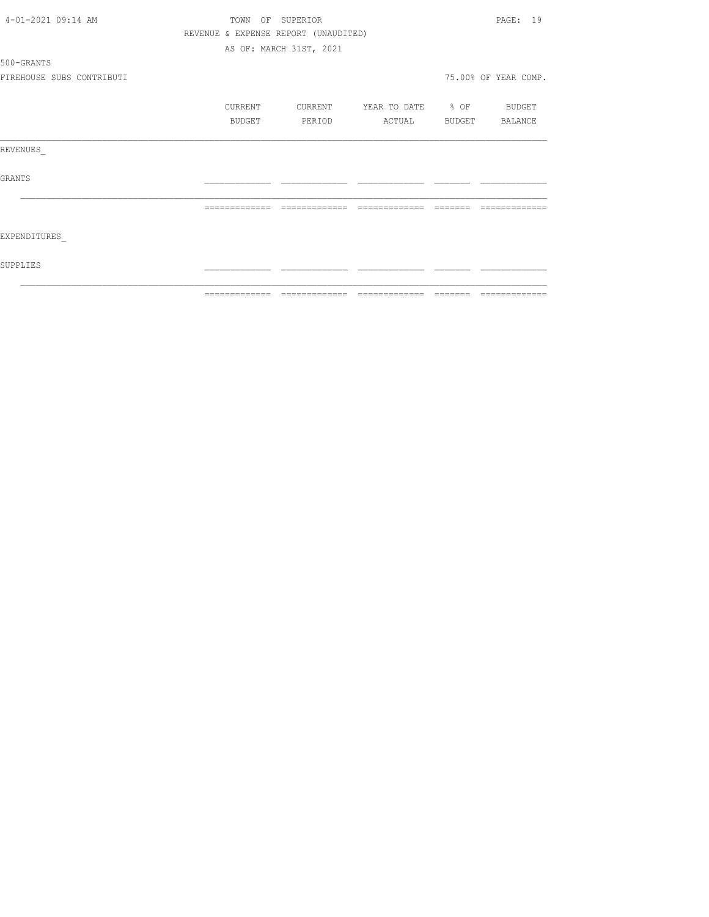TOWN OF SUPERIOR

REVENUE & EXPENSE REPORT (UNAUDITED)

AS OF: MARCH 31ST, 2021

500-GRANTS

FIREHOUSE SUBS CONTRIBUTI

75.00% OF YEAR COMP.

| | CURRENT BUDGET | CURRENT PERIOD | YEAR TO DATE ACTUAL | % OF BUDGET | BUDGET BALANCE |
|---|---|---|---|---|---|
| REVENUES_ | | | | | |
| GRANTS | | | | | |
| EXPENDITURES_ | | | | | |
| SUPPLIES | | | | | |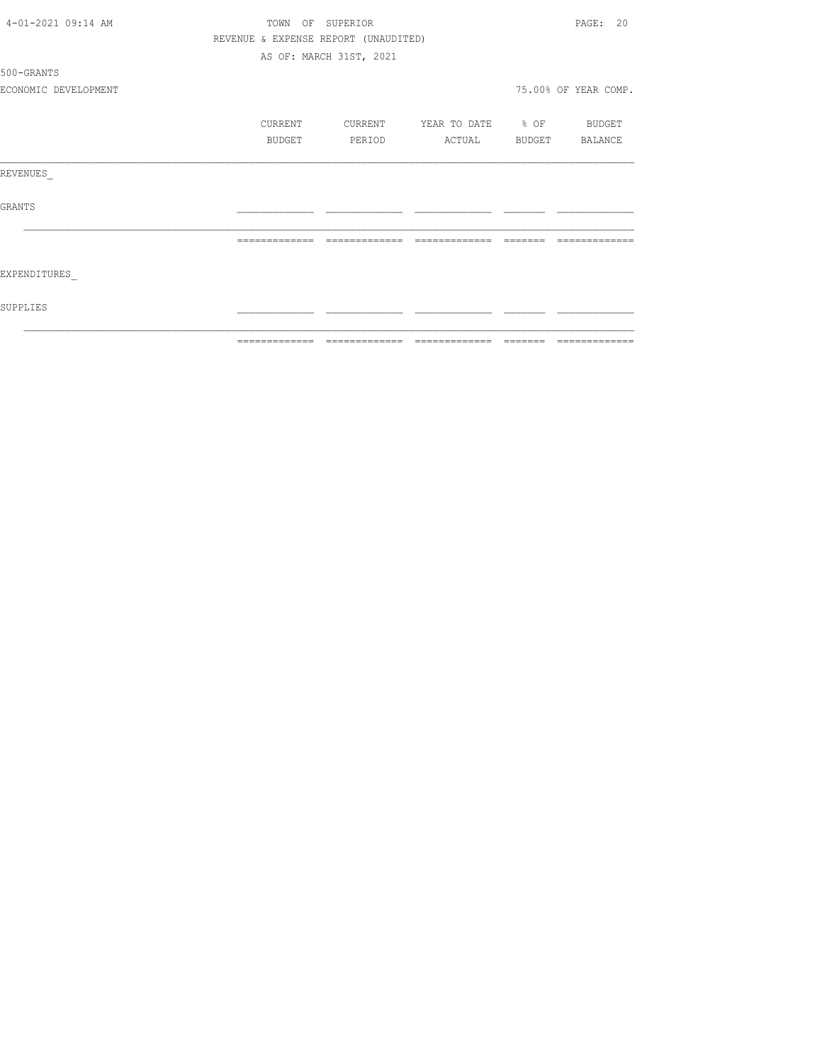TOWN OF SUPERIOR

REVENUE & EXPENSE REPORT (UNAUDITED)

AS OF: MARCH 31ST, 2021

500-GRANTS

ECONOMIC DEVELOPMENT

75.00% OF YEAR COMP.

| | CURRENT BUDGET | CURRENT PERIOD | YEAR TO DATE ACTUAL | % OF BUDGET | BUDGET BALANCE |
|---|---|---|---|---|---|
| REVENUES_ | | | | | |
| GRANTS | | | | | |
| EXPENDITURES_ | | | | | |
| SUPPLIES | | | | | |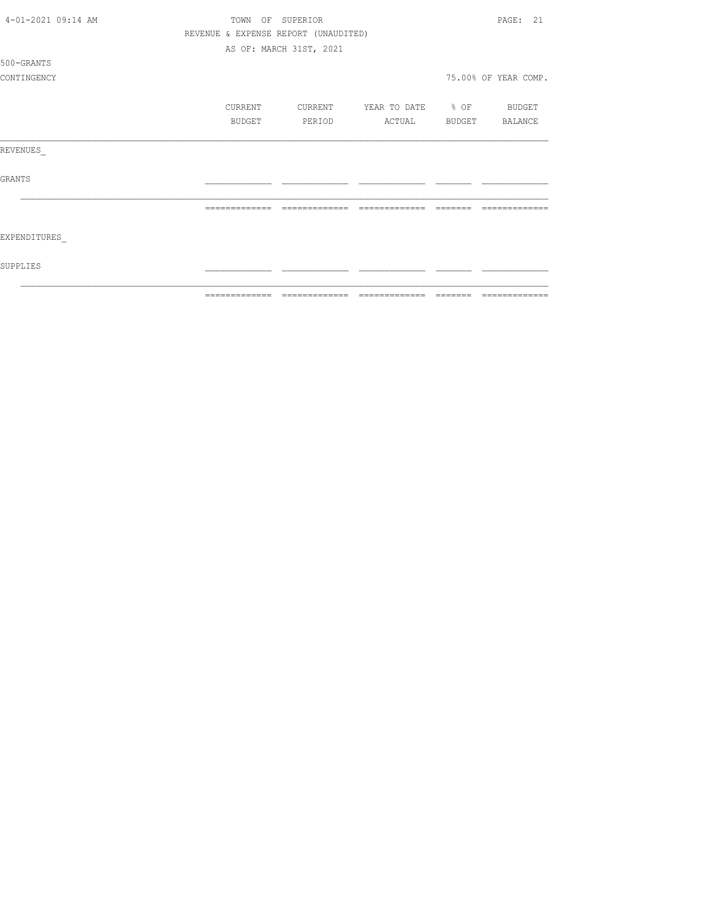TOWN OF SUPERIOR

REVENUE & EXPENSE REPORT (UNAUDITED)

AS OF: MARCH 31ST, 2021

500-GRANTS

CONTINGENCY

75.00% OF YEAR COMP.

| | CURRENT BUDGET | CURRENT PERIOD | YEAR TO DATE ACTUAL | % OF BUDGET | BUDGET BALANCE |
|---|---|---|---|---|---|
| REVENUES_ | | | | | |
| GRANTS | | | | | |
| | | | | | |
| EXPENDITURES_ | | | | | |
| SUPPLIES | | | | | |
| | | | | | |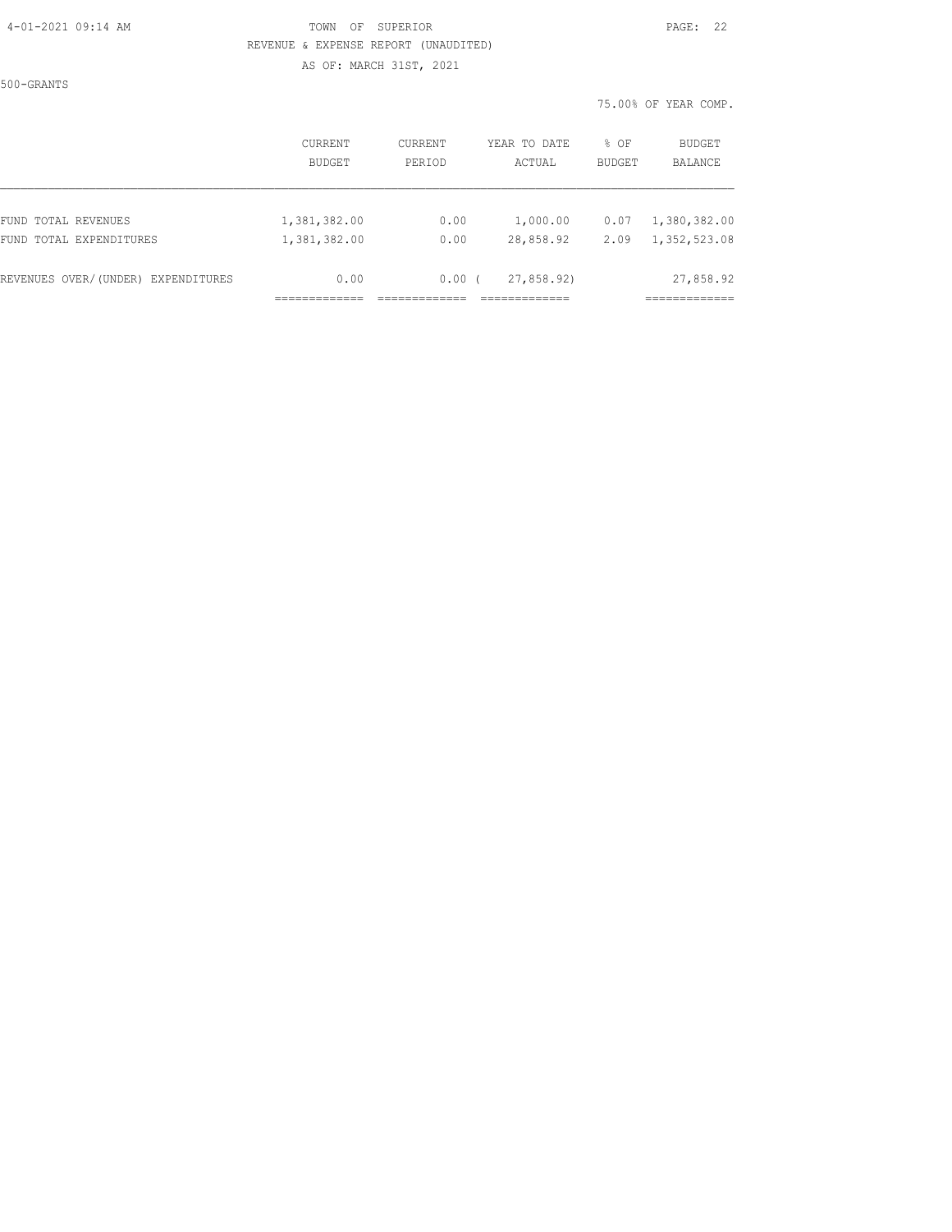500-GRANTS

75.00% OF YEAR COMP.

|  | CURRENT BUDGET | CURRENT PERIOD | YEAR TO DATE ACTUAL | % OF BUDGET | BUDGET BALANCE |
|---|---|---|---|---|---|
| FUND TOTAL REVENUES | 1,381,382.00 | 0.00 | 1,000.00 | 0.07 | 1,380,382.00 |
| FUND TOTAL EXPENDITURES | 1,381,382.00 | 0.00 | 28,858.92 | 2.09 | 1,352,523.08 |
| REVENUES OVER/(UNDER) EXPENDITURES | 0.00 | 0.00 | ( 27,858.92) |  | 27,858.92 |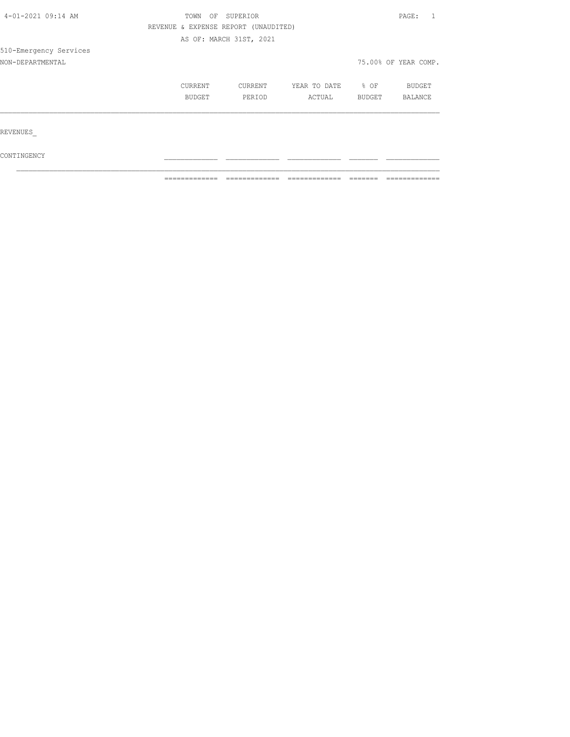TOWN OF SUPERIOR

REVENUE & EXPENSE REPORT (UNAUDITED)

AS OF: MARCH 31ST, 2021

510-Emergency Services

NON-DEPARTMENTAL

75.00% OF YEAR COMP.

| | CURRENT BUDGET | CURRENT PERIOD | YEAR TO DATE ACTUAL | % OF BUDGET | BUDGET BALANCE |
|---|---|---|---|---|---|
| REVENUES_ | | | | | |
| CONTINGENCY | | | | | |
| | | | | | |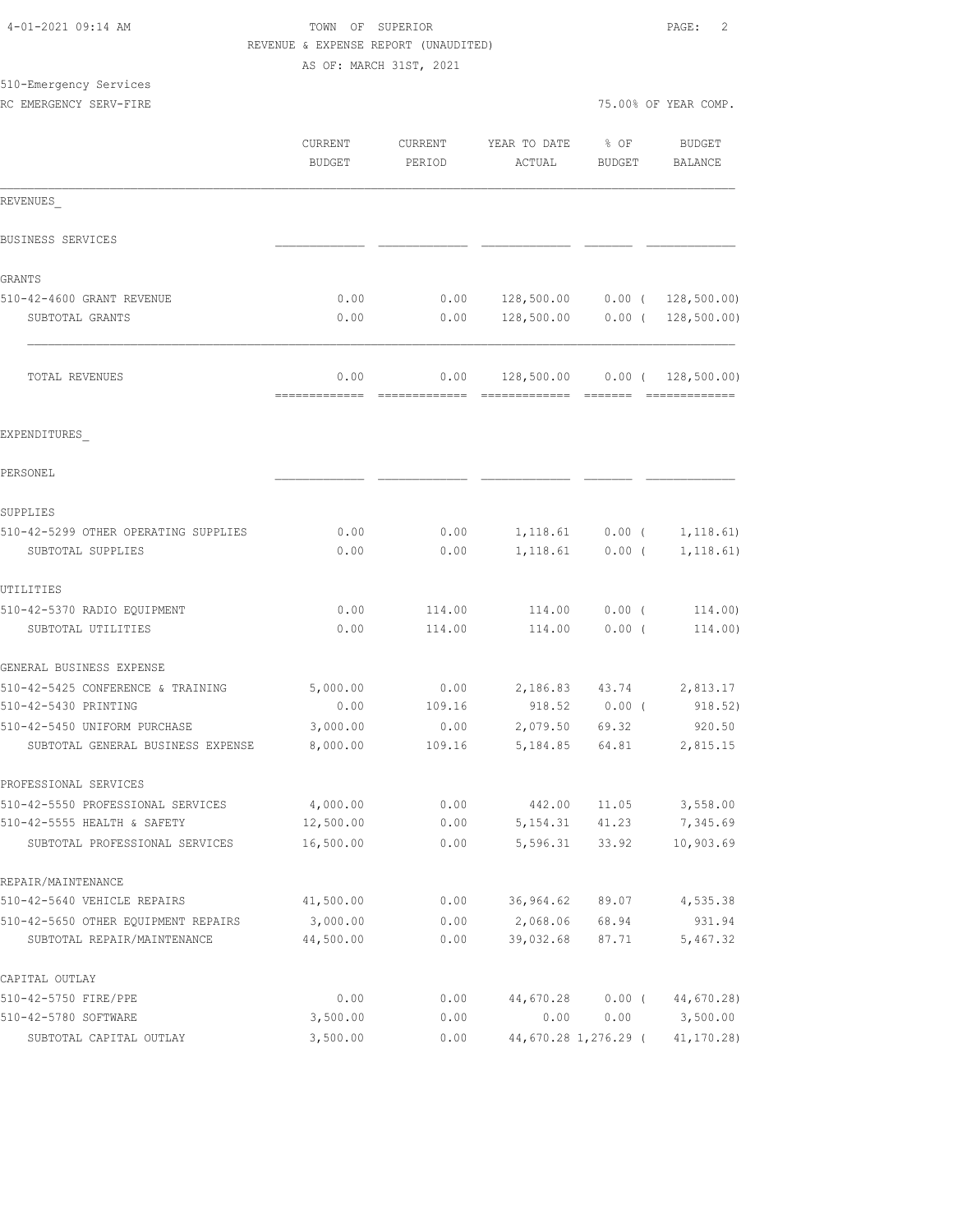4-01-2021 09:14 AM

TOWN OF SUPERIOR

REVENUE & EXPENSE REPORT (UNAUDITED)

AS OF: MARCH 31ST, 2021

510-Emergency Services

RC EMERGENCY SERV-FIRE

75.00% OF YEAR COMP.

| | CURRENT BUDGET | CURRENT PERIOD | YEAR TO DATE ACTUAL | % OF BUDGET | BUDGET BALANCE |
|---|---|---|---|---|---|
| REVENUES_ | | | | | |
| BUSINESS SERVICES | | | | | |
| GRANTS | | | | | |
| 510-42-4600 GRANT REVENUE | 0.00 | 0.00 | 128,500.00 | 0.00 | ( 128,500.00) |
| SUBTOTAL GRANTS | 0.00 | 0.00 | 128,500.00 | 0.00 | ( 128,500.00) |
| TOTAL REVENUES | 0.00 | 0.00 | 128,500.00 | 0.00 | ( 128,500.00) |
| EXPENDITURES_ | | | | | |
| PERSONEL | | | | | |
| SUPPLIES | | | | | |
| 510-42-5299 OTHER OPERATING SUPPLIES | 0.00 | 0.00 | 1,118.61 | 0.00 | ( 1,118.61) |
| SUBTOTAL SUPPLIES | 0.00 | 0.00 | 1,118.61 | 0.00 | ( 1,118.61) |
| UTILITIES | | | | | |
| 510-42-5370 RADIO EQUIPMENT | 0.00 | 114.00 | 114.00 | 0.00 | ( 114.00) |
| SUBTOTAL UTILITIES | 0.00 | 114.00 | 114.00 | 0.00 | ( 114.00) |
| GENERAL BUSINESS EXPENSE | | | | | |
| 510-42-5425 CONFERENCE & TRAINING | 5,000.00 | 0.00 | 2,186.83 | 43.74 | 2,813.17 |
| 510-42-5430 PRINTING | 0.00 | 109.16 | 918.52 | 0.00 | ( 918.52) |
| 510-42-5450 UNIFORM PURCHASE | 3,000.00 | 0.00 | 2,079.50 | 69.32 | 920.50 |
| SUBTOTAL GENERAL BUSINESS EXPENSE | 8,000.00 | 109.16 | 5,184.85 | 64.81 | 2,815.15 |
| PROFESSIONAL SERVICES | | | | | |
| 510-42-5550 PROFESSIONAL SERVICES | 4,000.00 | 0.00 | 442.00 | 11.05 | 3,558.00 |
| 510-42-5555 HEALTH & SAFETY | 12,500.00 | 0.00 | 5,154.31 | 41.23 | 7,345.69 |
| SUBTOTAL PROFESSIONAL SERVICES | 16,500.00 | 0.00 | 5,596.31 | 33.92 | 10,903.69 |
| REPAIR/MAINTENANCE | | | | | |
| 510-42-5640 VEHICLE REPAIRS | 41,500.00 | 0.00 | 36,964.62 | 89.07 | 4,535.38 |
| 510-42-5650 OTHER EQUIPMENT REPAIRS | 3,000.00 | 0.00 | 2,068.06 | 68.94 | 931.94 |
| SUBTOTAL REPAIR/MAINTENANCE | 44,500.00 | 0.00 | 39,032.68 | 87.71 | 5,467.32 |
| CAPITAL OUTLAY | | | | | |
| 510-42-5750 FIRE/PPE | 0.00 | 0.00 | 44,670.28 | 0.00 | ( 44,670.28) |
| 510-42-5780 SOFTWARE | 3,500.00 | 0.00 | 0.00 | 0.00 | 3,500.00 |
| SUBTOTAL CAPITAL OUTLAY | 3,500.00 | 0.00 | 44,670.28 | 1,276.29 | ( 41,170.28) |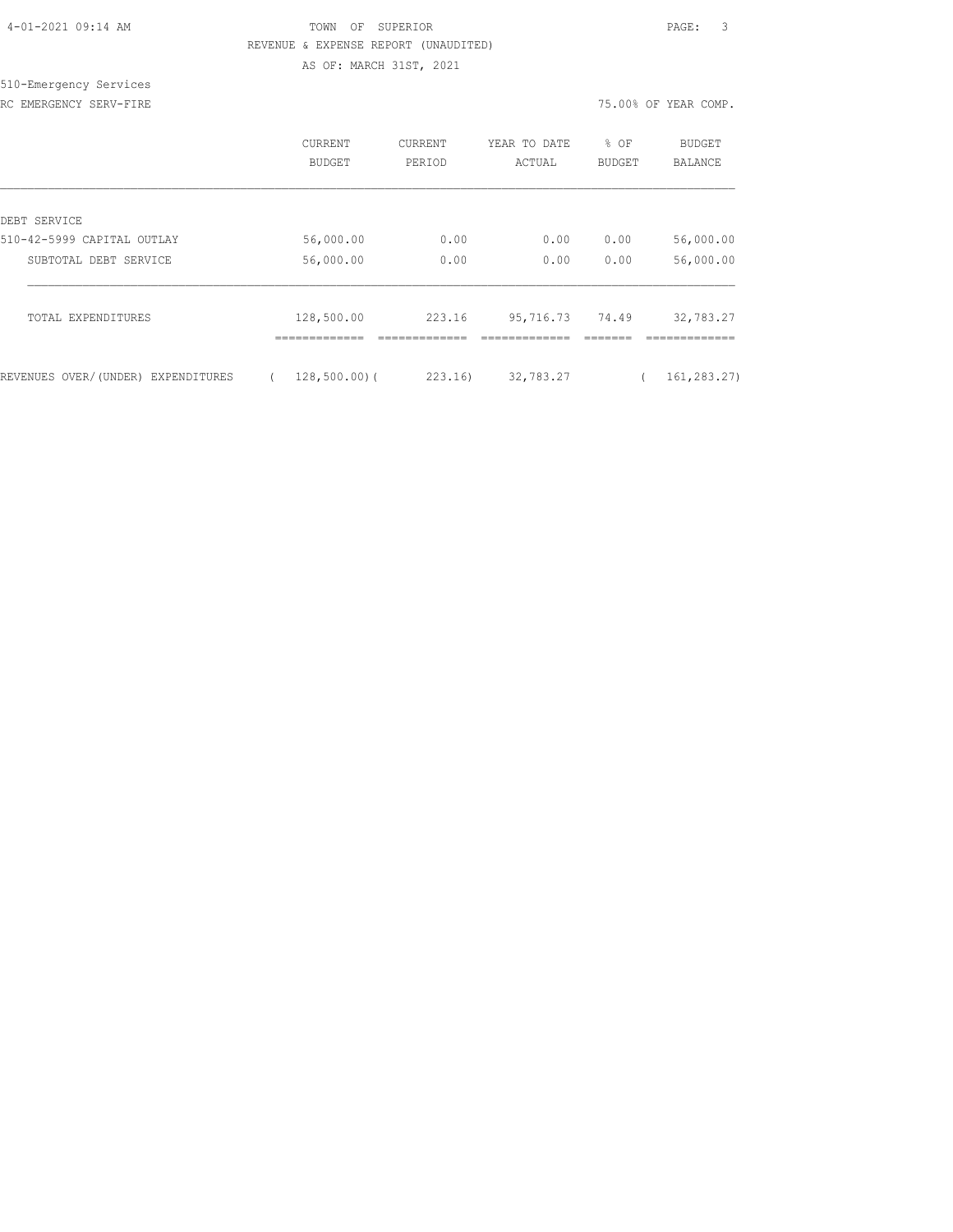TOWN OF SUPERIOR
REVENUE & EXPENSE REPORT (UNAUDITED)
AS OF: MARCH 31ST, 2021

510-Emergency Services
RC EMERGENCY SERV-FIRE

75.00% OF YEAR COMP.

| | CURRENT BUDGET | CURRENT PERIOD | YEAR TO DATE ACTUAL | % OF BUDGET | BUDGET BALANCE |
|---|---|---|---|---|---|
| DEBT SERVICE | | | | | |
| 510-42-5999 CAPITAL OUTLAY | 56,000.00 | 0.00 | 0.00 | 0.00 | 56,000.00 |
| SUBTOTAL DEBT SERVICE | 56,000.00 | 0.00 | 0.00 | 0.00 | 56,000.00 |
| TOTAL EXPENDITURES | 128,500.00 | 223.16 | 95,716.73 | 74.49 | 32,783.27 |
| REVENUES OVER/(UNDER) EXPENDITURES | ( 128,500.00) | ( 223.16) | 32,783.27 | | ( 161,283.27) |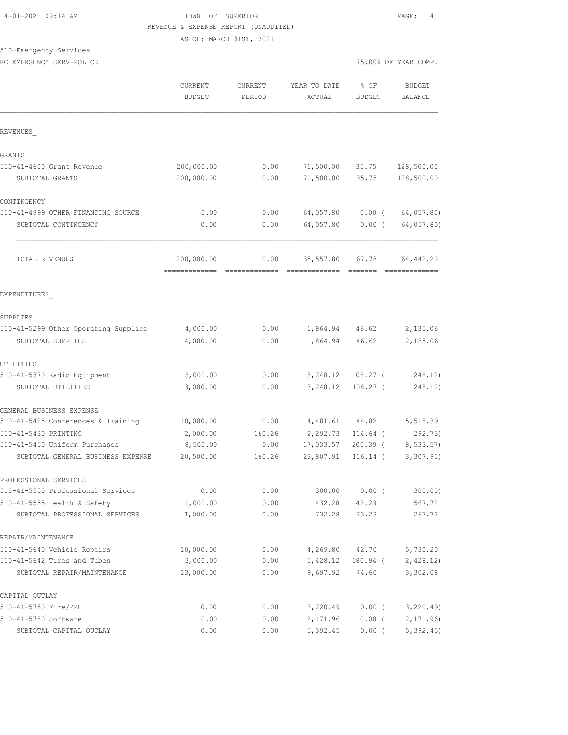4-01-2021 09:14 AM

TOWN OF SUPERIOR

REVENUE & EXPENSE REPORT (UNAUDITED)

AS OF: MARCH 31ST, 2021

510-Emergency Services

RC EMERGENCY SERV-POLICE

75.00% OF YEAR COMP.

| | CURRENT BUDGET | CURRENT PERIOD | YEAR TO DATE ACTUAL | % OF BUDGET | BUDGET BALANCE |
|---|---|---|---|---|---|
| **REVENUES** | | | | | |
| **GRANTS** | | | | | |
| 510-41-4600 Grant Revenue | 200,000.00 | 0.00 | 71,500.00 | 35.75 | 128,500.00 |
| SUBTOTAL GRANTS | 200,000.00 | 0.00 | 71,500.00 | 35.75 | 128,500.00 |
| **CONTINGENCY** | | | | | |
| 510-41-4999 OTHER FINANCING SOURCE | 0.00 | 0.00 | 64,057.80 | 0.00 ( | 64,057.80) |
| SUBTOTAL CONTINGENCY | 0.00 | 0.00 | 64,057.80 | 0.00 ( | 64,057.80) |
| TOTAL REVENUES | 200,000.00 | 0.00 | 135,557.80 | 67.78 | 64,442.20 |
| **EXPENDITURES** | | | | | |
| **SUPPLIES** | | | | | |
| 510-41-5299 Other Operating Supplies | 4,000.00 | 0.00 | 1,864.94 | 46.62 | 2,135.06 |
| SUBTOTAL SUPPLIES | 4,000.00 | 0.00 | 1,864.94 | 46.62 | 2,135.06 |
| **UTILITIES** | | | | | |
| 510-41-5370 Radio Equipment | 3,000.00 | 0.00 | 3,248.12 | 108.27 ( | 248.12) |
| SUBTOTAL UTILITIES | 3,000.00 | 0.00 | 3,248.12 | 108.27 ( | 248.12) |
| **GENERAL BUSINESS EXPENSE** | | | | | |
| 510-41-5425 Conferences & Training | 10,000.00 | 0.00 | 4,481.61 | 44.82 | 5,518.39 |
| 510-41-5430 PRINTING | 2,000.00 | 160.26 | 2,292.73 | 114.64 ( | 292.73) |
| 510-41-5450 Uniform Purchases | 8,500.00 | 0.00 | 17,033.57 | 200.39 ( | 8,533.57) |
| SUBTOTAL GENERAL BUSINESS EXPENSE | 20,500.00 | 160.26 | 23,807.91 | 116.14 ( | 3,307.91) |
| **PROFESSIONAL SERVICES** | | | | | |
| 510-41-5550 Professional Services | 0.00 | 0.00 | 300.00 | 0.00 ( | 300.00) |
| 510-41-5555 Health & Safety | 1,000.00 | 0.00 | 432.28 | 43.23 | 567.72 |
| SUBTOTAL PROFESSIONAL SERVICES | 1,000.00 | 0.00 | 732.28 | 73.23 | 267.72 |
| **REPAIR/MAINTENANCE** | | | | | |
| 510-41-5640 Vehicle Repairs | 10,000.00 | 0.00 | 4,269.80 | 42.70 | 5,730.20 |
| 510-41-5642 Tires and Tubes | 3,000.00 | 0.00 | 5,428.12 | 180.94 ( | 2,428.12) |
| SUBTOTAL REPAIR/MAINTENANCE | 13,000.00 | 0.00 | 9,697.92 | 74.60 | 3,302.08 |
| **CAPITAL OUTLAY** | | | | | |
| 510-41-5750 Fire/PPE | 0.00 | 0.00 | 3,220.49 | 0.00 ( | 3,220.49) |
| 510-41-5780 Software | 0.00 | 0.00 | 2,171.96 | 0.00 ( | 2,171.96) |
| SUBTOTAL CAPITAL OUTLAY | 0.00 | 0.00 | 5,392.45 | 0.00 ( | 5,392.45) |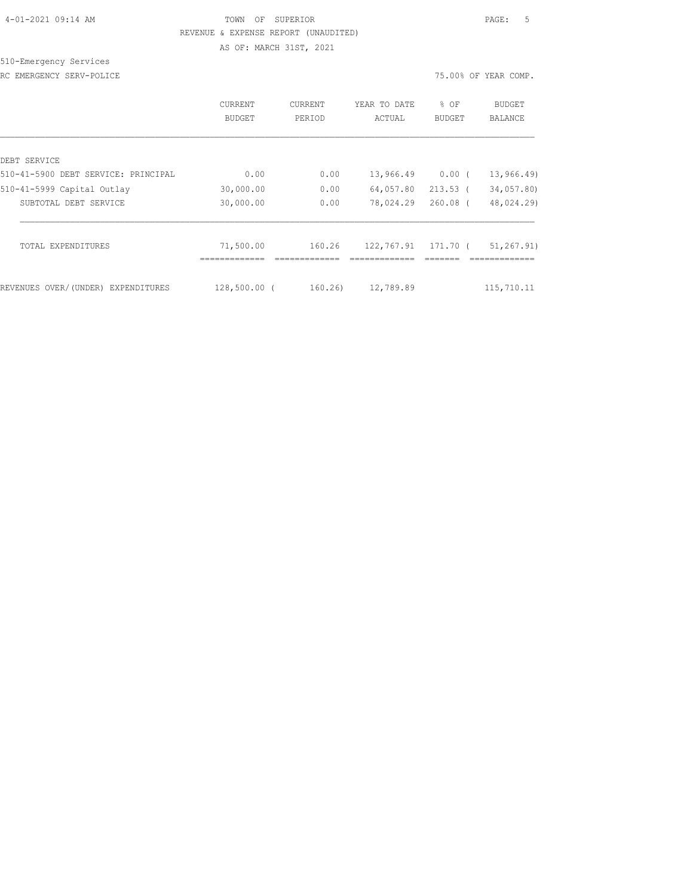TOWN OF SUPERIOR
REVENUE & EXPENSE REPORT (UNAUDITED)
AS OF: MARCH 31ST, 2021

510-Emergency Services

RC EMERGENCY SERV-POLICE

75.00% OF YEAR COMP.

| | CURRENT BUDGET | CURRENT PERIOD | YEAR TO DATE ACTUAL | % OF BUDGET | BUDGET BALANCE |
|---|---|---|---|---|---|
| DEBT SERVICE | | | | | |
| 510-41-5900 DEBT SERVICE: PRINCIPAL | 0.00 | 0.00 | 13,966.49 | 0.00 | ( 13,966.49) |
| 510-41-5999 Capital Outlay | 30,000.00 | 0.00 | 64,057.80 | 213.53 | ( 34,057.80) |
| SUBTOTAL DEBT SERVICE | 30,000.00 | 0.00 | 78,024.29 | 260.08 | ( 48,024.29) |
| TOTAL EXPENDITURES | 71,500.00 | 160.26 | 122,767.91 | 171.70 | ( 51,267.91) |
| REVENUES OVER/(UNDER) EXPENDITURES | 128,500.00 | ( 160.26) | 12,789.89 | | 115,710.11 |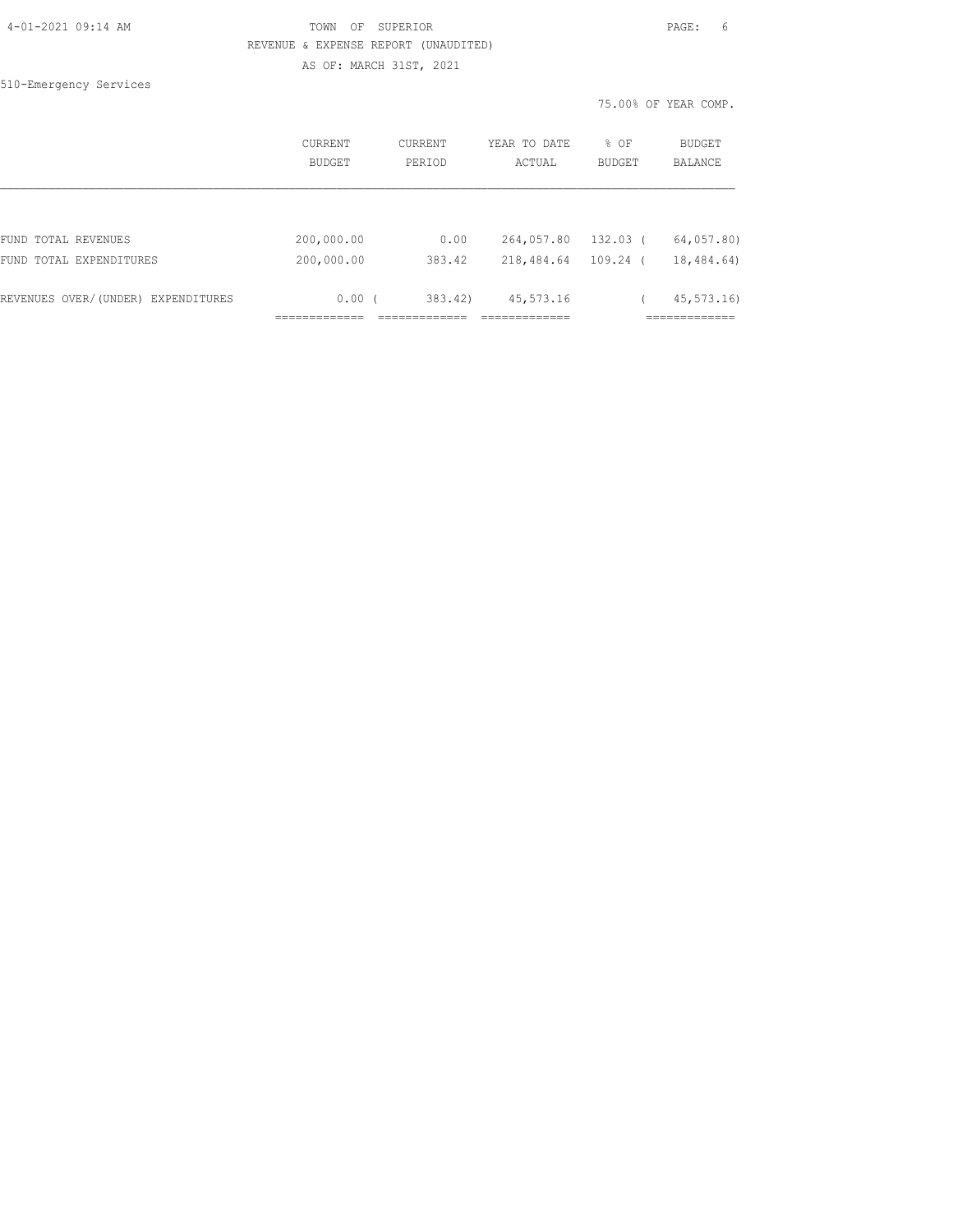TOWN OF SUPERIOR

REVENUE & EXPENSE REPORT (UNAUDITED)

AS OF: MARCH 31ST, 2021

510-Emergency Services

75.00% OF YEAR COMP.

| | CURRENT BUDGET | CURRENT PERIOD | YEAR TO DATE ACTUAL | % OF BUDGET | BUDGET BALANCE |
|---|---|---|---|---|---|
| FUND TOTAL REVENUES | 200,000.00 | 0.00 | 264,057.80 | 132.03 | ( 64,057.80) |
| FUND TOTAL EXPENDITURES | 200,000.00 | 383.42 | 218,484.64 | 109.24 | ( 18,484.64) |
| REVENUES OVER/(UNDER) EXPENDITURES | 0.00 | ( 383.42) | 45,573.16 | | ( 45,573.16) |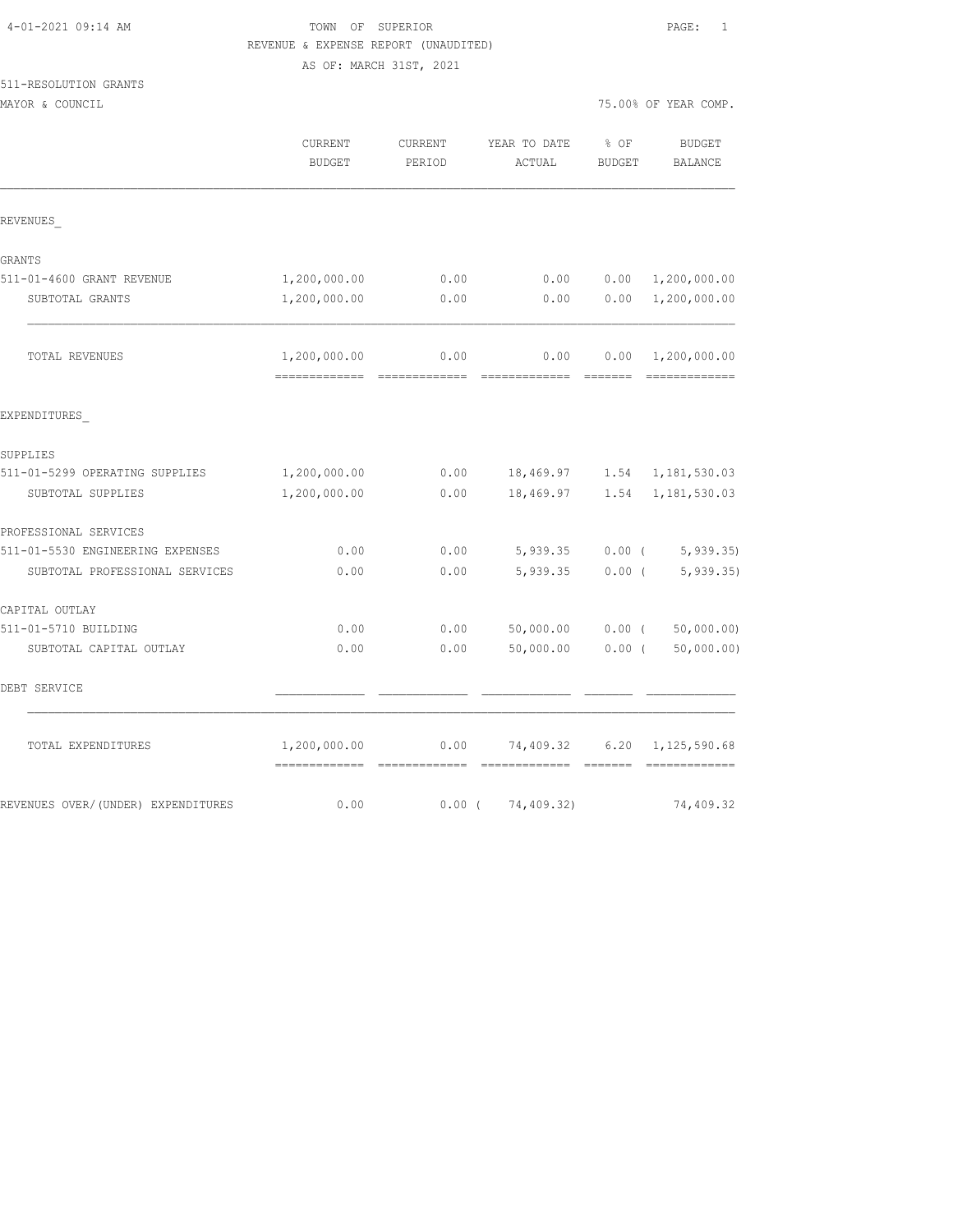TOWN OF SUPERIOR
REVENUE & EXPENSE REPORT (UNAUDITED)
AS OF: MARCH 31ST, 2021

4-01-2021 09:14 AM

511-RESOLUTION GRANTS
MAYOR & COUNCIL

75.00% OF YEAR COMP.

| | CURRENT BUDGET | CURRENT PERIOD | YEAR TO DATE ACTUAL | % OF BUDGET | BUDGET BALANCE |
|---|---|---|---|---|---|
| REVENUES_ | | | | | |
| GRANTS | | | | | |
| 511-01-4600 GRANT REVENUE | 1,200,000.00 | 0.00 | 0.00 | 0.00 | 1,200,000.00 |
| SUBTOTAL GRANTS | 1,200,000.00 | 0.00 | 0.00 | 0.00 | 1,200,000.00 |
| TOTAL REVENUES | 1,200,000.00 | 0.00 | 0.00 | 0.00 | 1,200,000.00 |
| EXPENDITURES_ | | | | | |
| SUPPLIES | | | | | |
| 511-01-5299 OPERATING SUPPLIES | 1,200,000.00 | 0.00 | 18,469.97 | 1.54 | 1,181,530.03 |
| SUBTOTAL SUPPLIES | 1,200,000.00 | 0.00 | 18,469.97 | 1.54 | 1,181,530.03 |
| PROFESSIONAL SERVICES | | | | | |
| 511-01-5530 ENGINEERING EXPENSES | 0.00 | 0.00 | 5,939.35 | 0.00 | ( 5,939.35) |
| SUBTOTAL PROFESSIONAL SERVICES | 0.00 | 0.00 | 5,939.35 | 0.00 | ( 5,939.35) |
| CAPITAL OUTLAY | | | | | |
| 511-01-5710 BUILDING | 0.00 | 0.00 | 50,000.00 | 0.00 | ( 50,000.00) |
| SUBTOTAL CAPITAL OUTLAY | 0.00 | 0.00 | 50,000.00 | 0.00 | ( 50,000.00) |
| DEBT SERVICE | | | | | |
| TOTAL EXPENDITURES | 1,200,000.00 | 0.00 | 74,409.32 | 6.20 | 1,125,590.68 |
| REVENUES OVER/(UNDER) EXPENDITURES | 0.00 | 0.00 | ( 74,409.32) | | 74,409.32 |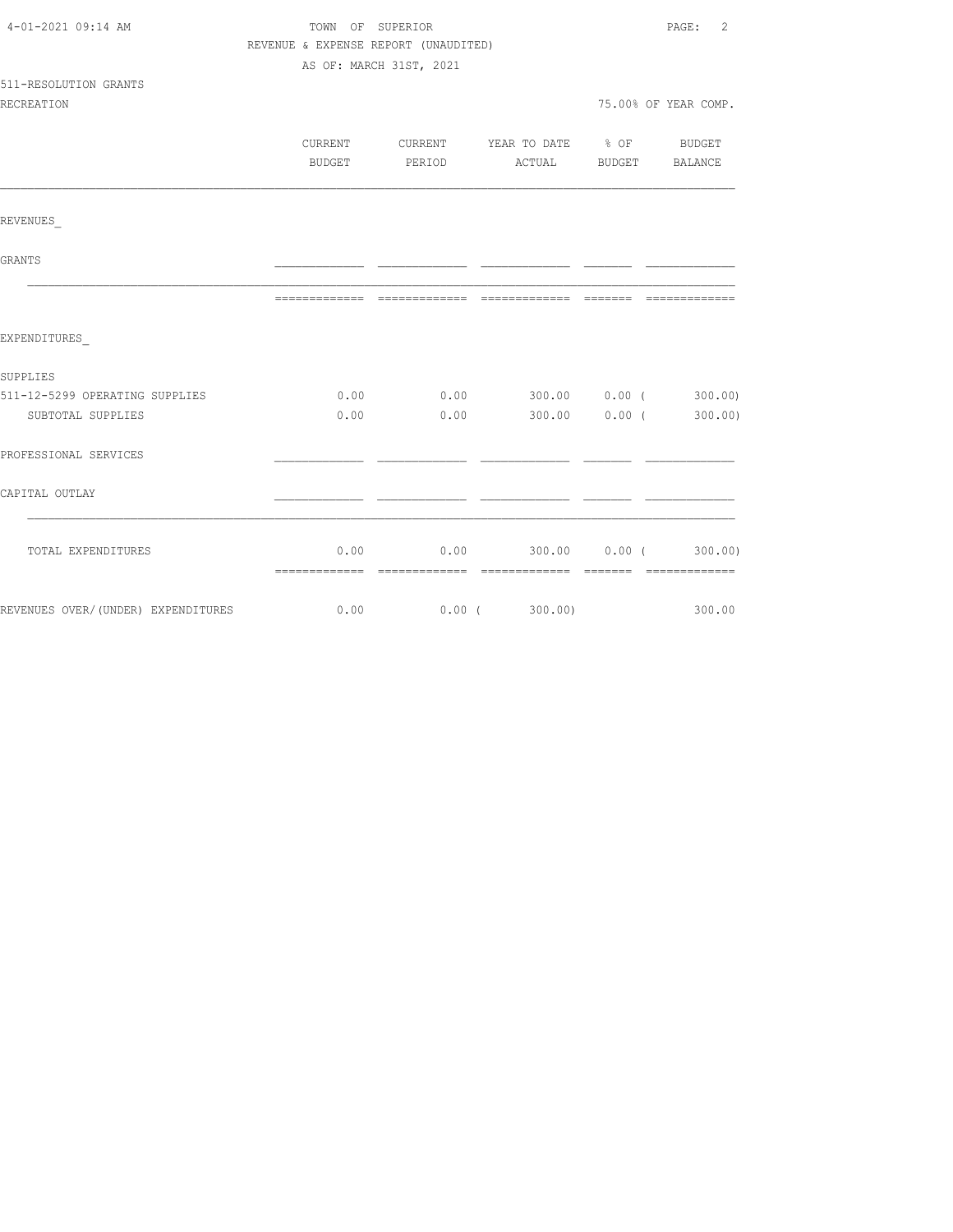TOWN OF SUPERIOR

REVENUE & EXPENSE REPORT (UNAUDITED)

AS OF: MARCH 31ST, 2021

511-RESOLUTION GRANTS

RECREATION — 75.00% OF YEAR COMP.

| | CURRENT BUDGET | CURRENT PERIOD | YEAR TO DATE ACTUAL | % OF BUDGET | BUDGET BALANCE |
|---|---|---|---|---|---|
| REVENUES_ | | | | | |
| GRANTS | | | | | |
| | | | | | |
| EXPENDITURES_ | | | | | |
| SUPPLIES | | | | | |
| 511-12-5299 OPERATING SUPPLIES | 0.00 | 0.00 | 300.00 | 0.00 | ( 300.00) |
| SUBTOTAL SUPPLIES | 0.00 | 0.00 | 300.00 | 0.00 | ( 300.00) |
| PROFESSIONAL SERVICES | | | | | |
| CAPITAL OUTLAY | | | | | |
| TOTAL EXPENDITURES | 0.00 | 0.00 | 300.00 | 0.00 | ( 300.00) |
| REVENUES OVER/(UNDER) EXPENDITURES | 0.00 | 0.00 | ( 300.00) | | 300.00 |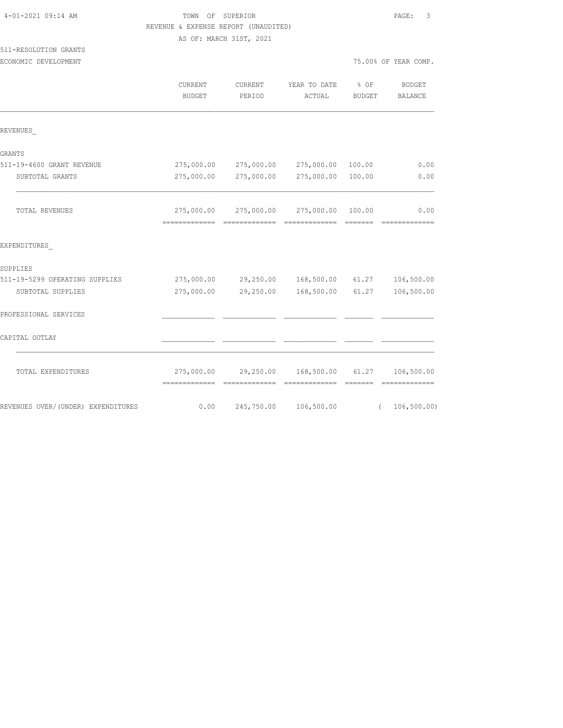TOWN OF SUPERIOR

REVENUE & EXPENSE REPORT (UNAUDITED)

AS OF: MARCH 31ST, 2021

511-RESOLUTION GRANTS

ECONOMIC DEVELOPMENT — 75.00% OF YEAR COMP.

| | CURRENT BUDGET | CURRENT PERIOD | YEAR TO DATE ACTUAL | % OF BUDGET | BUDGET BALANCE |
|---|---|---|---|---|---|
| REVENUES_ | | | | | |
| GRANTS | | | | | |
| 511-19-4600 GRANT REVENUE | 275,000.00 | 275,000.00 | 275,000.00 | 100.00 | 0.00 |
| SUBTOTAL GRANTS | 275,000.00 | 275,000.00 | 275,000.00 | 100.00 | 0.00 |
| TOTAL REVENUES | 275,000.00 | 275,000.00 | 275,000.00 | 100.00 | 0.00 |
| EXPENDITURES_ | | | | | |
| SUPPLIES | | | | | |
| 511-19-5299 OPERATING SUPPLIES | 275,000.00 | 29,250.00 | 168,500.00 | 61.27 | 106,500.00 |
| SUBTOTAL SUPPLIES | 275,000.00 | 29,250.00 | 168,500.00 | 61.27 | 106,500.00 |
| PROFESSIONAL SERVICES | | | | | |
| CAPITAL OUTLAY | | | | | |
| TOTAL EXPENDITURES | 275,000.00 | 29,250.00 | 168,500.00 | 61.27 | 106,500.00 |
| REVENUES OVER/(UNDER) EXPENDITURES | 0.00 | 245,750.00 | 106,500.00 | | ( 106,500.00) |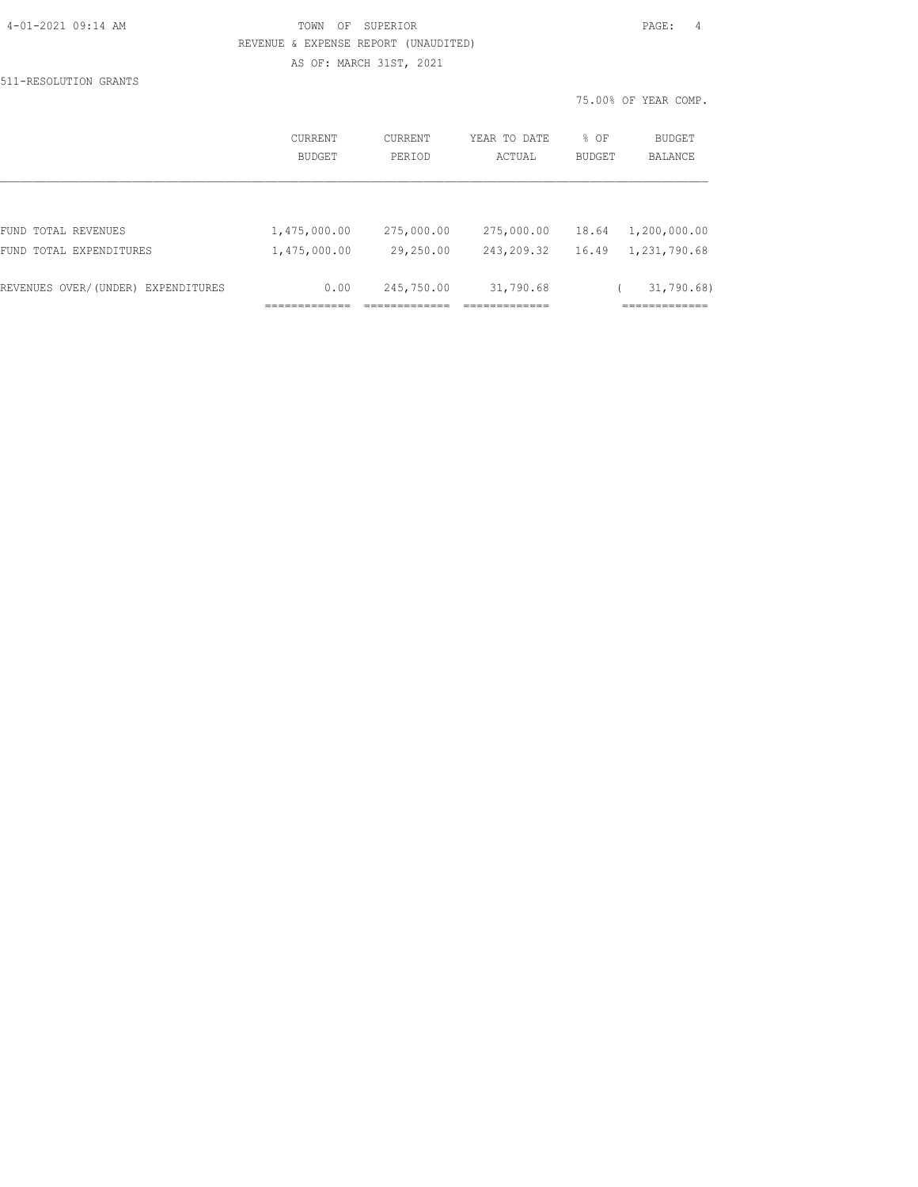TOWN OF SUPERIOR

REVENUE & EXPENSE REPORT (UNAUDITED)

AS OF: MARCH 31ST, 2021

511-RESOLUTION GRANTS

75.00% OF YEAR COMP.

|  | CURRENT BUDGET | CURRENT PERIOD | YEAR TO DATE ACTUAL | % OF BUDGET | BUDGET BALANCE |
|---|---|---|---|---|---|
| FUND TOTAL REVENUES | 1,475,000.00 | 275,000.00 | 275,000.00 | 18.64 | 1,200,000.00 |
| FUND TOTAL EXPENDITURES | 1,475,000.00 | 29,250.00 | 243,209.32 | 16.49 | 1,231,790.68 |
| REVENUES OVER/(UNDER) EXPENDITURES | 0.00 | 245,750.00 | 31,790.68 |  | ( 31,790.68) |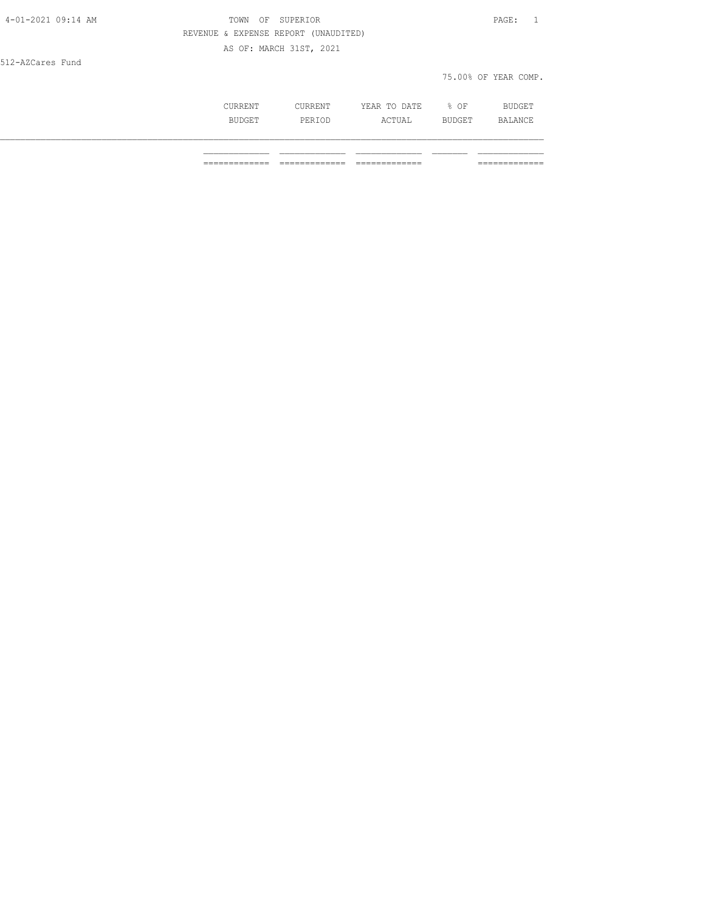4-01-2021 09:14 AM

TOWN OF SUPERIOR

REVENUE & EXPENSE REPORT (UNAUDITED)

AS OF: MARCH 31ST, 2021

512-AZCares Fund

75.00% OF YEAR COMP.

| | CURRENT BUDGET | CURRENT PERIOD | YEAR TO DATE ACTUAL | % OF BUDGET | BUDGET BALANCE |
|---|---|---|---|---|---|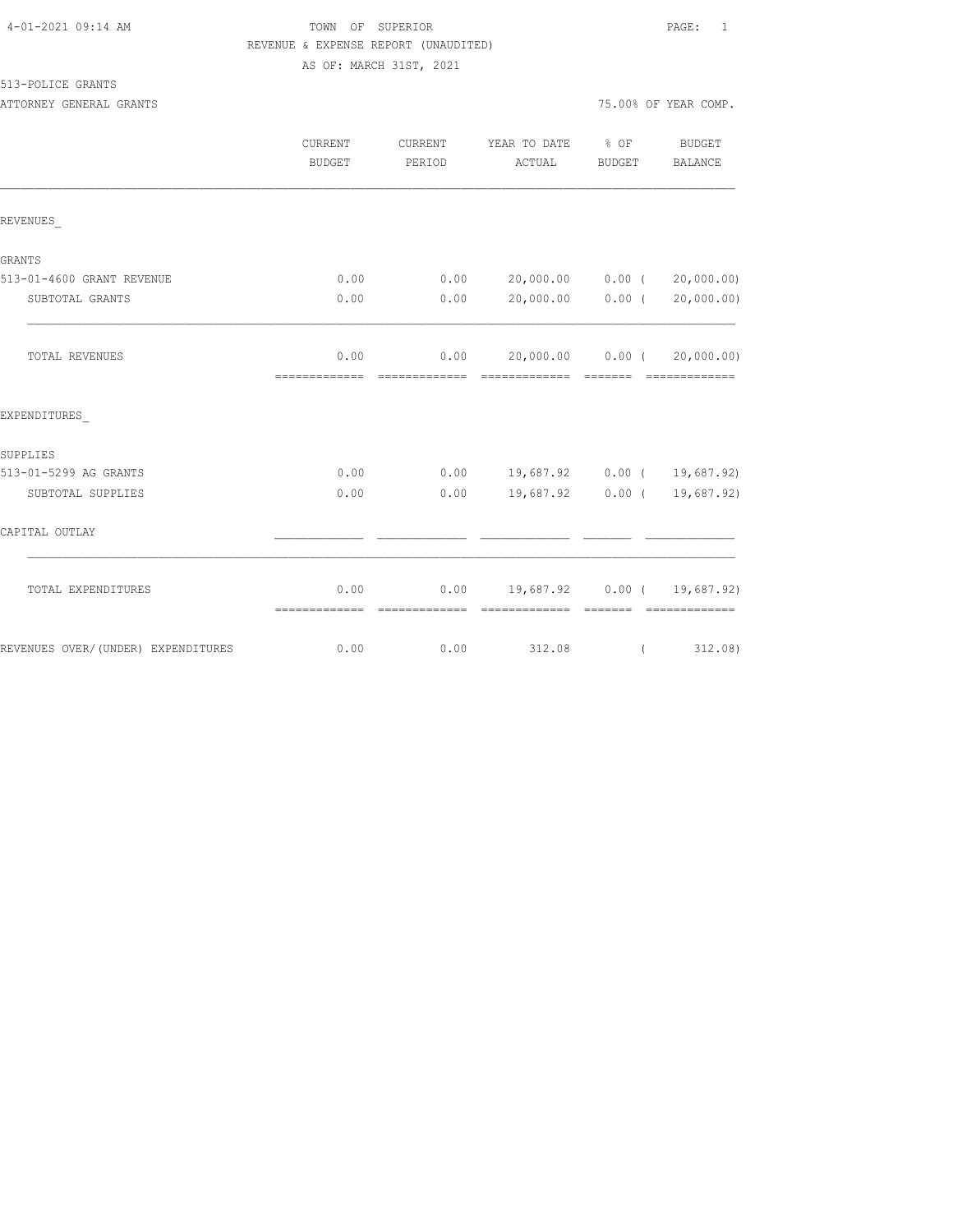4-01-2021 09:14 AM

TOWN OF SUPERIOR

REVENUE & EXPENSE REPORT (UNAUDITED)

AS OF: MARCH 31ST, 2021

513-POLICE GRANTS

ATTORNEY GENERAL GRANTS

75.00% OF YEAR COMP.

| | CURRENT BUDGET | CURRENT PERIOD | YEAR TO DATE ACTUAL | % OF BUDGET | BUDGET BALANCE |
|---|---|---|---|---|---|
| **REVENUES_** | | | | | |
| **GRANTS** | | | | | |
| 513-01-4600 GRANT REVENUE | 0.00 | 0.00 | 20,000.00 | 0.00 | ( 20,000.00) |
| SUBTOTAL GRANTS | 0.00 | 0.00 | 20,000.00 | 0.00 | ( 20,000.00) |
| TOTAL REVENUES | 0.00 | 0.00 | 20,000.00 | 0.00 | ( 20,000.00) |
| **EXPENDITURES_** | | | | | |
| **SUPPLIES** | | | | | |
| 513-01-5299 AG GRANTS | 0.00 | 0.00 | 19,687.92 | 0.00 | ( 19,687.92) |
| SUBTOTAL SUPPLIES | 0.00 | 0.00 | 19,687.92 | 0.00 | ( 19,687.92) |
| **CAPITAL OUTLAY** | | | | | |
| TOTAL EXPENDITURES | 0.00 | 0.00 | 19,687.92 | 0.00 | ( 19,687.92) |
| REVENUES OVER/(UNDER) EXPENDITURES | 0.00 | 0.00 | 312.08 | | ( 312.08) |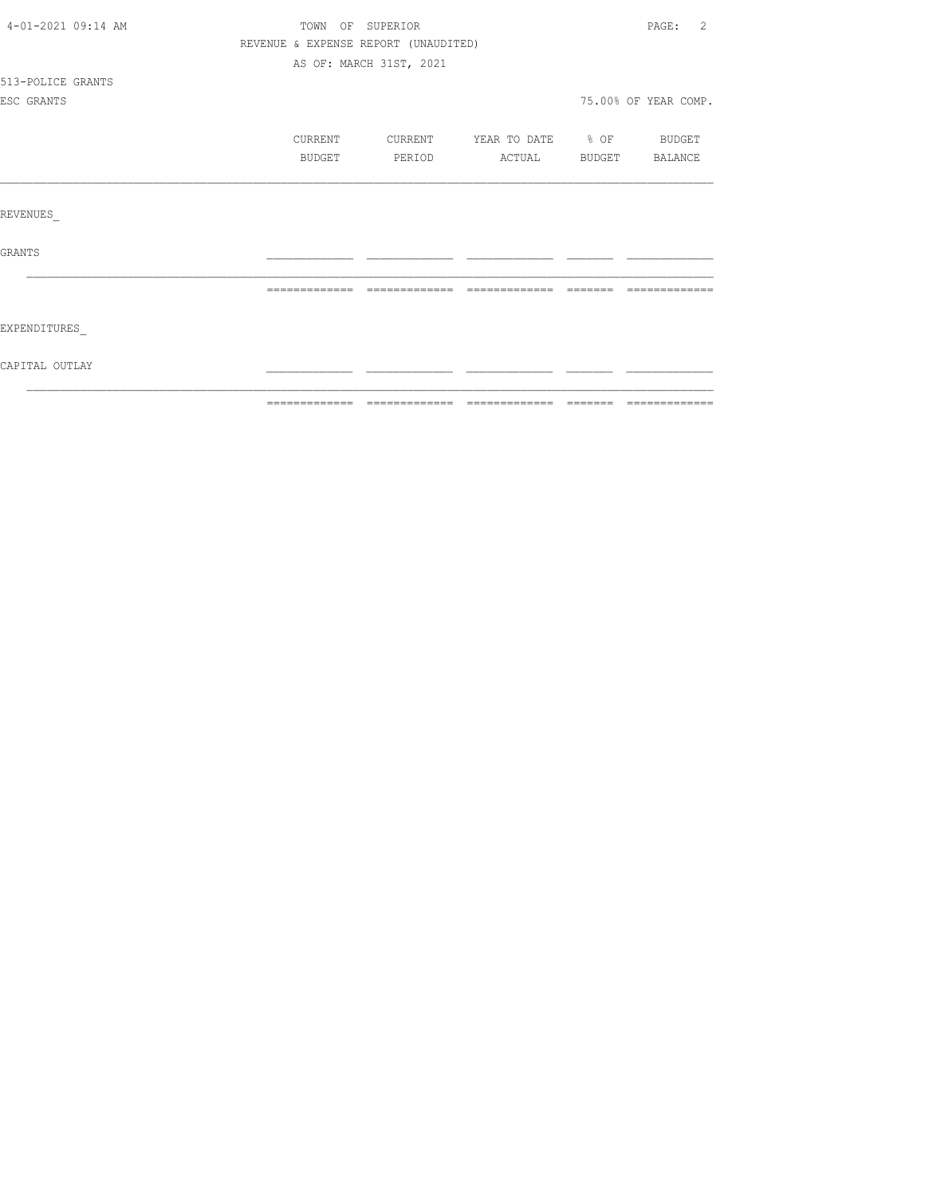TOWN OF SUPERIOR

REVENUE & EXPENSE REPORT (UNAUDITED)

AS OF: MARCH 31ST, 2021

513-POLICE GRANTS

ESC GRANTS

75.00% OF YEAR COMP.

| | CURRENT BUDGET | CURRENT PERIOD | YEAR TO DATE ACTUAL | % OF BUDGET | BUDGET BALANCE |
|---|---|---|---|---|---|
| REVENUES_ | | | | | |
| GRANTS | | | | | |
| EXPENDITURES_ | | | | | |
| CAPITAL OUTLAY | | | | | |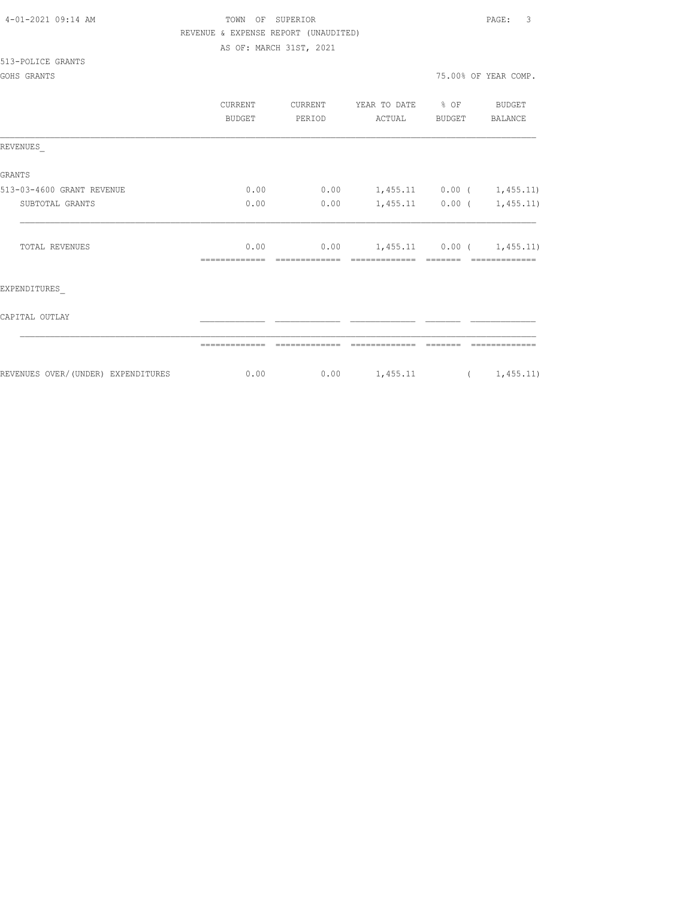TOWN OF SUPERIOR

REVENUE & EXPENSE REPORT (UNAUDITED)

AS OF: MARCH 31ST, 2021

513-POLICE GRANTS

GOHS GRANTS

75.00% OF YEAR COMP.

| | CURRENT BUDGET | CURRENT PERIOD | YEAR TO DATE ACTUAL | % OF BUDGET | BUDGET BALANCE |
|---|---|---|---|---|---|
| REVENUES_ | | | | | |
| GRANTS | | | | | |
| 513-03-4600 GRANT REVENUE | 0.00 | 0.00 | 1,455.11 | 0.00 | ( 1,455.11) |
| SUBTOTAL GRANTS | 0.00 | 0.00 | 1,455.11 | 0.00 | ( 1,455.11) |
| TOTAL REVENUES | 0.00 | 0.00 | 1,455.11 | 0.00 | ( 1,455.11) |
| EXPENDITURES_ | | | | | |
| CAPITAL OUTLAY | | | | | |
| REVENUES OVER/(UNDER) EXPENDITURES | 0.00 | 0.00 | 1,455.11 | | ( 1,455.11) |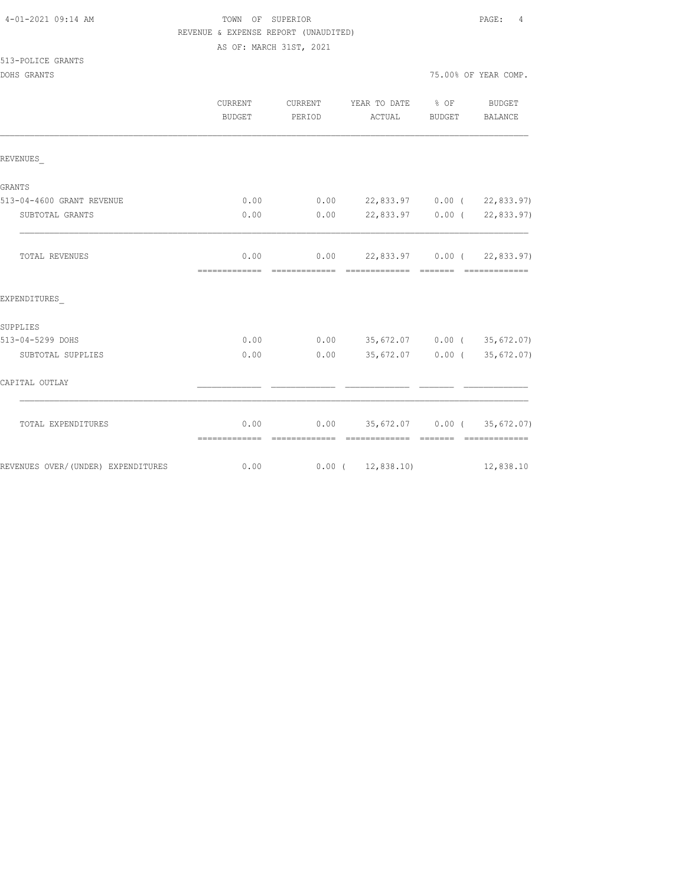4-01-2021 09:14 AM

# TOWN OF SUPERIOR

REVENUE & EXPENSE REPORT (UNAUDITED)

AS OF: MARCH 31ST, 2021

513-POLICE GRANTS

DOHS GRANTS

75.00% OF YEAR COMP.

| | CURRENT BUDGET | CURRENT PERIOD | YEAR TO DATE ACTUAL | % OF BUDGET | BUDGET BALANCE |
|---|---|---|---|---|---|
| REVENUES_ | | | | | |
| GRANTS | | | | | |
| 513-04-4600 GRANT REVENUE | 0.00 | 0.00 | 22,833.97 | 0.00 | ( 22,833.97) |
| SUBTOTAL GRANTS | 0.00 | 0.00 | 22,833.97 | 0.00 | ( 22,833.97) |
| TOTAL REVENUES | 0.00 | 0.00 | 22,833.97 | 0.00 | ( 22,833.97) |
| EXPENDITURES_ | | | | | |
| SUPPLIES | | | | | |
| 513-04-5299 DOHS | 0.00 | 0.00 | 35,672.07 | 0.00 | ( 35,672.07) |
| SUBTOTAL SUPPLIES | 0.00 | 0.00 | 35,672.07 | 0.00 | ( 35,672.07) |
| CAPITAL OUTLAY | | | | | |
| TOTAL EXPENDITURES | 0.00 | 0.00 | 35,672.07 | 0.00 | ( 35,672.07) |
| REVENUES OVER/(UNDER) EXPENDITURES | 0.00 | 0.00 | ( 12,838.10) | | 12,838.10 |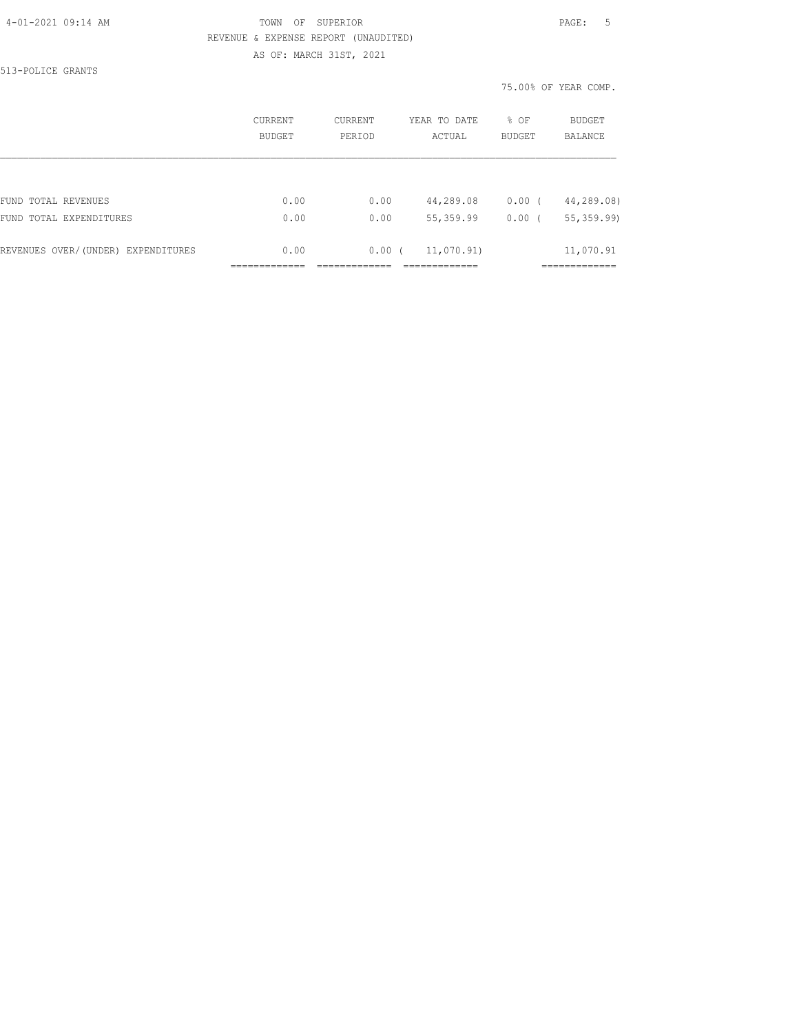TOWN OF SUPERIOR

REVENUE & EXPENSE REPORT (UNAUDITED)

AS OF: MARCH 31ST, 2021

513-POLICE GRANTS

75.00% OF YEAR COMP.

| | CURRENT BUDGET | CURRENT PERIOD | YEAR TO DATE ACTUAL | % OF BUDGET | BUDGET BALANCE |
|---|---|---|---|---|---|
| FUND TOTAL REVENUES | 0.00 | 0.00 | 44,289.08 | 0.00 ( | 44,289.08) |
| FUND TOTAL EXPENDITURES | 0.00 | 0.00 | 55,359.99 | 0.00 ( | 55,359.99) |
| REVENUES OVER/(UNDER) EXPENDITURES | 0.00 | 0.00 ( | 11,070.91) | | 11,070.91 |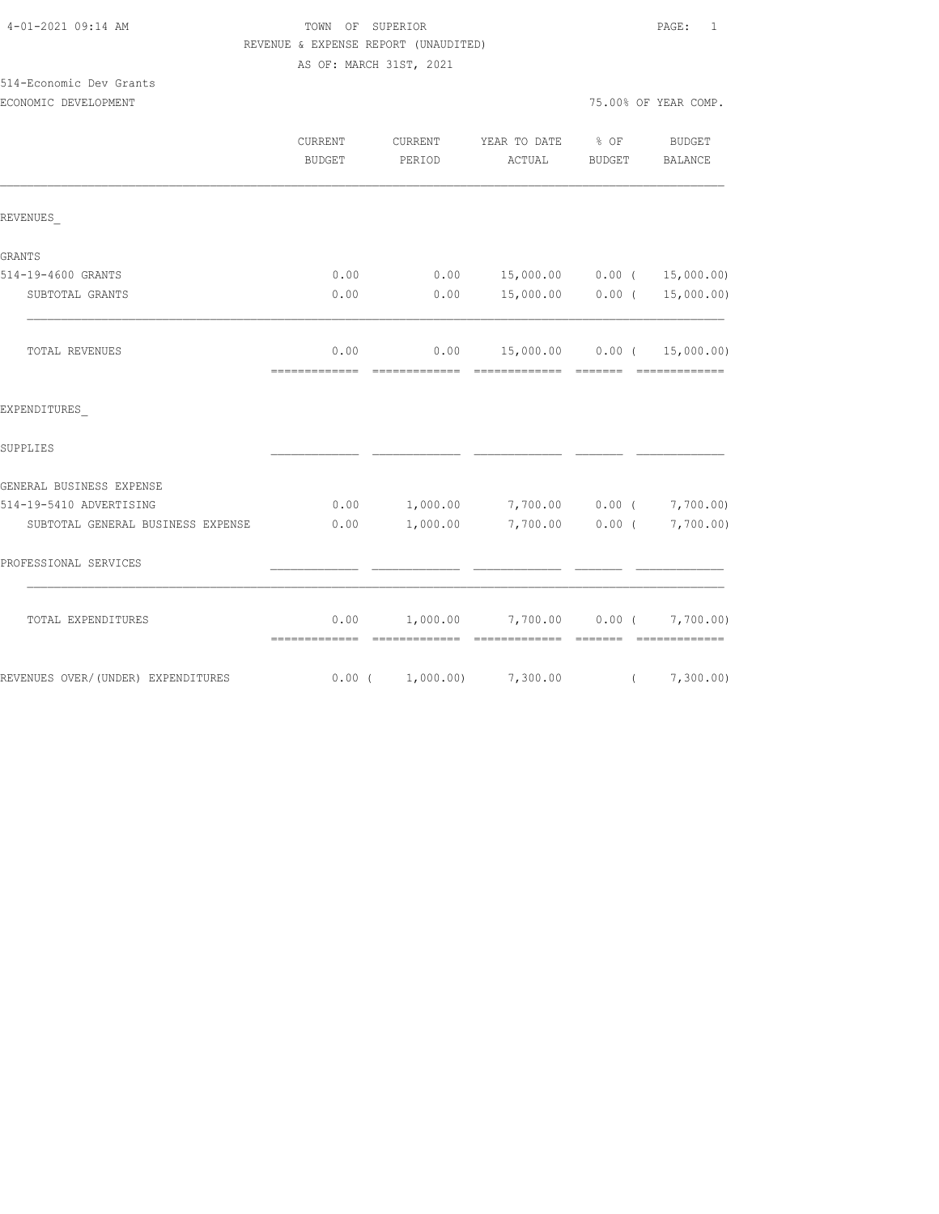4-01-2021 09:14 AM

TOWN OF SUPERIOR

REVENUE & EXPENSE REPORT (UNAUDITED)

AS OF: MARCH 31ST, 2021

514-Economic Dev Grants

ECONOMIC DEVELOPMENT

75.00% OF YEAR COMP.

| | CURRENT BUDGET | CURRENT PERIOD | YEAR TO DATE ACTUAL | % OF BUDGET | BUDGET BALANCE |
|---|---|---|---|---|---|
| REVENUES_ | | | | | |
| GRANTS | | | | | |
| 514-19-4600 GRANTS | 0.00 | 0.00 | 15,000.00 | 0.00 | ( 15,000.00) |
| SUBTOTAL GRANTS | 0.00 | 0.00 | 15,000.00 | 0.00 | ( 15,000.00) |
| TOTAL REVENUES | 0.00 | 0.00 | 15,000.00 | 0.00 | ( 15,000.00) |
| EXPENDITURES_ | | | | | |
| SUPPLIES | | | | | |
| GENERAL BUSINESS EXPENSE | | | | | |
| 514-19-5410 ADVERTISING | 0.00 | 1,000.00 | 7,700.00 | 0.00 | ( 7,700.00) |
| SUBTOTAL GENERAL BUSINESS EXPENSE | 0.00 | 1,000.00 | 7,700.00 | 0.00 | ( 7,700.00) |
| PROFESSIONAL SERVICES | | | | | |
| TOTAL EXPENDITURES | 0.00 | 1,000.00 | 7,700.00 | 0.00 | ( 7,700.00) |
| REVENUES OVER/(UNDER) EXPENDITURES | 0.00 | ( 1,000.00) | 7,300.00 | | ( 7,300.00) |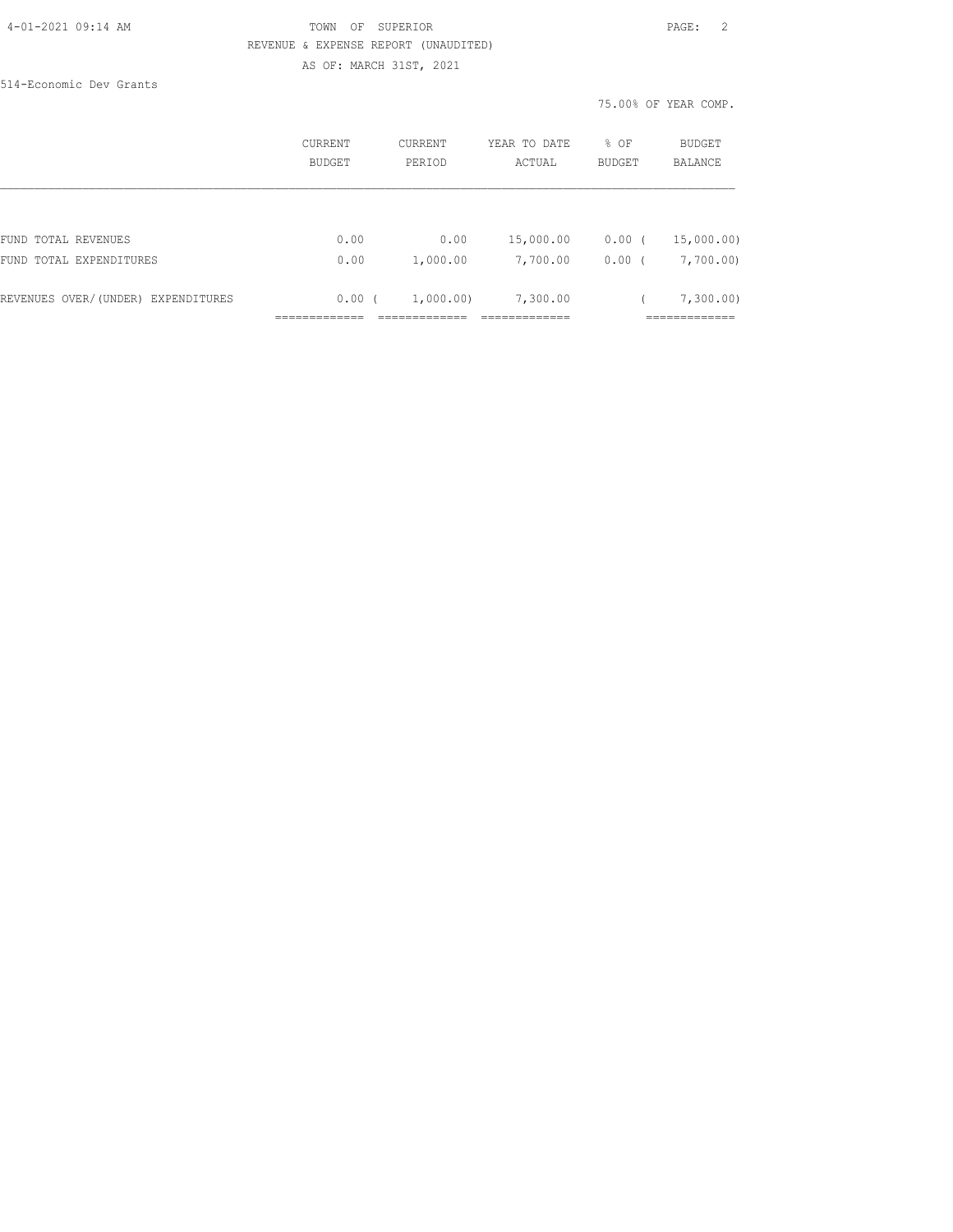TOWN OF SUPERIOR

REVENUE & EXPENSE REPORT (UNAUDITED)

AS OF: MARCH 31ST, 2021

514-Economic Dev Grants

75.00% OF YEAR COMP.

| | CURRENT BUDGET | CURRENT PERIOD | YEAR TO DATE ACTUAL | % OF BUDGET | BUDGET BALANCE |
|---|---|---|---|---|---|
| FUND TOTAL REVENUES | 0.00 | 0.00 | 15,000.00 | 0.00 | ( 15,000.00) |
| FUND TOTAL EXPENDITURES | 0.00 | 1,000.00 | 7,700.00 | 0.00 | ( 7,700.00) |
| REVENUES OVER/(UNDER) EXPENDITURES | 0.00 | ( 1,000.00) | 7,300.00 | | ( 7,300.00) |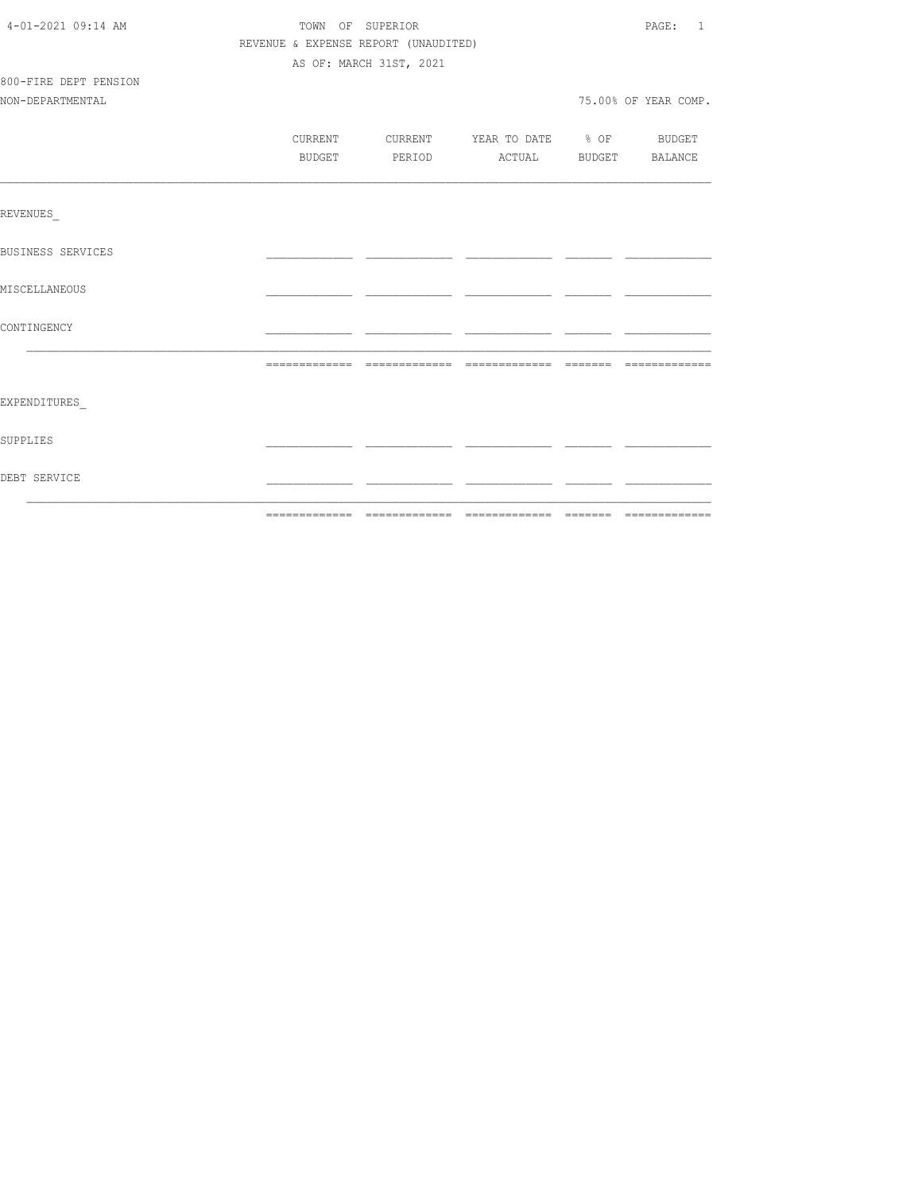4-01-2021 09:14 AM

TOWN OF SUPERIOR

REVENUE & EXPENSE REPORT (UNAUDITED)

AS OF: MARCH 31ST, 2021

800-FIRE DEPT PENSION

NON-DEPARTMENTAL

75.00% OF YEAR COMP.

| | CURRENT BUDGET | CURRENT PERIOD | YEAR TO DATE ACTUAL | % OF BUDGET | BUDGET BALANCE |
|---|---|---|---|---|---|
| REVENUES_ | | | | | |
| BUSINESS SERVICES | | | | | |
| MISCELLANEOUS | | | | | |
| CONTINGENCY | | | | | |
| | | | | | |
| EXPENDITURES_ | | | | | |
| SUPPLIES | | | | | |
| DEBT SERVICE | | | | | |
| | | | | | |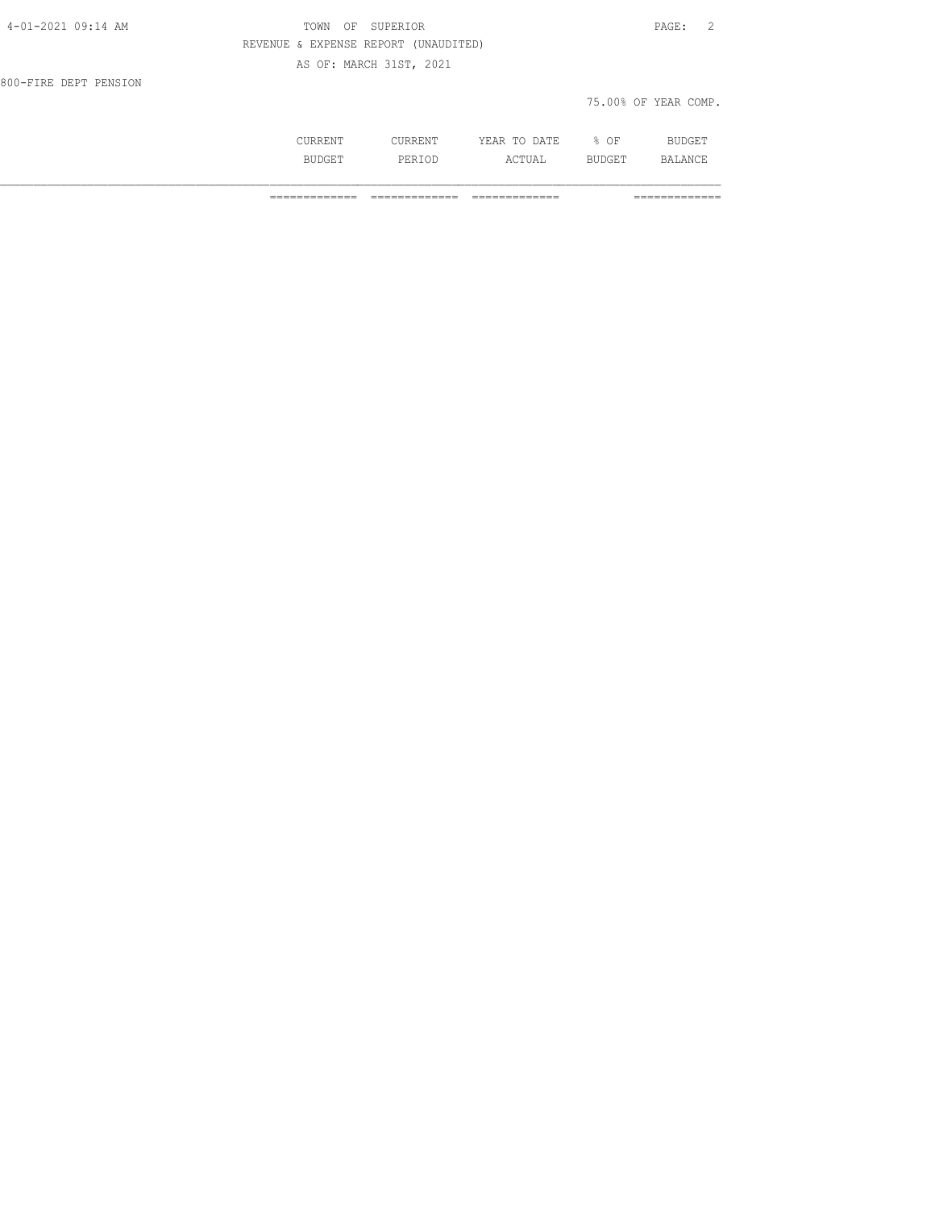REVENUE & EXPENSE REPORT (UNAUDITED)

AS OF: MARCH 31ST, 2021

800-FIRE DEPT PENSION

75.00% OF YEAR COMP.

| | CURRENT BUDGET | CURRENT PERIOD | YEAR TO DATE ACTUAL | % OF BUDGET | BUDGET BALANCE |
|---|---|---|---|---|---|
| | ============= | ============= | ============= | | ============= |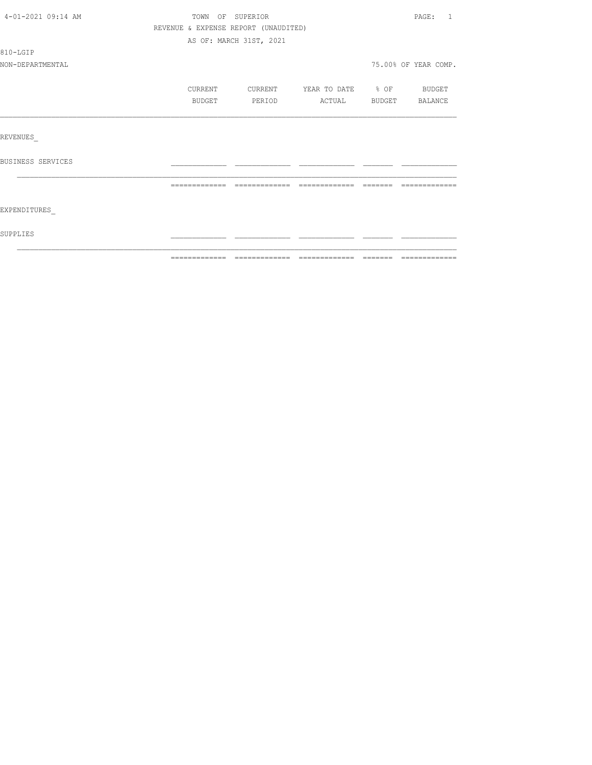TOWN OF SUPERIOR
REVENUE & EXPENSE REPORT (UNAUDITED)
AS OF: MARCH 31ST, 2021

810-LGIP
NON-DEPARTMENTAL

75.00% OF YEAR COMP.

| | CURRENT BUDGET | CURRENT PERIOD | YEAR TO DATE ACTUAL | % OF BUDGET | BUDGET BALANCE |
|---|---|---|---|---|---|
| REVENUES_ | | | | | |
| BUSINESS SERVICES | | | | | |
| EXPENDITURES_ | | | | | |
| SUPPLIES | | | | | |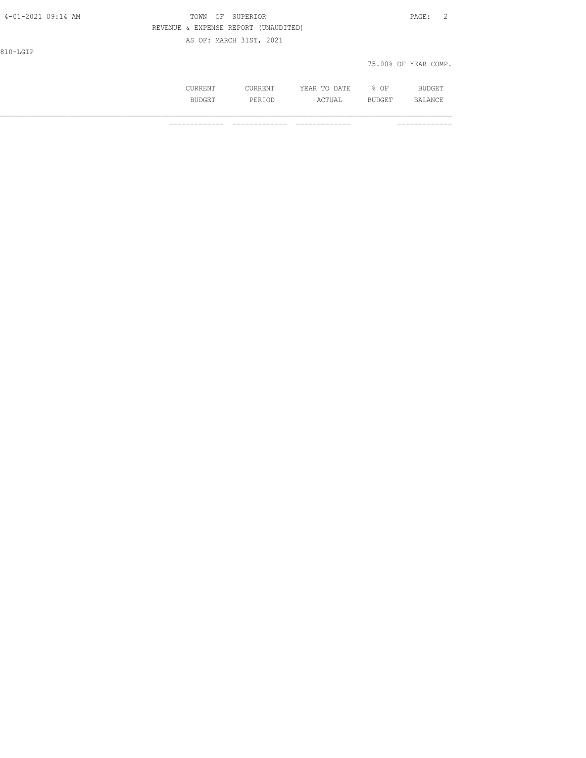810-LGIP

75.00% OF YEAR COMP.

| | CURRENT BUDGET | CURRENT PERIOD | YEAR TO DATE ACTUAL | % OF BUDGET | BUDGET BALANCE |
|---|---|---|---|---|---|
| | ============= | ============= | ============= | | ============= |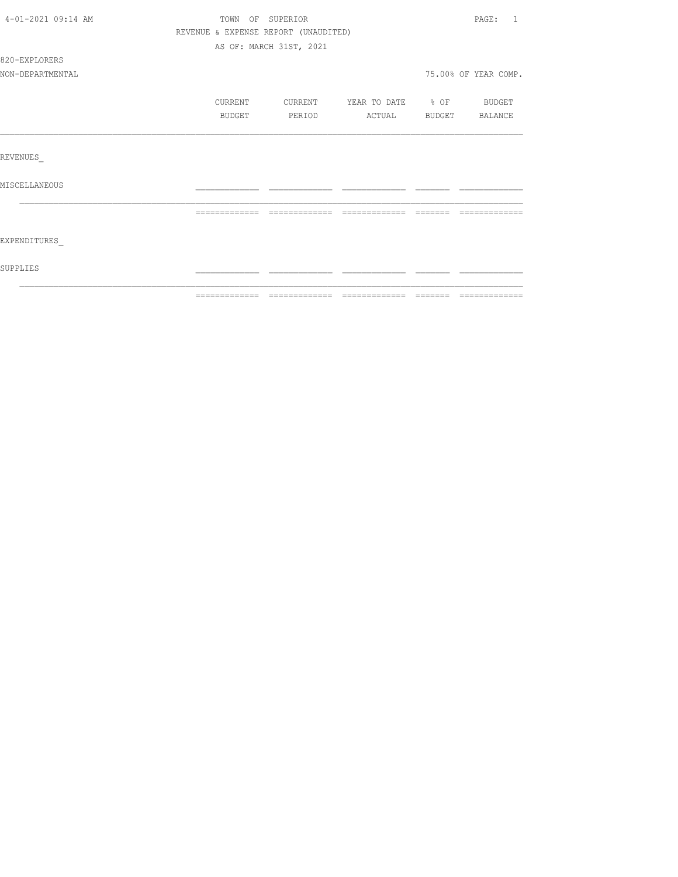4-01-2021 09:14 AM

TOWN OF SUPERIOR

REVENUE & EXPENSE REPORT (UNAUDITED)

AS OF: MARCH 31ST, 2021

820-EXPLORERS

NON-DEPARTMENTAL

75.00% OF YEAR COMP.

| | CURRENT BUDGET | CURRENT PERIOD | YEAR TO DATE ACTUAL | % OF BUDGET | BUDGET BALANCE |
|---|---|---|---|---|---|
| REVENUES_ | | | | | |
| MISCELLANEOUS | | | | | |
| EXPENDITURES_ | | | | | |
| SUPPLIES | | | | | |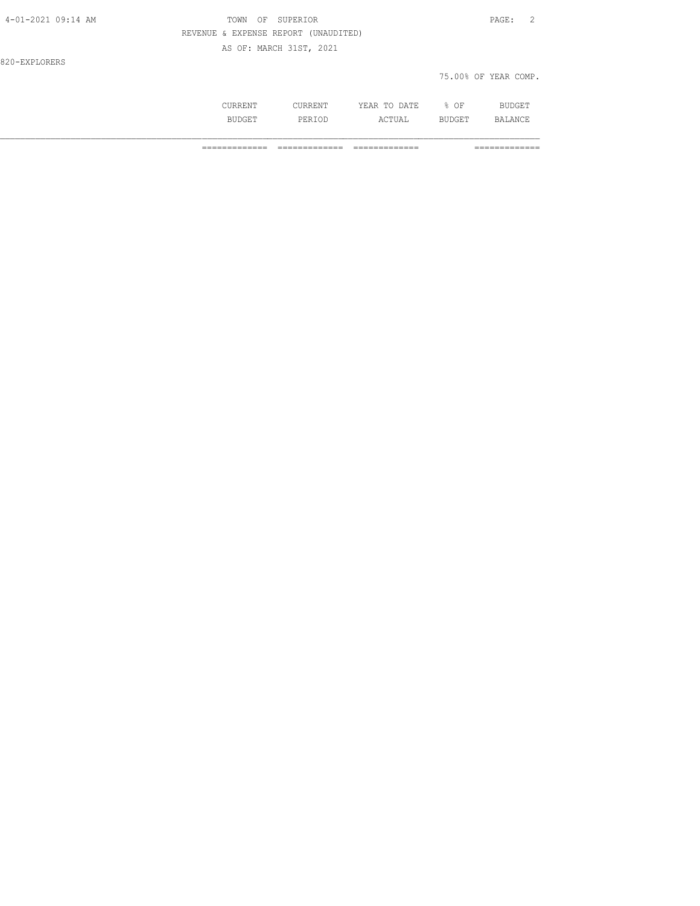TOWN OF SUPERIOR

REVENUE & EXPENSE REPORT (UNAUDITED)

AS OF: MARCH 31ST, 2021

820-EXPLORERS

75.00% OF YEAR COMP.

| | CURRENT BUDGET | CURRENT PERIOD | YEAR TO DATE ACTUAL | % OF BUDGET | BUDGET BALANCE |
|---|---|---|---|---|---|
| | ============= | ============= | ============= | | ============= |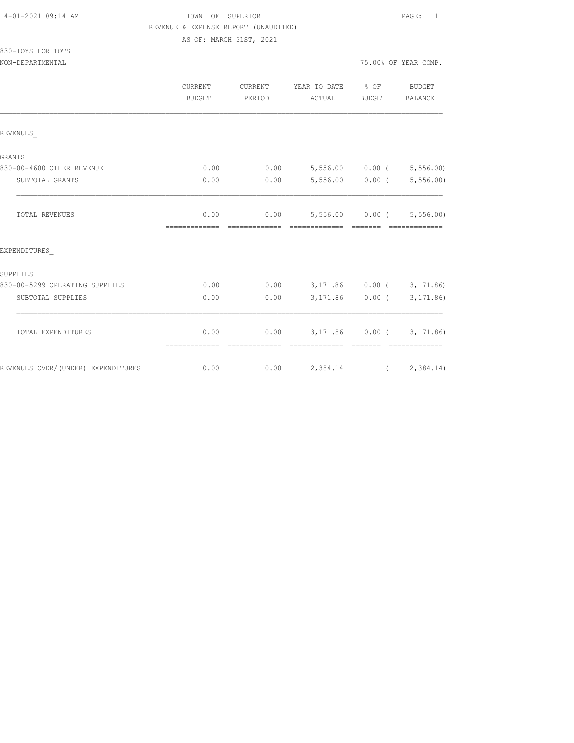4-01-2021 09:14 AM

TOWN OF SUPERIOR

REVENUE & EXPENSE REPORT (UNAUDITED)

AS OF: MARCH 31ST, 2021

830-TOYS FOR TOTS

NON-DEPARTMENTAL

75.00% OF YEAR COMP.

| | CURRENT BUDGET | CURRENT PERIOD | YEAR TO DATE ACTUAL | % OF BUDGET | BUDGET BALANCE |
|---|---|---|---|---|---|
| REVENUES_ | | | | | |
| GRANTS | | | | | |
| 830-00-4600 OTHER REVENUE | 0.00 | 0.00 | 5,556.00 | 0.00 | ( 5,556.00) |
| SUBTOTAL GRANTS | 0.00 | 0.00 | 5,556.00 | 0.00 | ( 5,556.00) |
| TOTAL REVENUES | 0.00 | 0.00 | 5,556.00 | 0.00 | ( 5,556.00) |
| EXPENDITURES_ | | | | | |
| SUPPLIES | | | | | |
| 830-00-5299 OPERATING SUPPLIES | 0.00 | 0.00 | 3,171.86 | 0.00 | ( 3,171.86) |
| SUBTOTAL SUPPLIES | 0.00 | 0.00 | 3,171.86 | 0.00 | ( 3,171.86) |
| TOTAL EXPENDITURES | 0.00 | 0.00 | 3,171.86 | 0.00 | ( 3,171.86) |
| REVENUES OVER/(UNDER) EXPENDITURES | 0.00 | 0.00 | 2,384.14 | | ( 2,384.14) |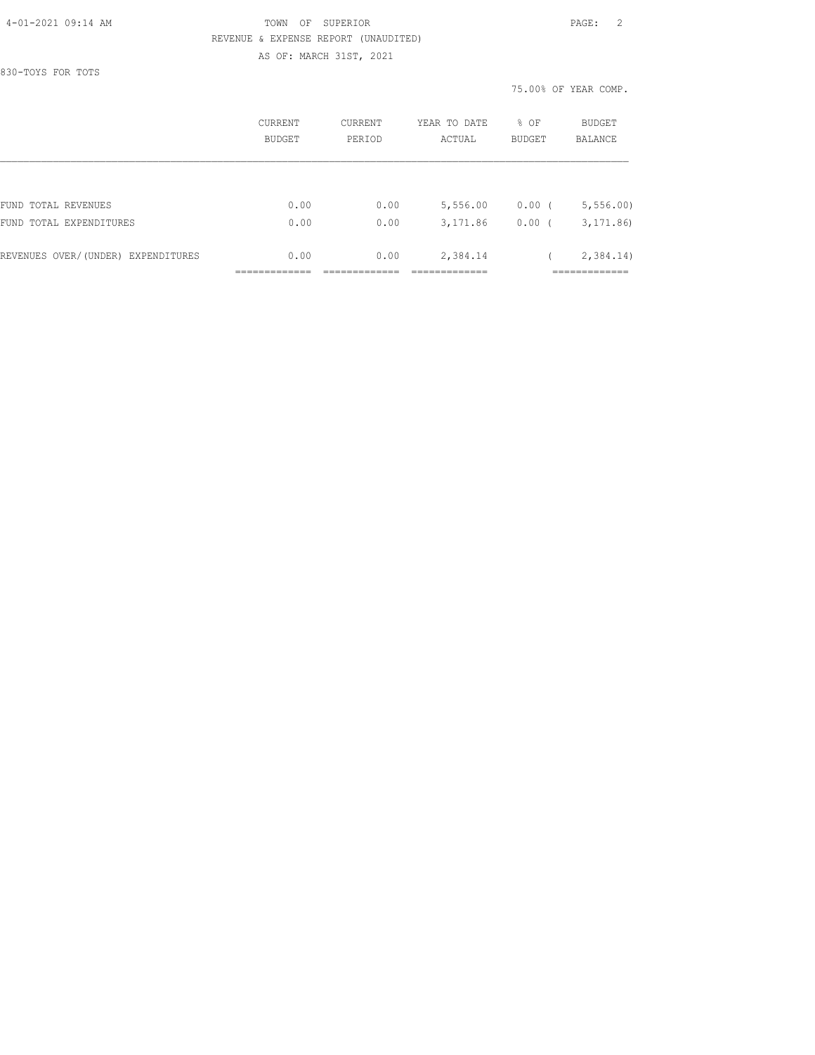TOWN OF SUPERIOR

REVENUE & EXPENSE REPORT (UNAUDITED)

AS OF: MARCH 31ST, 2021

830-TOYS FOR TOTS

75.00% OF YEAR COMP.

|  | CURRENT BUDGET | CURRENT PERIOD | YEAR TO DATE ACTUAL | % OF BUDGET | BUDGET BALANCE |
|---|---|---|---|---|---|
| FUND TOTAL REVENUES | 0.00 | 0.00 | 5,556.00 | 0.00 | ( 5,556.00) |
| FUND TOTAL EXPENDITURES | 0.00 | 0.00 | 3,171.86 | 0.00 | ( 3,171.86) |
| REVENUES OVER/(UNDER) EXPENDITURES | 0.00 | 0.00 | 2,384.14 |  | ( 2,384.14) |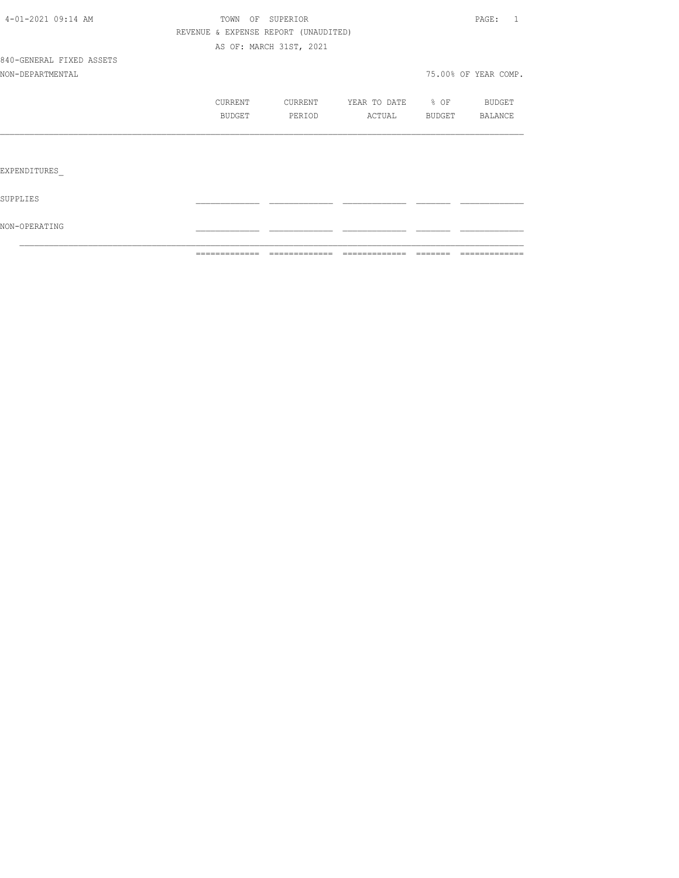TOWN OF SUPERIOR

REVENUE & EXPENSE REPORT (UNAUDITED)

AS OF: MARCH 31ST, 2021

840-GENERAL FIXED ASSETS

NON-DEPARTMENTAL

75.00% OF YEAR COMP.

| | CURRENT BUDGET | CURRENT PERIOD | YEAR TO DATE ACTUAL | % OF BUDGET | BUDGET BALANCE |
|---|---|---|---|---|---|
| EXPENDITURES_ | | | | | |
| SUPPLIES | | | | | |
| NON-OPERATING | | | | | |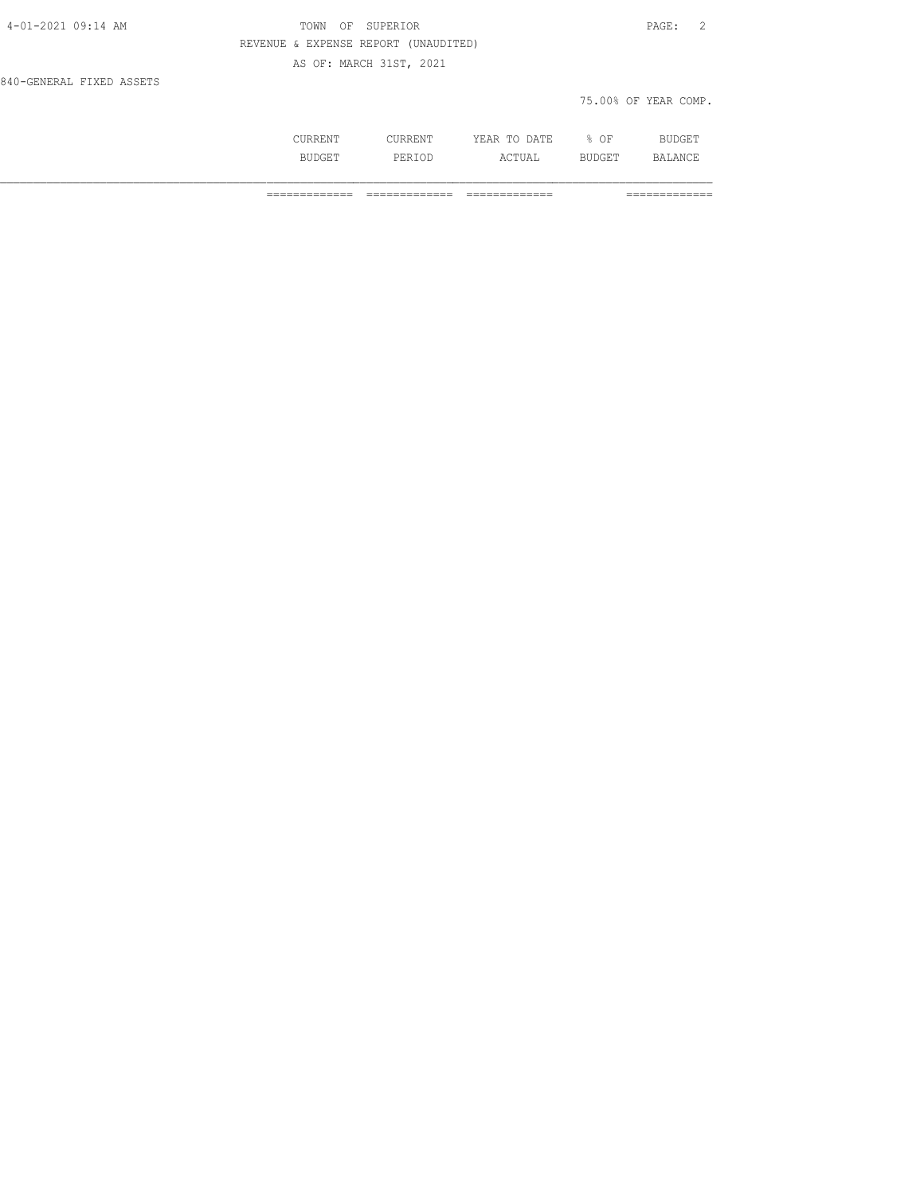REVENUE & EXPENSE REPORT (UNAUDITED)

AS OF: MARCH 31ST, 2021

840-GENERAL FIXED ASSETS

75.00% OF YEAR COMP.

| | CURRENT BUDGET | CURRENT PERIOD | YEAR TO DATE ACTUAL | % OF BUDGET | BUDGET BALANCE |
|---|---|---|---|---|---|
| | ============= | ============= | ============= | | ============= |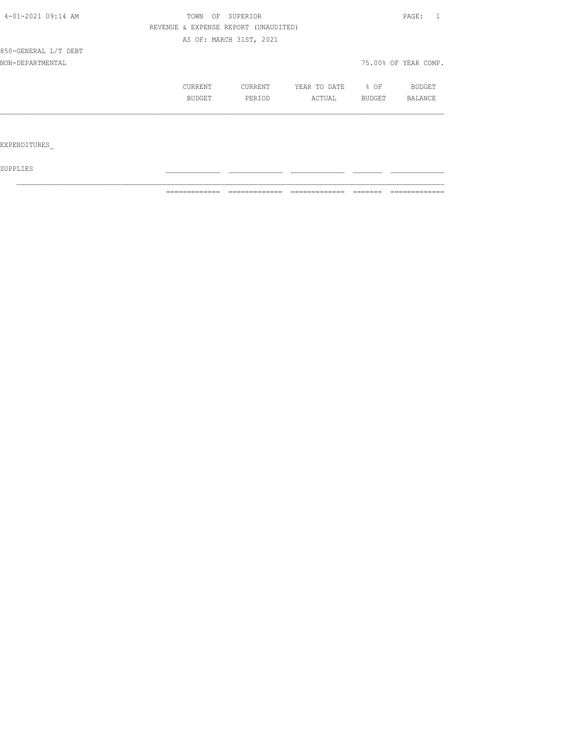4-01-2021 09:14 AM

TOWN OF SUPERIOR

REVENUE & EXPENSE REPORT (UNAUDITED)

AS OF: MARCH 31ST, 2021

850-GENERAL L/T DEBT

NON-DEPARTMENTAL

75.00% OF YEAR COMP.

| | CURRENT BUDGET | CURRENT PERIOD | YEAR TO DATE ACTUAL | % OF BUDGET | BUDGET BALANCE |
|---|---|---|---|---|---|
| EXPENDITURES_ | | | | | |
| SUPPLIES | | | | | |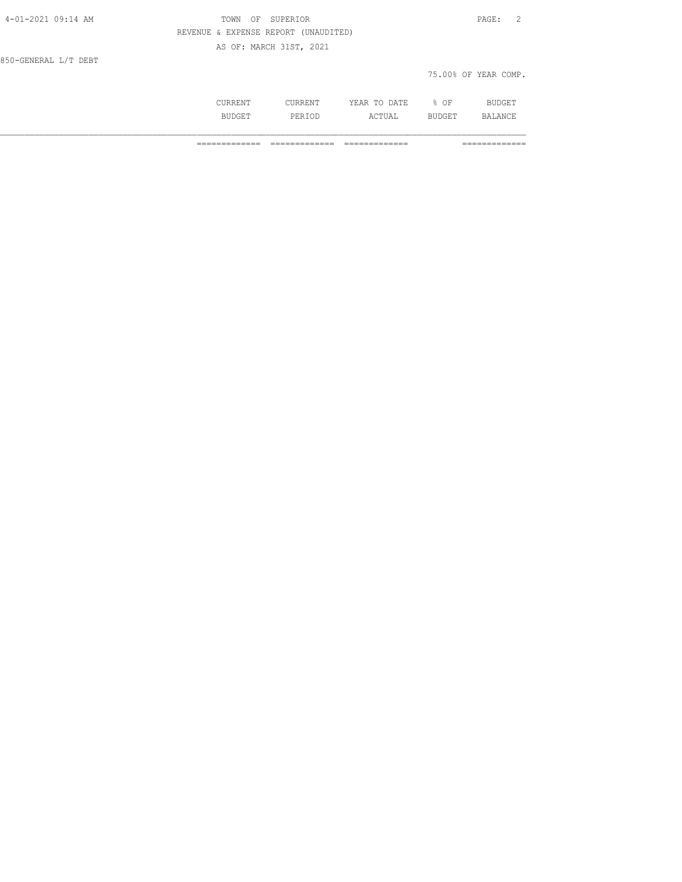4-01-2021 09:14 AM

TOWN OF SUPERIOR

REVENUE & EXPENSE REPORT (UNAUDITED)

AS OF: MARCH 31ST, 2021

850-GENERAL L/T DEBT

75.00% OF YEAR COMP.

| | CURRENT BUDGET | CURRENT PERIOD | YEAR TO DATE ACTUAL | % OF BUDGET | BUDGET BALANCE |
|---|---|---|---|---|---|
| | ============= | ============= | ============= | | ============= |